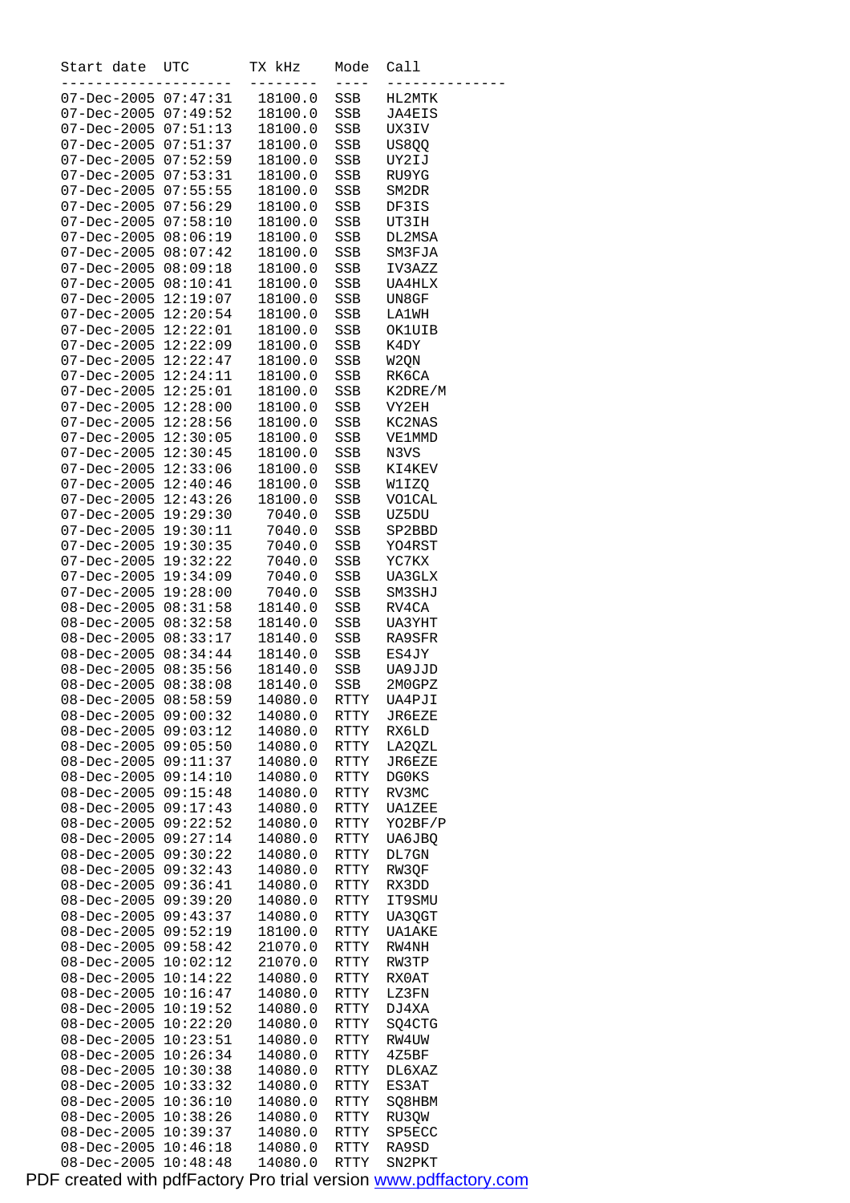| Start date | UTC | TX kHz | Mode | Call |
|---|---|---|---|---|
| 07-Dec-2005 | 07:47:31 | 18100.0 | SSB | HL2MTK |
| 07-Dec-2005 | 07:49:52 | 18100.0 | SSB | JA4EIS |
| 07-Dec-2005 | 07:51:13 | 18100.0 | SSB | UX3IV |
| 07-Dec-2005 | 07:51:37 | 18100.0 | SSB | US8QQ |
| 07-Dec-2005 | 07:52:59 | 18100.0 | SSB | UY2IJ |
| 07-Dec-2005 | 07:53:31 | 18100.0 | SSB | RU9YG |
| 07-Dec-2005 | 07:55:55 | 18100.0 | SSB | SM2DR |
| 07-Dec-2005 | 07:56:29 | 18100.0 | SSB | DF3IS |
| 07-Dec-2005 | 07:58:10 | 18100.0 | SSB | UT3IH |
| 07-Dec-2005 | 08:06:19 | 18100.0 | SSB | DL2MSA |
| 07-Dec-2005 | 08:07:42 | 18100.0 | SSB | SM3FJA |
| 07-Dec-2005 | 08:09:18 | 18100.0 | SSB | IV3AZZ |
| 07-Dec-2005 | 08:10:41 | 18100.0 | SSB | UA4HLX |
| 07-Dec-2005 | 12:19:07 | 18100.0 | SSB | UN8GF |
| 07-Dec-2005 | 12:20:54 | 18100.0 | SSB | LA1WH |
| 07-Dec-2005 | 12:22:01 | 18100.0 | SSB | OK1UIB |
| 07-Dec-2005 | 12:22:09 | 18100.0 | SSB | K4DY |
| 07-Dec-2005 | 12:22:47 | 18100.0 | SSB | W2QN |
| 07-Dec-2005 | 12:24:11 | 18100.0 | SSB | RK6CA |
| 07-Dec-2005 | 12:25:01 | 18100.0 | SSB | K2DRE/M |
| 07-Dec-2005 | 12:28:00 | 18100.0 | SSB | VY2EH |
| 07-Dec-2005 | 12:28:56 | 18100.0 | SSB | KC2NAS |
| 07-Dec-2005 | 12:30:05 | 18100.0 | SSB | VE1MMD |
| 07-Dec-2005 | 12:30:45 | 18100.0 | SSB | N3VS |
| 07-Dec-2005 | 12:33:06 | 18100.0 | SSB | KI4KEV |
| 07-Dec-2005 | 12:40:46 | 18100.0 | SSB | W1IZQ |
| 07-Dec-2005 | 12:43:26 | 18100.0 | SSB | VO1CAL |
| 07-Dec-2005 | 19:29:30 | 7040.0 | SSB | UZ5DU |
| 07-Dec-2005 | 19:30:11 | 7040.0 | SSB | SP2BBD |
| 07-Dec-2005 | 19:30:35 | 7040.0 | SSB | YO4RST |
| 07-Dec-2005 | 19:32:22 | 7040.0 | SSB | YC7KX |
| 07-Dec-2005 | 19:34:09 | 7040.0 | SSB | UA3GLX |
| 07-Dec-2005 | 19:28:00 | 7040.0 | SSB | SM3SHJ |
| 08-Dec-2005 | 08:31:58 | 18140.0 | SSB | RV4CA |
| 08-Dec-2005 | 08:32:58 | 18140.0 | SSB | UA3YHT |
| 08-Dec-2005 | 08:33:17 | 18140.0 | SSB | RA9SFR |
| 08-Dec-2005 | 08:34:44 | 18140.0 | SSB | ES4JY |
| 08-Dec-2005 | 08:35:56 | 18140.0 | SSB | UA9JJD |
| 08-Dec-2005 | 08:38:08 | 18140.0 | SSB | 2M0GPZ |
| 08-Dec-2005 | 08:58:59 | 14080.0 | RTTY | UA4PJI |
| 08-Dec-2005 | 09:00:32 | 14080.0 | RTTY | JR6EZE |
| 08-Dec-2005 | 09:03:12 | 14080.0 | RTTY | RX6LD |
| 08-Dec-2005 | 09:05:50 | 14080.0 | RTTY | LA2QZL |
| 08-Dec-2005 | 09:11:37 | 14080.0 | RTTY | JR6EZE |
| 08-Dec-2005 | 09:14:10 | 14080.0 | RTTY | DG0KS |
| 08-Dec-2005 | 09:15:48 | 14080.0 | RTTY | RV3MC |
| 08-Dec-2005 | 09:17:43 | 14080.0 | RTTY | UA1ZEE |
| 08-Dec-2005 | 09:22:52 | 14080.0 | RTTY | YO2BF/P |
| 08-Dec-2005 | 09:27:14 | 14080.0 | RTTY | UA6JBQ |
| 08-Dec-2005 | 09:30:22 | 14080.0 | RTTY | DL7GN |
| 08-Dec-2005 | 09:32:43 | 14080.0 | RTTY | RW3QF |
| 08-Dec-2005 | 09:36:41 | 14080.0 | RTTY | RX3DD |
| 08-Dec-2005 | 09:39:20 | 14080.0 | RTTY | IT9SMU |
| 08-Dec-2005 | 09:43:37 | 14080.0 | RTTY | UA3QGT |
| 08-Dec-2005 | 09:52:19 | 18100.0 | RTTY | UA1AKE |
| 08-Dec-2005 | 09:58:42 | 21070.0 | RTTY | RW4NH |
| 08-Dec-2005 | 10:02:12 | 21070.0 | RTTY | RW3TP |
| 08-Dec-2005 | 10:14:22 | 14080.0 | RTTY | RX0AT |
| 08-Dec-2005 | 10:16:47 | 14080.0 | RTTY | LZ3FN |
| 08-Dec-2005 | 10:19:52 | 14080.0 | RTTY | DJ4XA |
| 08-Dec-2005 | 10:22:20 | 14080.0 | RTTY | SQ4CTG |
| 08-Dec-2005 | 10:23:51 | 14080.0 | RTTY | RW4UW |
| 08-Dec-2005 | 10:26:34 | 14080.0 | RTTY | 4Z5BF |
| 08-Dec-2005 | 10:30:38 | 14080.0 | RTTY | DL6XAZ |
| 08-Dec-2005 | 10:33:32 | 14080.0 | RTTY | ES3AT |
| 08-Dec-2005 | 10:36:10 | 14080.0 | RTTY | SQ8HBM |
| 08-Dec-2005 | 10:38:26 | 14080.0 | RTTY | RU3QW |
| 08-Dec-2005 | 10:39:37 | 14080.0 | RTTY | SP5ECC |
| 08-Dec-2005 | 10:46:18 | 14080.0 | RTTY | RA9SD |
| 08-Dec-2005 | 10:48:48 | 14080.0 | RTTY | SN2PKT |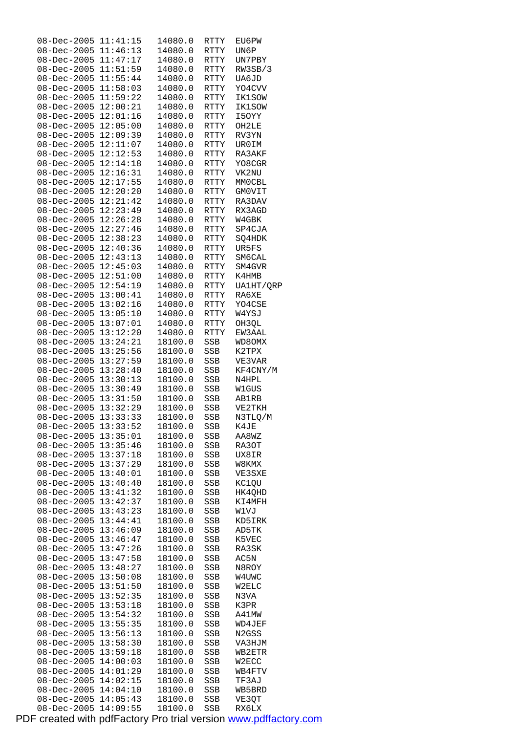```
08-Dec-2005 11:41:15   14080.0  RTTY  EU6PW
08-Dec-2005 11:46:13   14080.0  RTTY  UN6P
08-Dec-2005 11:47:17   14080.0  RTTY  UN7PBY
08-Dec-2005 11:51:59   14080.0  RTTY  RW3SB/3
08-Dec-2005 11:55:44   14080.0  RTTY  UA6JD
08-Dec-2005 11:58:03   14080.0  RTTY  YO4CVV
08-Dec-2005 11:59:22   14080.0  RTTY  IK1SOW
08-Dec-2005 12:00:21   14080.0  RTTY  IK1SOW
08-Dec-2005 12:01:16   14080.0  RTTY  I5OYY
08-Dec-2005 12:05:00   14080.0  RTTY  OH2LE
08-Dec-2005 12:09:39   14080.0  RTTY  RV3YN
08-Dec-2005 12:11:07   14080.0  RTTY  UR0IM
08-Dec-2005 12:12:53   14080.0  RTTY  RA3AKF
08-Dec-2005 12:14:18   14080.0  RTTY  YO8CGR
08-Dec-2005 12:16:31   14080.0  RTTY  VK2NU
08-Dec-2005 12:17:55   14080.0  RTTY  MM0CBL
08-Dec-2005 12:20:20   14080.0  RTTY  GM0VIT
08-Dec-2005 12:21:42   14080.0  RTTY  RA3DAV
08-Dec-2005 12:23:49   14080.0  RTTY  RX3AGD
08-Dec-2005 12:26:28   14080.0  RTTY  W4GBK
08-Dec-2005 12:27:46   14080.0  RTTY  SP4CJA
08-Dec-2005 12:38:23   14080.0  RTTY  SQ4HDK
08-Dec-2005 12:40:36   14080.0  RTTY  UR5FS
08-Dec-2005 12:43:13   14080.0  RTTY  SM6CAL
08-Dec-2005 12:45:03   14080.0  RTTY  SM4GVR
08-Dec-2005 12:51:00   14080.0  RTTY  K4HMB
08-Dec-2005 12:54:19   14080.0  RTTY  UA1HT/QRP
08-Dec-2005 13:00:41   14080.0  RTTY  RA6XE
08-Dec-2005 13:02:16   14080.0  RTTY  YO4CSE
08-Dec-2005 13:05:10   14080.0  RTTY  W4YSJ
08-Dec-2005 13:07:01   14080.0  RTTY  OH3QL
08-Dec-2005 13:12:20   14080.0  RTTY  EW3AAL
08-Dec-2005 13:24:21   18100.0  SSB   WD8OMX
08-Dec-2005 13:25:56   18100.0  SSB   K2TPX
08-Dec-2005 13:27:59   18100.0  SSB   VE3VAR
08-Dec-2005 13:28:40   18100.0  SSB   KF4CNY/M
08-Dec-2005 13:30:13   18100.0  SSB   N4HPL
08-Dec-2005 13:30:49   18100.0  SSB   W1GUS
08-Dec-2005 13:31:50   18100.0  SSB   AB1RB
08-Dec-2005 13:32:29   18100.0  SSB   VE2TKH
08-Dec-2005 13:33:33   18100.0  SSB   N3TLQ/M
08-Dec-2005 13:33:52   18100.0  SSB   K4JE
08-Dec-2005 13:35:01   18100.0  SSB   AA8WZ
08-Dec-2005 13:35:46   18100.0  SSB   RA3OT
08-Dec-2005 13:37:18   18100.0  SSB   UX8IR
08-Dec-2005 13:37:29   18100.0  SSB   W8KMX
08-Dec-2005 13:40:01   18100.0  SSB   VE3SXE
08-Dec-2005 13:40:40   18100.0  SSB   KC1QU
08-Dec-2005 13:41:32   18100.0  SSB   HK4QHD
08-Dec-2005 13:42:37   18100.0  SSB   KI4MFH
08-Dec-2005 13:43:23   18100.0  SSB   W1VJ
08-Dec-2005 13:44:41   18100.0  SSB   KD5IRK
08-Dec-2005 13:46:09   18100.0  SSB   AD5TK
08-Dec-2005 13:46:47   18100.0  SSB   K5VEC
08-Dec-2005 13:47:26   18100.0  SSB   RA3SK
08-Dec-2005 13:47:58   18100.0  SSB   AC5N
08-Dec-2005 13:48:27   18100.0  SSB   N8ROY
08-Dec-2005 13:50:08   18100.0  SSB   W4UWC
08-Dec-2005 13:51:50   18100.0  SSB   W2ELC
08-Dec-2005 13:52:35   18100.0  SSB   N3VA
08-Dec-2005 13:53:18   18100.0  SSB   K3PR
08-Dec-2005 13:54:32   18100.0  SSB   A41MW
08-Dec-2005 13:55:35   18100.0  SSB   WD4JEF
08-Dec-2005 13:56:13   18100.0  SSB   N2GSS
08-Dec-2005 13:58:30   18100.0  SSB   VA3HJM
08-Dec-2005 13:59:18   18100.0  SSB   WB2ETR
08-Dec-2005 14:00:03   18100.0  SSB   W2ECC
08-Dec-2005 14:01:29   18100.0  SSB   WB4FTV
08-Dec-2005 14:02:15   18100.0  SSB   TF3AJ
08-Dec-2005 14:04:10   18100.0  SSB   WB5BRD
08-Dec-2005 14:05:43   18100.0  SSB   VE3QT
08-Dec-2005 14:09:55   18100.0  SSB   RX6LX
```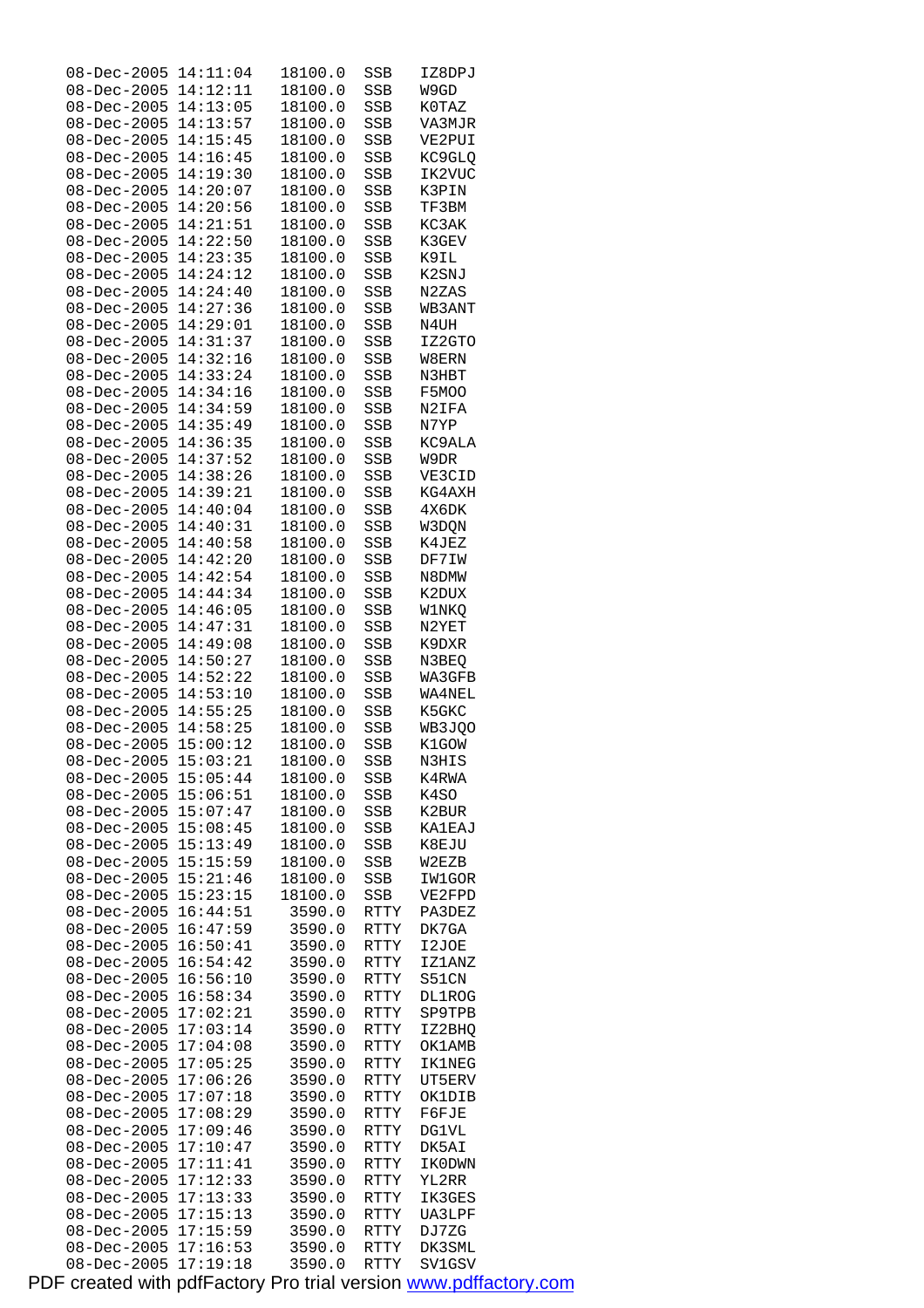```
08-Dec-2005 14:11:04  18100.0  SSB   IZ8DPJ
08-Dec-2005 14:12:11  18100.0  SSB   W9GD
08-Dec-2005 14:13:05  18100.0  SSB   K0TAZ
08-Dec-2005 14:13:57  18100.0  SSB   VA3MJR
08-Dec-2005 14:15:45  18100.0  SSB   VE2PUI
08-Dec-2005 14:16:45  18100.0  SSB   KC9GLQ
08-Dec-2005 14:19:30  18100.0  SSB   IK2VUC
08-Dec-2005 14:20:07  18100.0  SSB   K3PIN
08-Dec-2005 14:20:56  18100.0  SSB   TF3BM
08-Dec-2005 14:21:51  18100.0  SSB   KC3AK
08-Dec-2005 14:22:50  18100.0  SSB   K3GEV
08-Dec-2005 14:23:35  18100.0  SSB   K9IL
08-Dec-2005 14:24:12  18100.0  SSB   K2SNJ
08-Dec-2005 14:24:40  18100.0  SSB   N2ZAS
08-Dec-2005 14:27:36  18100.0  SSB   WB3ANT
08-Dec-2005 14:29:01  18100.0  SSB   N4UH
08-Dec-2005 14:31:37  18100.0  SSB   IZ2GTO
08-Dec-2005 14:32:16  18100.0  SSB   W8ERN
08-Dec-2005 14:33:24  18100.0  SSB   N3HBT
08-Dec-2005 14:34:16  18100.0  SSB   F5MOO
08-Dec-2005 14:34:59  18100.0  SSB   N2IFA
08-Dec-2005 14:35:49  18100.0  SSB   N7YP
08-Dec-2005 14:36:35  18100.0  SSB   KC9ALA
08-Dec-2005 14:37:52  18100.0  SSB   W9DR
08-Dec-2005 14:38:26  18100.0  SSB   VE3CID
08-Dec-2005 14:39:21  18100.0  SSB   KG4AXH
08-Dec-2005 14:40:04  18100.0  SSB   4X6DK
08-Dec-2005 14:40:31  18100.0  SSB   W3DQN
08-Dec-2005 14:40:58  18100.0  SSB   K4JEZ
08-Dec-2005 14:42:20  18100.0  SSB   DF7IW
08-Dec-2005 14:42:54  18100.0  SSB   N8DMW
08-Dec-2005 14:44:34  18100.0  SSB   K2DUX
08-Dec-2005 14:46:05  18100.0  SSB   W1NKQ
08-Dec-2005 14:47:31  18100.0  SSB   N2YET
08-Dec-2005 14:49:08  18100.0  SSB   K9DXR
08-Dec-2005 14:50:27  18100.0  SSB   N3BEQ
08-Dec-2005 14:52:22  18100.0  SSB   WA3GFB
08-Dec-2005 14:53:10  18100.0  SSB   WA4NEL
08-Dec-2005 14:55:25  18100.0  SSB   K5GKC
08-Dec-2005 14:58:25  18100.0  SSB   WB3JQO
08-Dec-2005 15:00:12  18100.0  SSB   K1GOW
08-Dec-2005 15:03:21  18100.0  SSB   N3HIS
08-Dec-2005 15:05:44  18100.0  SSB   K4RWA
08-Dec-2005 15:06:51  18100.0  SSB   K4SO
08-Dec-2005 15:07:47  18100.0  SSB   K2BUR
08-Dec-2005 15:08:45  18100.0  SSB   KA1EAJ
08-Dec-2005 15:13:49  18100.0  SSB   K8EJU
08-Dec-2005 15:15:59  18100.0  SSB   W2EZB
08-Dec-2005 15:21:46  18100.0  SSB   IW1GOR
08-Dec-2005 15:23:15  18100.0  SSB   VE2FPD
08-Dec-2005 16:44:51   3590.0  RTTY  PA3DEZ
08-Dec-2005 16:47:59   3590.0  RTTY  DK7GA
08-Dec-2005 16:50:41   3590.0  RTTY  I2JOE
08-Dec-2005 16:54:42   3590.0  RTTY  IZ1ANZ
08-Dec-2005 16:56:10   3590.0  RTTY  S51CN
08-Dec-2005 16:58:34   3590.0  RTTY  DL1ROG
08-Dec-2005 17:02:21   3590.0  RTTY  SP9TPB
08-Dec-2005 17:03:14   3590.0  RTTY  IZ2BHQ
08-Dec-2005 17:04:08   3590.0  RTTY  OK1AMB
08-Dec-2005 17:05:25   3590.0  RTTY  IK1NEG
08-Dec-2005 17:06:26   3590.0  RTTY  UT5ERV
08-Dec-2005 17:07:18   3590.0  RTTY  OK1DIB
08-Dec-2005 17:08:29   3590.0  RTTY  F6FJE
08-Dec-2005 17:09:46   3590.0  RTTY  DG1VL
08-Dec-2005 17:10:47   3590.0  RTTY  DK5AI
08-Dec-2005 17:11:41   3590.0  RTTY  IK0DWN
08-Dec-2005 17:12:33   3590.0  RTTY  YL2RR
08-Dec-2005 17:13:33   3590.0  RTTY  IK3GES
08-Dec-2005 17:15:13   3590.0  RTTY  UA3LPF
08-Dec-2005 17:15:59   3590.0  RTTY  DJ7ZG
08-Dec-2005 17:16:53   3590.0  RTTY  DK3SML
08-Dec-2005 17:19:18   3590.0  RTTY  SV1GSV
```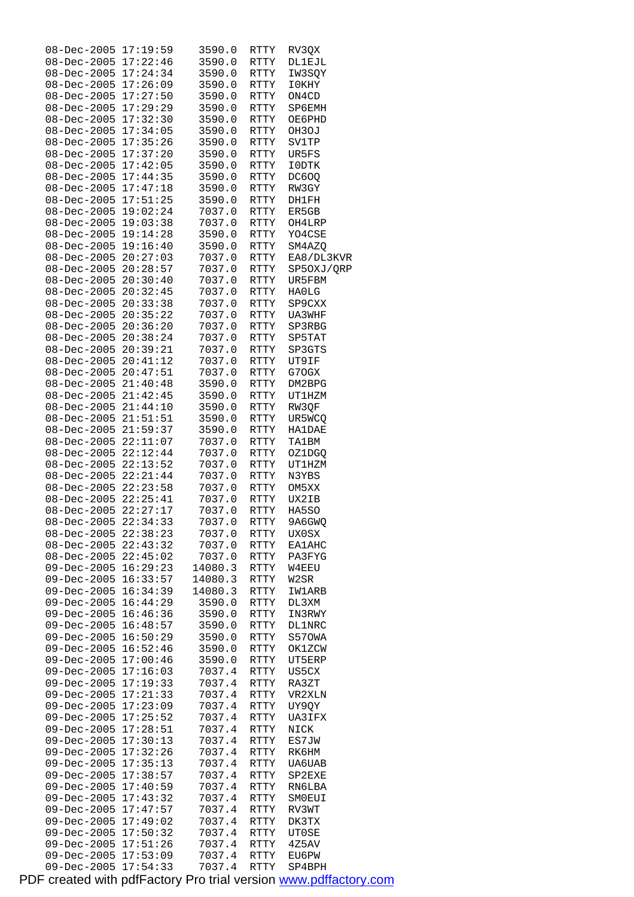| | | | | |
|---|---|---|---|---|
| 08-Dec-2005 | 17:19:59 | 3590.0 | RTTY | RV3QX |
| 08-Dec-2005 | 17:22:46 | 3590.0 | RTTY | DL1EJL |
| 08-Dec-2005 | 17:24:34 | 3590.0 | RTTY | IW3SQY |
| 08-Dec-2005 | 17:26:09 | 3590.0 | RTTY | I0KHY |
| 08-Dec-2005 | 17:27:50 | 3590.0 | RTTY | ON4CD |
| 08-Dec-2005 | 17:29:29 | 3590.0 | RTTY | SP6EMH |
| 08-Dec-2005 | 17:32:30 | 3590.0 | RTTY | OE6PHD |
| 08-Dec-2005 | 17:34:05 | 3590.0 | RTTY | OH3OJ |
| 08-Dec-2005 | 17:35:26 | 3590.0 | RTTY | SV1TP |
| 08-Dec-2005 | 17:37:20 | 3590.0 | RTTY | UR5FS |
| 08-Dec-2005 | 17:42:05 | 3590.0 | RTTY | I0DTK |
| 08-Dec-2005 | 17:44:35 | 3590.0 | RTTY | DC6OQ |
| 08-Dec-2005 | 17:47:18 | 3590.0 | RTTY | RW3GY |
| 08-Dec-2005 | 17:51:25 | 3590.0 | RTTY | DH1FH |
| 08-Dec-2005 | 19:02:24 | 7037.0 | RTTY | ER5GB |
| 08-Dec-2005 | 19:03:38 | 7037.0 | RTTY | OH4LRP |
| 08-Dec-2005 | 19:14:28 | 3590.0 | RTTY | YO4CSE |
| 08-Dec-2005 | 19:16:40 | 3590.0 | RTTY | SM4AZQ |
| 08-Dec-2005 | 20:27:03 | 7037.0 | RTTY | EA8/DL3KVR |
| 08-Dec-2005 | 20:28:57 | 7037.0 | RTTY | SP5OXJ/QRP |
| 08-Dec-2005 | 20:30:40 | 7037.0 | RTTY | UR5FBM |
| 08-Dec-2005 | 20:32:45 | 7037.0 | RTTY | HA0LG |
| 08-Dec-2005 | 20:33:38 | 7037.0 | RTTY | SP9CXX |
| 08-Dec-2005 | 20:35:22 | 7037.0 | RTTY | UA3WHF |
| 08-Dec-2005 | 20:36:20 | 7037.0 | RTTY | SP3RBG |
| 08-Dec-2005 | 20:38:24 | 7037.0 | RTTY | SP5TAT |
| 08-Dec-2005 | 20:39:21 | 7037.0 | RTTY | SP3GTS |
| 08-Dec-2005 | 20:41:12 | 7037.0 | RTTY | UT9IF |
| 08-Dec-2005 | 20:47:51 | 7037.0 | RTTY | G7OGX |
| 08-Dec-2005 | 21:40:48 | 3590.0 | RTTY | DM2BPG |
| 08-Dec-2005 | 21:42:45 | 3590.0 | RTTY | UT1HZM |
| 08-Dec-2005 | 21:44:10 | 3590.0 | RTTY | RW3QF |
| 08-Dec-2005 | 21:51:51 | 3590.0 | RTTY | UR5WCQ |
| 08-Dec-2005 | 21:59:37 | 3590.0 | RTTY | HA1DAE |
| 08-Dec-2005 | 22:11:07 | 7037.0 | RTTY | TA1BM |
| 08-Dec-2005 | 22:12:44 | 7037.0 | RTTY | OZ1DGQ |
| 08-Dec-2005 | 22:13:52 | 7037.0 | RTTY | UT1HZM |
| 08-Dec-2005 | 22:21:44 | 7037.0 | RTTY | N3YBS |
| 08-Dec-2005 | 22:23:58 | 7037.0 | RTTY | OM5XX |
| 08-Dec-2005 | 22:25:41 | 7037.0 | RTTY | UX2IB |
| 08-Dec-2005 | 22:27:17 | 7037.0 | RTTY | HA5SO |
| 08-Dec-2005 | 22:34:33 | 7037.0 | RTTY | 9A6GWQ |
| 08-Dec-2005 | 22:38:23 | 7037.0 | RTTY | UX0SX |
| 08-Dec-2005 | 22:43:32 | 7037.0 | RTTY | EA1AHC |
| 08-Dec-2005 | 22:45:02 | 7037.0 | RTTY | PA3FYG |
| 09-Dec-2005 | 16:29:23 | 14080.3 | RTTY | W4EEU |
| 09-Dec-2005 | 16:33:57 | 14080.3 | RTTY | W2SR |
| 09-Dec-2005 | 16:34:39 | 14080.3 | RTTY | IW1ARB |
| 09-Dec-2005 | 16:44:29 | 3590.0 | RTTY | DL3XM |
| 09-Dec-2005 | 16:46:36 | 3590.0 | RTTY | IN3RWY |
| 09-Dec-2005 | 16:48:57 | 3590.0 | RTTY | DL1NRC |
| 09-Dec-2005 | 16:50:29 | 3590.0 | RTTY | S57OWA |
| 09-Dec-2005 | 16:52:46 | 3590.0 | RTTY | OK1ZCW |
| 09-Dec-2005 | 17:00:46 | 3590.0 | RTTY | UT5ERP |
| 09-Dec-2005 | 17:16:03 | 7037.4 | RTTY | US5CX |
| 09-Dec-2005 | 17:19:33 | 7037.4 | RTTY | RA3ZT |
| 09-Dec-2005 | 17:21:33 | 7037.4 | RTTY | VR2XLN |
| 09-Dec-2005 | 17:23:09 | 7037.4 | RTTY | UY9QY |
| 09-Dec-2005 | 17:25:52 | 7037.4 | RTTY | UA3IFX |
| 09-Dec-2005 | 17:28:51 | 7037.4 | RTTY | NICK |
| 09-Dec-2005 | 17:30:13 | 7037.4 | RTTY | ES7JW |
| 09-Dec-2005 | 17:32:26 | 7037.4 | RTTY | RK6HM |
| 09-Dec-2005 | 17:35:13 | 7037.4 | RTTY | UA6UAB |
| 09-Dec-2005 | 17:38:57 | 7037.4 | RTTY | SP2EXE |
| 09-Dec-2005 | 17:40:59 | 7037.4 | RTTY | RN6LBA |
| 09-Dec-2005 | 17:43:32 | 7037.4 | RTTY | SM0EUI |
| 09-Dec-2005 | 17:47:57 | 7037.4 | RTTY | RV3WT |
| 09-Dec-2005 | 17:49:02 | 7037.4 | RTTY | DK3TX |
| 09-Dec-2005 | 17:50:32 | 7037.4 | RTTY | UT0SE |
| 09-Dec-2005 | 17:51:26 | 7037.4 | RTTY | 4Z5AV |
| 09-Dec-2005 | 17:53:09 | 7037.4 | RTTY | EU6PW |
| 09-Dec-2005 | 17:54:33 | 7037.4 | RTTY | SP4BPH |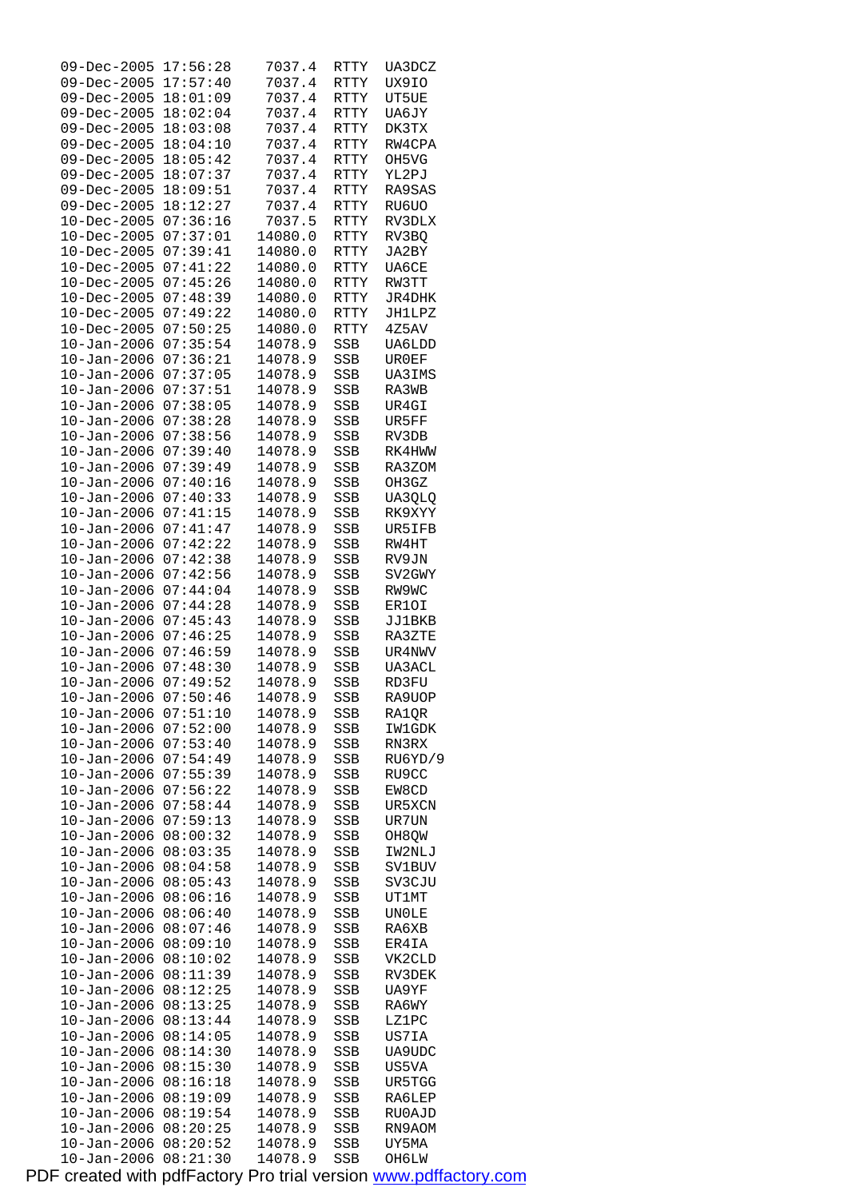```
09-Dec-2005 17:56:28    7037.4  RTTY  UA3DCZ
09-Dec-2005 17:57:40    7037.4  RTTY  UX9IO
09-Dec-2005 18:01:09    7037.4  RTTY  UT5UE
09-Dec-2005 18:02:04    7037.4  RTTY  UA6JY
09-Dec-2005 18:03:08    7037.4  RTTY  DK3TX
09-Dec-2005 18:04:10    7037.4  RTTY  RW4CPA
09-Dec-2005 18:05:42    7037.4  RTTY  OH5VG
09-Dec-2005 18:07:37    7037.4  RTTY  YL2PJ
09-Dec-2005 18:09:51    7037.4  RTTY  RA9SAS
09-Dec-2005 18:12:27    7037.4  RTTY  RU6UO
10-Dec-2005 07:36:16    7037.5  RTTY  RV3DLX
10-Dec-2005 07:37:01   14080.0  RTTY  RV3BQ
10-Dec-2005 07:39:41   14080.0  RTTY  JA2BY
10-Dec-2005 07:41:22   14080.0  RTTY  UA6CE
10-Dec-2005 07:45:26   14080.0  RTTY  RW3TT
10-Dec-2005 07:48:39   14080.0  RTTY  JR4DHK
10-Dec-2005 07:49:22   14080.0  RTTY  JH1LPZ
10-Dec-2005 07:50:25   14080.0  RTTY  4Z5AV
10-Jan-2006 07:35:54   14078.9  SSB   UA6LDD
10-Jan-2006 07:36:21   14078.9  SSB   UR0EF
10-Jan-2006 07:37:05   14078.9  SSB   UA3IMS
10-Jan-2006 07:37:51   14078.9  SSB   RA3WB
10-Jan-2006 07:38:05   14078.9  SSB   UR4GI
10-Jan-2006 07:38:28   14078.9  SSB   UR5FF
10-Jan-2006 07:38:56   14078.9  SSB   RV3DB
10-Jan-2006 07:39:40   14078.9  SSB   RK4HWW
10-Jan-2006 07:39:49   14078.9  SSB   RA3ZOM
10-Jan-2006 07:40:16   14078.9  SSB   OH3GZ
10-Jan-2006 07:40:33   14078.9  SSB   UA3QLQ
10-Jan-2006 07:41:15   14078.9  SSB   RK9XYY
10-Jan-2006 07:41:47   14078.9  SSB   UR5IFB
10-Jan-2006 07:42:22   14078.9  SSB   RW4HT
10-Jan-2006 07:42:38   14078.9  SSB   RV9JN
10-Jan-2006 07:42:56   14078.9  SSB   SV2GWY
10-Jan-2006 07:44:04   14078.9  SSB   RW9WC
10-Jan-2006 07:44:28   14078.9  SSB   ER1OI
10-Jan-2006 07:45:43   14078.9  SSB   JJ1BKB
10-Jan-2006 07:46:25   14078.9  SSB   RA3ZTE
10-Jan-2006 07:46:59   14078.9  SSB   UR4NWV
10-Jan-2006 07:48:30   14078.9  SSB   UA3ACL
10-Jan-2006 07:49:52   14078.9  SSB   RD3FU
10-Jan-2006 07:50:46   14078.9  SSB   RA9UOP
10-Jan-2006 07:51:10   14078.9  SSB   RA1QR
10-Jan-2006 07:52:00   14078.9  SSB   IW1GDK
10-Jan-2006 07:53:40   14078.9  SSB   RN3RX
10-Jan-2006 07:54:49   14078.9  SSB   RU6YD/9
10-Jan-2006 07:55:39   14078.9  SSB   RU9CC
10-Jan-2006 07:56:22   14078.9  SSB   EW8CD
10-Jan-2006 07:58:44   14078.9  SSB   UR5XCN
10-Jan-2006 07:59:13   14078.9  SSB   UR7UN
10-Jan-2006 08:00:32   14078.9  SSB   OH8QW
10-Jan-2006 08:03:35   14078.9  SSB   IW2NLJ
10-Jan-2006 08:04:58   14078.9  SSB   SV1BUV
10-Jan-2006 08:05:43   14078.9  SSB   SV3CJU
10-Jan-2006 08:06:16   14078.9  SSB   UT1MT
10-Jan-2006 08:06:40   14078.9  SSB   UN0LE
10-Jan-2006 08:07:46   14078.9  SSB   RA6XB
10-Jan-2006 08:09:10   14078.9  SSB   ER4IA
10-Jan-2006 08:10:02   14078.9  SSB   VK2CLD
10-Jan-2006 08:11:39   14078.9  SSB   RV3DEK
10-Jan-2006 08:12:25   14078.9  SSB   UA9YF
10-Jan-2006 08:13:25   14078.9  SSB   RA6WY
10-Jan-2006 08:13:44   14078.9  SSB   LZ1PC
10-Jan-2006 08:14:05   14078.9  SSB   US7IA
10-Jan-2006 08:14:30   14078.9  SSB   UA9UDC
10-Jan-2006 08:15:30   14078.9  SSB   US5VA
10-Jan-2006 08:16:18   14078.9  SSB   UR5TGG
10-Jan-2006 08:19:09   14078.9  SSB   RA6LEP
10-Jan-2006 08:19:54   14078.9  SSB   RU0AJD
10-Jan-2006 08:20:25   14078.9  SSB   RN9AOM
10-Jan-2006 08:20:52   14078.9  SSB   UY5MA
10-Jan-2006 08:21:30   14078.9  SSB   OH6LW
```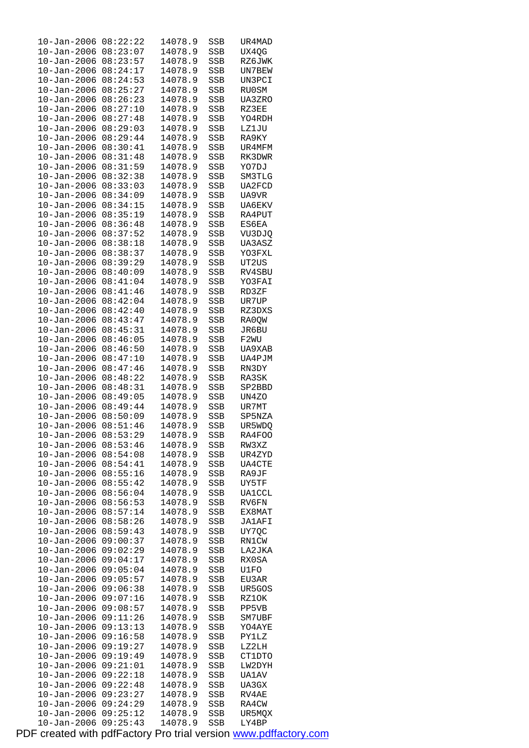```
10-Jan-2006 08:22:22   14078.9   SSB   UR4MAD
10-Jan-2006 08:23:07   14078.9   SSB   UX4QG
10-Jan-2006 08:23:57   14078.9   SSB   RZ6JWK
10-Jan-2006 08:24:17   14078.9   SSB   UN7BEW
10-Jan-2006 08:24:53   14078.9   SSB   UN3PCI
10-Jan-2006 08:25:27   14078.9   SSB   RU0SM
10-Jan-2006 08:26:23   14078.9   SSB   UA3ZRO
10-Jan-2006 08:27:10   14078.9   SSB   RZ3EE
10-Jan-2006 08:27:48   14078.9   SSB   YO4RDH
10-Jan-2006 08:29:03   14078.9   SSB   LZ1JU
10-Jan-2006 08:29:44   14078.9   SSB   RA9KY
10-Jan-2006 08:30:41   14078.9   SSB   UR4MFM
10-Jan-2006 08:31:48   14078.9   SSB   RK3DWR
10-Jan-2006 08:31:59   14078.9   SSB   YO7DJ
10-Jan-2006 08:32:38   14078.9   SSB   SM3TLG
10-Jan-2006 08:33:03   14078.9   SSB   UA2FCD
10-Jan-2006 08:34:09   14078.9   SSB   UA9VR
10-Jan-2006 08:34:15   14078.9   SSB   UA6EKV
10-Jan-2006 08:35:19   14078.9   SSB   RA4PUT
10-Jan-2006 08:36:48   14078.9   SSB   ES6EA
10-Jan-2006 08:37:52   14078.9   SSB   VU3DJQ
10-Jan-2006 08:38:18   14078.9   SSB   UA3ASZ
10-Jan-2006 08:38:37   14078.9   SSB   YO3FXL
10-Jan-2006 08:39:29   14078.9   SSB   UT2US
10-Jan-2006 08:40:09   14078.9   SSB   RV4SBU
10-Jan-2006 08:41:04   14078.9   SSB   YO3FAI
10-Jan-2006 08:41:46   14078.9   SSB   RD3ZF
10-Jan-2006 08:42:04   14078.9   SSB   UR7UP
10-Jan-2006 08:42:40   14078.9   SSB   RZ3DXS
10-Jan-2006 08:43:47   14078.9   SSB   RA0QW
10-Jan-2006 08:45:31   14078.9   SSB   JR6BU
10-Jan-2006 08:46:05   14078.9   SSB   F2WU
10-Jan-2006 08:46:50   14078.9   SSB   UA9XAB
10-Jan-2006 08:47:10   14078.9   SSB   UA4PJM
10-Jan-2006 08:47:46   14078.9   SSB   RN3DY
10-Jan-2006 08:48:22   14078.9   SSB   RA3SK
10-Jan-2006 08:48:31   14078.9   SSB   SP2BBD
10-Jan-2006 08:49:05   14078.9   SSB   UN4ZO
10-Jan-2006 08:49:44   14078.9   SSB   UR7MT
10-Jan-2006 08:50:09   14078.9   SSB   SP5NZA
10-Jan-2006 08:51:46   14078.9   SSB   UR5WDQ
10-Jan-2006 08:53:29   14078.9   SSB   RA4FOO
10-Jan-2006 08:53:46   14078.9   SSB   RW3XZ
10-Jan-2006 08:54:08   14078.9   SSB   UR4ZYD
10-Jan-2006 08:54:41   14078.9   SSB   UA4CTE
10-Jan-2006 08:55:16   14078.9   SSB   RA9JF
10-Jan-2006 08:55:42   14078.9   SSB   UY5TF
10-Jan-2006 08:56:04   14078.9   SSB   UA1CCL
10-Jan-2006 08:56:53   14078.9   SSB   RV6FN
10-Jan-2006 08:57:14   14078.9   SSB   EX8MAT
10-Jan-2006 08:58:26   14078.9   SSB   JA1AFI
10-Jan-2006 08:59:43   14078.9   SSB   UY7QC
10-Jan-2006 09:00:37   14078.9   SSB   RN1CW
10-Jan-2006 09:02:29   14078.9   SSB   LA2JKA
10-Jan-2006 09:04:17   14078.9   SSB   RX0SA
10-Jan-2006 09:05:04   14078.9   SSB   U1FO
10-Jan-2006 09:05:57   14078.9   SSB   EU3AR
10-Jan-2006 09:06:38   14078.9   SSB   UR5GOS
10-Jan-2006 09:07:16   14078.9   SSB   RZ1OK
10-Jan-2006 09:08:57   14078.9   SSB   PP5VB
10-Jan-2006 09:11:26   14078.9   SSB   SM7UBF
10-Jan-2006 09:13:13   14078.9   SSB   YO4AYE
10-Jan-2006 09:16:58   14078.9   SSB   PY1LZ
10-Jan-2006 09:19:27   14078.9   SSB   LZ2LH
10-Jan-2006 09:19:49   14078.9   SSB   CT1DTO
10-Jan-2006 09:21:01   14078.9   SSB   LW2DYH
10-Jan-2006 09:22:18   14078.9   SSB   UA1AV
10-Jan-2006 09:22:48   14078.9   SSB   UA3GX
10-Jan-2006 09:23:27   14078.9   SSB   RV4AE
10-Jan-2006 09:24:29   14078.9   SSB   RA4CW
10-Jan-2006 09:25:12   14078.9   SSB   UR5MQX
10-Jan-2006 09:25:43   14078.9   SSB   LY4BP
```

PDF created with pdfFactory Pro trial version www.pdffactory.com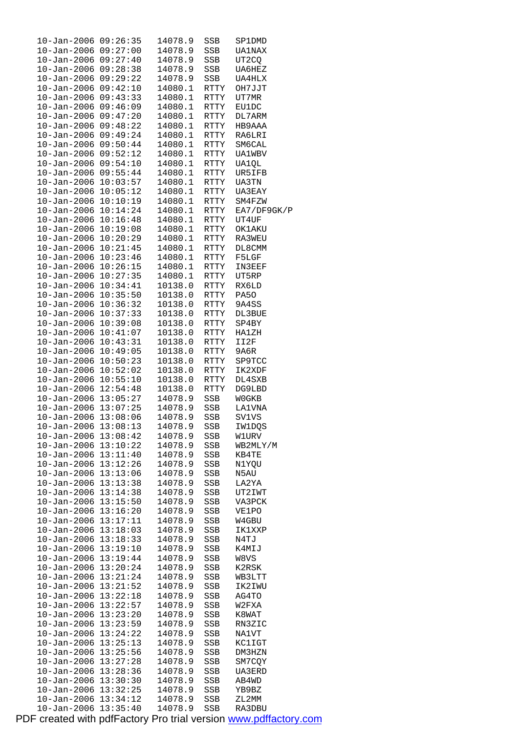```
10-Jan-2006 09:26:35   14078.9  SSB   SP1DMD
10-Jan-2006 09:27:00   14078.9  SSB   UA1NAX
10-Jan-2006 09:27:40   14078.9  SSB   UT2CQ
10-Jan-2006 09:28:38   14078.9  SSB   UA6HEZ
10-Jan-2006 09:29:22   14078.9  SSB   UA4HLX
10-Jan-2006 09:42:10   14080.1  RTTY  OH7JJT
10-Jan-2006 09:43:33   14080.1  RTTY  UT7MR
10-Jan-2006 09:46:09   14080.1  RTTY  EU1DC
10-Jan-2006 09:47:20   14080.1  RTTY  DL7ARM
10-Jan-2006 09:48:22   14080.1  RTTY  HB9AAA
10-Jan-2006 09:49:24   14080.1  RTTY  RA6LRI
10-Jan-2006 09:50:44   14080.1  RTTY  SM6CAL
10-Jan-2006 09:52:12   14080.1  RTTY  UA1WBV
10-Jan-2006 09:54:10   14080.1  RTTY  UA1QL
10-Jan-2006 09:55:44   14080.1  RTTY  UR5IFB
10-Jan-2006 10:03:57   14080.1  RTTY  UA3TN
10-Jan-2006 10:05:12   14080.1  RTTY  UA3EAY
10-Jan-2006 10:10:19   14080.1  RTTY  SM4FZW
10-Jan-2006 10:14:24   14080.1  RTTY  EA7/DF9GK/P
10-Jan-2006 10:16:48   14080.1  RTTY  UT4UF
10-Jan-2006 10:19:08   14080.1  RTTY  OK1AKU
10-Jan-2006 10:20:29   14080.1  RTTY  RA3WEU
10-Jan-2006 10:21:45   14080.1  RTTY  DL8CMM
10-Jan-2006 10:23:46   14080.1  RTTY  F5LGF
10-Jan-2006 10:26:15   14080.1  RTTY  IN3EEF
10-Jan-2006 10:27:35   14080.1  RTTY  UT5RP
10-Jan-2006 10:34:41   10138.0  RTTY  RX6LD
10-Jan-2006 10:35:50   10138.0  RTTY  PA5O
10-Jan-2006 10:36:32   10138.0  RTTY  9A4SS
10-Jan-2006 10:37:33   10138.0  RTTY  DL3BUE
10-Jan-2006 10:39:08   10138.0  RTTY  SP4BY
10-Jan-2006 10:41:07   10138.0  RTTY  HA1ZH
10-Jan-2006 10:43:31   10138.0  RTTY  II2F
10-Jan-2006 10:49:05   10138.0  RTTY  9A6R
10-Jan-2006 10:50:23   10138.0  RTTY  SP9TCC
10-Jan-2006 10:52:02   10138.0  RTTY  IK2XDF
10-Jan-2006 10:55:10   10138.0  RTTY  DL4SXB
10-Jan-2006 12:54:48   10138.0  RTTY  DG9LBD
10-Jan-2006 13:05:27   14078.9  SSB   W0GKB
10-Jan-2006 13:07:25   14078.9  SSB   LA1VNA
10-Jan-2006 13:08:06   14078.9  SSB   SV1VS
10-Jan-2006 13:08:13   14078.9  SSB   IW1DQS
10-Jan-2006 13:08:42   14078.9  SSB   W1URV
10-Jan-2006 13:10:22   14078.9  SSB   WB2MLY/M
10-Jan-2006 13:11:40   14078.9  SSB   KB4TE
10-Jan-2006 13:12:26   14078.9  SSB   N1YQU
10-Jan-2006 13:13:06   14078.9  SSB   N5AU
10-Jan-2006 13:13:38   14078.9  SSB   LA2YA
10-Jan-2006 13:14:38   14078.9  SSB   UT2IWT
10-Jan-2006 13:15:50   14078.9  SSB   VA3PCK
10-Jan-2006 13:16:20   14078.9  SSB   VE1PO
10-Jan-2006 13:17:11   14078.9  SSB   W4GBU
10-Jan-2006 13:18:03   14078.9  SSB   IK1XXP
10-Jan-2006 13:18:33   14078.9  SSB   N4TJ
10-Jan-2006 13:19:10   14078.9  SSB   K4MIJ
10-Jan-2006 13:19:44   14078.9  SSB   W8VS
10-Jan-2006 13:20:24   14078.9  SSB   K2RSK
10-Jan-2006 13:21:24   14078.9  SSB   WB3LTT
10-Jan-2006 13:21:52   14078.9  SSB   IK2IWU
10-Jan-2006 13:22:18   14078.9  SSB   AG4TO
10-Jan-2006 13:22:57   14078.9  SSB   W2FXA
10-Jan-2006 13:23:20   14078.9  SSB   K8WAT
10-Jan-2006 13:23:59   14078.9  SSB   RN3ZIC
10-Jan-2006 13:24:22   14078.9  SSB   NA1VT
10-Jan-2006 13:25:13   14078.9  SSB   KC1IGT
10-Jan-2006 13:25:56   14078.9  SSB   DM3HZN
10-Jan-2006 13:27:28   14078.9  SSB   SM7CQY
10-Jan-2006 13:28:36   14078.9  SSB   UA3ERD
10-Jan-2006 13:30:30   14078.9  SSB   AB4WD
10-Jan-2006 13:32:25   14078.9  SSB   YB9BZ
10-Jan-2006 13:34:12   14078.9  SSB   ZL2MM
10-Jan-2006 13:35:40   14078.9  SSB   RA3DBU
```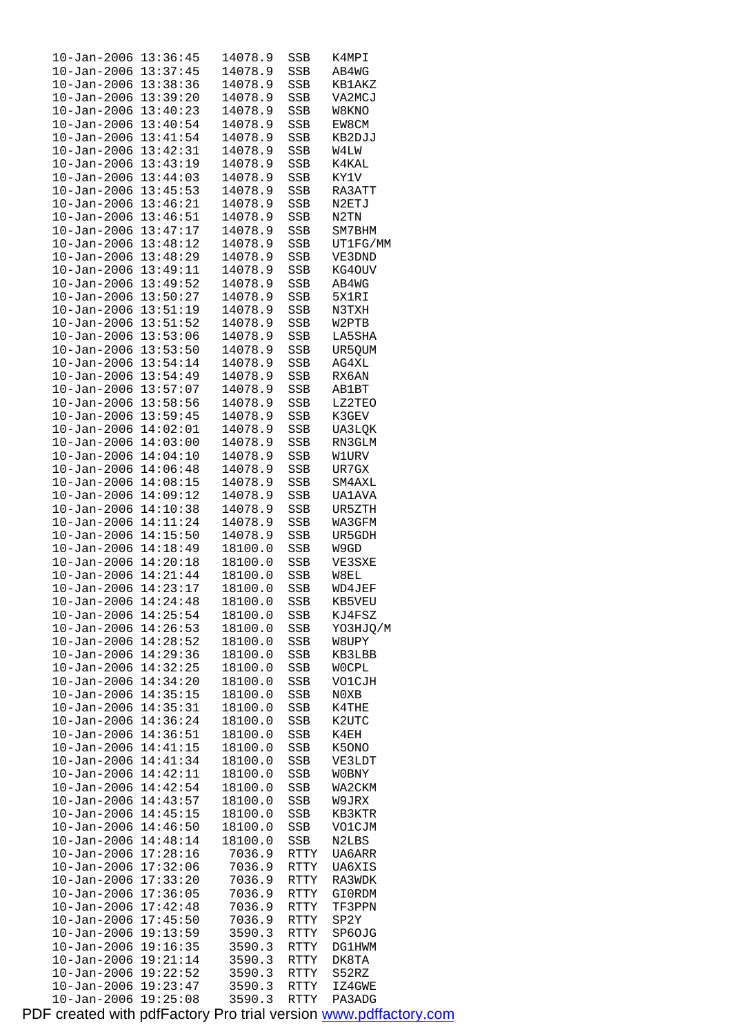```
10-Jan-2006 13:36:45   14078.9  SSB   K4MPI
10-Jan-2006 13:37:45   14078.9  SSB   AB4WG
10-Jan-2006 13:38:36   14078.9  SSB   KB1AKZ
10-Jan-2006 13:39:20   14078.9  SSB   VA2MCJ
10-Jan-2006 13:40:23   14078.9  SSB   W8KNO
10-Jan-2006 13:40:54   14078.9  SSB   EW8CM
10-Jan-2006 13:41:54   14078.9  SSB   KB2DJJ
10-Jan-2006 13:42:31   14078.9  SSB   W4LW
10-Jan-2006 13:43:19   14078.9  SSB   K4KAL
10-Jan-2006 13:44:03   14078.9  SSB   KY1V
10-Jan-2006 13:45:53   14078.9  SSB   RA3ATT
10-Jan-2006 13:46:21   14078.9  SSB   N2ETJ
10-Jan-2006 13:46:51   14078.9  SSB   N2TN
10-Jan-2006 13:47:17   14078.9  SSB   SM7BHM
10-Jan-2006 13:48:12   14078.9  SSB   UT1FG/MM
10-Jan-2006 13:48:29   14078.9  SSB   VE3DND
10-Jan-2006 13:49:11   14078.9  SSB   KG4OUV
10-Jan-2006 13:49:52   14078.9  SSB   AB4WG
10-Jan-2006 13:50:27   14078.9  SSB   5X1RI
10-Jan-2006 13:51:19   14078.9  SSB   N3TXH
10-Jan-2006 13:51:52   14078.9  SSB   W2PTB
10-Jan-2006 13:53:06   14078.9  SSB   LA5SHA
10-Jan-2006 13:53:50   14078.9  SSB   UR5QUM
10-Jan-2006 13:54:14   14078.9  SSB   AG4XL
10-Jan-2006 13:54:49   14078.9  SSB   RX6AN
10-Jan-2006 13:57:07   14078.9  SSB   AB1BT
10-Jan-2006 13:58:56   14078.9  SSB   LZ2TEO
10-Jan-2006 13:59:45   14078.9  SSB   K3GEV
10-Jan-2006 14:02:01   14078.9  SSB   UA3LQK
10-Jan-2006 14:03:00   14078.9  SSB   RN3GLM
10-Jan-2006 14:04:10   14078.9  SSB   W1URV
10-Jan-2006 14:06:48   14078.9  SSB   UR7GX
10-Jan-2006 14:08:15   14078.9  SSB   SM4AXL
10-Jan-2006 14:09:12   14078.9  SSB   UA1AVA
10-Jan-2006 14:10:38   14078.9  SSB   UR5ZTH
10-Jan-2006 14:11:24   14078.9  SSB   WA3GFM
10-Jan-2006 14:15:50   14078.9  SSB   UR5GDH
10-Jan-2006 14:18:49   18100.0  SSB   W9GD
10-Jan-2006 14:20:18   18100.0  SSB   VE3SXE
10-Jan-2006 14:21:44   18100.0  SSB   W8EL
10-Jan-2006 14:23:17   18100.0  SSB   WD4JEF
10-Jan-2006 14:24:48   18100.0  SSB   KB5VEU
10-Jan-2006 14:25:54   18100.0  SSB   KJ4FSZ
10-Jan-2006 14:26:53   18100.0  SSB   YO3HJQ/M
10-Jan-2006 14:28:52   18100.0  SSB   W8UPY
10-Jan-2006 14:29:36   18100.0  SSB   KB3LBB
10-Jan-2006 14:32:25   18100.0  SSB   W0CPL
10-Jan-2006 14:34:20   18100.0  SSB   VO1CJH
10-Jan-2006 14:35:15   18100.0  SSB   N0XB
10-Jan-2006 14:35:31   18100.0  SSB   K4THE
10-Jan-2006 14:36:24   18100.0  SSB   K2UTC
10-Jan-2006 14:36:51   18100.0  SSB   K4EH
10-Jan-2006 14:41:15   18100.0  SSB   K5ONO
10-Jan-2006 14:41:34   18100.0  SSB   VE3LDT
10-Jan-2006 14:42:11   18100.0  SSB   W0BNY
10-Jan-2006 14:42:54   18100.0  SSB   WA2CKM
10-Jan-2006 14:43:57   18100.0  SSB   W9JRX
10-Jan-2006 14:45:15   18100.0  SSB   KB3KTR
10-Jan-2006 14:46:50   18100.0  SSB   VO1CJM
10-Jan-2006 14:48:14   18100.0  SSB   N2LBS
10-Jan-2006 17:28:16    7036.9  RTTY  UA6ARR
10-Jan-2006 17:32:06    7036.9  RTTY  UA6XIS
10-Jan-2006 17:33:20    7036.9  RTTY  RA3WDK
10-Jan-2006 17:36:05    7036.9  RTTY  GI0RDM
10-Jan-2006 17:42:48    7036.9  RTTY  TF3PPN
10-Jan-2006 17:45:50    7036.9  RTTY  SP2Y
10-Jan-2006 19:13:59    3590.3  RTTY  SP6OJG
10-Jan-2006 19:16:35    3590.3  RTTY  DG1HWM
10-Jan-2006 19:21:14    3590.3  RTTY  DK8TA
10-Jan-2006 19:22:52    3590.3  RTTY  S52RZ
10-Jan-2006 19:23:47    3590.3  RTTY  IZ4GWE
10-Jan-2006 19:25:08    3590.3  RTTY  PA3ADG
```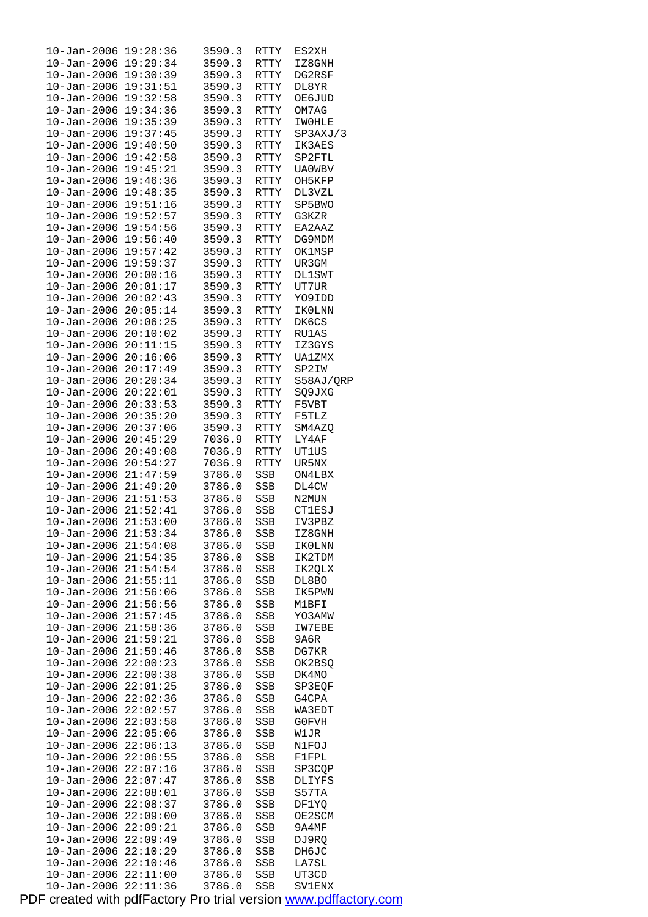```
10-Jan-2006 19:28:36    3590.3  RTTY  ES2XH
10-Jan-2006 19:29:34    3590.3  RTTY  IZ8GNH
10-Jan-2006 19:30:39    3590.3  RTTY  DG2RSF
10-Jan-2006 19:31:51    3590.3  RTTY  DL8YR
10-Jan-2006 19:32:58    3590.3  RTTY  OE6JUD
10-Jan-2006 19:34:36    3590.3  RTTY  OM7AG
10-Jan-2006 19:35:39    3590.3  RTTY  IW0HLE
10-Jan-2006 19:37:45    3590.3  RTTY  SP3AXJ/3
10-Jan-2006 19:40:50    3590.3  RTTY  IK3AES
10-Jan-2006 19:42:58    3590.3  RTTY  SP2FTL
10-Jan-2006 19:45:21    3590.3  RTTY  UA0WBV
10-Jan-2006 19:46:36    3590.3  RTTY  OH5KFP
10-Jan-2006 19:48:35    3590.3  RTTY  DL3VZL
10-Jan-2006 19:51:16    3590.3  RTTY  SP5BWO
10-Jan-2006 19:52:57    3590.3  RTTY  G3KZR
10-Jan-2006 19:54:56    3590.3  RTTY  EA2AAZ
10-Jan-2006 19:56:40    3590.3  RTTY  DG9MDM
10-Jan-2006 19:57:42    3590.3  RTTY  OK1MSP
10-Jan-2006 19:59:37    3590.3  RTTY  UR3GM
10-Jan-2006 20:00:16    3590.3  RTTY  DL1SWT
10-Jan-2006 20:01:17    3590.3  RTTY  UT7UR
10-Jan-2006 20:02:43    3590.3  RTTY  YO9IDD
10-Jan-2006 20:05:14    3590.3  RTTY  IK0LNN
10-Jan-2006 20:06:25    3590.3  RTTY  DK6CS
10-Jan-2006 20:10:02    3590.3  RTTY  RU1AS
10-Jan-2006 20:11:15    3590.3  RTTY  IZ3GYS
10-Jan-2006 20:16:06    3590.3  RTTY  UA1ZMX
10-Jan-2006 20:17:49    3590.3  RTTY  SP2IW
10-Jan-2006 20:20:34    3590.3  RTTY  S58AJ/QRP
10-Jan-2006 20:22:01    3590.3  RTTY  SQ9JXG
10-Jan-2006 20:33:53    3590.3  RTTY  F5VBT
10-Jan-2006 20:35:20    3590.3  RTTY  F5TLZ
10-Jan-2006 20:37:06    3590.3  RTTY  SM4AZQ
10-Jan-2006 20:45:29    7036.9  RTTY  LY4AF
10-Jan-2006 20:49:08    7036.9  RTTY  UT1US
10-Jan-2006 20:54:27    7036.9  RTTY  UR5NX
10-Jan-2006 21:47:59    3786.0  SSB   ON4LBX
10-Jan-2006 21:49:20    3786.0  SSB   DL4CW
10-Jan-2006 21:51:53    3786.0  SSB   N2MUN
10-Jan-2006 21:52:41    3786.0  SSB   CT1ESJ
10-Jan-2006 21:53:00    3786.0  SSB   IV3PBZ
10-Jan-2006 21:53:34    3786.0  SSB   IZ8GNH
10-Jan-2006 21:54:08    3786.0  SSB   IK0LNN
10-Jan-2006 21:54:35    3786.0  SSB   IK2TDM
10-Jan-2006 21:54:54    3786.0  SSB   IK2QLX
10-Jan-2006 21:55:11    3786.0  SSB   DL8BO
10-Jan-2006 21:56:06    3786.0  SSB   IK5PWN
10-Jan-2006 21:56:56    3786.0  SSB   M1BFI
10-Jan-2006 21:57:45    3786.0  SSB   YO3AMW
10-Jan-2006 21:58:36    3786.0  SSB   IW7EBE
10-Jan-2006 21:59:21    3786.0  SSB   9A6R
10-Jan-2006 21:59:46    3786.0  SSB   DG7KR
10-Jan-2006 22:00:23    3786.0  SSB   OK2BSQ
10-Jan-2006 22:00:38    3786.0  SSB   DK4MO
10-Jan-2006 22:01:25    3786.0  SSB   SP3EQF
10-Jan-2006 22:02:36    3786.0  SSB   G4CPA
10-Jan-2006 22:02:57    3786.0  SSB   WA3EDT
10-Jan-2006 22:03:58    3786.0  SSB   G0FVH
10-Jan-2006 22:05:06    3786.0  SSB   W1JR
10-Jan-2006 22:06:13    3786.0  SSB   N1FOJ
10-Jan-2006 22:06:55    3786.0  SSB   F1FPL
10-Jan-2006 22:07:16    3786.0  SSB   SP3CQP
10-Jan-2006 22:07:47    3786.0  SSB   DLIYFS
10-Jan-2006 22:08:01    3786.0  SSB   S57TA
10-Jan-2006 22:08:37    3786.0  SSB   DF1YQ
10-Jan-2006 22:09:00    3786.0  SSB   OE2SCM
10-Jan-2006 22:09:21    3786.0  SSB   9A4MF
10-Jan-2006 22:09:49    3786.0  SSB   DJ9RQ
10-Jan-2006 22:10:29    3786.0  SSB   DH6JC
10-Jan-2006 22:10:46    3786.0  SSB   LA7SL
10-Jan-2006 22:11:00    3786.0  SSB   UT3CD
10-Jan-2006 22:11:36    3786.0  SSB   SV1ENX
```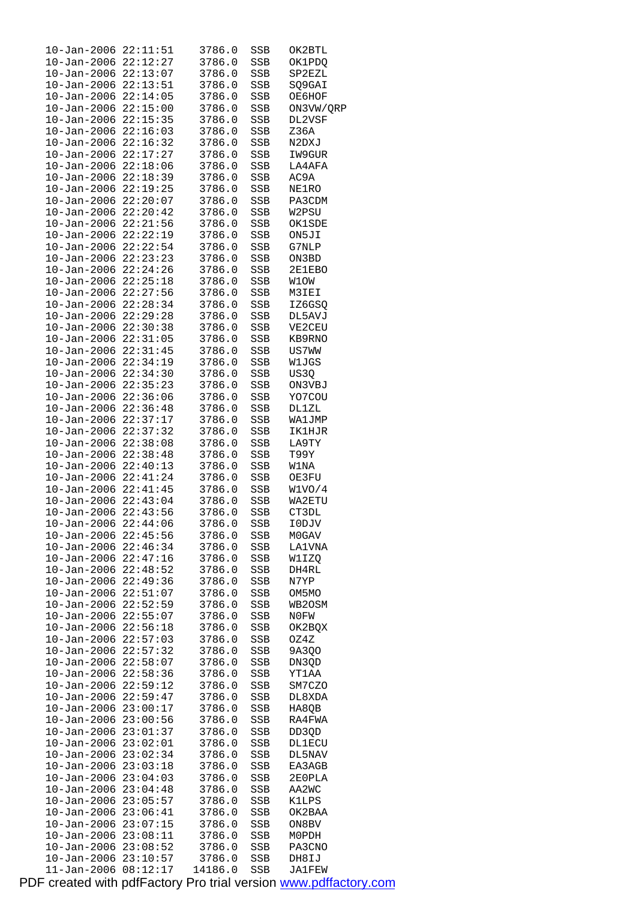```
10-Jan-2006 22:11:51    3786.0  SSB   OK2BTL
10-Jan-2006 22:12:27    3786.0  SSB   OK1PDQ
10-Jan-2006 22:13:07    3786.0  SSB   SP2EZL
10-Jan-2006 22:13:51    3786.0  SSB   SQ9GAI
10-Jan-2006 22:14:05    3786.0  SSB   OE6HOF
10-Jan-2006 22:15:00    3786.0  SSB   ON3VW/QRP
10-Jan-2006 22:15:35    3786.0  SSB   DL2VSF
10-Jan-2006 22:16:03    3786.0  SSB   Z36A
10-Jan-2006 22:16:32    3786.0  SSB   N2DXJ
10-Jan-2006 22:17:27    3786.0  SSB   IW9GUR
10-Jan-2006 22:18:06    3786.0  SSB   LA4AFA
10-Jan-2006 22:18:39    3786.0  SSB   AC9A
10-Jan-2006 22:19:25    3786.0  SSB   NE1RO
10-Jan-2006 22:20:07    3786.0  SSB   PA3CDM
10-Jan-2006 22:20:42    3786.0  SSB   W2PSU
10-Jan-2006 22:21:56    3786.0  SSB   OK1SDE
10-Jan-2006 22:22:19    3786.0  SSB   ON5JI
10-Jan-2006 22:22:54    3786.0  SSB   G7NLP
10-Jan-2006 22:23:23    3786.0  SSB   ON3BD
10-Jan-2006 22:24:26    3786.0  SSB   2E1EBO
10-Jan-2006 22:25:18    3786.0  SSB   W1OW
10-Jan-2006 22:27:56    3786.0  SSB   M3IEI
10-Jan-2006 22:28:34    3786.0  SSB   IZ6GSQ
10-Jan-2006 22:29:28    3786.0  SSB   DL5AVJ
10-Jan-2006 22:30:38    3786.0  SSB   VE2CEU
10-Jan-2006 22:31:05    3786.0  SSB   KB9RNO
10-Jan-2006 22:31:45    3786.0  SSB   US7WW
10-Jan-2006 22:34:19    3786.0  SSB   W1JGS
10-Jan-2006 22:34:30    3786.0  SSB   US3Q
10-Jan-2006 22:35:23    3786.0  SSB   ON3VBJ
10-Jan-2006 22:36:06    3786.0  SSB   YO7COU
10-Jan-2006 22:36:48    3786.0  SSB   DL1ZL
10-Jan-2006 22:37:17    3786.0  SSB   WA1JMP
10-Jan-2006 22:37:32    3786.0  SSB   IK1HJR
10-Jan-2006 22:38:08    3786.0  SSB   LA9TY
10-Jan-2006 22:38:48    3786.0  SSB   T99Y
10-Jan-2006 22:40:13    3786.0  SSB   W1NA
10-Jan-2006 22:41:24    3786.0  SSB   OE3FU
10-Jan-2006 22:41:45    3786.0  SSB   W1VO/4
10-Jan-2006 22:43:04    3786.0  SSB   WA2ETU
10-Jan-2006 22:43:56    3786.0  SSB   CT3DL
10-Jan-2006 22:44:06    3786.0  SSB   I0DJV
10-Jan-2006 22:45:56    3786.0  SSB   M0GAV
10-Jan-2006 22:46:34    3786.0  SSB   LA1VNA
10-Jan-2006 22:47:16    3786.0  SSB   W1IZQ
10-Jan-2006 22:48:52    3786.0  SSB   DH4RL
10-Jan-2006 22:49:36    3786.0  SSB   N7YP
10-Jan-2006 22:51:07    3786.0  SSB   OM5MO
10-Jan-2006 22:52:59    3786.0  SSB   WB2OSM
10-Jan-2006 22:55:07    3786.0  SSB   N0FW
10-Jan-2006 22:56:18    3786.0  SSB   OK2BQX
10-Jan-2006 22:57:03    3786.0  SSB   OZ4Z
10-Jan-2006 22:57:32    3786.0  SSB   9A3QO
10-Jan-2006 22:58:07    3786.0  SSB   DN3QD
10-Jan-2006 22:58:36    3786.0  SSB   YT1AA
10-Jan-2006 22:59:12    3786.0  SSB   SM7CZO
10-Jan-2006 22:59:47    3786.0  SSB   DL8XDA
10-Jan-2006 23:00:17    3786.0  SSB   HA8QB
10-Jan-2006 23:00:56    3786.0  SSB   RA4FWA
10-Jan-2006 23:01:37    3786.0  SSB   DD3QD
10-Jan-2006 23:02:01    3786.0  SSB   DL1ECU
10-Jan-2006 23:02:34    3786.0  SSB   DL5NAV
10-Jan-2006 23:03:18    3786.0  SSB   EA3AGB
10-Jan-2006 23:04:03    3786.0  SSB   2E0PLA
10-Jan-2006 23:04:48    3786.0  SSB   AA2WC
10-Jan-2006 23:05:57    3786.0  SSB   K1LPS
10-Jan-2006 23:06:41    3786.0  SSB   OK2BAA
10-Jan-2006 23:07:15    3786.0  SSB   ON8BV
10-Jan-2006 23:08:11    3786.0  SSB   M0PDH
10-Jan-2006 23:08:52    3786.0  SSB   PA3CNO
10-Jan-2006 23:10:57    3786.0  SSB   DH8IJ
11-Jan-2006 08:12:17   14186.0  SSB   JA1FEW
```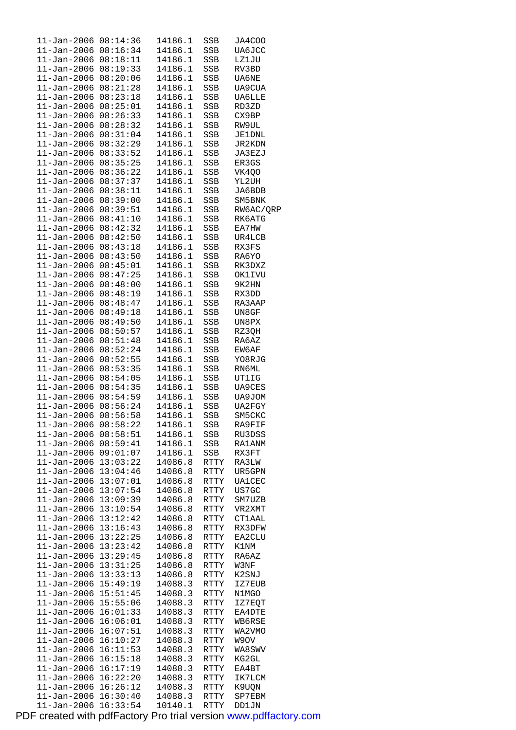```
11-Jan-2006 08:14:36   14186.1  SSB   JA4COO
11-Jan-2006 08:16:34   14186.1  SSB   UA6JCC
11-Jan-2006 08:18:11   14186.1  SSB   LZ1JU
11-Jan-2006 08:19:33   14186.1  SSB   RV3BD
11-Jan-2006 08:20:06   14186.1  SSB   UA6NE
11-Jan-2006 08:21:28   14186.1  SSB   UA9CUA
11-Jan-2006 08:23:18   14186.1  SSB   UA6LLE
11-Jan-2006 08:25:01   14186.1  SSB   RD3ZD
11-Jan-2006 08:26:33   14186.1  SSB   CX9BP
11-Jan-2006 08:28:32   14186.1  SSB   RW9UL
11-Jan-2006 08:31:04   14186.1  SSB   JE1DNL
11-Jan-2006 08:32:29   14186.1  SSB   JR2KDN
11-Jan-2006 08:33:52   14186.1  SSB   JA3EZJ
11-Jan-2006 08:35:25   14186.1  SSB   ER3GS
11-Jan-2006 08:36:22   14186.1  SSB   VK4QO
11-Jan-2006 08:37:37   14186.1  SSB   YL2UH
11-Jan-2006 08:38:11   14186.1  SSB   JA6BDB
11-Jan-2006 08:39:00   14186.1  SSB   SM5BNK
11-Jan-2006 08:39:51   14186.1  SSB   RW6AC/QRP
11-Jan-2006 08:41:10   14186.1  SSB   RK6ATG
11-Jan-2006 08:42:32   14186.1  SSB   EA7HW
11-Jan-2006 08:42:50   14186.1  SSB   UR4LCB
11-Jan-2006 08:43:18   14186.1  SSB   RX3FS
11-Jan-2006 08:43:50   14186.1  SSB   RA6YO
11-Jan-2006 08:45:01   14186.1  SSB   RK3DXZ
11-Jan-2006 08:47:25   14186.1  SSB   OK1IVU
11-Jan-2006 08:48:00   14186.1  SSB   9K2HN
11-Jan-2006 08:48:19   14186.1  SSB   RX3DD
11-Jan-2006 08:48:47   14186.1  SSB   RA3AAP
11-Jan-2006 08:49:18   14186.1  SSB   UN8GF
11-Jan-2006 08:49:50   14186.1  SSB   UN8PX
11-Jan-2006 08:50:57   14186.1  SSB   RZ3QH
11-Jan-2006 08:51:48   14186.1  SSB   RA6AZ
11-Jan-2006 08:52:24   14186.1  SSB   EW6AF
11-Jan-2006 08:52:55   14186.1  SSB   YO8RJG
11-Jan-2006 08:53:35   14186.1  SSB   RN6ML
11-Jan-2006 08:54:05   14186.1  SSB   UT1IG
11-Jan-2006 08:54:35   14186.1  SSB   UA9CES
11-Jan-2006 08:54:59   14186.1  SSB   UA9JOM
11-Jan-2006 08:56:24   14186.1  SSB   UA2FGY
11-Jan-2006 08:56:58   14186.1  SSB   SM5CKC
11-Jan-2006 08:58:22   14186.1  SSB   RA9FIF
11-Jan-2006 08:58:51   14186.1  SSB   RU3DSS
11-Jan-2006 08:59:41   14186.1  SSB   RA1ANM
11-Jan-2006 09:01:07   14186.1  SSB   RX3FT
11-Jan-2006 13:03:22   14086.8  RTTY  RA3LW
11-Jan-2006 13:04:46   14086.8  RTTY  UR5GPN
11-Jan-2006 13:07:01   14086.8  RTTY  UA1CEC
11-Jan-2006 13:07:54   14086.8  RTTY  US7GC
11-Jan-2006 13:09:39   14086.8  RTTY  SM7UZB
11-Jan-2006 13:10:54   14086.8  RTTY  VR2XMT
11-Jan-2006 13:12:42   14086.8  RTTY  CT1AAL
11-Jan-2006 13:16:43   14086.8  RTTY  RX3DFW
11-Jan-2006 13:22:25   14086.8  RTTY  EA2CLU
11-Jan-2006 13:23:42   14086.8  RTTY  K1NM
11-Jan-2006 13:29:45   14086.8  RTTY  RA6AZ
11-Jan-2006 13:31:25   14086.8  RTTY  W3NF
11-Jan-2006 13:33:13   14086.8  RTTY  K2SNJ
11-Jan-2006 15:49:19   14088.3  RTTY  IZ7EUB
11-Jan-2006 15:51:45   14088.3  RTTY  N1MGO
11-Jan-2006 15:55:06   14088.3  RTTY  IZ7EQT
11-Jan-2006 16:01:33   14088.3  RTTY  EA4DTE
11-Jan-2006 16:06:01   14088.3  RTTY  WB6RSE
11-Jan-2006 16:07:51   14088.3  RTTY  WA2VMO
11-Jan-2006 16:10:27   14088.3  RTTY  W9OV
11-Jan-2006 16:11:53   14088.3  RTTY  WA8SWV
11-Jan-2006 16:15:18   14088.3  RTTY  KG2GL
11-Jan-2006 16:17:19   14088.3  RTTY  EA4BT
11-Jan-2006 16:22:20   14088.3  RTTY  IK7LCM
11-Jan-2006 16:26:12   14088.3  RTTY  K9UQN
11-Jan-2006 16:30:40   14088.3  RTTY  SP7EBM
11-Jan-2006 16:33:54   10140.1  RTTY  DD1JN
```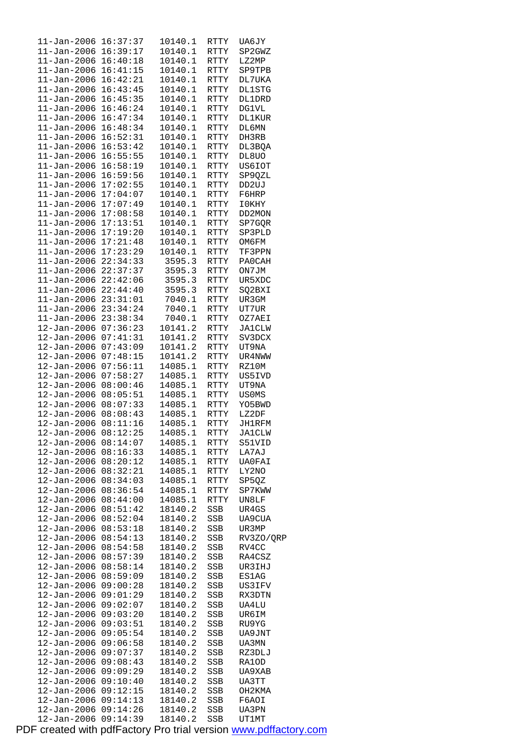| | | | | |
|---|---|---|---|---|
| 11-Jan-2006 | 16:37:37 | 10140.1 | RTTY | UA6JY |
| 11-Jan-2006 | 16:39:17 | 10140.1 | RTTY | SP2GWZ |
| 11-Jan-2006 | 16:40:18 | 10140.1 | RTTY | LZ2MP |
| 11-Jan-2006 | 16:41:15 | 10140.1 | RTTY | SP9TPB |
| 11-Jan-2006 | 16:42:21 | 10140.1 | RTTY | DL7UKA |
| 11-Jan-2006 | 16:43:45 | 10140.1 | RTTY | DL1STG |
| 11-Jan-2006 | 16:45:35 | 10140.1 | RTTY | DL1DRD |
| 11-Jan-2006 | 16:46:24 | 10140.1 | RTTY | DG1VL |
| 11-Jan-2006 | 16:47:34 | 10140.1 | RTTY | DL1KUR |
| 11-Jan-2006 | 16:48:34 | 10140.1 | RTTY | DL6MN |
| 11-Jan-2006 | 16:52:31 | 10140.1 | RTTY | DH3RB |
| 11-Jan-2006 | 16:53:42 | 10140.1 | RTTY | DL3BQA |
| 11-Jan-2006 | 16:55:55 | 10140.1 | RTTY | DL8UO |
| 11-Jan-2006 | 16:58:19 | 10140.1 | RTTY | US6IOT |
| 11-Jan-2006 | 16:59:56 | 10140.1 | RTTY | SP9QZL |
| 11-Jan-2006 | 17:02:55 | 10140.1 | RTTY | DD2UJ |
| 11-Jan-2006 | 17:04:07 | 10140.1 | RTTY | F6HRP |
| 11-Jan-2006 | 17:07:49 | 10140.1 | RTTY | I0KHY |
| 11-Jan-2006 | 17:08:58 | 10140.1 | RTTY | DD2MON |
| 11-Jan-2006 | 17:13:51 | 10140.1 | RTTY | SP7GQR |
| 11-Jan-2006 | 17:19:20 | 10140.1 | RTTY | SP3PLD |
| 11-Jan-2006 | 17:21:48 | 10140.1 | RTTY | OM6FM |
| 11-Jan-2006 | 17:23:29 | 10140.1 | RTTY | TF3PPN |
| 11-Jan-2006 | 22:34:33 | 3595.3 | RTTY | PA0CAH |
| 11-Jan-2006 | 22:37:37 | 3595.3 | RTTY | ON7JM |
| 11-Jan-2006 | 22:42:06 | 3595.3 | RTTY | UR5XDC |
| 11-Jan-2006 | 22:44:40 | 3595.3 | RTTY | SQ2BXI |
| 11-Jan-2006 | 23:31:01 | 7040.1 | RTTY | UR3GM |
| 11-Jan-2006 | 23:34:24 | 7040.1 | RTTY | UT7UR |
| 11-Jan-2006 | 23:38:34 | 7040.1 | RTTY | OZ7AEI |
| 12-Jan-2006 | 07:36:23 | 10141.2 | RTTY | JA1CLW |
| 12-Jan-2006 | 07:41:31 | 10141.2 | RTTY | SV3DCX |
| 12-Jan-2006 | 07:43:09 | 10141.2 | RTTY | UT9NA |
| 12-Jan-2006 | 07:48:15 | 10141.2 | RTTY | UR4NWW |
| 12-Jan-2006 | 07:56:11 | 14085.1 | RTTY | RZ1OM |
| 12-Jan-2006 | 07:58:27 | 14085.1 | RTTY | US5IVD |
| 12-Jan-2006 | 08:00:46 | 14085.1 | RTTY | UT9NA |
| 12-Jan-2006 | 08:05:51 | 14085.1 | RTTY | US0MS |
| 12-Jan-2006 | 08:07:33 | 14085.1 | RTTY | YO5BWD |
| 12-Jan-2006 | 08:08:43 | 14085.1 | RTTY | LZ2DF |
| 12-Jan-2006 | 08:11:16 | 14085.1 | RTTY | JH1RFM |
| 12-Jan-2006 | 08:12:25 | 14085.1 | RTTY | JA1CLW |
| 12-Jan-2006 | 08:14:07 | 14085.1 | RTTY | S51VID |
| 12-Jan-2006 | 08:16:33 | 14085.1 | RTTY | LA7AJ |
| 12-Jan-2006 | 08:20:12 | 14085.1 | RTTY | UA0FAI |
| 12-Jan-2006 | 08:32:21 | 14085.1 | RTTY | LY2NO |
| 12-Jan-2006 | 08:34:03 | 14085.1 | RTTY | SP5QZ |
| 12-Jan-2006 | 08:36:54 | 14085.1 | RTTY | SP7KWW |
| 12-Jan-2006 | 08:44:00 | 14085.1 | RTTY | UN8LF |
| 12-Jan-2006 | 08:51:42 | 18140.2 | SSB | UR4GS |
| 12-Jan-2006 | 08:52:04 | 18140.2 | SSB | UA9CUA |
| 12-Jan-2006 | 08:53:18 | 18140.2 | SSB | UR3MP |
| 12-Jan-2006 | 08:54:13 | 18140.2 | SSB | RV3ZO/QRP |
| 12-Jan-2006 | 08:54:58 | 18140.2 | SSB | RV4CC |
| 12-Jan-2006 | 08:57:39 | 18140.2 | SSB | RA4CSZ |
| 12-Jan-2006 | 08:58:14 | 18140.2 | SSB | UR3IHJ |
| 12-Jan-2006 | 08:59:09 | 18140.2 | SSB | ES1AG |
| 12-Jan-2006 | 09:00:28 | 18140.2 | SSB | US3IFV |
| 12-Jan-2006 | 09:01:29 | 18140.2 | SSB | RX3DTN |
| 12-Jan-2006 | 09:02:07 | 18140.2 | SSB | UA4LU |
| 12-Jan-2006 | 09:03:20 | 18140.2 | SSB | UR6IM |
| 12-Jan-2006 | 09:03:51 | 18140.2 | SSB | RU9YG |
| 12-Jan-2006 | 09:05:54 | 18140.2 | SSB | UA9JNT |
| 12-Jan-2006 | 09:06:58 | 18140.2 | SSB | UA3MN |
| 12-Jan-2006 | 09:07:37 | 18140.2 | SSB | RZ3DLJ |
| 12-Jan-2006 | 09:08:43 | 18140.2 | SSB | RA1OD |
| 12-Jan-2006 | 09:09:29 | 18140.2 | SSB | UA9XAB |
| 12-Jan-2006 | 09:10:40 | 18140.2 | SSB | UA3TT |
| 12-Jan-2006 | 09:12:15 | 18140.2 | SSB | OH2KMA |
| 12-Jan-2006 | 09:14:13 | 18140.2 | SSB | F6AOI |
| 12-Jan-2006 | 09:14:26 | 18140.2 | SSB | UA3PN |
| 12-Jan-2006 | 09:14:39 | 18140.2 | SSB | UT1MT |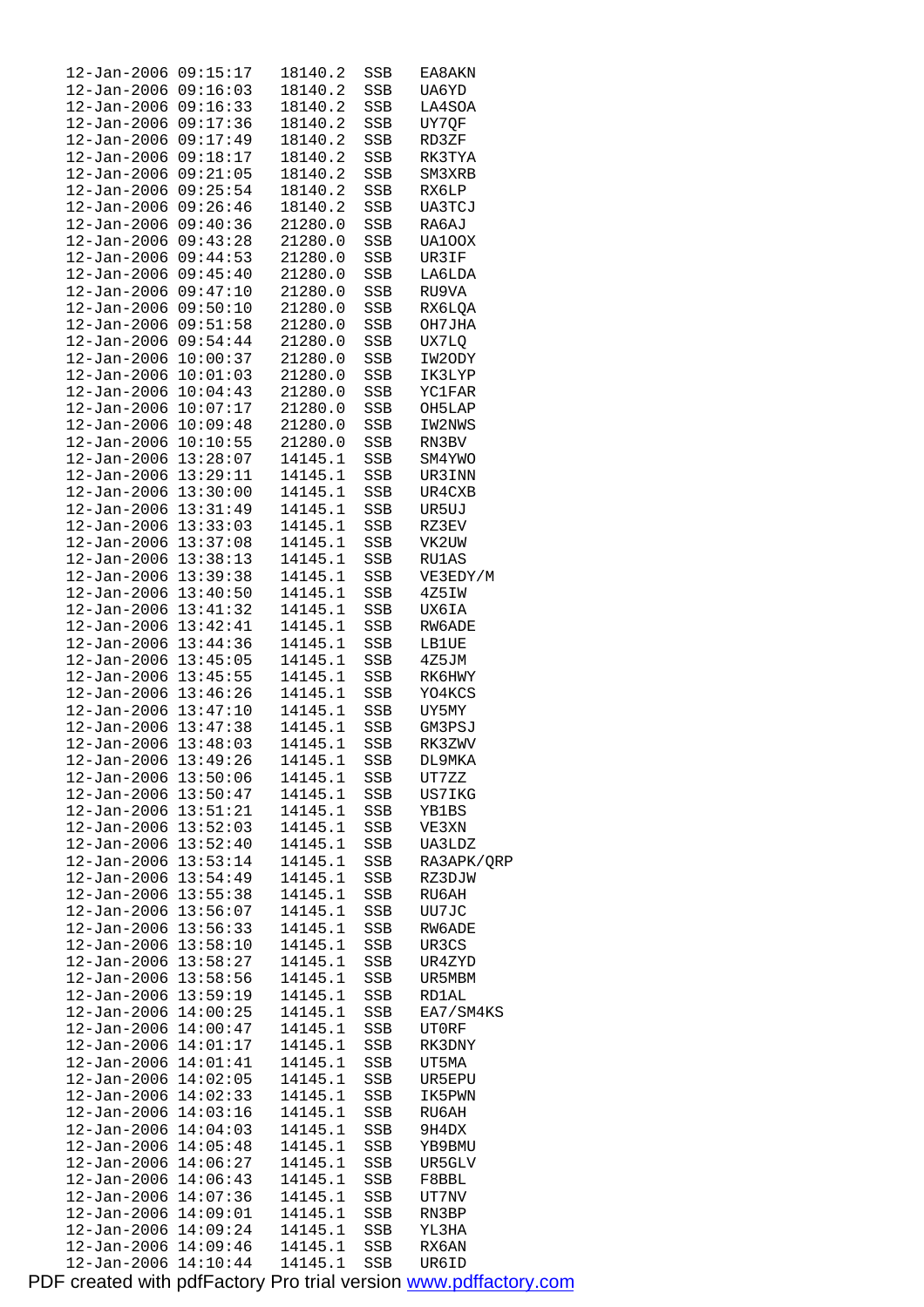```
12-Jan-2006 09:15:17  18140.2  SSB  EA8AKN
12-Jan-2006 09:16:03  18140.2  SSB  UA6YD
12-Jan-2006 09:16:33  18140.2  SSB  LA4SOA
12-Jan-2006 09:17:36  18140.2  SSB  UY7QF
12-Jan-2006 09:17:49  18140.2  SSB  RD3ZF
12-Jan-2006 09:18:17  18140.2  SSB  RK3TYA
12-Jan-2006 09:21:05  18140.2  SSB  SM3XRB
12-Jan-2006 09:25:54  18140.2  SSB  RX6LP
12-Jan-2006 09:26:46  18140.2  SSB  UA3TCJ
12-Jan-2006 09:40:36  21280.0  SSB  RA6AJ
12-Jan-2006 09:43:28  21280.0  SSB  UA1OOX
12-Jan-2006 09:44:53  21280.0  SSB  UR3IF
12-Jan-2006 09:45:40  21280.0  SSB  LA6LDA
12-Jan-2006 09:47:10  21280.0  SSB  RU9VA
12-Jan-2006 09:50:10  21280.0  SSB  RX6LQA
12-Jan-2006 09:51:58  21280.0  SSB  OH7JHA
12-Jan-2006 09:54:44  21280.0  SSB  UX7LQ
12-Jan-2006 10:00:37  21280.0  SSB  IW2ODY
12-Jan-2006 10:01:03  21280.0  SSB  IK3LYP
12-Jan-2006 10:04:43  21280.0  SSB  YC1FAR
12-Jan-2006 10:07:17  21280.0  SSB  OH5LAP
12-Jan-2006 10:09:48  21280.0  SSB  IW2NWS
12-Jan-2006 10:10:55  21280.0  SSB  RN3BV
12-Jan-2006 13:28:07  14145.1  SSB  SM4YWO
12-Jan-2006 13:29:11  14145.1  SSB  UR3INN
12-Jan-2006 13:30:00  14145.1  SSB  UR4CXB
12-Jan-2006 13:31:49  14145.1  SSB  UR5UJ
12-Jan-2006 13:33:03  14145.1  SSB  RZ3EV
12-Jan-2006 13:37:08  14145.1  SSB  VK2UW
12-Jan-2006 13:38:13  14145.1  SSB  RU1AS
12-Jan-2006 13:39:38  14145.1  SSB  VE3EDY/M
12-Jan-2006 13:40:50  14145.1  SSB  4Z5IW
12-Jan-2006 13:41:32  14145.1  SSB  UX6IA
12-Jan-2006 13:42:41  14145.1  SSB  RW6ADE
12-Jan-2006 13:44:36  14145.1  SSB  LB1UE
12-Jan-2006 13:45:05  14145.1  SSB  4Z5JM
12-Jan-2006 13:45:55  14145.1  SSB  RK6HWY
12-Jan-2006 13:46:26  14145.1  SSB  YO4KCS
12-Jan-2006 13:47:10  14145.1  SSB  UY5MY
12-Jan-2006 13:47:38  14145.1  SSB  GM3PSJ
12-Jan-2006 13:48:03  14145.1  SSB  RK3ZWV
12-Jan-2006 13:49:26  14145.1  SSB  DL9MKA
12-Jan-2006 13:50:06  14145.1  SSB  UT7ZZ
12-Jan-2006 13:50:47  14145.1  SSB  US7IKG
12-Jan-2006 13:51:21  14145.1  SSB  YB1BS
12-Jan-2006 13:52:03  14145.1  SSB  VE3XN
12-Jan-2006 13:52:40  14145.1  SSB  UA3LDZ
12-Jan-2006 13:53:14  14145.1  SSB  RA3APK/QRP
12-Jan-2006 13:54:49  14145.1  SSB  RZ3DJW
12-Jan-2006 13:55:38  14145.1  SSB  RU6AH
12-Jan-2006 13:56:07  14145.1  SSB  UU7JC
12-Jan-2006 13:56:33  14145.1  SSB  RW6ADE
12-Jan-2006 13:58:10  14145.1  SSB  UR3CS
12-Jan-2006 13:58:27  14145.1  SSB  UR4ZYD
12-Jan-2006 13:58:56  14145.1  SSB  UR5MBM
12-Jan-2006 13:59:19  14145.1  SSB  RD1AL
12-Jan-2006 14:00:25  14145.1  SSB  EA7/SM4KS
12-Jan-2006 14:00:47  14145.1  SSB  UT0RF
12-Jan-2006 14:01:17  14145.1  SSB  RK3DNY
12-Jan-2006 14:01:41  14145.1  SSB  UT5MA
12-Jan-2006 14:02:05  14145.1  SSB  UR5EPU
12-Jan-2006 14:02:33  14145.1  SSB  IK5PWN
12-Jan-2006 14:03:16  14145.1  SSB  RU6AH
12-Jan-2006 14:04:03  14145.1  SSB  9H4DX
12-Jan-2006 14:05:48  14145.1  SSB  YB9BMU
12-Jan-2006 14:06:27  14145.1  SSB  UR5GLV
12-Jan-2006 14:06:43  14145.1  SSB  F8BBL
12-Jan-2006 14:07:36  14145.1  SSB  UT7NV
12-Jan-2006 14:09:01  14145.1  SSB  RN3BP
12-Jan-2006 14:09:24  14145.1  SSB  YL3HA
12-Jan-2006 14:09:46  14145.1  SSB  RX6AN
12-Jan-2006 14:10:44  14145.1  SSB  UR6ID
```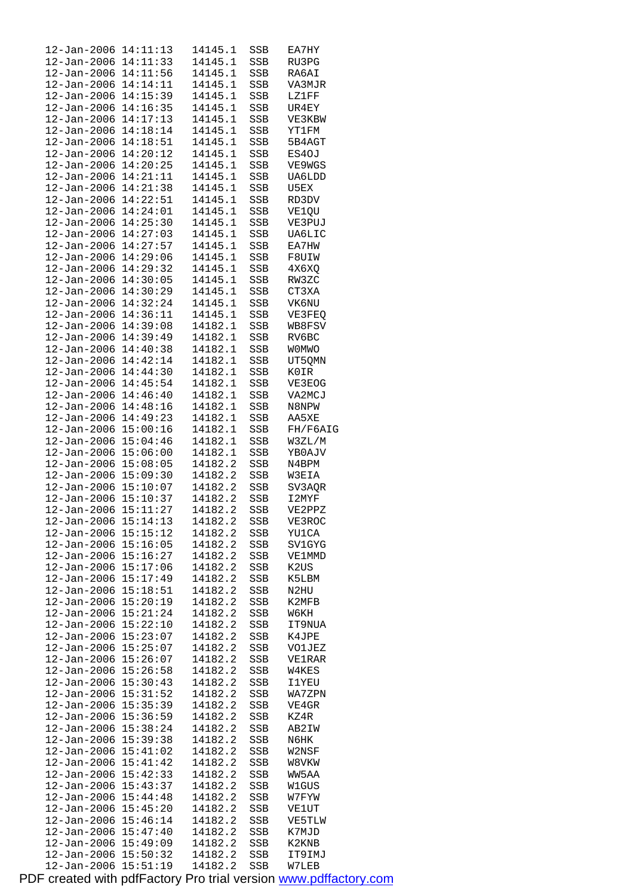```
12-Jan-2006 14:11:13  14145.1  SSB  EA7HY
12-Jan-2006 14:11:33  14145.1  SSB  RU3PG
12-Jan-2006 14:11:56  14145.1  SSB  RA6AI
12-Jan-2006 14:14:11  14145.1  SSB  VA3MJR
12-Jan-2006 14:15:39  14145.1  SSB  LZ1FF
12-Jan-2006 14:16:35  14145.1  SSB  UR4EY
12-Jan-2006 14:17:13  14145.1  SSB  VE3KBW
12-Jan-2006 14:18:14  14145.1  SSB  YT1FM
12-Jan-2006 14:18:51  14145.1  SSB  5B4AGT
12-Jan-2006 14:20:12  14145.1  SSB  ES4OJ
12-Jan-2006 14:20:25  14145.1  SSB  VE9WGS
12-Jan-2006 14:21:11  14145.1  SSB  UA6LDD
12-Jan-2006 14:21:38  14145.1  SSB  U5EX
12-Jan-2006 14:22:51  14145.1  SSB  RD3DV
12-Jan-2006 14:24:01  14145.1  SSB  VE1QU
12-Jan-2006 14:25:30  14145.1  SSB  VE3PUJ
12-Jan-2006 14:27:03  14145.1  SSB  UA6LIC
12-Jan-2006 14:27:57  14145.1  SSB  EA7HW
12-Jan-2006 14:29:06  14145.1  SSB  F8UIW
12-Jan-2006 14:29:32  14145.1  SSB  4X6XQ
12-Jan-2006 14:30:05  14145.1  SSB  RW3ZC
12-Jan-2006 14:30:29  14145.1  SSB  CT3XA
12-Jan-2006 14:32:24  14145.1  SSB  VK6NU
12-Jan-2006 14:36:11  14145.1  SSB  VE3FEQ
12-Jan-2006 14:39:08  14182.1  SSB  WB8FSV
12-Jan-2006 14:39:49  14182.1  SSB  RV6BC
12-Jan-2006 14:40:38  14182.1  SSB  W0MWO
12-Jan-2006 14:42:14  14182.1  SSB  UT5QMN
12-Jan-2006 14:44:30  14182.1  SSB  K0IR
12-Jan-2006 14:45:54  14182.1  SSB  VE3EOG
12-Jan-2006 14:46:40  14182.1  SSB  VA2MCJ
12-Jan-2006 14:48:16  14182.1  SSB  N8NPW
12-Jan-2006 14:49:23  14182.1  SSB  AA5XE
12-Jan-2006 15:00:16  14182.1  SSB  FH/F6AIG
12-Jan-2006 15:04:46  14182.1  SSB  W3ZL/M
12-Jan-2006 15:06:00  14182.1  SSB  YB0AJV
12-Jan-2006 15:08:05  14182.2  SSB  N4BPM
12-Jan-2006 15:09:30  14182.2  SSB  W3EIA
12-Jan-2006 15:10:07  14182.2  SSB  SV3AQR
12-Jan-2006 15:10:37  14182.2  SSB  I2MYF
12-Jan-2006 15:11:27  14182.2  SSB  VE2PPZ
12-Jan-2006 15:14:13  14182.2  SSB  VE3ROC
12-Jan-2006 15:15:12  14182.2  SSB  YU1CA
12-Jan-2006 15:16:05  14182.2  SSB  SV1GYG
12-Jan-2006 15:16:27  14182.2  SSB  VE1MMD
12-Jan-2006 15:17:06  14182.2  SSB  K2US
12-Jan-2006 15:17:49  14182.2  SSB  K5LBM
12-Jan-2006 15:18:51  14182.2  SSB  N2HU
12-Jan-2006 15:20:19  14182.2  SSB  K2MFB
12-Jan-2006 15:21:24  14182.2  SSB  W6KH
12-Jan-2006 15:22:10  14182.2  SSB  IT9NUA
12-Jan-2006 15:23:07  14182.2  SSB  K4JPE
12-Jan-2006 15:25:07  14182.2  SSB  VO1JEZ
12-Jan-2006 15:26:07  14182.2  SSB  VE1RAR
12-Jan-2006 15:26:58  14182.2  SSB  W4KES
12-Jan-2006 15:30:43  14182.2  SSB  I1YEU
12-Jan-2006 15:31:52  14182.2  SSB  WA7ZPN
12-Jan-2006 15:35:39  14182.2  SSB  VE4GR
12-Jan-2006 15:36:59  14182.2  SSB  KZ4R
12-Jan-2006 15:38:24  14182.2  SSB  AB2IW
12-Jan-2006 15:39:38  14182.2  SSB  N6HK
12-Jan-2006 15:41:02  14182.2  SSB  W2NSF
12-Jan-2006 15:41:42  14182.2  SSB  W8VKW
12-Jan-2006 15:42:33  14182.2  SSB  WW5AA
12-Jan-2006 15:43:37  14182.2  SSB  W1GUS
12-Jan-2006 15:44:48  14182.2  SSB  W7FYW
12-Jan-2006 15:45:20  14182.2  SSB  VE1UT
12-Jan-2006 15:46:14  14182.2  SSB  VE5TLW
12-Jan-2006 15:47:40  14182.2  SSB  K7MJD
12-Jan-2006 15:49:09  14182.2  SSB  K2KNB
12-Jan-2006 15:50:32  14182.2  SSB  IT9IMJ
12-Jan-2006 15:51:19  14182.2  SSB  W7LEB
```

PDF created with pdfFactory Pro trial version www.pdffactory.com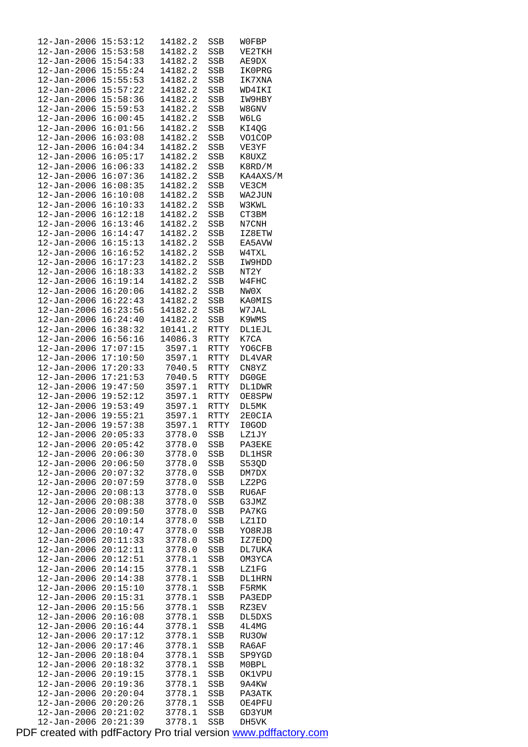```
12-Jan-2006 15:53:12   14182.2  SSB   W0FBP
12-Jan-2006 15:53:58   14182.2  SSB   VE2TKH
12-Jan-2006 15:54:33   14182.2  SSB   AE9DX
12-Jan-2006 15:55:24   14182.2  SSB   IK0PRG
12-Jan-2006 15:55:53   14182.2  SSB   IK7XNA
12-Jan-2006 15:57:22   14182.2  SSB   WD4IKI
12-Jan-2006 15:58:36   14182.2  SSB   IW9HBY
12-Jan-2006 15:59:53   14182.2  SSB   W8GNV
12-Jan-2006 16:00:45   14182.2  SSB   W6LG
12-Jan-2006 16:01:56   14182.2  SSB   KI4QG
12-Jan-2006 16:03:08   14182.2  SSB   VO1COP
12-Jan-2006 16:04:34   14182.2  SSB   VE3YF
12-Jan-2006 16:05:17   14182.2  SSB   K8UXZ
12-Jan-2006 16:06:33   14182.2  SSB   K8RD/M
12-Jan-2006 16:07:36   14182.2  SSB   KA4AXS/M
12-Jan-2006 16:08:35   14182.2  SSB   VE3CM
12-Jan-2006 16:10:08   14182.2  SSB   WA2JUN
12-Jan-2006 16:10:33   14182.2  SSB   W3KWL
12-Jan-2006 16:12:18   14182.2  SSB   CT3BM
12-Jan-2006 16:13:46   14182.2  SSB   N7CNH
12-Jan-2006 16:14:47   14182.2  SSB   IZ8ETW
12-Jan-2006 16:15:13   14182.2  SSB   EA5AVW
12-Jan-2006 16:16:52   14182.2  SSB   W4TXL
12-Jan-2006 16:17:23   14182.2  SSB   IW9HDD
12-Jan-2006 16:18:33   14182.2  SSB   NT2Y
12-Jan-2006 16:19:14   14182.2  SSB   W4FHC
12-Jan-2006 16:20:06   14182.2  SSB   NW0X
12-Jan-2006 16:22:43   14182.2  SSB   KA0MIS
12-Jan-2006 16:23:56   14182.2  SSB   W7JAL
12-Jan-2006 16:24:40   14182.2  SSB   K9WMS
12-Jan-2006 16:38:32   10141.2  RTTY  DL1EJL
12-Jan-2006 16:56:16   14086.3  RTTY  K7CA
12-Jan-2006 17:07:15    3597.1  RTTY  YO6CFB
12-Jan-2006 17:10:50    3597.1  RTTY  DL4VAR
12-Jan-2006 17:20:33    7040.5  RTTY  CN8YZ
12-Jan-2006 17:21:53    7040.5  RTTY  DG0GE
12-Jan-2006 19:47:50    3597.1  RTTY  DL1DWR
12-Jan-2006 19:52:12    3597.1  RTTY  OE8SPW
12-Jan-2006 19:53:49    3597.1  RTTY  DL5MK
12-Jan-2006 19:55:21    3597.1  RTTY  2E0CIA
12-Jan-2006 19:57:38    3597.1  RTTY  I0GOD
12-Jan-2006 20:05:33    3778.0  SSB   LZ1JY
12-Jan-2006 20:05:42    3778.0  SSB   PA3EKE
12-Jan-2006 20:06:30    3778.0  SSB   DL1HSR
12-Jan-2006 20:06:50    3778.0  SSB   S53QD
12-Jan-2006 20:07:32    3778.0  SSB   DM7DX
12-Jan-2006 20:07:59    3778.0  SSB   LZ2PG
12-Jan-2006 20:08:13    3778.0  SSB   RU6AF
12-Jan-2006 20:08:38    3778.0  SSB   G3JMZ
12-Jan-2006 20:09:50    3778.0  SSB   PA7KG
12-Jan-2006 20:10:14    3778.0  SSB   LZ1ID
12-Jan-2006 20:10:47    3778.0  SSB   YO8RJB
12-Jan-2006 20:11:33    3778.0  SSB   IZ7EDQ
12-Jan-2006 20:12:11    3778.0  SSB   DL7UKA
12-Jan-2006 20:12:51    3778.1  SSB   OM3YCA
12-Jan-2006 20:14:15    3778.1  SSB   LZ1FG
12-Jan-2006 20:14:38    3778.1  SSB   DL1HRN
12-Jan-2006 20:15:10    3778.1  SSB   F5RMK
12-Jan-2006 20:15:31    3778.1  SSB   PA3EDP
12-Jan-2006 20:15:56    3778.1  SSB   RZ3EV
12-Jan-2006 20:16:08    3778.1  SSB   DL5DXS
12-Jan-2006 20:16:44    3778.1  SSB   4L4MG
12-Jan-2006 20:17:12    3778.1  SSB   RU3OW
12-Jan-2006 20:17:46    3778.1  SSB   RA6AF
12-Jan-2006 20:18:04    3778.1  SSB   SP9YGD
12-Jan-2006 20:18:32    3778.1  SSB   M0BPL
12-Jan-2006 20:19:15    3778.1  SSB   OK1VPU
12-Jan-2006 20:19:36    3778.1  SSB   9A4KW
12-Jan-2006 20:20:04    3778.1  SSB   PA3ATK
12-Jan-2006 20:20:26    3778.1  SSB   OE4PFU
12-Jan-2006 20:21:02    3778.1  SSB   GD3YUM
12-Jan-2006 20:21:39    3778.1  SSB   DH5VK
```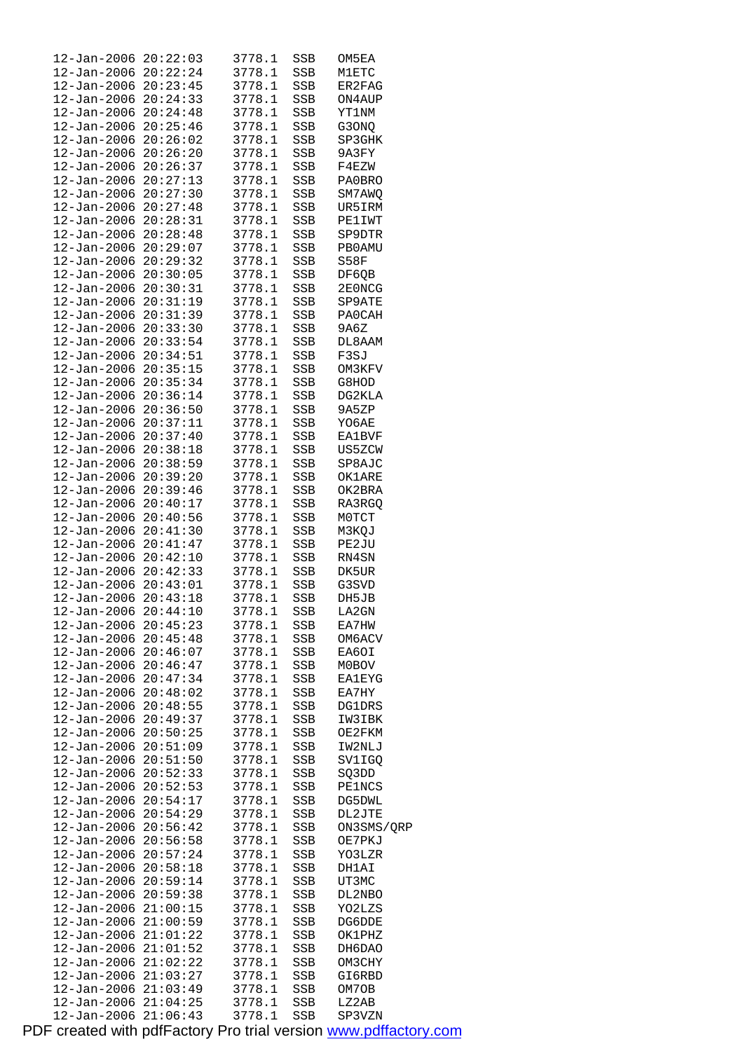```
12-Jan-2006 20:22:03    3778.1  SSB   OM5EA
12-Jan-2006 20:22:24    3778.1  SSB   M1ETC
12-Jan-2006 20:23:45    3778.1  SSB   ER2FAG
12-Jan-2006 20:24:33    3778.1  SSB   ON4AUP
12-Jan-2006 20:24:48    3778.1  SSB   YT1NM
12-Jan-2006 20:25:46    3778.1  SSB   G3ONQ
12-Jan-2006 20:26:02    3778.1  SSB   SP3GHK
12-Jan-2006 20:26:20    3778.1  SSB   9A3FY
12-Jan-2006 20:26:37    3778.1  SSB   F4EZW
12-Jan-2006 20:27:13    3778.1  SSB   PA0BRO
12-Jan-2006 20:27:30    3778.1  SSB   SM7AWQ
12-Jan-2006 20:27:48    3778.1  SSB   UR5IRM
12-Jan-2006 20:28:31    3778.1  SSB   PE1IWT
12-Jan-2006 20:28:48    3778.1  SSB   SP9DTR
12-Jan-2006 20:29:07    3778.1  SSB   PB0AMU
12-Jan-2006 20:29:32    3778.1  SSB   S58F
12-Jan-2006 20:30:05    3778.1  SSB   DF6QB
12-Jan-2006 20:30:31    3778.1  SSB   2E0NCG
12-Jan-2006 20:31:19    3778.1  SSB   SP9ATE
12-Jan-2006 20:31:39    3778.1  SSB   PA0CAH
12-Jan-2006 20:33:30    3778.1  SSB   9A6Z
12-Jan-2006 20:33:54    3778.1  SSB   DL8AAM
12-Jan-2006 20:34:51    3778.1  SSB   F3SJ
12-Jan-2006 20:35:15    3778.1  SSB   OM3KFV
12-Jan-2006 20:35:34    3778.1  SSB   G8HOD
12-Jan-2006 20:36:14    3778.1  SSB   DG2KLA
12-Jan-2006 20:36:50    3778.1  SSB   9A5ZP
12-Jan-2006 20:37:11    3778.1  SSB   YO6AE
12-Jan-2006 20:37:40    3778.1  SSB   EA1BVF
12-Jan-2006 20:38:18    3778.1  SSB   US5ZCW
12-Jan-2006 20:38:59    3778.1  SSB   SP8AJC
12-Jan-2006 20:39:20    3778.1  SSB   OK1ARE
12-Jan-2006 20:39:46    3778.1  SSB   OK2BRA
12-Jan-2006 20:40:17    3778.1  SSB   RA3RGQ
12-Jan-2006 20:40:56    3778.1  SSB   M0TCT
12-Jan-2006 20:41:30    3778.1  SSB   M3KQJ
12-Jan-2006 20:41:47    3778.1  SSB   PE2JU
12-Jan-2006 20:42:10    3778.1  SSB   RN4SN
12-Jan-2006 20:42:33    3778.1  SSB   DK5UR
12-Jan-2006 20:43:01    3778.1  SSB   G3SVD
12-Jan-2006 20:43:18    3778.1  SSB   DH5JB
12-Jan-2006 20:44:10    3778.1  SSB   LA2GN
12-Jan-2006 20:45:23    3778.1  SSB   EA7HW
12-Jan-2006 20:45:48    3778.1  SSB   OM6ACV
12-Jan-2006 20:46:07    3778.1  SSB   EA6OI
12-Jan-2006 20:46:47    3778.1  SSB   M0BOV
12-Jan-2006 20:47:34    3778.1  SSB   EA1EYG
12-Jan-2006 20:48:02    3778.1  SSB   EA7HY
12-Jan-2006 20:48:55    3778.1  SSB   DG1DRS
12-Jan-2006 20:49:37    3778.1  SSB   IW3IBK
12-Jan-2006 20:50:25    3778.1  SSB   OE2FKM
12-Jan-2006 20:51:09    3778.1  SSB   IW2NLJ
12-Jan-2006 20:51:50    3778.1  SSB   SV1IGQ
12-Jan-2006 20:52:33    3778.1  SSB   SQ3DD
12-Jan-2006 20:52:53    3778.1  SSB   PE1NCS
12-Jan-2006 20:54:17    3778.1  SSB   DG5DWL
12-Jan-2006 20:54:29    3778.1  SSB   DL2JTE
12-Jan-2006 20:56:42    3778.1  SSB   ON3SMS/QRP
12-Jan-2006 20:56:58    3778.1  SSB   OE7PKJ
12-Jan-2006 20:57:24    3778.1  SSB   YO3LZR
12-Jan-2006 20:58:18    3778.1  SSB   DH1AI
12-Jan-2006 20:59:14    3778.1  SSB   UT3MC
12-Jan-2006 20:59:38    3778.1  SSB   DL2NBO
12-Jan-2006 21:00:15    3778.1  SSB   YO2LZS
12-Jan-2006 21:00:59    3778.1  SSB   DG6DDE
12-Jan-2006 21:01:22    3778.1  SSB   OK1PHZ
12-Jan-2006 21:01:52    3778.1  SSB   DH6DAO
12-Jan-2006 21:02:22    3778.1  SSB   OM3CHY
12-Jan-2006 21:03:27    3778.1  SSB   GI6RBD
12-Jan-2006 21:03:49    3778.1  SSB   OM7OB
12-Jan-2006 21:04:25    3778.1  SSB   LZ2AB
12-Jan-2006 21:06:43    3778.1  SSB   SP3VZN
```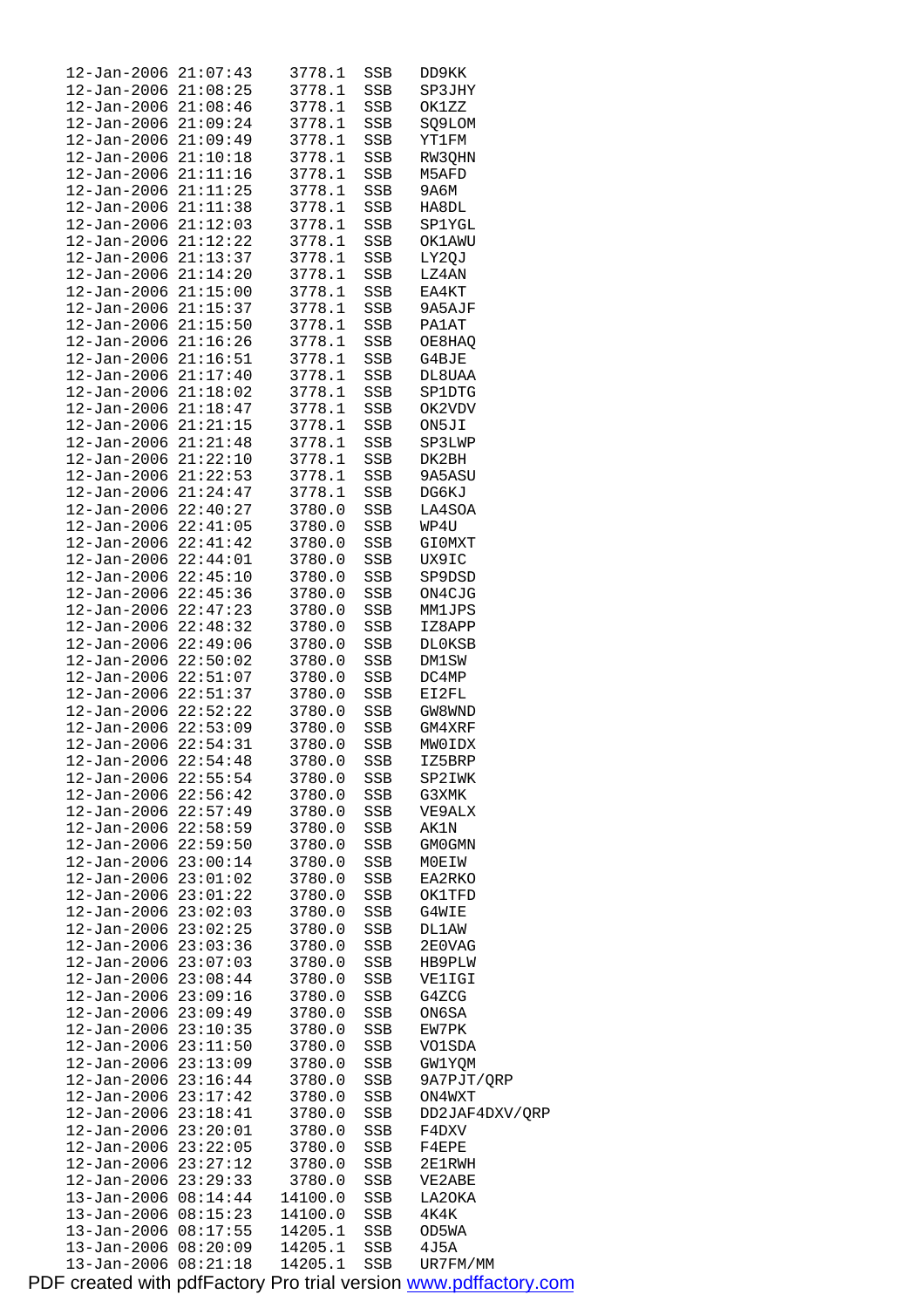```
12-Jan-2006 21:07:43    3778.1  SSB   DD9KK
12-Jan-2006 21:08:25    3778.1  SSB   SP3JHY
12-Jan-2006 21:08:46    3778.1  SSB   OK1ZZ
12-Jan-2006 21:09:24    3778.1  SSB   SQ9LOM
12-Jan-2006 21:09:49    3778.1  SSB   YT1FM
12-Jan-2006 21:10:18    3778.1  SSB   RW3QHN
12-Jan-2006 21:11:16    3778.1  SSB   M5AFD
12-Jan-2006 21:11:25    3778.1  SSB   9A6M
12-Jan-2006 21:11:38    3778.1  SSB   HA8DL
12-Jan-2006 21:12:03    3778.1  SSB   SP1YGL
12-Jan-2006 21:12:22    3778.1  SSB   OK1AWU
12-Jan-2006 21:13:37    3778.1  SSB   LY2QJ
12-Jan-2006 21:14:20    3778.1  SSB   LZ4AN
12-Jan-2006 21:15:00    3778.1  SSB   EA4KT
12-Jan-2006 21:15:37    3778.1  SSB   9A5AJF
12-Jan-2006 21:15:50    3778.1  SSB   PA1AT
12-Jan-2006 21:16:26    3778.1  SSB   OE8HAQ
12-Jan-2006 21:16:51    3778.1  SSB   G4BJE
12-Jan-2006 21:17:40    3778.1  SSB   DL8UAA
12-Jan-2006 21:18:02    3778.1  SSB   SP1DTG
12-Jan-2006 21:18:47    3778.1  SSB   OK2VDV
12-Jan-2006 21:21:15    3778.1  SSB   ON5JI
12-Jan-2006 21:21:48    3778.1  SSB   SP3LWP
12-Jan-2006 21:22:10    3778.1  SSB   DK2BH
12-Jan-2006 21:22:53    3778.1  SSB   9A5ASU
12-Jan-2006 21:24:47    3778.1  SSB   DG6KJ
12-Jan-2006 22:40:27    3780.0  SSB   LA4SOA
12-Jan-2006 22:41:05    3780.0  SSB   WP4U
12-Jan-2006 22:41:42    3780.0  SSB   GI0MXT
12-Jan-2006 22:44:01    3780.0  SSB   UX9IC
12-Jan-2006 22:45:10    3780.0  SSB   SP9DSD
12-Jan-2006 22:45:36    3780.0  SSB   ON4CJG
12-Jan-2006 22:47:23    3780.0  SSB   MM1JPS
12-Jan-2006 22:48:32    3780.0  SSB   IZ8APP
12-Jan-2006 22:49:06    3780.0  SSB   DL0KSB
12-Jan-2006 22:50:02    3780.0  SSB   DM1SW
12-Jan-2006 22:51:07    3780.0  SSB   DC4MP
12-Jan-2006 22:51:37    3780.0  SSB   EI2FL
12-Jan-2006 22:52:22    3780.0  SSB   GW8WND
12-Jan-2006 22:53:09    3780.0  SSB   GM4XRF
12-Jan-2006 22:54:31    3780.0  SSB   MW0IDX
12-Jan-2006 22:54:48    3780.0  SSB   IZ5BRP
12-Jan-2006 22:55:54    3780.0  SSB   SP2IWK
12-Jan-2006 22:56:42    3780.0  SSB   G3XMK
12-Jan-2006 22:57:49    3780.0  SSB   VE9ALX
12-Jan-2006 22:58:59    3780.0  SSB   AK1N
12-Jan-2006 22:59:50    3780.0  SSB   GM0GMN
12-Jan-2006 23:00:14    3780.0  SSB   M0EIW
12-Jan-2006 23:01:02    3780.0  SSB   EA2RKO
12-Jan-2006 23:01:22    3780.0  SSB   OK1TFD
12-Jan-2006 23:02:03    3780.0  SSB   G4WIE
12-Jan-2006 23:02:25    3780.0  SSB   DL1AW
12-Jan-2006 23:03:36    3780.0  SSB   2E0VAG
12-Jan-2006 23:07:03    3780.0  SSB   HB9PLW
12-Jan-2006 23:08:44    3780.0  SSB   VE1IGI
12-Jan-2006 23:09:16    3780.0  SSB   G4ZCG
12-Jan-2006 23:09:49    3780.0  SSB   ON6SA
12-Jan-2006 23:10:35    3780.0  SSB   EW7PK
12-Jan-2006 23:11:50    3780.0  SSB   VO1SDA
12-Jan-2006 23:13:09    3780.0  SSB   GW1YQM
12-Jan-2006 23:16:44    3780.0  SSB   9A7PJT/QRP
12-Jan-2006 23:17:42    3780.0  SSB   ON4WXT
12-Jan-2006 23:18:41    3780.0  SSB   DD2JAF4DXV/QRP
12-Jan-2006 23:20:01    3780.0  SSB   F4DXV
12-Jan-2006 23:22:05    3780.0  SSB   F4EPE
12-Jan-2006 23:27:12    3780.0  SSB   2E1RWH
12-Jan-2006 23:29:33    3780.0  SSB   VE2ABE
13-Jan-2006 08:14:44   14100.0  SSB   LA2OKA
13-Jan-2006 08:15:23   14100.0  SSB   4K4K
13-Jan-2006 08:17:55   14205.1  SSB   OD5WA
13-Jan-2006 08:20:09   14205.1  SSB   4J5A
13-Jan-2006 08:21:18   14205.1  SSB   UR7FM/MM
```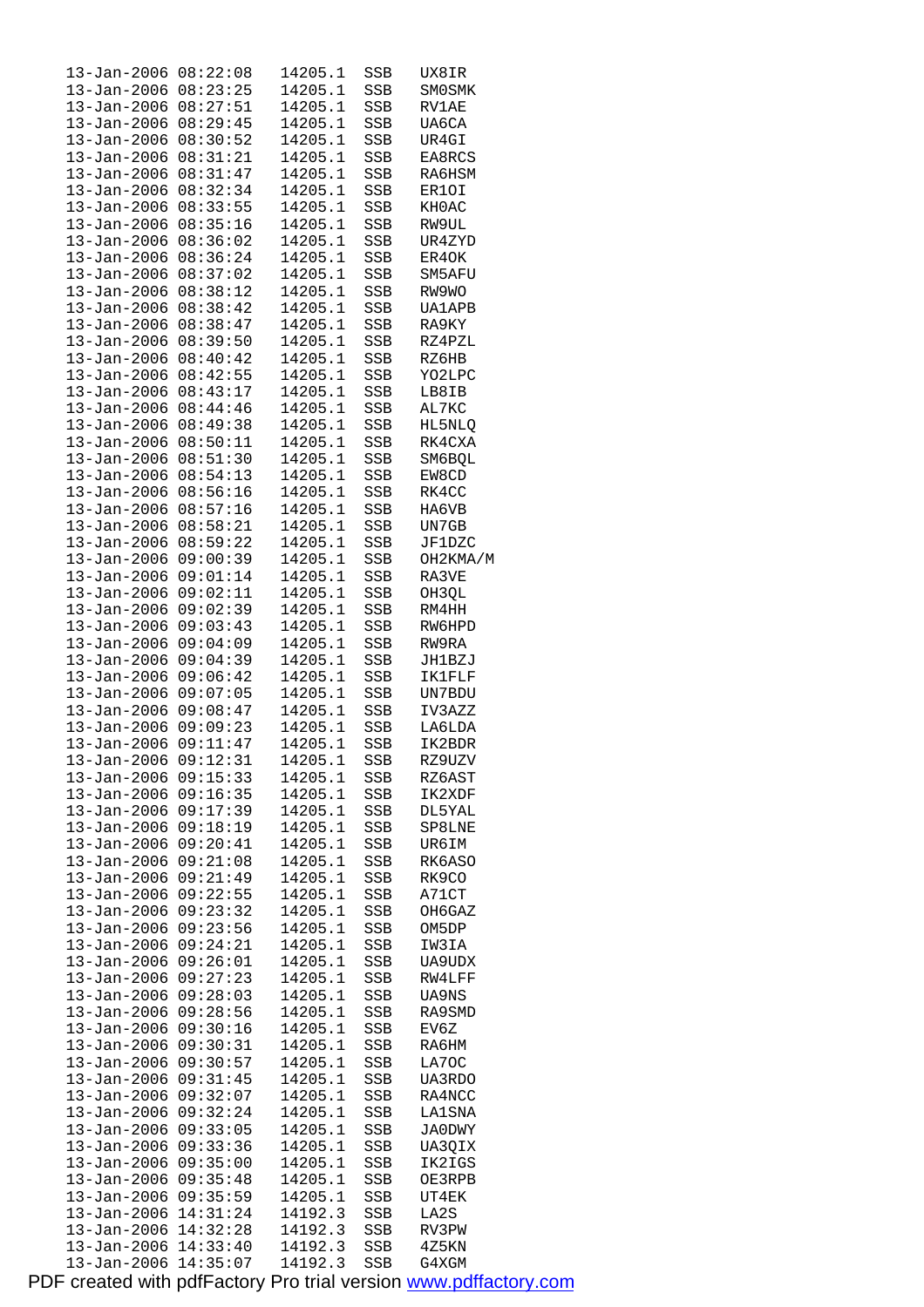```
13-Jan-2006 08:22:08   14205.1  SSB   UX8IR
13-Jan-2006 08:23:25   14205.1  SSB   SM0SMK
13-Jan-2006 08:27:51   14205.1  SSB   RV1AE
13-Jan-2006 08:29:45   14205.1  SSB   UA6CA
13-Jan-2006 08:30:52   14205.1  SSB   UR4GI
13-Jan-2006 08:31:21   14205.1  SSB   EA8RCS
13-Jan-2006 08:31:47   14205.1  SSB   RA6HSM
13-Jan-2006 08:32:34   14205.1  SSB   ER1OI
13-Jan-2006 08:33:55   14205.1  SSB   KH0AC
13-Jan-2006 08:35:16   14205.1  SSB   RW9UL
13-Jan-2006 08:36:02   14205.1  SSB   UR4ZYD
13-Jan-2006 08:36:24   14205.1  SSB   ER4OK
13-Jan-2006 08:37:02   14205.1  SSB   SM5AFU
13-Jan-2006 08:38:12   14205.1  SSB   RW9WO
13-Jan-2006 08:38:42   14205.1  SSB   UA1APB
13-Jan-2006 08:38:47   14205.1  SSB   RA9KY
13-Jan-2006 08:39:50   14205.1  SSB   RZ4PZL
13-Jan-2006 08:40:42   14205.1  SSB   RZ6HB
13-Jan-2006 08:42:55   14205.1  SSB   YO2LPC
13-Jan-2006 08:43:17   14205.1  SSB   LB8IB
13-Jan-2006 08:44:46   14205.1  SSB   AL7KC
13-Jan-2006 08:49:38   14205.1  SSB   HL5NLQ
13-Jan-2006 08:50:11   14205.1  SSB   RK4CXA
13-Jan-2006 08:51:30   14205.1  SSB   SM6BQL
13-Jan-2006 08:54:13   14205.1  SSB   EW8CD
13-Jan-2006 08:56:16   14205.1  SSB   RK4CC
13-Jan-2006 08:57:16   14205.1  SSB   HA6VB
13-Jan-2006 08:58:21   14205.1  SSB   UN7GB
13-Jan-2006 08:59:22   14205.1  SSB   JF1DZC
13-Jan-2006 09:00:39   14205.1  SSB   OH2KMA/M
13-Jan-2006 09:01:14   14205.1  SSB   RA3VE
13-Jan-2006 09:02:11   14205.1  SSB   OH3QL
13-Jan-2006 09:02:39   14205.1  SSB   RM4HH
13-Jan-2006 09:03:43   14205.1  SSB   RW6HPD
13-Jan-2006 09:04:09   14205.1  SSB   RW9RA
13-Jan-2006 09:04:39   14205.1  SSB   JH1BZJ
13-Jan-2006 09:06:42   14205.1  SSB   IK1FLF
13-Jan-2006 09:07:05   14205.1  SSB   UN7BDU
13-Jan-2006 09:08:47   14205.1  SSB   IV3AZZ
13-Jan-2006 09:09:23   14205.1  SSB   LA6LDA
13-Jan-2006 09:11:47   14205.1  SSB   IK2BDR
13-Jan-2006 09:12:31   14205.1  SSB   RZ9UZV
13-Jan-2006 09:15:33   14205.1  SSB   RZ6AST
13-Jan-2006 09:16:35   14205.1  SSB   IK2XDF
13-Jan-2006 09:17:39   14205.1  SSB   DL5YAL
13-Jan-2006 09:18:19   14205.1  SSB   SP8LNE
13-Jan-2006 09:20:41   14205.1  SSB   UR6IM
13-Jan-2006 09:21:08   14205.1  SSB   RK6ASO
13-Jan-2006 09:21:49   14205.1  SSB   RK9CO
13-Jan-2006 09:22:55   14205.1  SSB   A71CT
13-Jan-2006 09:23:32   14205.1  SSB   OH6GAZ
13-Jan-2006 09:23:56   14205.1  SSB   OM5DP
13-Jan-2006 09:24:21   14205.1  SSB   IW3IA
13-Jan-2006 09:26:01   14205.1  SSB   UA9UDX
13-Jan-2006 09:27:23   14205.1  SSB   RW4LFF
13-Jan-2006 09:28:03   14205.1  SSB   UA9NS
13-Jan-2006 09:28:56   14205.1  SSB   RA9SMD
13-Jan-2006 09:30:16   14205.1  SSB   EV6Z
13-Jan-2006 09:30:31   14205.1  SSB   RA6HM
13-Jan-2006 09:30:57   14205.1  SSB   LA7OC
13-Jan-2006 09:31:45   14205.1  SSB   UA3RDO
13-Jan-2006 09:32:07   14205.1  SSB   RA4NCC
13-Jan-2006 09:32:24   14205.1  SSB   LA1SNA
13-Jan-2006 09:33:05   14205.1  SSB   JA0DWY
13-Jan-2006 09:33:36   14205.1  SSB   UA3QIX
13-Jan-2006 09:35:00   14205.1  SSB   IK2IGS
13-Jan-2006 09:35:48   14205.1  SSB   OE3RPB
13-Jan-2006 09:35:59   14205.1  SSB   UT4EK
13-Jan-2006 14:31:24   14192.3  SSB   LA2S
13-Jan-2006 14:32:28   14192.3  SSB   RV3PW
13-Jan-2006 14:33:40   14192.3  SSB   4Z5KN
13-Jan-2006 14:35:07   14192.3  SSB   G4XGM
```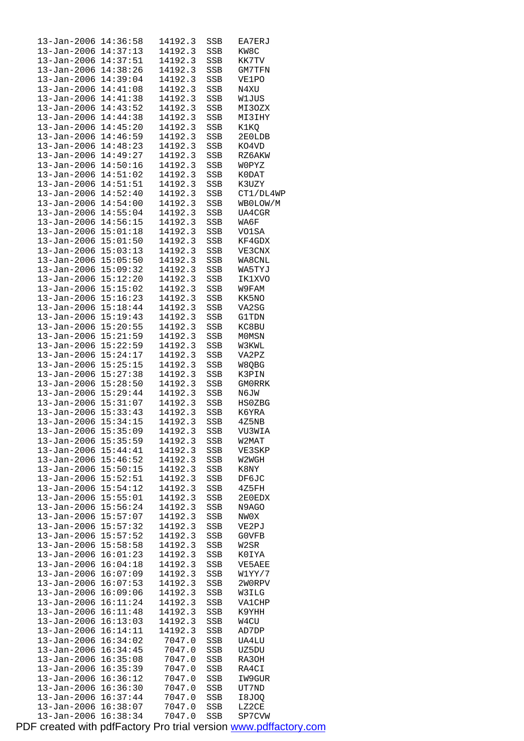| | | | | |
|---|---|---|---|---|
| 13-Jan-2006 | 14:36:58 | 14192.3 | SSB | EA7ERJ |
| 13-Jan-2006 | 14:37:13 | 14192.3 | SSB | KW8C |
| 13-Jan-2006 | 14:37:51 | 14192.3 | SSB | KK7TV |
| 13-Jan-2006 | 14:38:26 | 14192.3 | SSB | GM7TFN |
| 13-Jan-2006 | 14:39:04 | 14192.3 | SSB | VE1PO |
| 13-Jan-2006 | 14:41:08 | 14192.3 | SSB | N4XU |
| 13-Jan-2006 | 14:41:38 | 14192.3 | SSB | W1JUS |
| 13-Jan-2006 | 14:43:52 | 14192.3 | SSB | MI3OZX |
| 13-Jan-2006 | 14:44:38 | 14192.3 | SSB | MI3IHY |
| 13-Jan-2006 | 14:45:20 | 14192.3 | SSB | K1KQ |
| 13-Jan-2006 | 14:46:59 | 14192.3 | SSB | 2E0LDB |
| 13-Jan-2006 | 14:48:23 | 14192.3 | SSB | KO4VD |
| 13-Jan-2006 | 14:49:27 | 14192.3 | SSB | RZ6AKW |
| 13-Jan-2006 | 14:50:16 | 14192.3 | SSB | W0PYZ |
| 13-Jan-2006 | 14:51:02 | 14192.3 | SSB | K0DAT |
| 13-Jan-2006 | 14:51:51 | 14192.3 | SSB | K3UZY |
| 13-Jan-2006 | 14:52:40 | 14192.3 | SSB | CT1/DL4WP |
| 13-Jan-2006 | 14:54:00 | 14192.3 | SSB | WB0LOW/M |
| 13-Jan-2006 | 14:55:04 | 14192.3 | SSB | UA4CGR |
| 13-Jan-2006 | 14:56:15 | 14192.3 | SSB | WA6F |
| 13-Jan-2006 | 15:01:18 | 14192.3 | SSB | VO1SA |
| 13-Jan-2006 | 15:01:50 | 14192.3 | SSB | KF4GDX |
| 13-Jan-2006 | 15:03:13 | 14192.3 | SSB | VE3CNX |
| 13-Jan-2006 | 15:05:50 | 14192.3 | SSB | WA8CNL |
| 13-Jan-2006 | 15:09:32 | 14192.3 | SSB | WA5TYJ |
| 13-Jan-2006 | 15:12:20 | 14192.3 | SSB | IK1XVO |
| 13-Jan-2006 | 15:15:02 | 14192.3 | SSB | W9FAM |
| 13-Jan-2006 | 15:16:23 | 14192.3 | SSB | KK5NO |
| 13-Jan-2006 | 15:18:44 | 14192.3 | SSB | VA2SG |
| 13-Jan-2006 | 15:19:43 | 14192.3 | SSB | G1TDN |
| 13-Jan-2006 | 15:20:55 | 14192.3 | SSB | KC8BU |
| 13-Jan-2006 | 15:21:59 | 14192.3 | SSB | M0MSN |
| 13-Jan-2006 | 15:22:59 | 14192.3 | SSB | W3KWL |
| 13-Jan-2006 | 15:24:17 | 14192.3 | SSB | VA2PZ |
| 13-Jan-2006 | 15:25:15 | 14192.3 | SSB | W8QBG |
| 13-Jan-2006 | 15:27:38 | 14192.3 | SSB | K3PIN |
| 13-Jan-2006 | 15:28:50 | 14192.3 | SSB | GM0RRK |
| 13-Jan-2006 | 15:29:44 | 14192.3 | SSB | N6JW |
| 13-Jan-2006 | 15:31:07 | 14192.3 | SSB | HS0ZBG |
| 13-Jan-2006 | 15:33:43 | 14192.3 | SSB | K6YRA |
| 13-Jan-2006 | 15:34:15 | 14192.3 | SSB | 4Z5NB |
| 13-Jan-2006 | 15:35:09 | 14192.3 | SSB | VU3WIA |
| 13-Jan-2006 | 15:35:59 | 14192.3 | SSB | W2MAT |
| 13-Jan-2006 | 15:44:41 | 14192.3 | SSB | VE3SKP |
| 13-Jan-2006 | 15:46:52 | 14192.3 | SSB | W2WGH |
| 13-Jan-2006 | 15:50:15 | 14192.3 | SSB | K8NY |
| 13-Jan-2006 | 15:52:51 | 14192.3 | SSB | DF6JC |
| 13-Jan-2006 | 15:54:12 | 14192.3 | SSB | 4Z5FH |
| 13-Jan-2006 | 15:55:01 | 14192.3 | SSB | 2E0EDX |
| 13-Jan-2006 | 15:56:24 | 14192.3 | SSB | N9AGO |
| 13-Jan-2006 | 15:57:07 | 14192.3 | SSB | NW0X |
| 13-Jan-2006 | 15:57:32 | 14192.3 | SSB | VE2PJ |
| 13-Jan-2006 | 15:57:52 | 14192.3 | SSB | G0VFB |
| 13-Jan-2006 | 15:58:58 | 14192.3 | SSB | W2SR |
| 13-Jan-2006 | 16:01:23 | 14192.3 | SSB | K0IYA |
| 13-Jan-2006 | 16:04:18 | 14192.3 | SSB | VE5AEE |
| 13-Jan-2006 | 16:07:09 | 14192.3 | SSB | W1YY/7 |
| 13-Jan-2006 | 16:07:53 | 14192.3 | SSB | 2W0RPV |
| 13-Jan-2006 | 16:09:06 | 14192.3 | SSB | W3ILG |
| 13-Jan-2006 | 16:11:24 | 14192.3 | SSB | VA1CHP |
| 13-Jan-2006 | 16:11:48 | 14192.3 | SSB | K9YHH |
| 13-Jan-2006 | 16:13:03 | 14192.3 | SSB | W4CU |
| 13-Jan-2006 | 16:14:11 | 14192.3 | SSB | AD7DP |
| 13-Jan-2006 | 16:34:02 | 7047.0 | SSB | UA4LU |
| 13-Jan-2006 | 16:34:45 | 7047.0 | SSB | UZ5DU |
| 13-Jan-2006 | 16:35:08 | 7047.0 | SSB | RA3OH |
| 13-Jan-2006 | 16:35:39 | 7047.0 | SSB | RA4CI |
| 13-Jan-2006 | 16:36:12 | 7047.0 | SSB | IW9GUR |
| 13-Jan-2006 | 16:36:30 | 7047.0 | SSB | UT7ND |
| 13-Jan-2006 | 16:37:44 | 7047.0 | SSB | I8JOQ |
| 13-Jan-2006 | 16:38:07 | 7047.0 | SSB | LZ2CE |
| 13-Jan-2006 | 16:38:34 | 7047.0 | SSB | SP7CVW |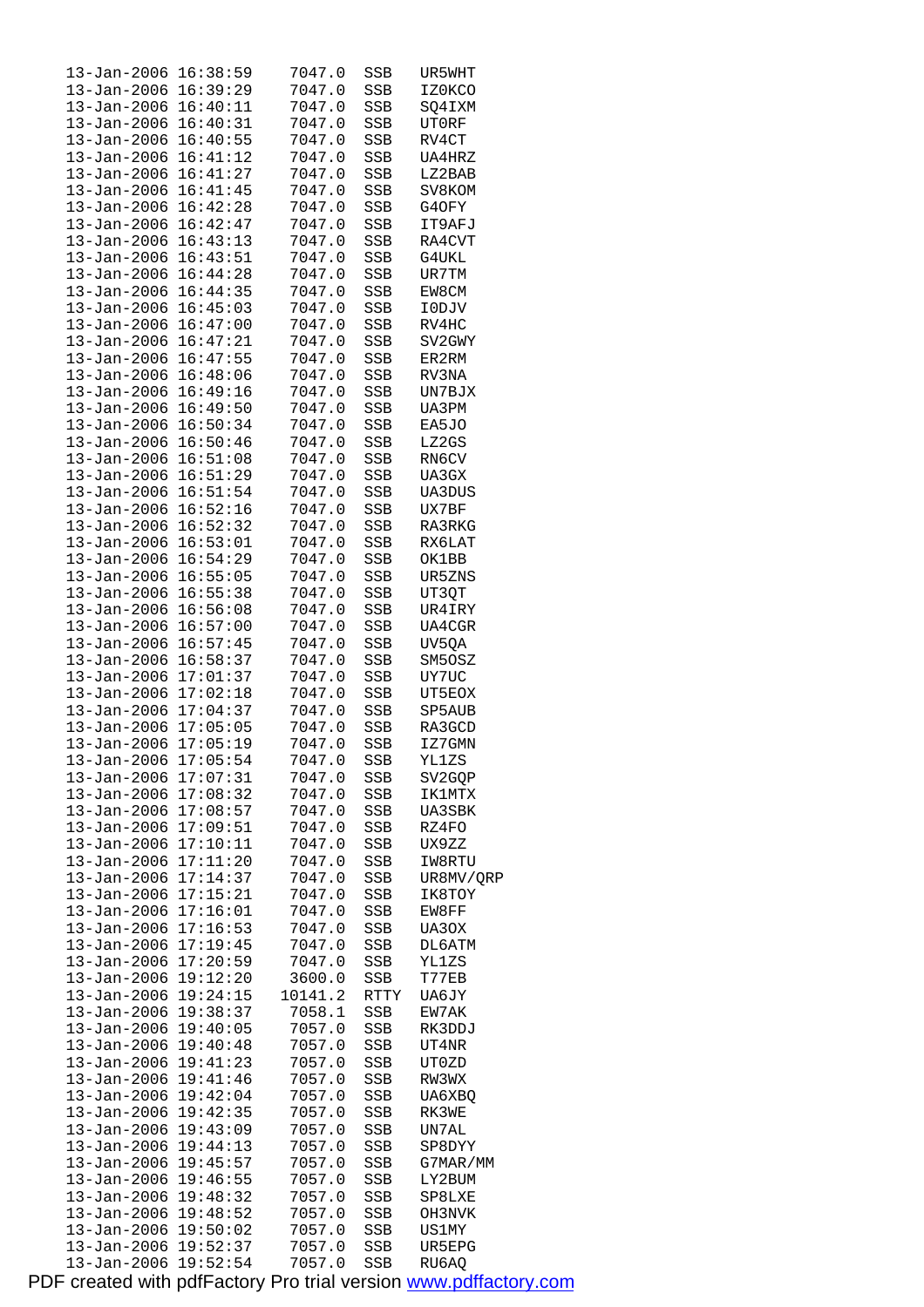```
13-Jan-2006 16:38:59    7047.0  SSB   UR5WHT
13-Jan-2006 16:39:29    7047.0  SSB   IZ0KCO
13-Jan-2006 16:40:11    7047.0  SSB   SQ4IXM
13-Jan-2006 16:40:31    7047.0  SSB   UT0RF
13-Jan-2006 16:40:55    7047.0  SSB   RV4CT
13-Jan-2006 16:41:12    7047.0  SSB   UA4HRZ
13-Jan-2006 16:41:27    7047.0  SSB   LZ2BAB
13-Jan-2006 16:41:45    7047.0  SSB   SV8KOM
13-Jan-2006 16:42:28    7047.0  SSB   G4OFY
13-Jan-2006 16:42:47    7047.0  SSB   IT9AFJ
13-Jan-2006 16:43:13    7047.0  SSB   RA4CVT
13-Jan-2006 16:43:51    7047.0  SSB   G4UKL
13-Jan-2006 16:44:28    7047.0  SSB   UR7TM
13-Jan-2006 16:44:35    7047.0  SSB   EW8CM
13-Jan-2006 16:45:03    7047.0  SSB   I0DJV
13-Jan-2006 16:47:00    7047.0  SSB   RV4HC
13-Jan-2006 16:47:21    7047.0  SSB   SV2GWY
13-Jan-2006 16:47:55    7047.0  SSB   ER2RM
13-Jan-2006 16:48:06    7047.0  SSB   RV3NA
13-Jan-2006 16:49:16    7047.0  SSB   UN7BJX
13-Jan-2006 16:49:50    7047.0  SSB   UA3PM
13-Jan-2006 16:50:34    7047.0  SSB   EA5JO
13-Jan-2006 16:50:46    7047.0  SSB   LZ2GS
13-Jan-2006 16:51:08    7047.0  SSB   RN6CV
13-Jan-2006 16:51:29    7047.0  SSB   UA3GX
13-Jan-2006 16:51:54    7047.0  SSB   UA3DUS
13-Jan-2006 16:52:16    7047.0  SSB   UX7BF
13-Jan-2006 16:52:32    7047.0  SSB   RA3RKG
13-Jan-2006 16:53:01    7047.0  SSB   RX6LAT
13-Jan-2006 16:54:29    7047.0  SSB   OK1BB
13-Jan-2006 16:55:05    7047.0  SSB   UR5ZNS
13-Jan-2006 16:55:38    7047.0  SSB   UT3QT
13-Jan-2006 16:56:08    7047.0  SSB   UR4IRY
13-Jan-2006 16:57:00    7047.0  SSB   UA4CGR
13-Jan-2006 16:57:45    7047.0  SSB   UV5QA
13-Jan-2006 16:58:37    7047.0  SSB   SM5OSZ
13-Jan-2006 17:01:37    7047.0  SSB   UY7UC
13-Jan-2006 17:02:18    7047.0  SSB   UT5EOX
13-Jan-2006 17:04:37    7047.0  SSB   SP5AUB
13-Jan-2006 17:05:05    7047.0  SSB   RA3GCD
13-Jan-2006 17:05:19    7047.0  SSB   IZ7GMN
13-Jan-2006 17:05:54    7047.0  SSB   YL1ZS
13-Jan-2006 17:07:31    7047.0  SSB   SV2GQP
13-Jan-2006 17:08:32    7047.0  SSB   IK1MTX
13-Jan-2006 17:08:57    7047.0  SSB   UA3SBK
13-Jan-2006 17:09:51    7047.0  SSB   RZ4FO
13-Jan-2006 17:10:11    7047.0  SSB   UX9ZZ
13-Jan-2006 17:11:20    7047.0  SSB   IW8RTU
13-Jan-2006 17:14:37    7047.0  SSB   UR8MV/QRP
13-Jan-2006 17:15:21    7047.0  SSB   IK8TOY
13-Jan-2006 17:16:01    7047.0  SSB   EW8FF
13-Jan-2006 17:16:53    7047.0  SSB   UA3OX
13-Jan-2006 17:19:45    7047.0  SSB   DL6ATM
13-Jan-2006 17:20:59    7047.0  SSB   YL1ZS
13-Jan-2006 19:12:20    3600.0  SSB   T77EB
13-Jan-2006 19:24:15   10141.2  RTTY  UA6JY
13-Jan-2006 19:38:37    7058.1  SSB   EW7AK
13-Jan-2006 19:40:05    7057.0  SSB   RK3DDJ
13-Jan-2006 19:40:48    7057.0  SSB   UT4NR
13-Jan-2006 19:41:23    7057.0  SSB   UT0ZD
13-Jan-2006 19:41:46    7057.0  SSB   RW3WX
13-Jan-2006 19:42:04    7057.0  SSB   UA6XBQ
13-Jan-2006 19:42:35    7057.0  SSB   RK3WE
13-Jan-2006 19:43:09    7057.0  SSB   UN7AL
13-Jan-2006 19:44:13    7057.0  SSB   SP8DYY
13-Jan-2006 19:45:57    7057.0  SSB   G7MAR/MM
13-Jan-2006 19:46:55    7057.0  SSB   LY2BUM
13-Jan-2006 19:48:32    7057.0  SSB   SP8LXE
13-Jan-2006 19:48:52    7057.0  SSB   OH3NVK
13-Jan-2006 19:50:02    7057.0  SSB   US1MY
13-Jan-2006 19:52:37    7057.0  SSB   UR5EPG
13-Jan-2006 19:52:54    7057.0  SSB   RU6AQ
```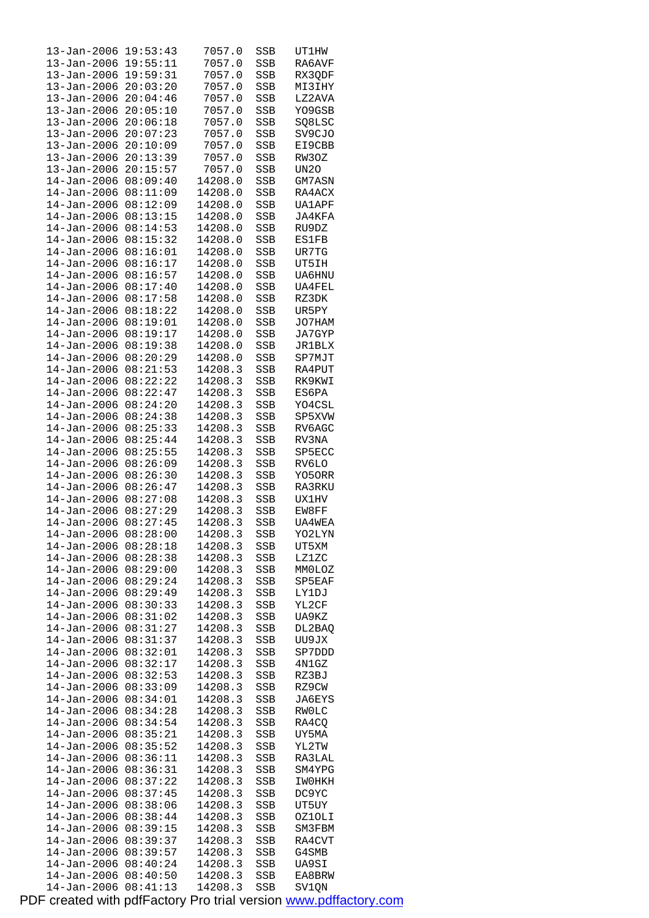```
13-Jan-2006 19:53:43    7057.0  SSB   UT1HW
13-Jan-2006 19:55:11    7057.0  SSB   RA6AVF
13-Jan-2006 19:59:31    7057.0  SSB   RX3QDF
13-Jan-2006 20:03:20    7057.0  SSB   MI3IHY
13-Jan-2006 20:04:46    7057.0  SSB   LZ2AVA
13-Jan-2006 20:05:10    7057.0  SSB   YO9GSB
13-Jan-2006 20:06:18    7057.0  SSB   SQ8LSC
13-Jan-2006 20:07:23    7057.0  SSB   SV9CJO
13-Jan-2006 20:10:09    7057.0  SSB   EI9CBB
13-Jan-2006 20:13:39    7057.0  SSB   RW3OZ
13-Jan-2006 20:15:57    7057.0  SSB   UN2O
14-Jan-2006 08:09:40   14208.0  SSB   GM7ASN
14-Jan-2006 08:11:09   14208.0  SSB   RA4ACX
14-Jan-2006 08:12:09   14208.0  SSB   UA1APF
14-Jan-2006 08:13:15   14208.0  SSB   JA4KFA
14-Jan-2006 08:14:53   14208.0  SSB   RU9DZ
14-Jan-2006 08:15:32   14208.0  SSB   ES1FB
14-Jan-2006 08:16:01   14208.0  SSB   UR7TG
14-Jan-2006 08:16:17   14208.0  SSB   UT5IH
14-Jan-2006 08:16:57   14208.0  SSB   UA6HNU
14-Jan-2006 08:17:40   14208.0  SSB   UA4FEL
14-Jan-2006 08:17:58   14208.0  SSB   RZ3DK
14-Jan-2006 08:18:22   14208.0  SSB   UR5PY
14-Jan-2006 08:19:01   14208.0  SSB   JO7HAM
14-Jan-2006 08:19:17   14208.0  SSB   JA7GYP
14-Jan-2006 08:19:38   14208.0  SSB   JR1BLX
14-Jan-2006 08:20:29   14208.0  SSB   SP7MJT
14-Jan-2006 08:21:53   14208.3  SSB   RA4PUT
14-Jan-2006 08:22:22   14208.3  SSB   RK9KWI
14-Jan-2006 08:22:47   14208.3  SSB   ES6PA
14-Jan-2006 08:24:20   14208.3  SSB   YO4CSL
14-Jan-2006 08:24:38   14208.3  SSB   SP5XVW
14-Jan-2006 08:25:33   14208.3  SSB   RV6AGC
14-Jan-2006 08:25:44   14208.3  SSB   RV3NA
14-Jan-2006 08:25:55   14208.3  SSB   SP5ECC
14-Jan-2006 08:26:09   14208.3  SSB   RV6LO
14-Jan-2006 08:26:30   14208.3  SSB   YO5ORR
14-Jan-2006 08:26:47   14208.3  SSB   RA3RKU
14-Jan-2006 08:27:08   14208.3  SSB   UX1HV
14-Jan-2006 08:27:29   14208.3  SSB   EW8FF
14-Jan-2006 08:27:45   14208.3  SSB   UA4WEA
14-Jan-2006 08:28:00   14208.3  SSB   YO2LYN
14-Jan-2006 08:28:18   14208.3  SSB   UT5XM
14-Jan-2006 08:28:38   14208.3  SSB   LZ1ZC
14-Jan-2006 08:29:00   14208.3  SSB   MM0LOZ
14-Jan-2006 08:29:24   14208.3  SSB   SP5EAF
14-Jan-2006 08:29:49   14208.3  SSB   LY1DJ
14-Jan-2006 08:30:33   14208.3  SSB   YL2CF
14-Jan-2006 08:31:02   14208.3  SSB   UA9KZ
14-Jan-2006 08:31:27   14208.3  SSB   DL2BAQ
14-Jan-2006 08:31:37   14208.3  SSB   UU9JX
14-Jan-2006 08:32:01   14208.3  SSB   SP7DDD
14-Jan-2006 08:32:17   14208.3  SSB   4N1GZ
14-Jan-2006 08:32:53   14208.3  SSB   RZ3BJ
14-Jan-2006 08:33:09   14208.3  SSB   RZ9CW
14-Jan-2006 08:34:01   14208.3  SSB   JA6EYS
14-Jan-2006 08:34:28   14208.3  SSB   RW0LC
14-Jan-2006 08:34:54   14208.3  SSB   RA4CQ
14-Jan-2006 08:35:21   14208.3  SSB   UY5MA
14-Jan-2006 08:35:52   14208.3  SSB   YL2TW
14-Jan-2006 08:36:11   14208.3  SSB   RA3LAL
14-Jan-2006 08:36:31   14208.3  SSB   SM4YPG
14-Jan-2006 08:37:22   14208.3  SSB   IW0HKH
14-Jan-2006 08:37:45   14208.3  SSB   DC9YC
14-Jan-2006 08:38:06   14208.3  SSB   UT5UY
14-Jan-2006 08:38:44   14208.3  SSB   OZ1OLI
14-Jan-2006 08:39:15   14208.3  SSB   SM3FBM
14-Jan-2006 08:39:37   14208.3  SSB   RA4CVT
14-Jan-2006 08:39:57   14208.3  SSB   G4SMB
14-Jan-2006 08:40:24   14208.3  SSB   UA9SI
14-Jan-2006 08:40:50   14208.3  SSB   EA8BRW
14-Jan-2006 08:41:13   14208.3  SSB   SV1QN
```

PDF created with pdfFactory Pro trial version www.pdffactory.com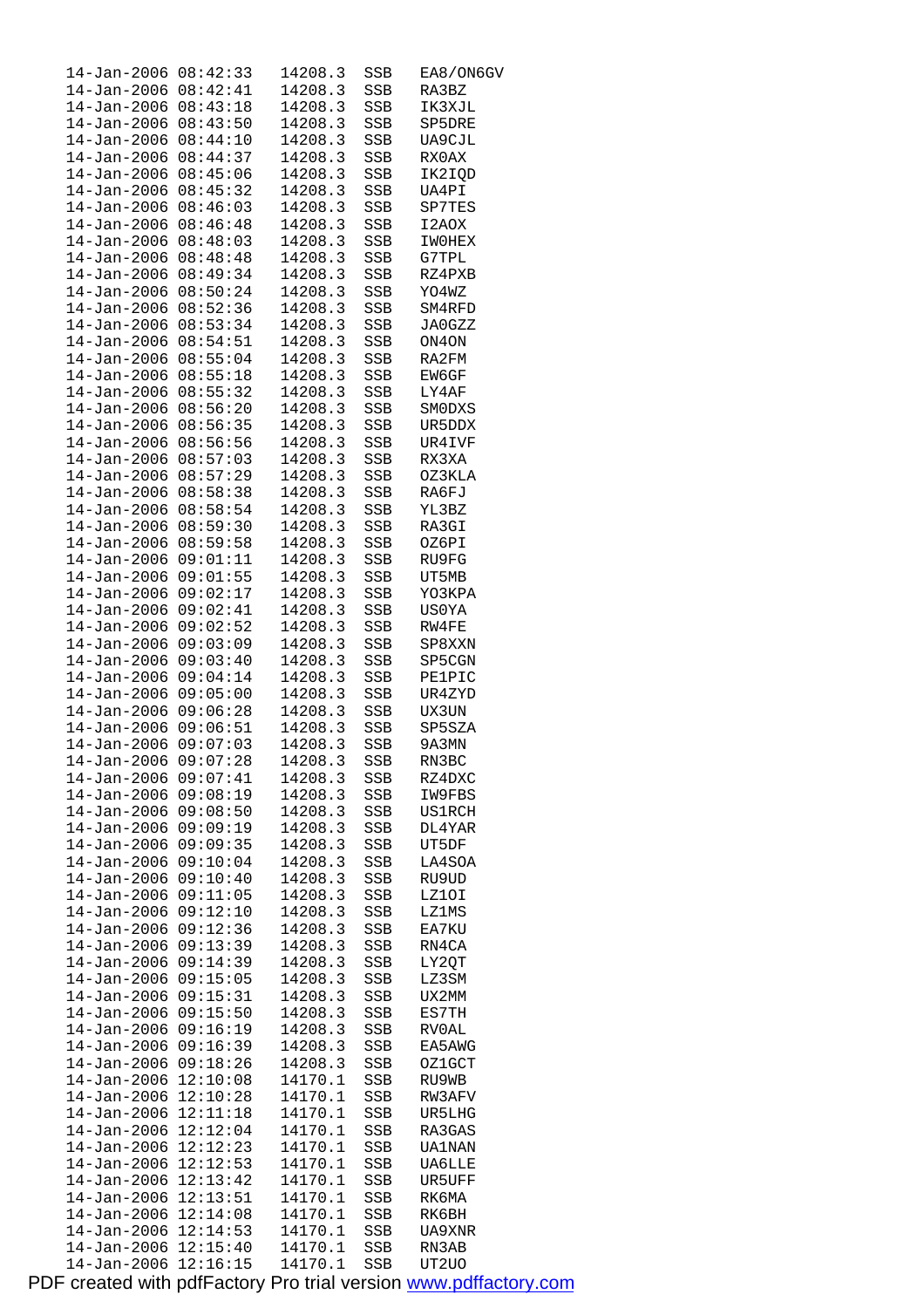```
14-Jan-2006 08:42:33   14208.3  SSB   EA8/ON6GV
14-Jan-2006 08:42:41   14208.3  SSB   RA3BZ
14-Jan-2006 08:43:18   14208.3  SSB   IK3XJL
14-Jan-2006 08:43:50   14208.3  SSB   SP5DRE
14-Jan-2006 08:44:10   14208.3  SSB   UA9CJL
14-Jan-2006 08:44:37   14208.3  SSB   RX0AX
14-Jan-2006 08:45:06   14208.3  SSB   IK2IQD
14-Jan-2006 08:45:32   14208.3  SSB   UA4PI
14-Jan-2006 08:46:03   14208.3  SSB   SP7TES
14-Jan-2006 08:46:48   14208.3  SSB   I2AOX
14-Jan-2006 08:48:03   14208.3  SSB   IW0HEX
14-Jan-2006 08:48:48   14208.3  SSB   G7TPL
14-Jan-2006 08:49:34   14208.3  SSB   RZ4PXB
14-Jan-2006 08:50:24   14208.3  SSB   YO4WZ
14-Jan-2006 08:52:36   14208.3  SSB   SM4RFD
14-Jan-2006 08:53:34   14208.3  SSB   JA0GZZ
14-Jan-2006 08:54:51   14208.3  SSB   ON4ON
14-Jan-2006 08:55:04   14208.3  SSB   RA2FM
14-Jan-2006 08:55:18   14208.3  SSB   EW6GF
14-Jan-2006 08:55:32   14208.3  SSB   LY4AF
14-Jan-2006 08:56:20   14208.3  SSB   SM0DXS
14-Jan-2006 08:56:35   14208.3  SSB   UR5DDX
14-Jan-2006 08:56:56   14208.3  SSB   UR4IVF
14-Jan-2006 08:57:03   14208.3  SSB   RX3XA
14-Jan-2006 08:57:29   14208.3  SSB   OZ3KLA
14-Jan-2006 08:58:38   14208.3  SSB   RA6FJ
14-Jan-2006 08:58:54   14208.3  SSB   YL3BZ
14-Jan-2006 08:59:30   14208.3  SSB   RA3GI
14-Jan-2006 08:59:58   14208.3  SSB   OZ6PI
14-Jan-2006 09:01:11   14208.3  SSB   RU9FG
14-Jan-2006 09:01:55   14208.3  SSB   UT5MB
14-Jan-2006 09:02:17   14208.3  SSB   YO3KPA
14-Jan-2006 09:02:41   14208.3  SSB   US0YA
14-Jan-2006 09:02:52   14208.3  SSB   RW4FE
14-Jan-2006 09:03:09   14208.3  SSB   SP8XXN
14-Jan-2006 09:03:40   14208.3  SSB   SP5CGN
14-Jan-2006 09:04:14   14208.3  SSB   PE1PIC
14-Jan-2006 09:05:00   14208.3  SSB   UR4ZYD
14-Jan-2006 09:06:28   14208.3  SSB   UX3UN
14-Jan-2006 09:06:51   14208.3  SSB   SP5SZA
14-Jan-2006 09:07:03   14208.3  SSB   9A3MN
14-Jan-2006 09:07:28   14208.3  SSB   RN3BC
14-Jan-2006 09:07:41   14208.3  SSB   RZ4DXC
14-Jan-2006 09:08:19   14208.3  SSB   IW9FBS
14-Jan-2006 09:08:50   14208.3  SSB   US1RCH
14-Jan-2006 09:09:19   14208.3  SSB   DL4YAR
14-Jan-2006 09:09:35   14208.3  SSB   UT5DF
14-Jan-2006 09:10:04   14208.3  SSB   LA4SOA
14-Jan-2006 09:10:40   14208.3  SSB   RU9UD
14-Jan-2006 09:11:05   14208.3  SSB   LZ1OI
14-Jan-2006 09:12:10   14208.3  SSB   LZ1MS
14-Jan-2006 09:12:36   14208.3  SSB   EA7KU
14-Jan-2006 09:13:39   14208.3  SSB   RN4CA
14-Jan-2006 09:14:39   14208.3  SSB   LY2QT
14-Jan-2006 09:15:05   14208.3  SSB   LZ3SM
14-Jan-2006 09:15:31   14208.3  SSB   UX2MM
14-Jan-2006 09:15:50   14208.3  SSB   ES7TH
14-Jan-2006 09:16:19   14208.3  SSB   RV0AL
14-Jan-2006 09:16:39   14208.3  SSB   EA5AWG
14-Jan-2006 09:18:26   14208.3  SSB   OZ1GCT
14-Jan-2006 12:10:08   14170.1  SSB   RU9WB
14-Jan-2006 12:10:28   14170.1  SSB   RW3AFV
14-Jan-2006 12:11:18   14170.1  SSB   UR5LHG
14-Jan-2006 12:12:04   14170.1  SSB   RA3GAS
14-Jan-2006 12:12:23   14170.1  SSB   UA1NAN
14-Jan-2006 12:12:53   14170.1  SSB   UA6LLE
14-Jan-2006 12:13:42   14170.1  SSB   UR5UFF
14-Jan-2006 12:13:51   14170.1  SSB   RK6MA
14-Jan-2006 12:14:08   14170.1  SSB   RK6BH
14-Jan-2006 12:14:53   14170.1  SSB   UA9XNR
14-Jan-2006 12:15:40   14170.1  SSB   RN3AB
14-Jan-2006 12:16:15   14170.1  SSB   UT2UO
```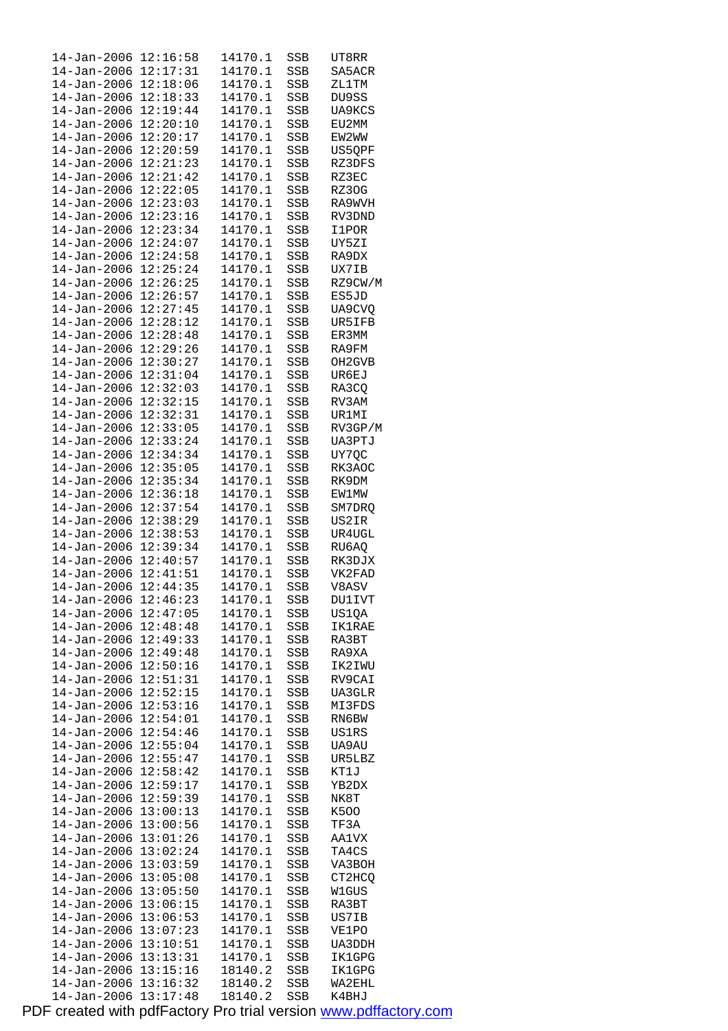```
14-Jan-2006 12:16:58   14170.1  SSB   UT8RR
14-Jan-2006 12:17:31   14170.1  SSB   SA5ACR
14-Jan-2006 12:18:06   14170.1  SSB   ZL1TM
14-Jan-2006 12:18:33   14170.1  SSB   DU9SS
14-Jan-2006 12:19:44   14170.1  SSB   UA9KCS
14-Jan-2006 12:20:10   14170.1  SSB   EU2MM
14-Jan-2006 12:20:17   14170.1  SSB   EW2WW
14-Jan-2006 12:20:59   14170.1  SSB   US5QPF
14-Jan-2006 12:21:23   14170.1  SSB   RZ3DFS
14-Jan-2006 12:21:42   14170.1  SSB   RZ3EC
14-Jan-2006 12:22:05   14170.1  SSB   RZ3OG
14-Jan-2006 12:23:03   14170.1  SSB   RA9WVH
14-Jan-2006 12:23:16   14170.1  SSB   RV3DND
14-Jan-2006 12:23:34   14170.1  SSB   I1POR
14-Jan-2006 12:24:07   14170.1  SSB   UY5ZI
14-Jan-2006 12:24:58   14170.1  SSB   RA9DX
14-Jan-2006 12:25:24   14170.1  SSB   UX7IB
14-Jan-2006 12:26:25   14170.1  SSB   RZ9CW/M
14-Jan-2006 12:26:57   14170.1  SSB   ES5JD
14-Jan-2006 12:27:45   14170.1  SSB   UA9CVQ
14-Jan-2006 12:28:12   14170.1  SSB   UR5IFB
14-Jan-2006 12:28:48   14170.1  SSB   ER3MM
14-Jan-2006 12:29:26   14170.1  SSB   RA9FM
14-Jan-2006 12:30:27   14170.1  SSB   OH2GVB
14-Jan-2006 12:31:04   14170.1  SSB   UR6EJ
14-Jan-2006 12:32:03   14170.1  SSB   RA3CQ
14-Jan-2006 12:32:15   14170.1  SSB   RV3AM
14-Jan-2006 12:32:31   14170.1  SSB   UR1MI
14-Jan-2006 12:33:05   14170.1  SSB   RV3GP/M
14-Jan-2006 12:33:24   14170.1  SSB   UA3PTJ
14-Jan-2006 12:34:34   14170.1  SSB   UY7QC
14-Jan-2006 12:35:05   14170.1  SSB   RK3AOC
14-Jan-2006 12:35:34   14170.1  SSB   RK9DM
14-Jan-2006 12:36:18   14170.1  SSB   EW1MW
14-Jan-2006 12:37:54   14170.1  SSB   SM7DRQ
14-Jan-2006 12:38:29   14170.1  SSB   US2IR
14-Jan-2006 12:38:53   14170.1  SSB   UR4UGL
14-Jan-2006 12:39:34   14170.1  SSB   RU6AQ
14-Jan-2006 12:40:57   14170.1  SSB   RK3DJX
14-Jan-2006 12:41:51   14170.1  SSB   VK2FAD
14-Jan-2006 12:44:35   14170.1  SSB   V8ASV
14-Jan-2006 12:46:23   14170.1  SSB   DU1IVT
14-Jan-2006 12:47:05   14170.1  SSB   US1QA
14-Jan-2006 12:48:48   14170.1  SSB   IK1RAE
14-Jan-2006 12:49:33   14170.1  SSB   RA3BT
14-Jan-2006 12:49:48   14170.1  SSB   RA9XA
14-Jan-2006 12:50:16   14170.1  SSB   IK2IWU
14-Jan-2006 12:51:31   14170.1  SSB   RV9CAI
14-Jan-2006 12:52:15   14170.1  SSB   UA3GLR
14-Jan-2006 12:53:16   14170.1  SSB   MI3FDS
14-Jan-2006 12:54:01   14170.1  SSB   RN6BW
14-Jan-2006 12:54:46   14170.1  SSB   US1RS
14-Jan-2006 12:55:04   14170.1  SSB   UA9AU
14-Jan-2006 12:55:47   14170.1  SSB   UR5LBZ
14-Jan-2006 12:58:42   14170.1  SSB   KT1J
14-Jan-2006 12:59:17   14170.1  SSB   YB2DX
14-Jan-2006 12:59:39   14170.1  SSB   NK8T
14-Jan-2006 13:00:13   14170.1  SSB   K5OO
14-Jan-2006 13:00:56   14170.1  SSB   TF3A
14-Jan-2006 13:01:26   14170.1  SSB   AA1VX
14-Jan-2006 13:02:24   14170.1  SSB   TA4CS
14-Jan-2006 13:03:59   14170.1  SSB   VA3BOH
14-Jan-2006 13:05:08   14170.1  SSB   CT2HCQ
14-Jan-2006 13:05:50   14170.1  SSB   W1GUS
14-Jan-2006 13:06:15   14170.1  SSB   RA3BT
14-Jan-2006 13:06:53   14170.1  SSB   US7IB
14-Jan-2006 13:07:23   14170.1  SSB   VE1PO
14-Jan-2006 13:10:51   14170.1  SSB   UA3DDH
14-Jan-2006 13:13:31   14170.1  SSB   IK1GPG
14-Jan-2006 13:15:16   18140.2  SSB   IK1GPG
14-Jan-2006 13:16:32   18140.2  SSB   WA2EHL
14-Jan-2006 13:17:48   18140.2  SSB   K4BHJ
```

PDF created with pdfFactory Pro trial version www.pdffactory.com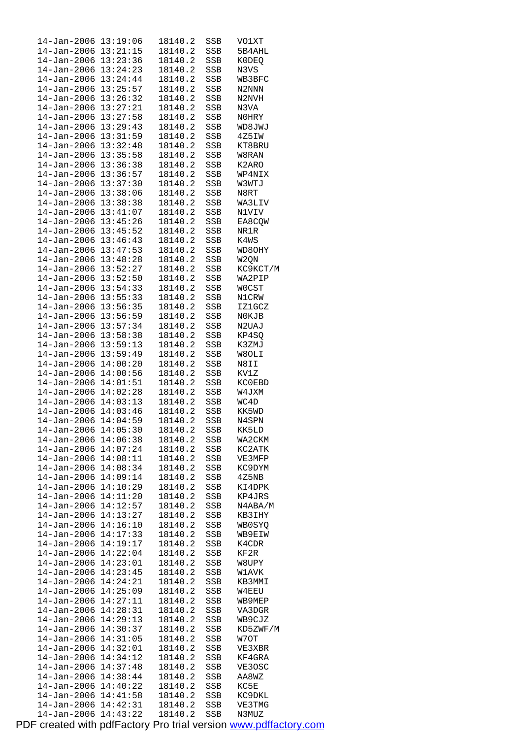```
14-Jan-2006 13:19:06   18140.2  SSB   VO1XT
14-Jan-2006 13:21:15   18140.2  SSB   5B4AHL
14-Jan-2006 13:23:36   18140.2  SSB   K0DEQ
14-Jan-2006 13:24:23   18140.2  SSB   N3VS
14-Jan-2006 13:24:44   18140.2  SSB   WB3BFC
14-Jan-2006 13:25:57   18140.2  SSB   N2NNN
14-Jan-2006 13:26:32   18140.2  SSB   N2NVH
14-Jan-2006 13:27:21   18140.2  SSB   N3VA
14-Jan-2006 13:27:58   18140.2  SSB   N0HRY
14-Jan-2006 13:29:43   18140.2  SSB   WD8JWJ
14-Jan-2006 13:31:59   18140.2  SSB   4Z5IW
14-Jan-2006 13:32:48   18140.2  SSB   KT8BRU
14-Jan-2006 13:35:58   18140.2  SSB   W8RAN
14-Jan-2006 13:36:38   18140.2  SSB   K2ARO
14-Jan-2006 13:36:57   18140.2  SSB   WP4NIX
14-Jan-2006 13:37:30   18140.2  SSB   W3WTJ
14-Jan-2006 13:38:06   18140.2  SSB   N8RT
14-Jan-2006 13:38:38   18140.2  SSB   WA3LIV
14-Jan-2006 13:41:07   18140.2  SSB   N1VIV
14-Jan-2006 13:45:26   18140.2  SSB   EA8CQW
14-Jan-2006 13:45:52   18140.2  SSB   NR1R
14-Jan-2006 13:46:43   18140.2  SSB   K4WS
14-Jan-2006 13:47:53   18140.2  SSB   WD8OHY
14-Jan-2006 13:48:28   18140.2  SSB   W2QN
14-Jan-2006 13:52:27   18140.2  SSB   KC9KCT/M
14-Jan-2006 13:52:50   18140.2  SSB   WA2PIP
14-Jan-2006 13:54:33   18140.2  SSB   W0CST
14-Jan-2006 13:55:33   18140.2  SSB   N1CRW
14-Jan-2006 13:56:35   18140.2  SSB   IZ1GCZ
14-Jan-2006 13:56:59   18140.2  SSB   N0KJB
14-Jan-2006 13:57:34   18140.2  SSB   N2UAJ
14-Jan-2006 13:58:38   18140.2  SSB   KP4SQ
14-Jan-2006 13:59:13   18140.2  SSB   K3ZMJ
14-Jan-2006 13:59:49   18140.2  SSB   W8OLI
14-Jan-2006 14:00:20   18140.2  SSB   N8II
14-Jan-2006 14:00:56   18140.2  SSB   KV1Z
14-Jan-2006 14:01:51   18140.2  SSB   KC0EBD
14-Jan-2006 14:02:28   18140.2  SSB   W4JXM
14-Jan-2006 14:03:13   18140.2  SSB   WC4D
14-Jan-2006 14:03:46   18140.2  SSB   KK5WD
14-Jan-2006 14:04:59   18140.2  SSB   N4SPN
14-Jan-2006 14:05:30   18140.2  SSB   KK5LD
14-Jan-2006 14:06:38   18140.2  SSB   WA2CKM
14-Jan-2006 14:07:24   18140.2  SSB   KC2ATK
14-Jan-2006 14:08:11   18140.2  SSB   VE3MFP
14-Jan-2006 14:08:34   18140.2  SSB   KC9DYM
14-Jan-2006 14:09:14   18140.2  SSB   4Z5NB
14-Jan-2006 14:10:29   18140.2  SSB   KI4DPK
14-Jan-2006 14:11:20   18140.2  SSB   KP4JRS
14-Jan-2006 14:12:57   18140.2  SSB   N4ABA/M
14-Jan-2006 14:13:27   18140.2  SSB   KB3IHY
14-Jan-2006 14:16:10   18140.2  SSB   WB0SYQ
14-Jan-2006 14:17:33   18140.2  SSB   WB9EIW
14-Jan-2006 14:19:17   18140.2  SSB   K4CDR
14-Jan-2006 14:22:04   18140.2  SSB   KF2R
14-Jan-2006 14:23:01   18140.2  SSB   W8UPY
14-Jan-2006 14:23:45   18140.2  SSB   W1AVK
14-Jan-2006 14:24:21   18140.2  SSB   KB3MMI
14-Jan-2006 14:25:09   18140.2  SSB   W4EEU
14-Jan-2006 14:27:11   18140.2  SSB   WB9MEP
14-Jan-2006 14:28:31   18140.2  SSB   VA3DGR
14-Jan-2006 14:29:13   18140.2  SSB   WB9CJZ
14-Jan-2006 14:30:37   18140.2  SSB   KD5ZWF/M
14-Jan-2006 14:31:05   18140.2  SSB   W7OT
14-Jan-2006 14:32:01   18140.2  SSB   VE3XBR
14-Jan-2006 14:34:12   18140.2  SSB   KF4GRA
14-Jan-2006 14:37:48   18140.2  SSB   VE3OSC
14-Jan-2006 14:38:44   18140.2  SSB   AA8WZ
14-Jan-2006 14:40:22   18140.2  SSB   KC5E
14-Jan-2006 14:41:58   18140.2  SSB   KC9DKL
14-Jan-2006 14:42:31   18140.2  SSB   VE3TMG
14-Jan-2006 14:43:22   18140.2  SSB   N3MUZ
```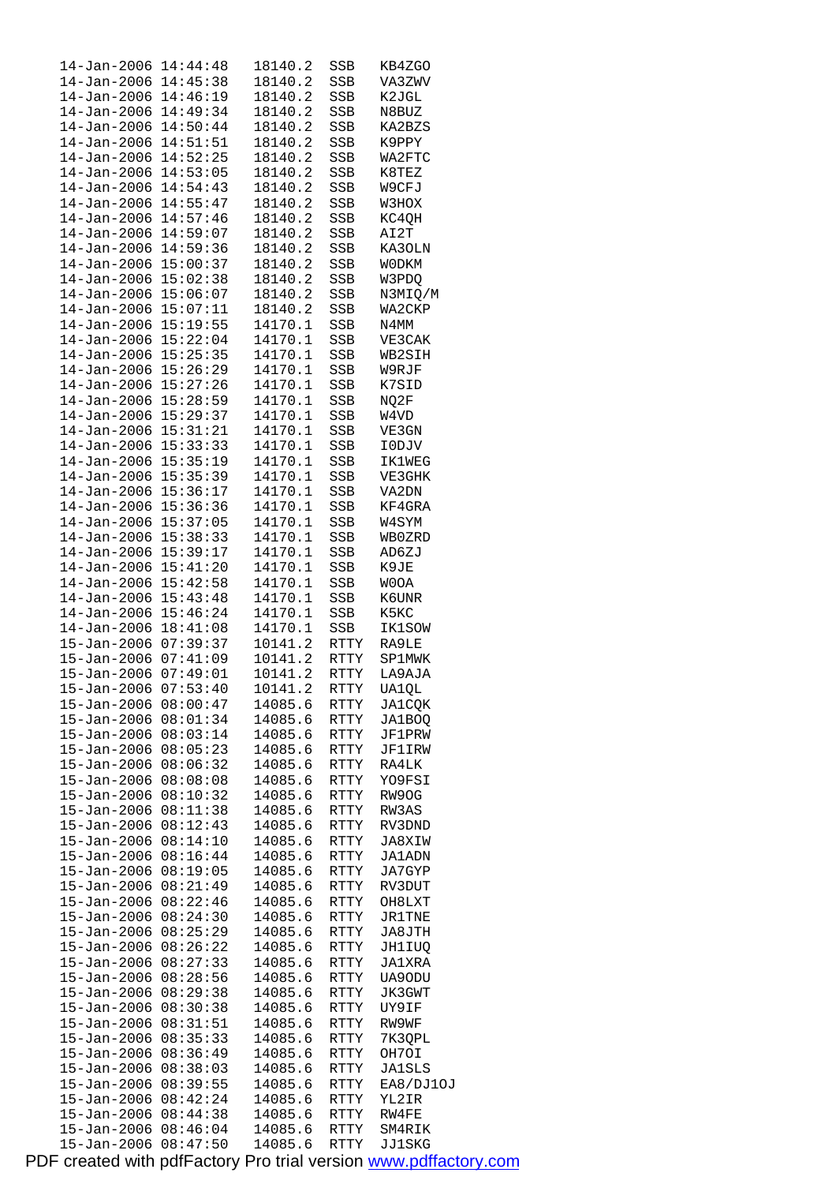```
14-Jan-2006 14:44:48   18140.2  SSB   KB4ZGO
14-Jan-2006 14:45:38   18140.2  SSB   VA3ZWV
14-Jan-2006 14:46:19   18140.2  SSB   K2JGL
14-Jan-2006 14:49:34   18140.2  SSB   N8BUZ
14-Jan-2006 14:50:44   18140.2  SSB   KA2BZS
14-Jan-2006 14:51:51   18140.2  SSB   K9PPY
14-Jan-2006 14:52:25   18140.2  SSB   WA2FTC
14-Jan-2006 14:53:05   18140.2  SSB   K8TEZ
14-Jan-2006 14:54:43   18140.2  SSB   W9CFJ
14-Jan-2006 14:55:47   18140.2  SSB   W3HOX
14-Jan-2006 14:57:46   18140.2  SSB   KC4QH
14-Jan-2006 14:59:07   18140.2  SSB   AI2T
14-Jan-2006 14:59:36   18140.2  SSB   KA3OLN
14-Jan-2006 15:00:37   18140.2  SSB   W0DKM
14-Jan-2006 15:02:38   18140.2  SSB   W3PDQ
14-Jan-2006 15:06:07   18140.2  SSB   N3MIQ/M
14-Jan-2006 15:07:11   18140.2  SSB   WA2CKP
14-Jan-2006 15:19:55   14170.1  SSB   N4MM
14-Jan-2006 15:22:04   14170.1  SSB   VE3CAK
14-Jan-2006 15:25:35   14170.1  SSB   WB2SIH
14-Jan-2006 15:26:29   14170.1  SSB   W9RJF
14-Jan-2006 15:27:26   14170.1  SSB   K7SID
14-Jan-2006 15:28:59   14170.1  SSB   NQ2F
14-Jan-2006 15:29:37   14170.1  SSB   W4VD
14-Jan-2006 15:31:21   14170.1  SSB   VE3GN
14-Jan-2006 15:33:33   14170.1  SSB   I0DJV
14-Jan-2006 15:35:19   14170.1  SSB   IK1WEG
14-Jan-2006 15:35:39   14170.1  SSB   VE3GHK
14-Jan-2006 15:36:17   14170.1  SSB   VA2DN
14-Jan-2006 15:36:36   14170.1  SSB   KF4GRA
14-Jan-2006 15:37:05   14170.1  SSB   W4SYM
14-Jan-2006 15:38:33   14170.1  SSB   WB0ZRD
14-Jan-2006 15:39:17   14170.1  SSB   AD6ZJ
14-Jan-2006 15:41:20   14170.1  SSB   K9JE
14-Jan-2006 15:42:58   14170.1  SSB   W0OA
14-Jan-2006 15:43:48   14170.1  SSB   K6UNR
14-Jan-2006 15:46:24   14170.1  SSB   K5KC
14-Jan-2006 18:41:08   14170.1  SSB   IK1SOW
15-Jan-2006 07:39:37   10141.2  RTTY  RA9LE
15-Jan-2006 07:41:09   10141.2  RTTY  SP1MWK
15-Jan-2006 07:49:01   10141.2  RTTY  LA9AJA
15-Jan-2006 07:53:40   10141.2  RTTY  UA1QL
15-Jan-2006 08:00:47   14085.6  RTTY  JA1CQK
15-Jan-2006 08:01:34   14085.6  RTTY  JA1BOQ
15-Jan-2006 08:03:14   14085.6  RTTY  JF1PRW
15-Jan-2006 08:05:23   14085.6  RTTY  JF1IRW
15-Jan-2006 08:06:32   14085.6  RTTY  RA4LK
15-Jan-2006 08:08:08   14085.6  RTTY  YO9FSI
15-Jan-2006 08:10:32   14085.6  RTTY  RW9OG
15-Jan-2006 08:11:38   14085.6  RTTY  RW3AS
15-Jan-2006 08:12:43   14085.6  RTTY  RV3DND
15-Jan-2006 08:14:10   14085.6  RTTY  JA8XIW
15-Jan-2006 08:16:44   14085.6  RTTY  JA1ADN
15-Jan-2006 08:19:05   14085.6  RTTY  JA7GYP
15-Jan-2006 08:21:49   14085.6  RTTY  RV3DUT
15-Jan-2006 08:22:46   14085.6  RTTY  OH8LXT
15-Jan-2006 08:24:30   14085.6  RTTY  JR1TNE
15-Jan-2006 08:25:29   14085.6  RTTY  JA8JTH
15-Jan-2006 08:26:22   14085.6  RTTY  JH1IUQ
15-Jan-2006 08:27:33   14085.6  RTTY  JA1XRA
15-Jan-2006 08:28:56   14085.6  RTTY  UA9ODU
15-Jan-2006 08:29:38   14085.6  RTTY  JK3GWT
15-Jan-2006 08:30:38   14085.6  RTTY  UY9IF
15-Jan-2006 08:31:51   14085.6  RTTY  RW9WF
15-Jan-2006 08:35:33   14085.6  RTTY  7K3QPL
15-Jan-2006 08:36:49   14085.6  RTTY  OH7OI
15-Jan-2006 08:38:03   14085.6  RTTY  JA1SLS
15-Jan-2006 08:39:55   14085.6  RTTY  EA8/DJ1OJ
15-Jan-2006 08:42:24   14085.6  RTTY  YL2IR
15-Jan-2006 08:44:38   14085.6  RTTY  RW4FE
15-Jan-2006 08:46:04   14085.6  RTTY  SM4RIK
15-Jan-2006 08:47:50   14085.6  RTTY  JJ1SKG
```

PDF created with pdfFactory Pro trial version www.pdffactory.com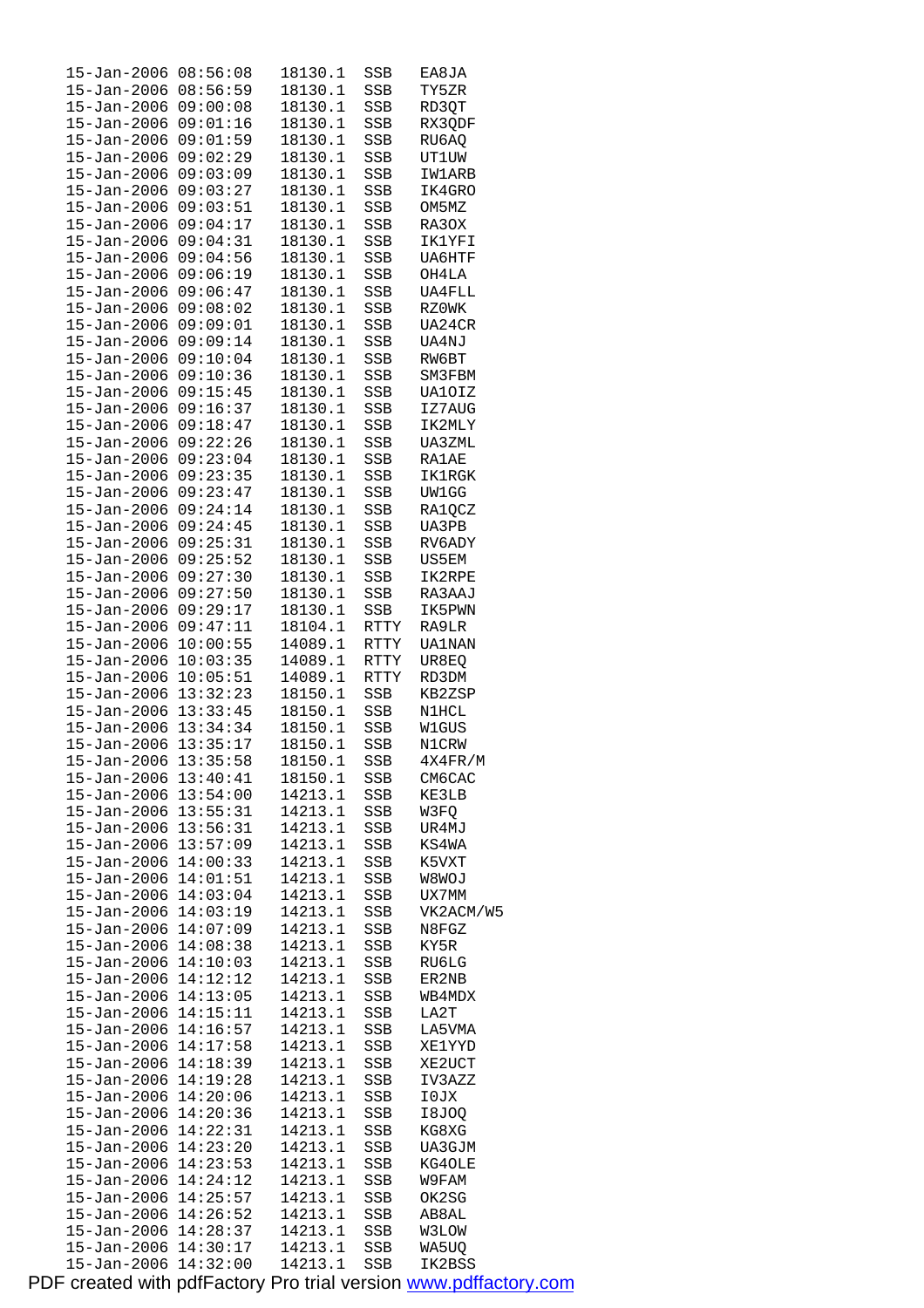```
15-Jan-2006 08:56:08   18130.1  SSB   EA8JA
15-Jan-2006 08:56:59   18130.1  SSB   TY5ZR
15-Jan-2006 09:00:08   18130.1  SSB   RD3QT
15-Jan-2006 09:01:16   18130.1  SSB   RX3QDF
15-Jan-2006 09:01:59   18130.1  SSB   RU6AQ
15-Jan-2006 09:02:29   18130.1  SSB   UT1UW
15-Jan-2006 09:03:09   18130.1  SSB   IW1ARB
15-Jan-2006 09:03:27   18130.1  SSB   IK4GRO
15-Jan-2006 09:03:51   18130.1  SSB   OM5MZ
15-Jan-2006 09:04:17   18130.1  SSB   RA3OX
15-Jan-2006 09:04:31   18130.1  SSB   IK1YFI
15-Jan-2006 09:04:56   18130.1  SSB   UA6HTF
15-Jan-2006 09:06:19   18130.1  SSB   OH4LA
15-Jan-2006 09:06:47   18130.1  SSB   UA4FLL
15-Jan-2006 09:08:02   18130.1  SSB   RZ0WK
15-Jan-2006 09:09:01   18130.1  SSB   UA24CR
15-Jan-2006 09:09:14   18130.1  SSB   UA4NJ
15-Jan-2006 09:10:04   18130.1  SSB   RW6BT
15-Jan-2006 09:10:36   18130.1  SSB   SM3FBM
15-Jan-2006 09:15:45   18130.1  SSB   UA1OIZ
15-Jan-2006 09:16:37   18130.1  SSB   IZ7AUG
15-Jan-2006 09:18:47   18130.1  SSB   IK2MLY
15-Jan-2006 09:22:26   18130.1  SSB   UA3ZML
15-Jan-2006 09:23:04   18130.1  SSB   RA1AE
15-Jan-2006 09:23:35   18130.1  SSB   IK1RGK
15-Jan-2006 09:23:47   18130.1  SSB   UW1GG
15-Jan-2006 09:24:14   18130.1  SSB   RA1QCZ
15-Jan-2006 09:24:45   18130.1  SSB   UA3PB
15-Jan-2006 09:25:31   18130.1  SSB   RV6ADY
15-Jan-2006 09:25:52   18130.1  SSB   US5EM
15-Jan-2006 09:27:30   18130.1  SSB   IK2RPE
15-Jan-2006 09:27:50   18130.1  SSB   RA3AAJ
15-Jan-2006 09:29:17   18130.1  SSB   IK5PWN
15-Jan-2006 09:47:11   18104.1  RTTY  RA9LR
15-Jan-2006 10:00:55   14089.1  RTTY  UA1NAN
15-Jan-2006 10:03:35   14089.1  RTTY  UR8EQ
15-Jan-2006 10:05:51   14089.1  RTTY  RD3DM
15-Jan-2006 13:32:23   18150.1  SSB   KB2ZSP
15-Jan-2006 13:33:45   18150.1  SSB   N1HCL
15-Jan-2006 13:34:34   18150.1  SSB   W1GUS
15-Jan-2006 13:35:17   18150.1  SSB   N1CRW
15-Jan-2006 13:35:58   18150.1  SSB   4X4FR/M
15-Jan-2006 13:40:41   18150.1  SSB   CM6CAC
15-Jan-2006 13:54:00   14213.1  SSB   KE3LB
15-Jan-2006 13:55:31   14213.1  SSB   W3FQ
15-Jan-2006 13:56:31   14213.1  SSB   UR4MJ
15-Jan-2006 13:57:09   14213.1  SSB   KS4WA
15-Jan-2006 14:00:33   14213.1  SSB   K5VXT
15-Jan-2006 14:01:51   14213.1  SSB   W8WOJ
15-Jan-2006 14:03:04   14213.1  SSB   UX7MM
15-Jan-2006 14:03:19   14213.1  SSB   VK2ACM/W5
15-Jan-2006 14:07:09   14213.1  SSB   N8FGZ
15-Jan-2006 14:08:38   14213.1  SSB   KY5R
15-Jan-2006 14:10:03   14213.1  SSB   RU6LG
15-Jan-2006 14:12:12   14213.1  SSB   ER2NB
15-Jan-2006 14:13:05   14213.1  SSB   WB4MDX
15-Jan-2006 14:15:11   14213.1  SSB   LA2T
15-Jan-2006 14:16:57   14213.1  SSB   LA5VMA
15-Jan-2006 14:17:58   14213.1  SSB   XE1YYD
15-Jan-2006 14:18:39   14213.1  SSB   XE2UCT
15-Jan-2006 14:19:28   14213.1  SSB   IV3AZZ
15-Jan-2006 14:20:06   14213.1  SSB   I0JX
15-Jan-2006 14:20:36   14213.1  SSB   I8JOQ
15-Jan-2006 14:22:31   14213.1  SSB   KG8XG
15-Jan-2006 14:23:20   14213.1  SSB   UA3GJM
15-Jan-2006 14:23:53   14213.1  SSB   KG4OLE
15-Jan-2006 14:24:12   14213.1  SSB   W9FAM
15-Jan-2006 14:25:57   14213.1  SSB   OK2SG
15-Jan-2006 14:26:52   14213.1  SSB   AB8AL
15-Jan-2006 14:28:37   14213.1  SSB   W3LOW
15-Jan-2006 14:30:17   14213.1  SSB   WA5UQ
15-Jan-2006 14:32:00   14213.1  SSB   IK2BSS
```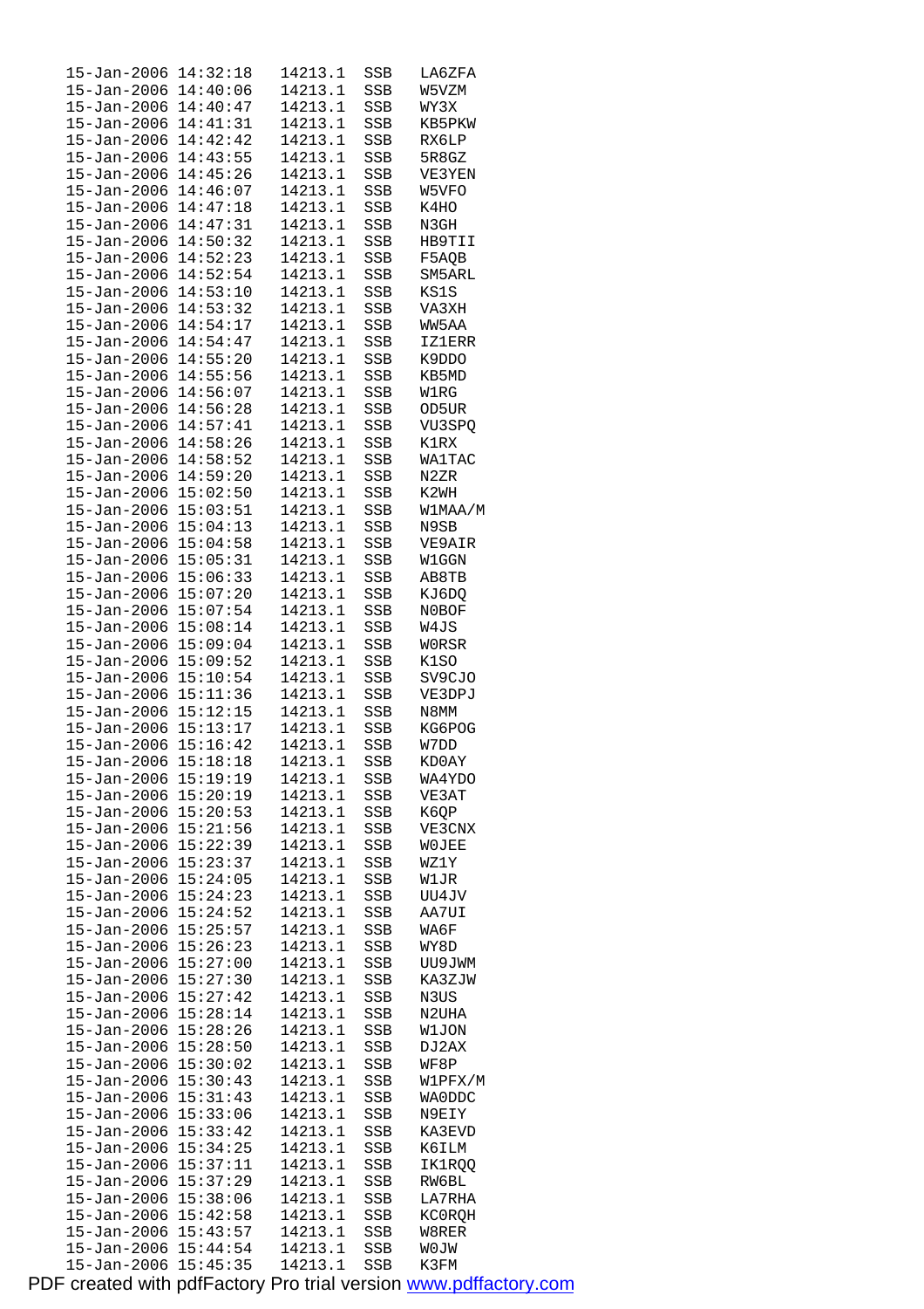```
15-Jan-2006 14:32:18   14213.1  SSB   LA6ZFA
15-Jan-2006 14:40:06   14213.1  SSB   W5VZM
15-Jan-2006 14:40:47   14213.1  SSB   WY3X
15-Jan-2006 14:41:31   14213.1  SSB   KB5PKW
15-Jan-2006 14:42:42   14213.1  SSB   RX6LP
15-Jan-2006 14:43:55   14213.1  SSB   5R8GZ
15-Jan-2006 14:45:26   14213.1  SSB   VE3YEN
15-Jan-2006 14:46:07   14213.1  SSB   W5VFO
15-Jan-2006 14:47:18   14213.1  SSB   K4HO
15-Jan-2006 14:47:31   14213.1  SSB   N3GH
15-Jan-2006 14:50:32   14213.1  SSB   HB9TII
15-Jan-2006 14:52:23   14213.1  SSB   F5AQB
15-Jan-2006 14:52:54   14213.1  SSB   SM5ARL
15-Jan-2006 14:53:10   14213.1  SSB   KS1S
15-Jan-2006 14:53:32   14213.1  SSB   VA3XH
15-Jan-2006 14:54:17   14213.1  SSB   WW5AA
15-Jan-2006 14:54:47   14213.1  SSB   IZ1ERR
15-Jan-2006 14:55:20   14213.1  SSB   K9DDO
15-Jan-2006 14:55:56   14213.1  SSB   KB5MD
15-Jan-2006 14:56:07   14213.1  SSB   W1RG
15-Jan-2006 14:56:28   14213.1  SSB   OD5UR
15-Jan-2006 14:57:41   14213.1  SSB   VU3SPQ
15-Jan-2006 14:58:26   14213.1  SSB   K1RX
15-Jan-2006 14:58:52   14213.1  SSB   WA1TAC
15-Jan-2006 14:59:20   14213.1  SSB   N2ZR
15-Jan-2006 15:02:50   14213.1  SSB   K2WH
15-Jan-2006 15:03:51   14213.1  SSB   W1MAA/M
15-Jan-2006 15:04:13   14213.1  SSB   N9SB
15-Jan-2006 15:04:58   14213.1  SSB   VE9AIR
15-Jan-2006 15:05:31   14213.1  SSB   W1GGN
15-Jan-2006 15:06:33   14213.1  SSB   AB8TB
15-Jan-2006 15:07:20   14213.1  SSB   KJ6DQ
15-Jan-2006 15:07:54   14213.1  SSB   N0BOF
15-Jan-2006 15:08:14   14213.1  SSB   W4JS
15-Jan-2006 15:09:04   14213.1  SSB   W0RSR
15-Jan-2006 15:09:52   14213.1  SSB   K1SO
15-Jan-2006 15:10:54   14213.1  SSB   SV9CJO
15-Jan-2006 15:11:36   14213.1  SSB   VE3DPJ
15-Jan-2006 15:12:15   14213.1  SSB   N8MM
15-Jan-2006 15:13:17   14213.1  SSB   KG6POG
15-Jan-2006 15:16:42   14213.1  SSB   W7DD
15-Jan-2006 15:18:18   14213.1  SSB   KD0AY
15-Jan-2006 15:19:19   14213.1  SSB   WA4YDO
15-Jan-2006 15:20:19   14213.1  SSB   VE3AT
15-Jan-2006 15:20:53   14213.1  SSB   K6QP
15-Jan-2006 15:21:56   14213.1  SSB   VE3CNX
15-Jan-2006 15:22:39   14213.1  SSB   W0JEE
15-Jan-2006 15:23:37   14213.1  SSB   WZ1Y
15-Jan-2006 15:24:05   14213.1  SSB   W1JR
15-Jan-2006 15:24:23   14213.1  SSB   UU4JV
15-Jan-2006 15:24:52   14213.1  SSB   AA7UI
15-Jan-2006 15:25:57   14213.1  SSB   WA6F
15-Jan-2006 15:26:23   14213.1  SSB   WY8D
15-Jan-2006 15:27:00   14213.1  SSB   UU9JWM
15-Jan-2006 15:27:30   14213.1  SSB   KA3ZJW
15-Jan-2006 15:27:42   14213.1  SSB   N3US
15-Jan-2006 15:28:14   14213.1  SSB   N2UHA
15-Jan-2006 15:28:26   14213.1  SSB   W1JON
15-Jan-2006 15:28:50   14213.1  SSB   DJ2AX
15-Jan-2006 15:30:02   14213.1  SSB   WF8P
15-Jan-2006 15:30:43   14213.1  SSB   W1PFX/M
15-Jan-2006 15:31:43   14213.1  SSB   WA0DDC
15-Jan-2006 15:33:06   14213.1  SSB   N9EIY
15-Jan-2006 15:33:42   14213.1  SSB   KA3EVD
15-Jan-2006 15:34:25   14213.1  SSB   K6ILM
15-Jan-2006 15:37:11   14213.1  SSB   IK1RQQ
15-Jan-2006 15:37:29   14213.1  SSB   RW6BL
15-Jan-2006 15:38:06   14213.1  SSB   LA7RHA
15-Jan-2006 15:42:58   14213.1  SSB   KC0RQH
15-Jan-2006 15:43:57   14213.1  SSB   W8RER
15-Jan-2006 15:44:54   14213.1  SSB   W0JW
15-Jan-2006 15:45:35   14213.1  SSB   K3FM
```

PDF created with pdfFactory Pro trial version www.pdffactory.com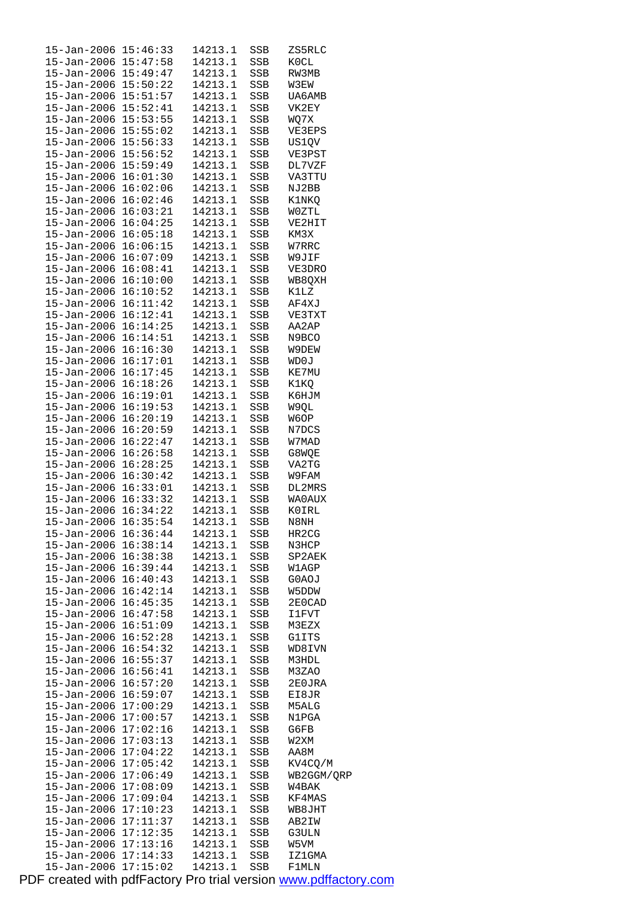```
15-Jan-2006 15:46:33   14213.1   SSB   ZS5RLC
15-Jan-2006 15:47:58   14213.1   SSB   K0CL
15-Jan-2006 15:49:47   14213.1   SSB   RW3MB
15-Jan-2006 15:50:22   14213.1   SSB   W3EW
15-Jan-2006 15:51:57   14213.1   SSB   UA6AMB
15-Jan-2006 15:52:41   14213.1   SSB   VK2EY
15-Jan-2006 15:53:55   14213.1   SSB   WQ7X
15-Jan-2006 15:55:02   14213.1   SSB   VE3EPS
15-Jan-2006 15:56:33   14213.1   SSB   US1QV
15-Jan-2006 15:56:52   14213.1   SSB   VE3PST
15-Jan-2006 15:59:49   14213.1   SSB   DL7VZF
15-Jan-2006 16:01:30   14213.1   SSB   VA3TTU
15-Jan-2006 16:02:06   14213.1   SSB   NJ2BB
15-Jan-2006 16:02:46   14213.1   SSB   K1NKQ
15-Jan-2006 16:03:21   14213.1   SSB   W0ZTL
15-Jan-2006 16:04:25   14213.1   SSB   VE2HIT
15-Jan-2006 16:05:18   14213.1   SSB   KM3X
15-Jan-2006 16:06:15   14213.1   SSB   W7RRC
15-Jan-2006 16:07:09   14213.1   SSB   W9JIF
15-Jan-2006 16:08:41   14213.1   SSB   VE3DRO
15-Jan-2006 16:10:00   14213.1   SSB   WB8QXH
15-Jan-2006 16:10:52   14213.1   SSB   K1LZ
15-Jan-2006 16:11:42   14213.1   SSB   AF4XJ
15-Jan-2006 16:12:41   14213.1   SSB   VE3TXT
15-Jan-2006 16:14:25   14213.1   SSB   AA2AP
15-Jan-2006 16:14:51   14213.1   SSB   N9BCO
15-Jan-2006 16:16:30   14213.1   SSB   W9DEW
15-Jan-2006 16:17:01   14213.1   SSB   WD0J
15-Jan-2006 16:17:45   14213.1   SSB   KE7MU
15-Jan-2006 16:18:26   14213.1   SSB   K1KQ
15-Jan-2006 16:19:01   14213.1   SSB   K6HJM
15-Jan-2006 16:19:53   14213.1   SSB   W9QL
15-Jan-2006 16:20:19   14213.1   SSB   W6OP
15-Jan-2006 16:20:59   14213.1   SSB   N7DCS
15-Jan-2006 16:22:47   14213.1   SSB   W7MAD
15-Jan-2006 16:26:58   14213.1   SSB   G8WQE
15-Jan-2006 16:28:25   14213.1   SSB   VA2TG
15-Jan-2006 16:30:42   14213.1   SSB   W9FAM
15-Jan-2006 16:33:01   14213.1   SSB   DL2MRS
15-Jan-2006 16:33:32   14213.1   SSB   WA0AUX
15-Jan-2006 16:34:22   14213.1   SSB   K0IRL
15-Jan-2006 16:35:54   14213.1   SSB   N8NH
15-Jan-2006 16:36:44   14213.1   SSB   HR2CG
15-Jan-2006 16:38:14   14213.1   SSB   N3HCP
15-Jan-2006 16:38:38   14213.1   SSB   SP2AEK
15-Jan-2006 16:39:44   14213.1   SSB   W1AGP
15-Jan-2006 16:40:43   14213.1   SSB   G0AOJ
15-Jan-2006 16:42:14   14213.1   SSB   W5DDW
15-Jan-2006 16:45:35   14213.1   SSB   2E0CAD
15-Jan-2006 16:47:58   14213.1   SSB   I1FVT
15-Jan-2006 16:51:09   14213.1   SSB   M3EZX
15-Jan-2006 16:52:28   14213.1   SSB   G1ITS
15-Jan-2006 16:54:32   14213.1   SSB   WD8IVN
15-Jan-2006 16:55:37   14213.1   SSB   M3HDL
15-Jan-2006 16:56:41   14213.1   SSB   M3ZAO
15-Jan-2006 16:57:20   14213.1   SSB   2E0JRA
15-Jan-2006 16:59:07   14213.1   SSB   EI8JR
15-Jan-2006 17:00:29   14213.1   SSB   M5ALG
15-Jan-2006 17:00:57   14213.1   SSB   N1PGA
15-Jan-2006 17:02:16   14213.1   SSB   G6FB
15-Jan-2006 17:03:13   14213.1   SSB   W2XM
15-Jan-2006 17:04:22   14213.1   SSB   AA8M
15-Jan-2006 17:05:42   14213.1   SSB   KV4CQ/M
15-Jan-2006 17:06:49   14213.1   SSB   WB2GGM/QRP
15-Jan-2006 17:08:09   14213.1   SSB   W4BAK
15-Jan-2006 17:09:04   14213.1   SSB   KF4MAS
15-Jan-2006 17:10:23   14213.1   SSB   WB8JHT
15-Jan-2006 17:11:37   14213.1   SSB   AB2IW
15-Jan-2006 17:12:35   14213.1   SSB   G3ULN
15-Jan-2006 17:13:16   14213.1   SSB   W5VM
15-Jan-2006 17:14:33   14213.1   SSB   IZ1GMA
15-Jan-2006 17:15:02   14213.1   SSB   F1MLN
```

PDF created with pdfFactory Pro trial version www.pdffactory.com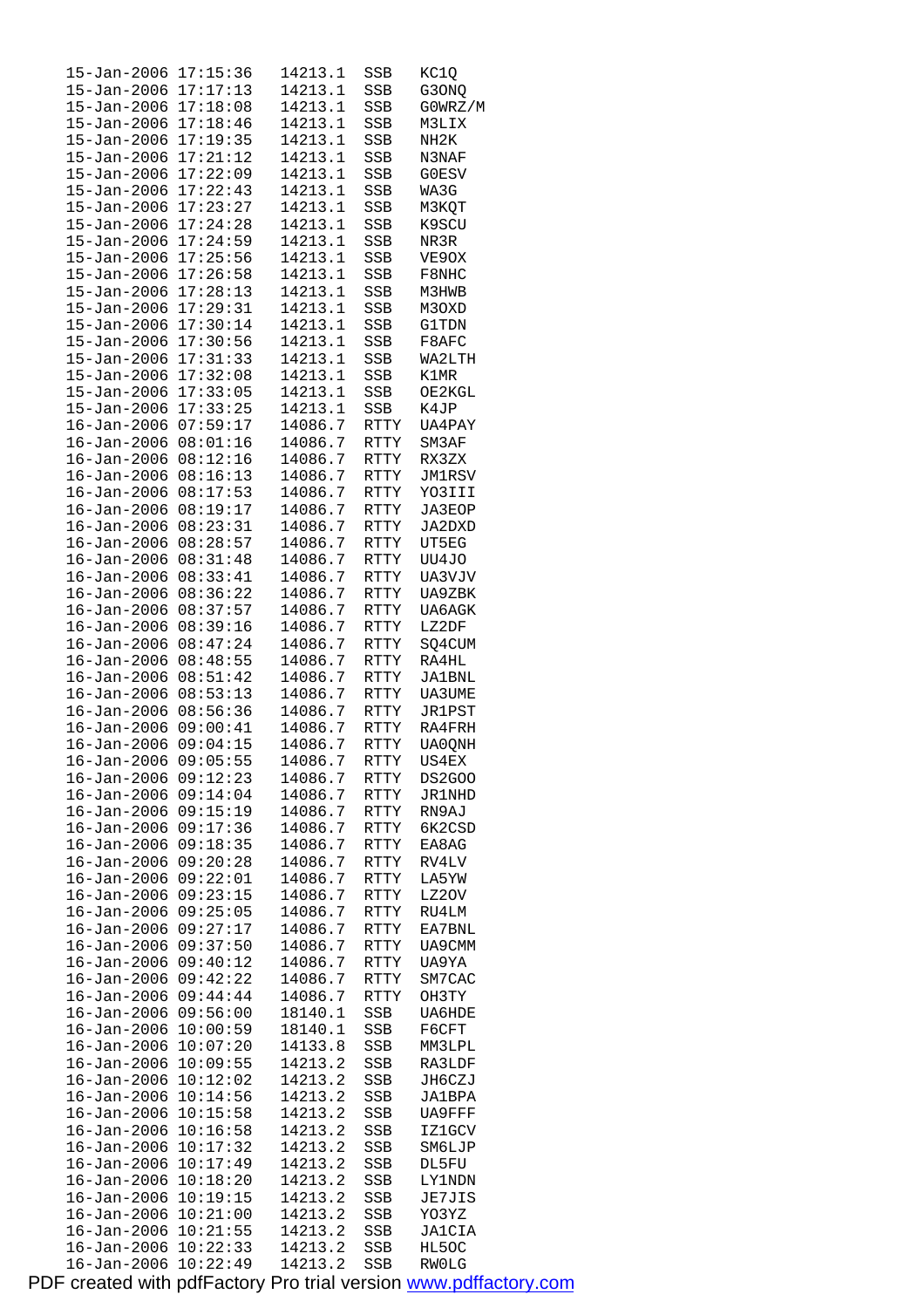```
15-Jan-2006 17:15:36   14213.1  SSB   KC1Q
15-Jan-2006 17:17:13   14213.1  SSB   G3ONQ
15-Jan-2006 17:18:08   14213.1  SSB   G0WRZ/M
15-Jan-2006 17:18:46   14213.1  SSB   M3LIX
15-Jan-2006 17:19:35   14213.1  SSB   NH2K
15-Jan-2006 17:21:12   14213.1  SSB   N3NAF
15-Jan-2006 17:22:09   14213.1  SSB   G0ESV
15-Jan-2006 17:22:43   14213.1  SSB   WA3G
15-Jan-2006 17:23:27   14213.1  SSB   M3KQT
15-Jan-2006 17:24:28   14213.1  SSB   K9SCU
15-Jan-2006 17:24:59   14213.1  SSB   NR3R
15-Jan-2006 17:25:56   14213.1  SSB   VE9OX
15-Jan-2006 17:26:58   14213.1  SSB   F8NHC
15-Jan-2006 17:28:13   14213.1  SSB   M3HWB
15-Jan-2006 17:29:31   14213.1  SSB   M3OXD
15-Jan-2006 17:30:14   14213.1  SSB   G1TDN
15-Jan-2006 17:30:56   14213.1  SSB   F8AFC
15-Jan-2006 17:31:33   14213.1  SSB   WA2LTH
15-Jan-2006 17:32:08   14213.1  SSB   K1MR
15-Jan-2006 17:33:05   14213.1  SSB   OE2KGL
15-Jan-2006 17:33:25   14213.1  SSB   K4JP
16-Jan-2006 07:59:17   14086.7  RTTY  UA4PAY
16-Jan-2006 08:01:16   14086.7  RTTY  SM3AF
16-Jan-2006 08:12:16   14086.7  RTTY  RX3ZX
16-Jan-2006 08:16:13   14086.7  RTTY  JM1RSV
16-Jan-2006 08:17:53   14086.7  RTTY  YO3III
16-Jan-2006 08:19:17   14086.7  RTTY  JA3EOP
16-Jan-2006 08:23:31   14086.7  RTTY  JA2DXD
16-Jan-2006 08:28:57   14086.7  RTTY  UT5EG
16-Jan-2006 08:31:48   14086.7  RTTY  UU4JO
16-Jan-2006 08:33:41   14086.7  RTTY  UA3VJV
16-Jan-2006 08:36:22   14086.7  RTTY  UA9ZBK
16-Jan-2006 08:37:57   14086.7  RTTY  UA6AGK
16-Jan-2006 08:39:16   14086.7  RTTY  LZ2DF
16-Jan-2006 08:47:24   14086.7  RTTY  SQ4CUM
16-Jan-2006 08:48:55   14086.7  RTTY  RA4HL
16-Jan-2006 08:51:42   14086.7  RTTY  JA1BNL
16-Jan-2006 08:53:13   14086.7  RTTY  UA3UME
16-Jan-2006 08:56:36   14086.7  RTTY  JR1PST
16-Jan-2006 09:00:41   14086.7  RTTY  RA4FRH
16-Jan-2006 09:04:15   14086.7  RTTY  UA0QNH
16-Jan-2006 09:05:55   14086.7  RTTY  US4EX
16-Jan-2006 09:12:23   14086.7  RTTY  DS2GOO
16-Jan-2006 09:14:04   14086.7  RTTY  JR1NHD
16-Jan-2006 09:15:19   14086.7  RTTY  RN9AJ
16-Jan-2006 09:17:36   14086.7  RTTY  6K2CSD
16-Jan-2006 09:18:35   14086.7  RTTY  EA8AG
16-Jan-2006 09:20:28   14086.7  RTTY  RV4LV
16-Jan-2006 09:22:01   14086.7  RTTY  LA5YW
16-Jan-2006 09:23:15   14086.7  RTTY  LZ2OV
16-Jan-2006 09:25:05   14086.7  RTTY  RU4LM
16-Jan-2006 09:27:17   14086.7  RTTY  EA7BNL
16-Jan-2006 09:37:50   14086.7  RTTY  UA9CMM
16-Jan-2006 09:40:12   14086.7  RTTY  UA9YA
16-Jan-2006 09:42:22   14086.7  RTTY  SM7CAC
16-Jan-2006 09:44:44   14086.7  RTTY  OH3TY
16-Jan-2006 09:56:00   18140.1  SSB   UA6HDE
16-Jan-2006 10:00:59   18140.1  SSB   F6CFT
16-Jan-2006 10:07:20   14133.8  SSB   MM3LPL
16-Jan-2006 10:09:55   14213.2  SSB   RA3LDF
16-Jan-2006 10:12:02   14213.2  SSB   JH6CZJ
16-Jan-2006 10:14:56   14213.2  SSB   JA1BPA
16-Jan-2006 10:15:58   14213.2  SSB   UA9FFF
16-Jan-2006 10:16:58   14213.2  SSB   IZ1GCV
16-Jan-2006 10:17:32   14213.2  SSB   SM6LJP
16-Jan-2006 10:17:49   14213.2  SSB   DL5FU
16-Jan-2006 10:18:20   14213.2  SSB   LY1NDN
16-Jan-2006 10:19:15   14213.2  SSB   JE7JIS
16-Jan-2006 10:21:00   14213.2  SSB   YO3YZ
16-Jan-2006 10:21:55   14213.2  SSB   JA1CIA
16-Jan-2006 10:22:33   14213.2  SSB   HL5OC
16-Jan-2006 10:22:49   14213.2  SSB   RW0LG
```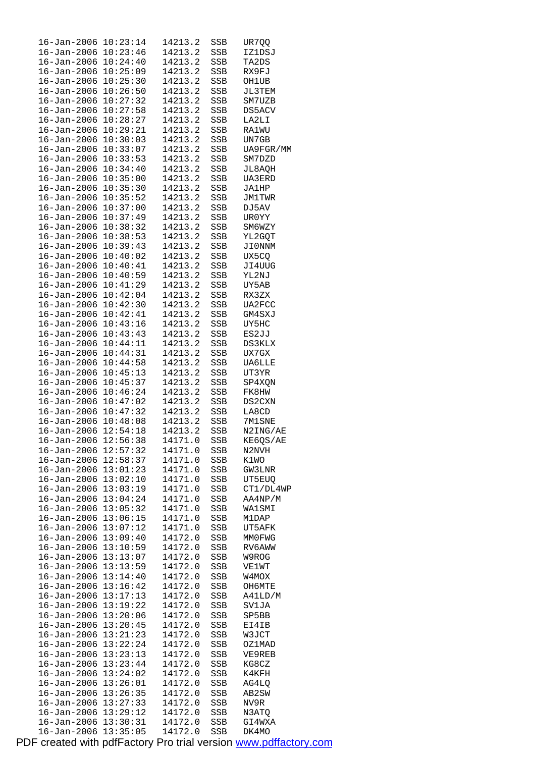```
16-Jan-2006 10:23:14   14213.2  SSB   UR7QQ
16-Jan-2006 10:23:46   14213.2  SSB   IZ1DSJ
16-Jan-2006 10:24:40   14213.2  SSB   TA2DS
16-Jan-2006 10:25:09   14213.2  SSB   RX9FJ
16-Jan-2006 10:25:30   14213.2  SSB   OH1UB
16-Jan-2006 10:26:50   14213.2  SSB   JL3TEM
16-Jan-2006 10:27:32   14213.2  SSB   SM7UZB
16-Jan-2006 10:27:58   14213.2  SSB   DS5ACV
16-Jan-2006 10:28:27   14213.2  SSB   LA2LI
16-Jan-2006 10:29:21   14213.2  SSB   RA1WU
16-Jan-2006 10:30:03   14213.2  SSB   UN7GB
16-Jan-2006 10:33:07   14213.2  SSB   UA9FGR/MM
16-Jan-2006 10:33:53   14213.2  SSB   SM7DZD
16-Jan-2006 10:34:40   14213.2  SSB   JL8AQH
16-Jan-2006 10:35:00   14213.2  SSB   UA3ERD
16-Jan-2006 10:35:30   14213.2  SSB   JA1HP
16-Jan-2006 10:35:52   14213.2  SSB   JM1TWR
16-Jan-2006 10:37:00   14213.2  SSB   DJ5AV
16-Jan-2006 10:37:49   14213.2  SSB   UR0YY
16-Jan-2006 10:38:32   14213.2  SSB   SM6WZY
16-Jan-2006 10:38:53   14213.2  SSB   YL2GQT
16-Jan-2006 10:39:43   14213.2  SSB   JI0NNM
16-Jan-2006 10:40:02   14213.2  SSB   UX5CQ
16-Jan-2006 10:40:41   14213.2  SSB   JI4UUG
16-Jan-2006 10:40:59   14213.2  SSB   YL2NJ
16-Jan-2006 10:41:29   14213.2  SSB   UY5AB
16-Jan-2006 10:42:04   14213.2  SSB   RX3ZX
16-Jan-2006 10:42:30   14213.2  SSB   UA2FCC
16-Jan-2006 10:42:41   14213.2  SSB   GM4SXJ
16-Jan-2006 10:43:16   14213.2  SSB   UY5HC
16-Jan-2006 10:43:43   14213.2  SSB   ES2JJ
16-Jan-2006 10:44:11   14213.2  SSB   DS3KLX
16-Jan-2006 10:44:31   14213.2  SSB   UX7GX
16-Jan-2006 10:44:58   14213.2  SSB   UA6LLE
16-Jan-2006 10:45:13   14213.2  SSB   UT3YR
16-Jan-2006 10:45:37   14213.2  SSB   SP4XQN
16-Jan-2006 10:46:24   14213.2  SSB   FK8HW
16-Jan-2006 10:47:02   14213.2  SSB   DS2CXN
16-Jan-2006 10:47:32   14213.2  SSB   LA8CD
16-Jan-2006 10:48:08   14213.2  SSB   7M1SNE
16-Jan-2006 12:54:18   14213.2  SSB   N2ING/AE
16-Jan-2006 12:56:38   14171.0  SSB   KE6QS/AE
16-Jan-2006 12:57:32   14171.0  SSB   N2NVH
16-Jan-2006 12:58:37   14171.0  SSB   K1WO
16-Jan-2006 13:01:23   14171.0  SSB   GW3LNR
16-Jan-2006 13:02:10   14171.0  SSB   UT5EUQ
16-Jan-2006 13:03:19   14171.0  SSB   CT1/DL4WP
16-Jan-2006 13:04:24   14171.0  SSB   AA4NP/M
16-Jan-2006 13:05:32   14171.0  SSB   WA1SMI
16-Jan-2006 13:06:15   14171.0  SSB   M1DAP
16-Jan-2006 13:07:12   14171.0  SSB   UT5AFK
16-Jan-2006 13:09:40   14172.0  SSB   MM0FWG
16-Jan-2006 13:10:59   14172.0  SSB   RV6AWW
16-Jan-2006 13:13:07   14172.0  SSB   W9ROG
16-Jan-2006 13:13:59   14172.0  SSB   VE1WT
16-Jan-2006 13:14:40   14172.0  SSB   W4MOX
16-Jan-2006 13:16:42   14172.0  SSB   OH6MTE
16-Jan-2006 13:17:13   14172.0  SSB   A41LD/M
16-Jan-2006 13:19:22   14172.0  SSB   SV1JA
16-Jan-2006 13:20:06   14172.0  SSB   SP5BB
16-Jan-2006 13:20:45   14172.0  SSB   EI4IB
16-Jan-2006 13:21:23   14172.0  SSB   W3JCT
16-Jan-2006 13:22:24   14172.0  SSB   OZ1MAD
16-Jan-2006 13:23:13   14172.0  SSB   VE9REB
16-Jan-2006 13:23:44   14172.0  SSB   KG8CZ
16-Jan-2006 13:24:02   14172.0  SSB   K4KFH
16-Jan-2006 13:26:01   14172.0  SSB   AG4LQ
16-Jan-2006 13:26:35   14172.0  SSB   AB2SW
16-Jan-2006 13:27:33   14172.0  SSB   NV9R
16-Jan-2006 13:29:12   14172.0  SSB   N3ATQ
16-Jan-2006 13:30:31   14172.0  SSB   GI4WXA
16-Jan-2006 13:35:05   14172.0  SSB   DK4MO
```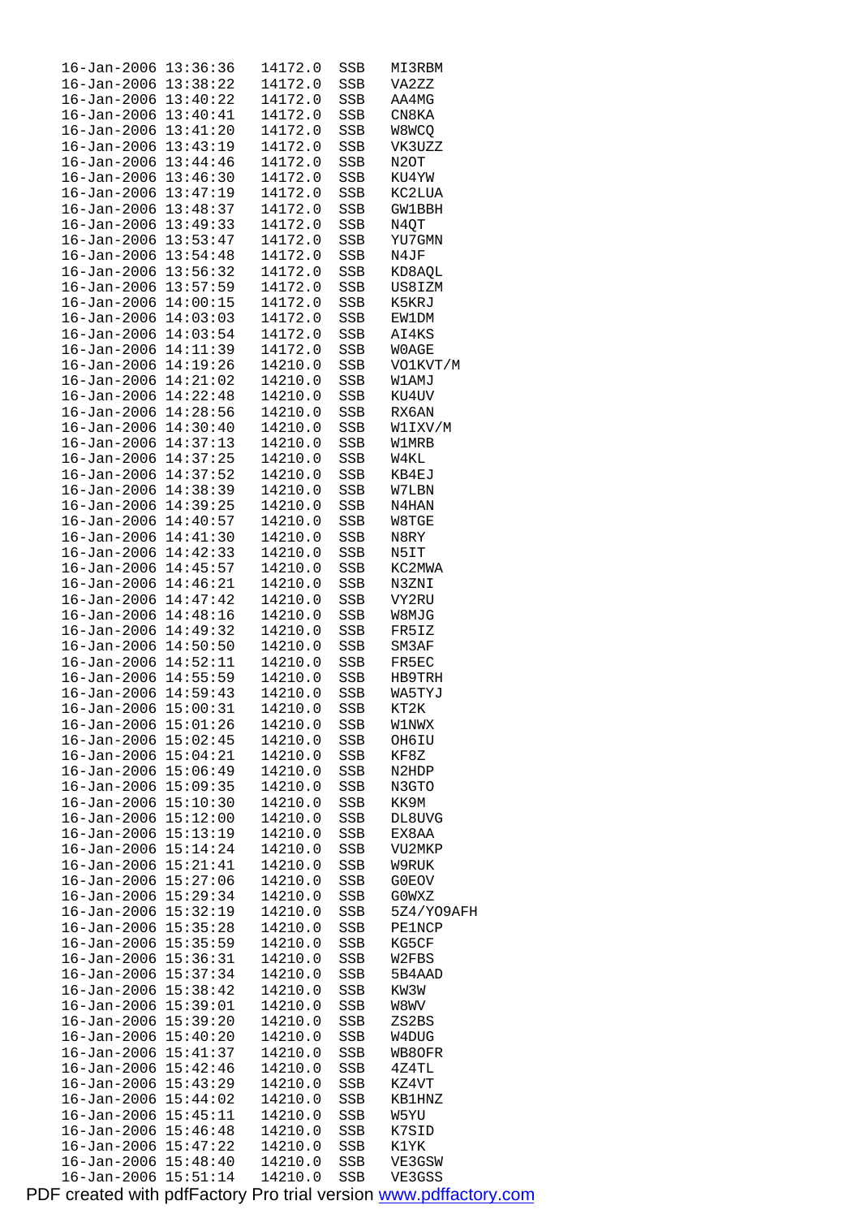```
16-Jan-2006 13:36:36  14172.0  SSB  MI3RBM
16-Jan-2006 13:38:22  14172.0  SSB  VA2ZZ
16-Jan-2006 13:40:22  14172.0  SSB  AA4MG
16-Jan-2006 13:40:41  14172.0  SSB  CN8KA
16-Jan-2006 13:41:20  14172.0  SSB  W8WCQ
16-Jan-2006 13:43:19  14172.0  SSB  VK3UZZ
16-Jan-2006 13:44:46  14172.0  SSB  N2OT
16-Jan-2006 13:46:30  14172.0  SSB  KU4YW
16-Jan-2006 13:47:19  14172.0  SSB  KC2LUA
16-Jan-2006 13:48:37  14172.0  SSB  GW1BBH
16-Jan-2006 13:49:33  14172.0  SSB  N4QT
16-Jan-2006 13:53:47  14172.0  SSB  YU7GMN
16-Jan-2006 13:54:48  14172.0  SSB  N4JF
16-Jan-2006 13:56:32  14172.0  SSB  KD8AQL
16-Jan-2006 13:57:59  14172.0  SSB  US8IZM
16-Jan-2006 14:00:15  14172.0  SSB  K5KRJ
16-Jan-2006 14:03:03  14172.0  SSB  EW1DM
16-Jan-2006 14:03:54  14172.0  SSB  AI4KS
16-Jan-2006 14:11:39  14172.0  SSB  W0AGE
16-Jan-2006 14:19:26  14210.0  SSB  VO1KVT/M
16-Jan-2006 14:21:02  14210.0  SSB  W1AMJ
16-Jan-2006 14:22:48  14210.0  SSB  KU4UV
16-Jan-2006 14:28:56  14210.0  SSB  RX6AN
16-Jan-2006 14:30:40  14210.0  SSB  W1IXV/M
16-Jan-2006 14:37:13  14210.0  SSB  W1MRB
16-Jan-2006 14:37:25  14210.0  SSB  W4KL
16-Jan-2006 14:37:52  14210.0  SSB  KB4EJ
16-Jan-2006 14:38:39  14210.0  SSB  W7LBN
16-Jan-2006 14:39:25  14210.0  SSB  N4HAN
16-Jan-2006 14:40:57  14210.0  SSB  W8TGE
16-Jan-2006 14:41:30  14210.0  SSB  N8RY
16-Jan-2006 14:42:33  14210.0  SSB  N5IT
16-Jan-2006 14:45:57  14210.0  SSB  KC2MWA
16-Jan-2006 14:46:21  14210.0  SSB  N3ZNI
16-Jan-2006 14:47:42  14210.0  SSB  VY2RU
16-Jan-2006 14:48:16  14210.0  SSB  W8MJG
16-Jan-2006 14:49:32  14210.0  SSB  FR5IZ
16-Jan-2006 14:50:50  14210.0  SSB  SM3AF
16-Jan-2006 14:52:11  14210.0  SSB  FR5EC
16-Jan-2006 14:55:59  14210.0  SSB  HB9TRH
16-Jan-2006 14:59:43  14210.0  SSB  WA5TYJ
16-Jan-2006 15:00:31  14210.0  SSB  KT2K
16-Jan-2006 15:01:26  14210.0  SSB  W1NWX
16-Jan-2006 15:02:45  14210.0  SSB  OH6IU
16-Jan-2006 15:04:21  14210.0  SSB  KF8Z
16-Jan-2006 15:06:49  14210.0  SSB  N2HDP
16-Jan-2006 15:09:35  14210.0  SSB  N3GTO
16-Jan-2006 15:10:30  14210.0  SSB  KK9M
16-Jan-2006 15:12:00  14210.0  SSB  DL8UVG
16-Jan-2006 15:13:19  14210.0  SSB  EX8AA
16-Jan-2006 15:14:24  14210.0  SSB  VU2MKP
16-Jan-2006 15:21:41  14210.0  SSB  W9RUK
16-Jan-2006 15:27:06  14210.0  SSB  G0EOV
16-Jan-2006 15:29:34  14210.0  SSB  G0WXZ
16-Jan-2006 15:32:19  14210.0  SSB  5Z4/YO9AFH
16-Jan-2006 15:35:28  14210.0  SSB  PE1NCP
16-Jan-2006 15:35:59  14210.0  SSB  KG5CF
16-Jan-2006 15:36:31  14210.0  SSB  W2FBS
16-Jan-2006 15:37:34  14210.0  SSB  5B4AAD
16-Jan-2006 15:38:42  14210.0  SSB  KW3W
16-Jan-2006 15:39:01  14210.0  SSB  W8WV
16-Jan-2006 15:39:20  14210.0  SSB  ZS2BS
16-Jan-2006 15:40:20  14210.0  SSB  W4DUG
16-Jan-2006 15:41:37  14210.0  SSB  WB8OFR
16-Jan-2006 15:42:46  14210.0  SSB  4Z4TL
16-Jan-2006 15:43:29  14210.0  SSB  KZ4VT
16-Jan-2006 15:44:02  14210.0  SSB  KB1HNZ
16-Jan-2006 15:45:11  14210.0  SSB  W5YU
16-Jan-2006 15:46:48  14210.0  SSB  K7SID
16-Jan-2006 15:47:22  14210.0  SSB  K1YK
16-Jan-2006 15:48:40  14210.0  SSB  VE3GSW
16-Jan-2006 15:51:14  14210.0  SSB  VE3GSS
```

PDF created with pdfFactory Pro trial version www.pdffactory.com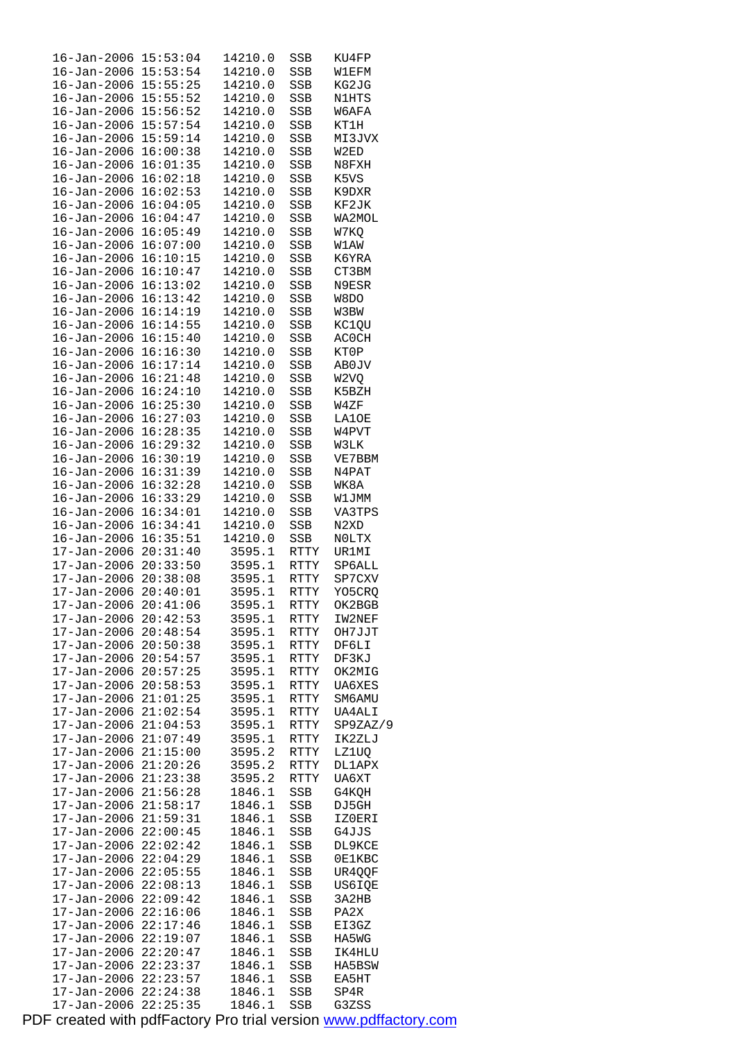```
16-Jan-2006 15:53:04   14210.0  SSB   KU4FP
16-Jan-2006 15:53:54   14210.0  SSB   W1EFM
16-Jan-2006 15:55:25   14210.0  SSB   KG2JG
16-Jan-2006 15:55:52   14210.0  SSB   N1HTS
16-Jan-2006 15:56:52   14210.0  SSB   W6AFA
16-Jan-2006 15:57:54   14210.0  SSB   KT1H
16-Jan-2006 15:59:14   14210.0  SSB   MI3JVX
16-Jan-2006 16:00:38   14210.0  SSB   W2ED
16-Jan-2006 16:01:35   14210.0  SSB   N8FXH
16-Jan-2006 16:02:18   14210.0  SSB   K5VS
16-Jan-2006 16:02:53   14210.0  SSB   K9DXR
16-Jan-2006 16:04:05   14210.0  SSB   KF2JK
16-Jan-2006 16:04:47   14210.0  SSB   WA2MOL
16-Jan-2006 16:05:49   14210.0  SSB   W7KQ
16-Jan-2006 16:07:00   14210.0  SSB   W1AW
16-Jan-2006 16:10:15   14210.0  SSB   K6YRA
16-Jan-2006 16:10:47   14210.0  SSB   CT3BM
16-Jan-2006 16:13:02   14210.0  SSB   N9ESR
16-Jan-2006 16:13:42   14210.0  SSB   W8DO
16-Jan-2006 16:14:19   14210.0  SSB   W3BW
16-Jan-2006 16:14:55   14210.0  SSB   KC1QU
16-Jan-2006 16:15:40   14210.0  SSB   AC0CH
16-Jan-2006 16:16:30   14210.0  SSB   KT0P
16-Jan-2006 16:17:14   14210.0  SSB   AB0JV
16-Jan-2006 16:21:48   14210.0  SSB   W2VQ
16-Jan-2006 16:24:10   14210.0  SSB   K5BZH
16-Jan-2006 16:25:30   14210.0  SSB   W4ZF
16-Jan-2006 16:27:03   14210.0  SSB   LA1OE
16-Jan-2006 16:28:35   14210.0  SSB   W4PVT
16-Jan-2006 16:29:32   14210.0  SSB   W3LK
16-Jan-2006 16:30:19   14210.0  SSB   VE7BBM
16-Jan-2006 16:31:39   14210.0  SSB   N4PAT
16-Jan-2006 16:32:28   14210.0  SSB   WK8A
16-Jan-2006 16:33:29   14210.0  SSB   W1JMM
16-Jan-2006 16:34:01   14210.0  SSB   VA3TPS
16-Jan-2006 16:34:41   14210.0  SSB   N2XD
16-Jan-2006 16:35:51   14210.0  SSB   N0LTX
17-Jan-2006 20:31:40    3595.1  RTTY  UR1MI
17-Jan-2006 20:33:50    3595.1  RTTY  SP6ALL
17-Jan-2006 20:38:08    3595.1  RTTY  SP7CXV
17-Jan-2006 20:40:01    3595.1  RTTY  YO5CRQ
17-Jan-2006 20:41:06    3595.1  RTTY  OK2BGB
17-Jan-2006 20:42:53    3595.1  RTTY  IW2NEF
17-Jan-2006 20:48:54    3595.1  RTTY  OH7JJT
17-Jan-2006 20:50:38    3595.1  RTTY  DF6LI
17-Jan-2006 20:54:57    3595.1  RTTY  DF3KJ
17-Jan-2006 20:57:25    3595.1  RTTY  OK2MIG
17-Jan-2006 20:58:53    3595.1  RTTY  UA6XES
17-Jan-2006 21:01:25    3595.1  RTTY  SM6AMU
17-Jan-2006 21:02:54    3595.1  RTTY  UA4ALI
17-Jan-2006 21:04:53    3595.1  RTTY  SP9ZAZ/9
17-Jan-2006 21:07:49    3595.1  RTTY  IK2ZLJ
17-Jan-2006 21:15:00    3595.2  RTTY  LZ1UQ
17-Jan-2006 21:20:26    3595.2  RTTY  DL1APX
17-Jan-2006 21:23:38    3595.2  RTTY  UA6XT
17-Jan-2006 21:56:28    1846.1  SSB   G4KQH
17-Jan-2006 21:58:17    1846.1  SSB   DJ5GH
17-Jan-2006 21:59:31    1846.1  SSB   IZ0ERI
17-Jan-2006 22:00:45    1846.1  SSB   G4JJS
17-Jan-2006 22:02:42    1846.1  SSB   DL9KCE
17-Jan-2006 22:04:29    1846.1  SSB   0E1KBC
17-Jan-2006 22:05:55    1846.1  SSB   UR4QQF
17-Jan-2006 22:08:13    1846.1  SSB   US6IQE
17-Jan-2006 22:09:42    1846.1  SSB   3A2HB
17-Jan-2006 22:16:06    1846.1  SSB   PA2X
17-Jan-2006 22:17:46    1846.1  SSB   EI3GZ
17-Jan-2006 22:19:07    1846.1  SSB   HA5WG
17-Jan-2006 22:20:47    1846.1  SSB   IK4HLU
17-Jan-2006 22:23:37    1846.1  SSB   HA5BSW
17-Jan-2006 22:23:57    1846.1  SSB   EA5HT
17-Jan-2006 22:24:38    1846.1  SSB   SP4R
17-Jan-2006 22:25:35    1846.1  SSB   G3ZSS
```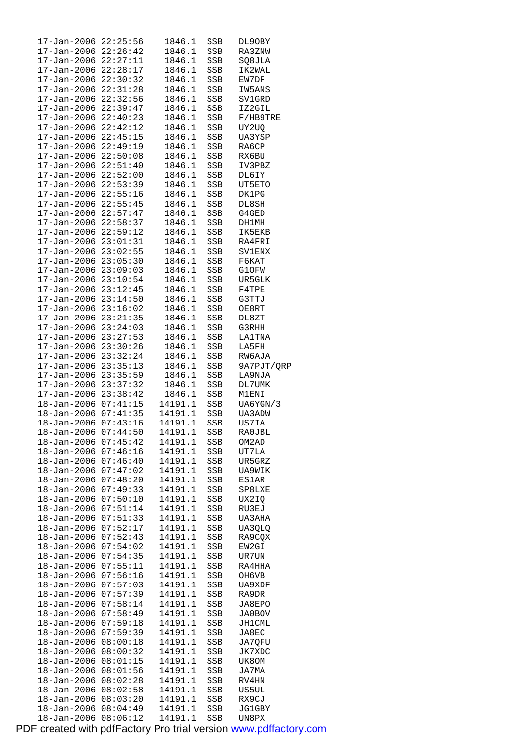```
17-Jan-2006 22:25:56    1846.1  SSB   DL9OBY
17-Jan-2006 22:26:42    1846.1  SSB   RA3ZNW
17-Jan-2006 22:27:11    1846.1  SSB   SQ8JLA
17-Jan-2006 22:28:17    1846.1  SSB   IK2WAL
17-Jan-2006 22:30:32    1846.1  SSB   EW7DF
17-Jan-2006 22:31:28    1846.1  SSB   IW5ANS
17-Jan-2006 22:32:56    1846.1  SSB   SV1GRD
17-Jan-2006 22:39:47    1846.1  SSB   IZ2GIL
17-Jan-2006 22:40:23    1846.1  SSB   F/HB9TRE
17-Jan-2006 22:42:12    1846.1  SSB   UY2UQ
17-Jan-2006 22:45:15    1846.1  SSB   UA3YSP
17-Jan-2006 22:49:19    1846.1  SSB   RA6CP
17-Jan-2006 22:50:08    1846.1  SSB   RX6BU
17-Jan-2006 22:51:40    1846.1  SSB   IV3PBZ
17-Jan-2006 22:52:00    1846.1  SSB   DL6IY
17-Jan-2006 22:53:39    1846.1  SSB   UT5ETO
17-Jan-2006 22:55:16    1846.1  SSB   DK1PG
17-Jan-2006 22:55:45    1846.1  SSB   DL8SH
17-Jan-2006 22:57:47    1846.1  SSB   G4GED
17-Jan-2006 22:58:37    1846.1  SSB   DH1MH
17-Jan-2006 22:59:12    1846.1  SSB   IK5EKB
17-Jan-2006 23:01:31    1846.1  SSB   RA4FRI
17-Jan-2006 23:02:55    1846.1  SSB   SV1ENX
17-Jan-2006 23:05:30    1846.1  SSB   F6KAT
17-Jan-2006 23:09:03    1846.1  SSB   G1OFW
17-Jan-2006 23:10:54    1846.1  SSB   UR5GLK
17-Jan-2006 23:12:45    1846.1  SSB   F4TPE
17-Jan-2006 23:14:50    1846.1  SSB   G3TTJ
17-Jan-2006 23:16:02    1846.1  SSB   OE8RT
17-Jan-2006 23:21:35    1846.1  SSB   DL8ZT
17-Jan-2006 23:24:03    1846.1  SSB   G3RHH
17-Jan-2006 23:27:53    1846.1  SSB   LA1TNA
17-Jan-2006 23:30:26    1846.1  SSB   LA5FH
17-Jan-2006 23:32:24    1846.1  SSB   RW6AJA
17-Jan-2006 23:35:13    1846.1  SSB   9A7PJT/QRP
17-Jan-2006 23:35:59    1846.1  SSB   LA9NJA
17-Jan-2006 23:37:32    1846.1  SSB   DL7UMK
17-Jan-2006 23:38:42    1846.1  SSB   M1ENI
18-Jan-2006 07:41:15   14191.1  SSB   UA6YGN/3
18-Jan-2006 07:41:35   14191.1  SSB   UA3ADW
18-Jan-2006 07:43:16   14191.1  SSB   US7IA
18-Jan-2006 07:44:50   14191.1  SSB   RA0JBL
18-Jan-2006 07:45:42   14191.1  SSB   OM2AD
18-Jan-2006 07:46:16   14191.1  SSB   UT7LA
18-Jan-2006 07:46:40   14191.1  SSB   UR5GRZ
18-Jan-2006 07:47:02   14191.1  SSB   UA9WIK
18-Jan-2006 07:48:20   14191.1  SSB   ES1AR
18-Jan-2006 07:49:33   14191.1  SSB   SP8LXE
18-Jan-2006 07:50:10   14191.1  SSB   UX2IQ
18-Jan-2006 07:51:14   14191.1  SSB   RU3EJ
18-Jan-2006 07:51:33   14191.1  SSB   UA3AHA
18-Jan-2006 07:52:17   14191.1  SSB   UA3QLQ
18-Jan-2006 07:52:43   14191.1  SSB   RA9CQX
18-Jan-2006 07:54:02   14191.1  SSB   EW2GI
18-Jan-2006 07:54:35   14191.1  SSB   UR7UN
18-Jan-2006 07:55:11   14191.1  SSB   RA4HHA
18-Jan-2006 07:56:16   14191.1  SSB   OH6VB
18-Jan-2006 07:57:03   14191.1  SSB   UA9XDF
18-Jan-2006 07:57:39   14191.1  SSB   RA9DR
18-Jan-2006 07:58:14   14191.1  SSB   JA8EPO
18-Jan-2006 07:58:49   14191.1  SSB   JA0BOV
18-Jan-2006 07:59:18   14191.1  SSB   JH1CML
18-Jan-2006 07:59:39   14191.1  SSB   JA8EC
18-Jan-2006 08:00:18   14191.1  SSB   JA7QFU
18-Jan-2006 08:00:32   14191.1  SSB   JK7XDC
18-Jan-2006 08:01:15   14191.1  SSB   UK8OM
18-Jan-2006 08:01:56   14191.1  SSB   JA7MA
18-Jan-2006 08:02:28   14191.1  SSB   RV4HN
18-Jan-2006 08:02:58   14191.1  SSB   US5UL
18-Jan-2006 08:03:20   14191.1  SSB   RX9CJ
18-Jan-2006 08:04:49   14191.1  SSB   JG1GBY
18-Jan-2006 08:06:12   14191.1  SSB   UN8PX
```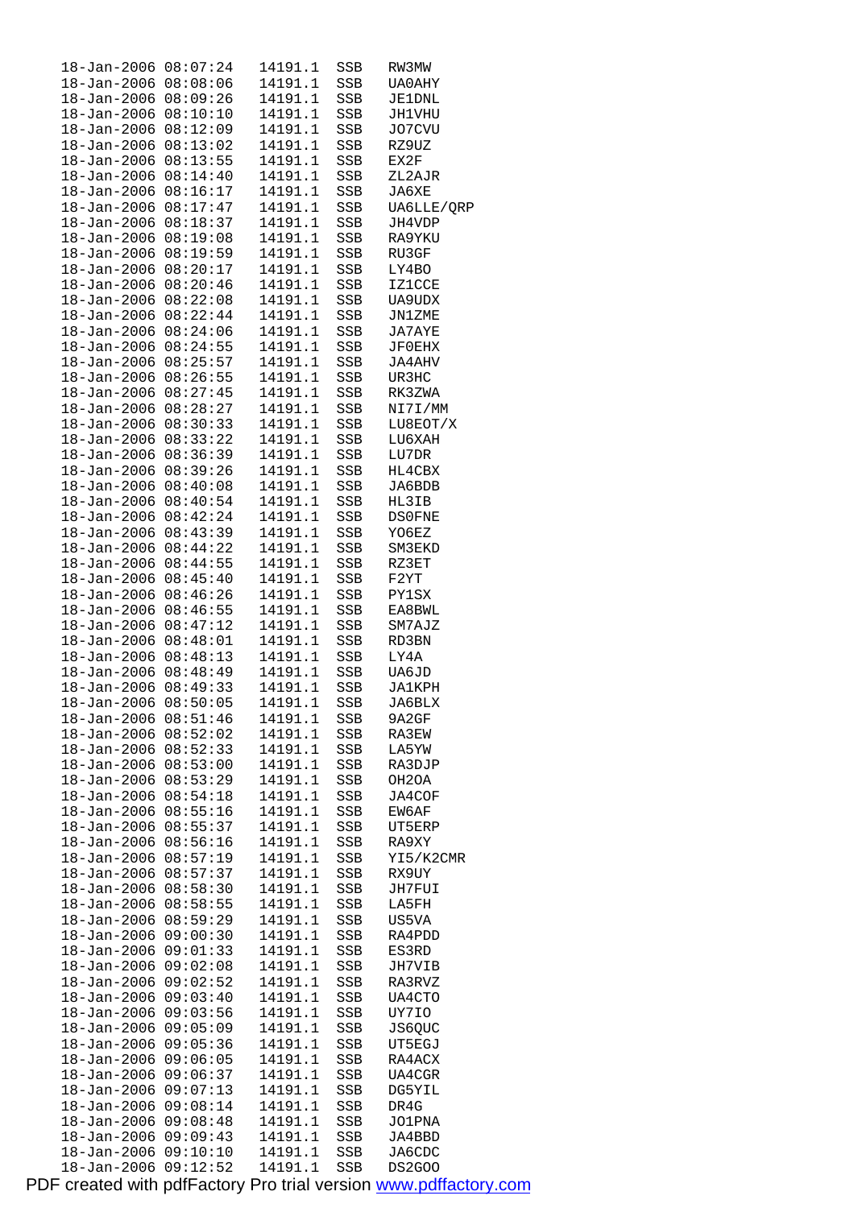```
18-Jan-2006 08:07:24   14191.1  SSB   RW3MW
18-Jan-2006 08:08:06   14191.1  SSB   UA0AHY
18-Jan-2006 08:09:26   14191.1  SSB   JE1DNL
18-Jan-2006 08:10:10   14191.1  SSB   JH1VHU
18-Jan-2006 08:12:09   14191.1  SSB   JO7CVU
18-Jan-2006 08:13:02   14191.1  SSB   RZ9UZ
18-Jan-2006 08:13:55   14191.1  SSB   EX2F
18-Jan-2006 08:14:40   14191.1  SSB   ZL2AJR
18-Jan-2006 08:16:17   14191.1  SSB   JA6XE
18-Jan-2006 08:17:47   14191.1  SSB   UA6LLE/QRP
18-Jan-2006 08:18:37   14191.1  SSB   JH4VDP
18-Jan-2006 08:19:08   14191.1  SSB   RA9YKU
18-Jan-2006 08:19:59   14191.1  SSB   RU3GF
18-Jan-2006 08:20:17   14191.1  SSB   LY4BO
18-Jan-2006 08:20:46   14191.1  SSB   IZ1CCE
18-Jan-2006 08:22:08   14191.1  SSB   UA9UDX
18-Jan-2006 08:22:44   14191.1  SSB   JN1ZME
18-Jan-2006 08:24:06   14191.1  SSB   JA7AYE
18-Jan-2006 08:24:55   14191.1  SSB   JF0EHX
18-Jan-2006 08:25:57   14191.1  SSB   JA4AHV
18-Jan-2006 08:26:55   14191.1  SSB   UR3HC
18-Jan-2006 08:27:45   14191.1  SSB   RK3ZWA
18-Jan-2006 08:28:27   14191.1  SSB   NI7I/MM
18-Jan-2006 08:30:33   14191.1  SSB   LU8EOT/X
18-Jan-2006 08:33:22   14191.1  SSB   LU6XAH
18-Jan-2006 08:36:39   14191.1  SSB   LU7DR
18-Jan-2006 08:39:26   14191.1  SSB   HL4CBX
18-Jan-2006 08:40:08   14191.1  SSB   JA6BDB
18-Jan-2006 08:40:54   14191.1  SSB   HL3IB
18-Jan-2006 08:42:24   14191.1  SSB   DS0FNE
18-Jan-2006 08:43:39   14191.1  SSB   YO6EZ
18-Jan-2006 08:44:22   14191.1  SSB   SM3EKD
18-Jan-2006 08:44:55   14191.1  SSB   RZ3ET
18-Jan-2006 08:45:40   14191.1  SSB   F2YT
18-Jan-2006 08:46:26   14191.1  SSB   PY1SX
18-Jan-2006 08:46:55   14191.1  SSB   EA8BWL
18-Jan-2006 08:47:12   14191.1  SSB   SM7AJZ
18-Jan-2006 08:48:01   14191.1  SSB   RD3BN
18-Jan-2006 08:48:13   14191.1  SSB   LY4A
18-Jan-2006 08:48:49   14191.1  SSB   UA6JD
18-Jan-2006 08:49:33   14191.1  SSB   JA1KPH
18-Jan-2006 08:50:05   14191.1  SSB   JA6BLX
18-Jan-2006 08:51:46   14191.1  SSB   9A2GF
18-Jan-2006 08:52:02   14191.1  SSB   RA3EW
18-Jan-2006 08:52:33   14191.1  SSB   LA5YW
18-Jan-2006 08:53:00   14191.1  SSB   RA3DJP
18-Jan-2006 08:53:29   14191.1  SSB   OH2OA
18-Jan-2006 08:54:18   14191.1  SSB   JA4COF
18-Jan-2006 08:55:16   14191.1  SSB   EW6AF
18-Jan-2006 08:55:37   14191.1  SSB   UT5ERP
18-Jan-2006 08:56:16   14191.1  SSB   RA9XY
18-Jan-2006 08:57:19   14191.1  SSB   YI5/K2CMR
18-Jan-2006 08:57:37   14191.1  SSB   RX9UY
18-Jan-2006 08:58:30   14191.1  SSB   JH7FUI
18-Jan-2006 08:58:55   14191.1  SSB   LA5FH
18-Jan-2006 08:59:29   14191.1  SSB   US5VA
18-Jan-2006 09:00:30   14191.1  SSB   RA4PDD
18-Jan-2006 09:01:33   14191.1  SSB   ES3RD
18-Jan-2006 09:02:08   14191.1  SSB   JH7VIB
18-Jan-2006 09:02:52   14191.1  SSB   RA3RVZ
18-Jan-2006 09:03:40   14191.1  SSB   UA4CTO
18-Jan-2006 09:03:56   14191.1  SSB   UY7IO
18-Jan-2006 09:05:09   14191.1  SSB   JS6QUC
18-Jan-2006 09:05:36   14191.1  SSB   UT5EGJ
18-Jan-2006 09:06:05   14191.1  SSB   RA4ACX
18-Jan-2006 09:06:37   14191.1  SSB   UA4CGR
18-Jan-2006 09:07:13   14191.1  SSB   DG5YIL
18-Jan-2006 09:08:14   14191.1  SSB   DR4G
18-Jan-2006 09:08:48   14191.1  SSB   JO1PNA
18-Jan-2006 09:09:43   14191.1  SSB   JA4BBD
18-Jan-2006 09:10:10   14191.1  SSB   JA6CDC
18-Jan-2006 09:12:52   14191.1  SSB   DS2GOO
```

PDF created with pdfFactory Pro trial version www.pdffactory.com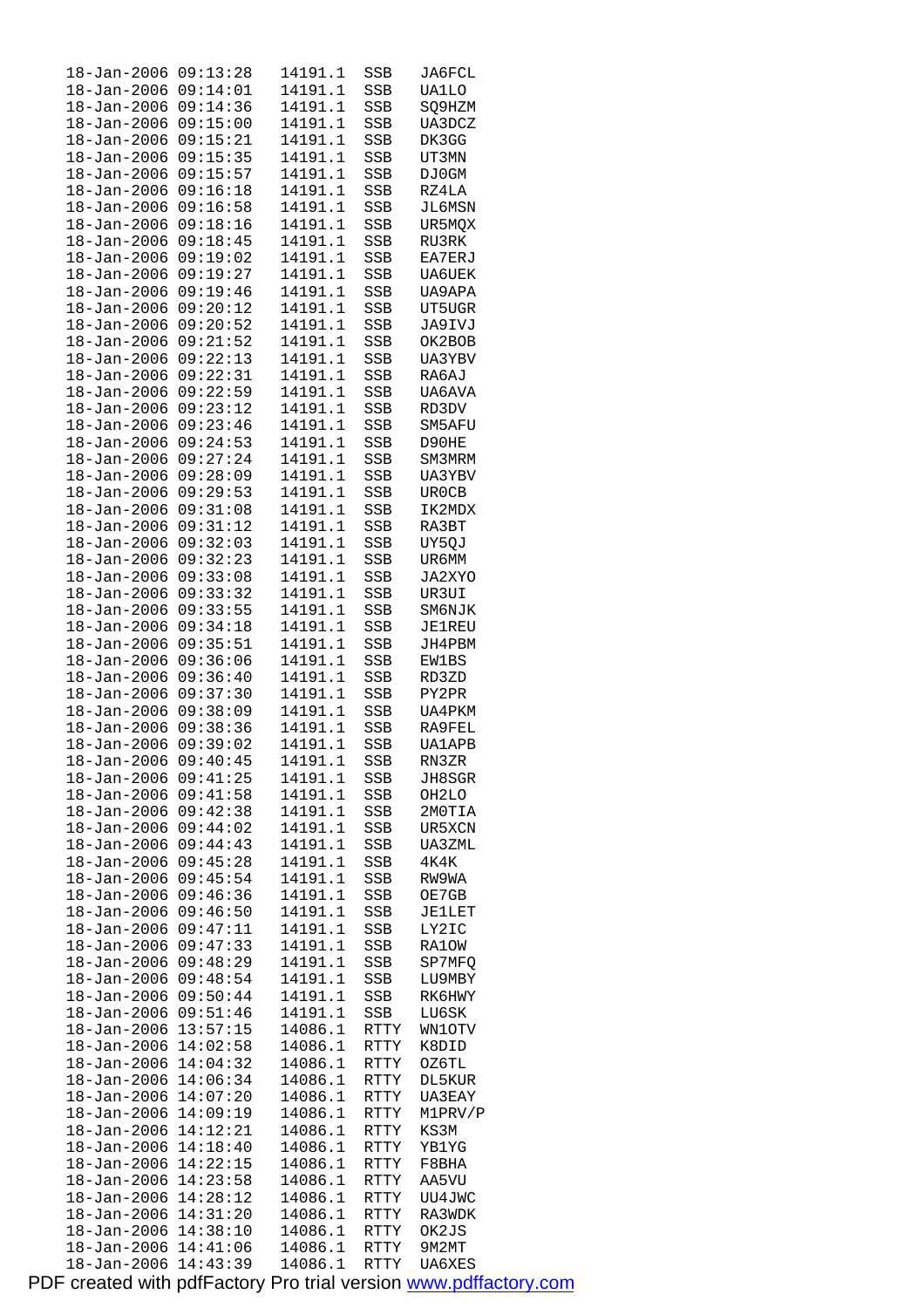```
18-Jan-2006 09:13:28   14191.1  SSB   JA6FCL
18-Jan-2006 09:14:01   14191.1  SSB   UA1LO
18-Jan-2006 09:14:36   14191.1  SSB   SQ9HZM
18-Jan-2006 09:15:00   14191.1  SSB   UA3DCZ
18-Jan-2006 09:15:21   14191.1  SSB   DK3GG
18-Jan-2006 09:15:35   14191.1  SSB   UT3MN
18-Jan-2006 09:15:57   14191.1  SSB   DJ0GM
18-Jan-2006 09:16:18   14191.1  SSB   RZ4LA
18-Jan-2006 09:16:58   14191.1  SSB   JL6MSN
18-Jan-2006 09:18:16   14191.1  SSB   UR5MQX
18-Jan-2006 09:18:45   14191.1  SSB   RU3RK
18-Jan-2006 09:19:02   14191.1  SSB   EA7ERJ
18-Jan-2006 09:19:27   14191.1  SSB   UA6UEK
18-Jan-2006 09:19:46   14191.1  SSB   UA9APA
18-Jan-2006 09:20:12   14191.1  SSB   UT5UGR
18-Jan-2006 09:20:52   14191.1  SSB   JA9IVJ
18-Jan-2006 09:21:52   14191.1  SSB   OK2BOB
18-Jan-2006 09:22:13   14191.1  SSB   UA3YBV
18-Jan-2006 09:22:31   14191.1  SSB   RA6AJ
18-Jan-2006 09:22:59   14191.1  SSB   UA6AVA
18-Jan-2006 09:23:12   14191.1  SSB   RD3DV
18-Jan-2006 09:23:46   14191.1  SSB   SM5AFU
18-Jan-2006 09:24:53   14191.1  SSB   D90HE
18-Jan-2006 09:27:24   14191.1  SSB   SM3MRM
18-Jan-2006 09:28:09   14191.1  SSB   UA3YBV
18-Jan-2006 09:29:53   14191.1  SSB   UR0CB
18-Jan-2006 09:31:08   14191.1  SSB   IK2MDX
18-Jan-2006 09:31:12   14191.1  SSB   RA3BT
18-Jan-2006 09:32:03   14191.1  SSB   UY5QJ
18-Jan-2006 09:32:23   14191.1  SSB   UR6MM
18-Jan-2006 09:33:08   14191.1  SSB   JA2XYO
18-Jan-2006 09:33:32   14191.1  SSB   UR3UI
18-Jan-2006 09:33:55   14191.1  SSB   SM6NJK
18-Jan-2006 09:34:18   14191.1  SSB   JE1REU
18-Jan-2006 09:35:51   14191.1  SSB   JH4PBM
18-Jan-2006 09:36:06   14191.1  SSB   EW1BS
18-Jan-2006 09:36:40   14191.1  SSB   RD3ZD
18-Jan-2006 09:37:30   14191.1  SSB   PY2PR
18-Jan-2006 09:38:09   14191.1  SSB   UA4PKM
18-Jan-2006 09:38:36   14191.1  SSB   RA9FEL
18-Jan-2006 09:39:02   14191.1  SSB   UA1APB
18-Jan-2006 09:40:45   14191.1  SSB   RN3ZR
18-Jan-2006 09:41:25   14191.1  SSB   JH8SGR
18-Jan-2006 09:41:58   14191.1  SSB   OH2LO
18-Jan-2006 09:42:38   14191.1  SSB   2M0TIA
18-Jan-2006 09:44:02   14191.1  SSB   UR5XCN
18-Jan-2006 09:44:43   14191.1  SSB   UA3ZML
18-Jan-2006 09:45:28   14191.1  SSB   4K4K
18-Jan-2006 09:45:54   14191.1  SSB   RW9WA
18-Jan-2006 09:46:36   14191.1  SSB   OE7GB
18-Jan-2006 09:46:50   14191.1  SSB   JE1LET
18-Jan-2006 09:47:11   14191.1  SSB   LY2IC
18-Jan-2006 09:47:33   14191.1  SSB   RA1OW
18-Jan-2006 09:48:29   14191.1  SSB   SP7MFQ
18-Jan-2006 09:48:54   14191.1  SSB   LU9MBY
18-Jan-2006 09:50:44   14191.1  SSB   RK6HWY
18-Jan-2006 09:51:46   14191.1  SSB   LU6SK
18-Jan-2006 13:57:15   14086.1  RTTY  WN1OTV
18-Jan-2006 14:02:58   14086.1  RTTY  K8DID
18-Jan-2006 14:04:32   14086.1  RTTY  OZ6TL
18-Jan-2006 14:06:34   14086.1  RTTY  DL5KUR
18-Jan-2006 14:07:20   14086.1  RTTY  UA3EAY
18-Jan-2006 14:09:19   14086.1  RTTY  M1PRV/P
18-Jan-2006 14:12:21   14086.1  RTTY  KS3M
18-Jan-2006 14:18:40   14086.1  RTTY  YB1YG
18-Jan-2006 14:22:15   14086.1  RTTY  F8BHA
18-Jan-2006 14:23:58   14086.1  RTTY  AA5VU
18-Jan-2006 14:28:12   14086.1  RTTY  UU4JWC
18-Jan-2006 14:31:20   14086.1  RTTY  RA3WDK
18-Jan-2006 14:38:10   14086.1  RTTY  OK2JS
18-Jan-2006 14:41:06   14086.1  RTTY  9M2MT
18-Jan-2006 14:43:39   14086.1  RTTY  UA6XES
```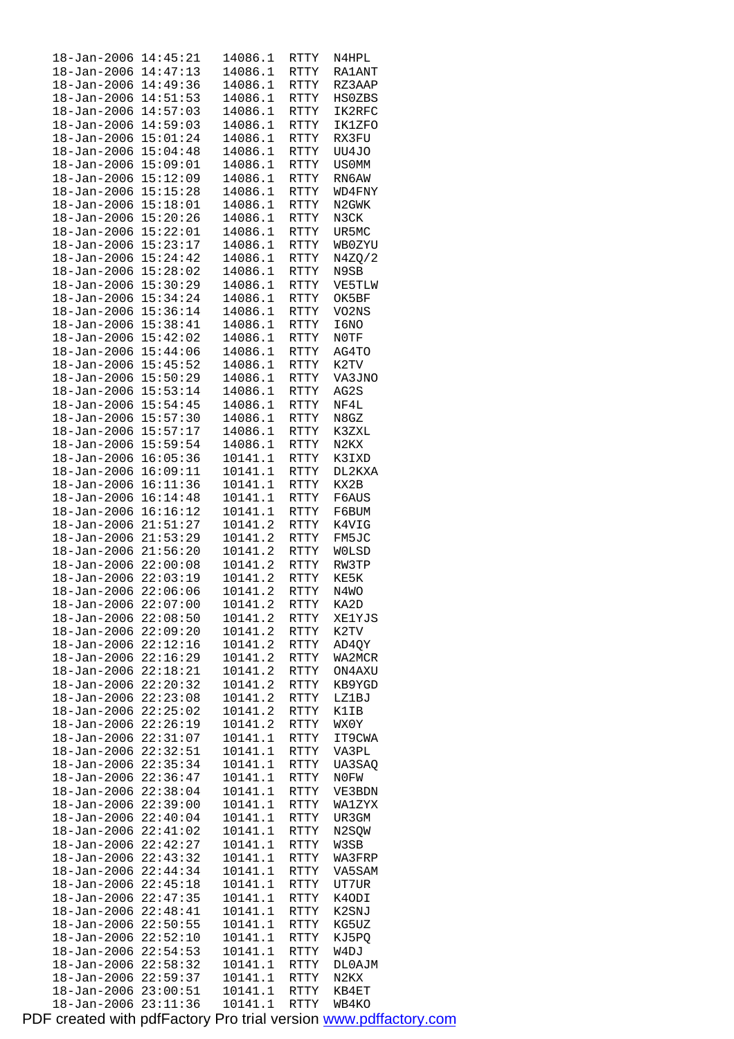```
18-Jan-2006 14:45:21   14086.1  RTTY  N4HPL
18-Jan-2006 14:47:13   14086.1  RTTY  RA1ANT
18-Jan-2006 14:49:36   14086.1  RTTY  RZ3AAP
18-Jan-2006 14:51:53   14086.1  RTTY  HS0ZBS
18-Jan-2006 14:57:03   14086.1  RTTY  IK2RFC
18-Jan-2006 14:59:03   14086.1  RTTY  IK1ZFO
18-Jan-2006 15:01:24   14086.1  RTTY  RX3FU
18-Jan-2006 15:04:48   14086.1  RTTY  UU4JO
18-Jan-2006 15:09:01   14086.1  RTTY  US0MM
18-Jan-2006 15:12:09   14086.1  RTTY  RN6AW
18-Jan-2006 15:15:28   14086.1  RTTY  WD4FNY
18-Jan-2006 15:18:01   14086.1  RTTY  N2GWK
18-Jan-2006 15:20:26   14086.1  RTTY  N3CK
18-Jan-2006 15:22:01   14086.1  RTTY  UR5MC
18-Jan-2006 15:23:17   14086.1  RTTY  WB0ZYU
18-Jan-2006 15:24:42   14086.1  RTTY  N4ZQ/2
18-Jan-2006 15:28:02   14086.1  RTTY  N9SB
18-Jan-2006 15:30:29   14086.1  RTTY  VE5TLW
18-Jan-2006 15:34:24   14086.1  RTTY  OK5BF
18-Jan-2006 15:36:14   14086.1  RTTY  VO2NS
18-Jan-2006 15:38:41   14086.1  RTTY  I6NO
18-Jan-2006 15:42:02   14086.1  RTTY  N0TF
18-Jan-2006 15:44:06   14086.1  RTTY  AG4TO
18-Jan-2006 15:45:52   14086.1  RTTY  K2TV
18-Jan-2006 15:50:29   14086.1  RTTY  VA3JNO
18-Jan-2006 15:53:14   14086.1  RTTY  AG2S
18-Jan-2006 15:54:45   14086.1  RTTY  NF4L
18-Jan-2006 15:57:30   14086.1  RTTY  N8GZ
18-Jan-2006 15:57:17   14086.1  RTTY  K3ZXL
18-Jan-2006 15:59:54   14086.1  RTTY  N2KX
18-Jan-2006 16:05:36   10141.1  RTTY  K3IXD
18-Jan-2006 16:09:11   10141.1  RTTY  DL2KXA
18-Jan-2006 16:11:36   10141.1  RTTY  KX2B
18-Jan-2006 16:14:48   10141.1  RTTY  F6AUS
18-Jan-2006 16:16:12   10141.1  RTTY  F6BUM
18-Jan-2006 21:51:27   10141.2  RTTY  K4VIG
18-Jan-2006 21:53:29   10141.2  RTTY  FM5JC
18-Jan-2006 21:56:20   10141.2  RTTY  W0LSD
18-Jan-2006 22:00:08   10141.2  RTTY  RW3TP
18-Jan-2006 22:03:19   10141.2  RTTY  KE5K
18-Jan-2006 22:06:06   10141.2  RTTY  N4WO
18-Jan-2006 22:07:00   10141.2  RTTY  KA2D
18-Jan-2006 22:08:50   10141.2  RTTY  XE1YJS
18-Jan-2006 22:09:20   10141.2  RTTY  K2TV
18-Jan-2006 22:12:16   10141.2  RTTY  AD4QY
18-Jan-2006 22:16:29   10141.2  RTTY  WA2MCR
18-Jan-2006 22:18:21   10141.2  RTTY  ON4AXU
18-Jan-2006 22:20:32   10141.2  RTTY  KB9YGD
18-Jan-2006 22:23:08   10141.2  RTTY  LZ1BJ
18-Jan-2006 22:25:02   10141.2  RTTY  K1IB
18-Jan-2006 22:26:19   10141.2  RTTY  WX0Y
18-Jan-2006 22:31:07   10141.1  RTTY  IT9CWA
18-Jan-2006 22:32:51   10141.1  RTTY  VA3PL
18-Jan-2006 22:35:34   10141.1  RTTY  UA3SAQ
18-Jan-2006 22:36:47   10141.1  RTTY  N0FW
18-Jan-2006 22:38:04   10141.1  RTTY  VE3BDN
18-Jan-2006 22:39:00   10141.1  RTTY  WA1ZYX
18-Jan-2006 22:40:04   10141.1  RTTY  UR3GM
18-Jan-2006 22:41:02   10141.1  RTTY  N2SQW
18-Jan-2006 22:42:27   10141.1  RTTY  W3SB
18-Jan-2006 22:43:32   10141.1  RTTY  WA3FRP
18-Jan-2006 22:44:34   10141.1  RTTY  VA5SAM
18-Jan-2006 22:45:18   10141.1  RTTY  UT7UR
18-Jan-2006 22:47:35   10141.1  RTTY  K4ODI
18-Jan-2006 22:48:41   10141.1  RTTY  K2SNJ
18-Jan-2006 22:50:55   10141.1  RTTY  KG5UZ
18-Jan-2006 22:52:10   10141.1  RTTY  KJ5PQ
18-Jan-2006 22:54:53   10141.1  RTTY  W4DJ
18-Jan-2006 22:58:32   10141.1  RTTY  DL0AJM
18-Jan-2006 22:59:37   10141.1  RTTY  N2KX
18-Jan-2006 23:00:51   10141.1  RTTY  KB4ET
18-Jan-2006 23:11:36   10141.1  RTTY  WB4KO
```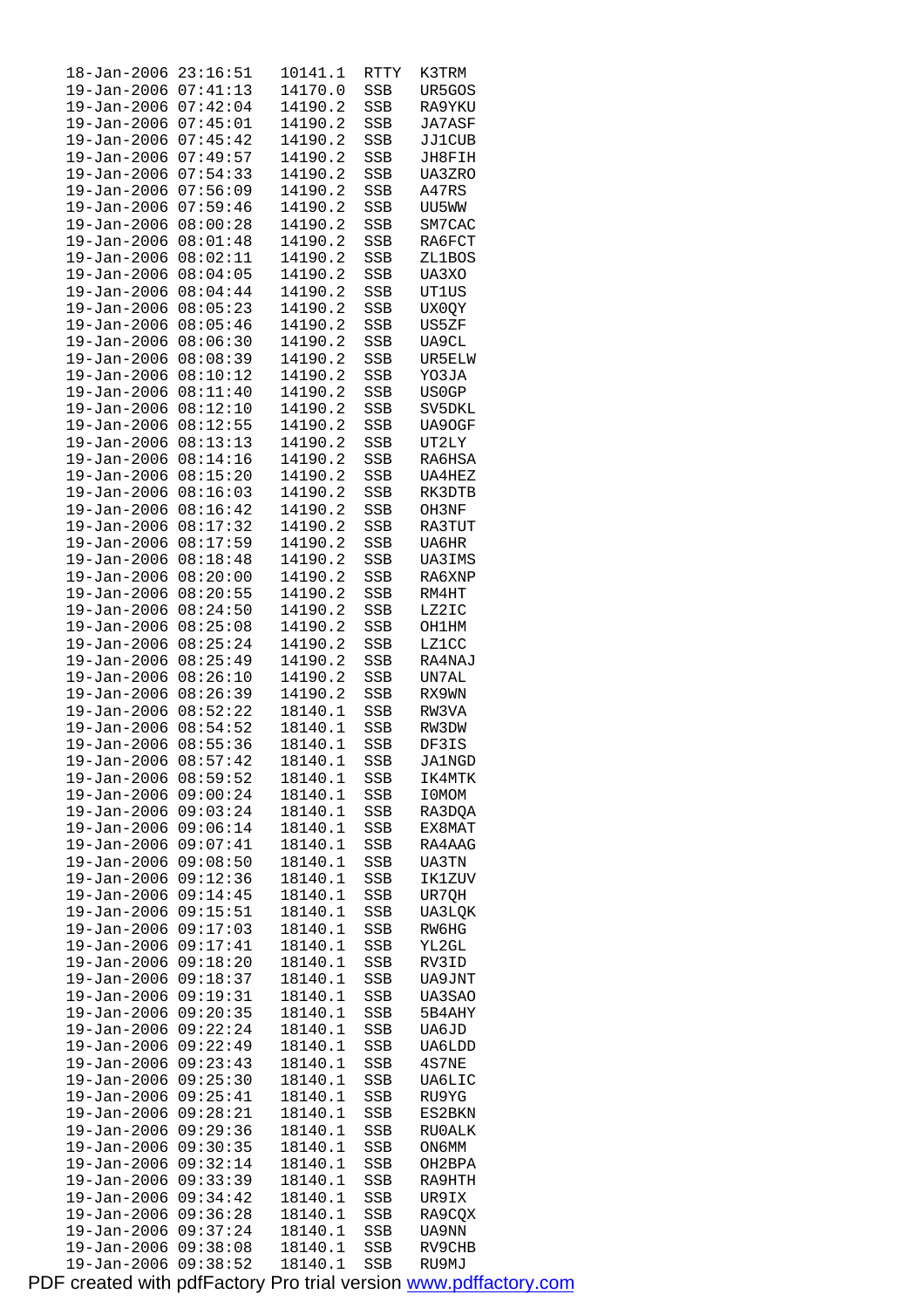```
18-Jan-2006 23:16:51  10141.1  RTTY  K3TRM
19-Jan-2006 07:41:13  14170.0  SSB   UR5GOS
19-Jan-2006 07:42:04  14190.2  SSB   RA9YKU
19-Jan-2006 07:45:01  14190.2  SSB   JA7ASF
19-Jan-2006 07:45:42  14190.2  SSB   JJ1CUB
19-Jan-2006 07:49:57  14190.2  SSB   JH8FIH
19-Jan-2006 07:54:33  14190.2  SSB   UA3ZRO
19-Jan-2006 07:56:09  14190.2  SSB   A47RS
19-Jan-2006 07:59:46  14190.2  SSB   UU5WW
19-Jan-2006 08:00:28  14190.2  SSB   SM7CAC
19-Jan-2006 08:01:48  14190.2  SSB   RA6FCT
19-Jan-2006 08:02:11  14190.2  SSB   ZL1BOS
19-Jan-2006 08:04:05  14190.2  SSB   UA3XO
19-Jan-2006 08:04:44  14190.2  SSB   UT1US
19-Jan-2006 08:05:23  14190.2  SSB   UX0QY
19-Jan-2006 08:05:46  14190.2  SSB   US5ZF
19-Jan-2006 08:06:30  14190.2  SSB   UA9CL
19-Jan-2006 08:08:39  14190.2  SSB   UR5ELW
19-Jan-2006 08:10:12  14190.2  SSB   YO3JA
19-Jan-2006 08:11:40  14190.2  SSB   US0GP
19-Jan-2006 08:12:10  14190.2  SSB   SV5DKL
19-Jan-2006 08:12:55  14190.2  SSB   UA9OGF
19-Jan-2006 08:13:13  14190.2  SSB   UT2LY
19-Jan-2006 08:14:16  14190.2  SSB   RA6HSA
19-Jan-2006 08:15:20  14190.2  SSB   UA4HEZ
19-Jan-2006 08:16:03  14190.2  SSB   RK3DTB
19-Jan-2006 08:16:42  14190.2  SSB   OH3NF
19-Jan-2006 08:17:32  14190.2  SSB   RA3TUT
19-Jan-2006 08:17:59  14190.2  SSB   UA6HR
19-Jan-2006 08:18:48  14190.2  SSB   UA3IMS
19-Jan-2006 08:20:00  14190.2  SSB   RA6XNP
19-Jan-2006 08:20:55  14190.2  SSB   RM4HT
19-Jan-2006 08:24:50  14190.2  SSB   LZ2IC
19-Jan-2006 08:25:08  14190.2  SSB   OH1HM
19-Jan-2006 08:25:24  14190.2  SSB   LZ1CC
19-Jan-2006 08:25:49  14190.2  SSB   RA4NAJ
19-Jan-2006 08:26:10  14190.2  SSB   UN7AL
19-Jan-2006 08:26:39  14190.2  SSB   RX9WN
19-Jan-2006 08:52:22  18140.1  SSB   RW3VA
19-Jan-2006 08:54:52  18140.1  SSB   RW3DW
19-Jan-2006 08:55:36  18140.1  SSB   DF3IS
19-Jan-2006 08:57:42  18140.1  SSB   JA1NGD
19-Jan-2006 08:59:52  18140.1  SSB   IK4MTK
19-Jan-2006 09:00:24  18140.1  SSB   I0MOM
19-Jan-2006 09:03:24  18140.1  SSB   RA3DQA
19-Jan-2006 09:06:14  18140.1  SSB   EX8MAT
19-Jan-2006 09:07:41  18140.1  SSB   RA4AAG
19-Jan-2006 09:08:50  18140.1  SSB   UA3TN
19-Jan-2006 09:12:36  18140.1  SSB   IK1ZUV
19-Jan-2006 09:14:45  18140.1  SSB   UR7QH
19-Jan-2006 09:15:51  18140.1  SSB   UA3LQK
19-Jan-2006 09:17:03  18140.1  SSB   RW6HG
19-Jan-2006 09:17:41  18140.1  SSB   YL2GL
19-Jan-2006 09:18:20  18140.1  SSB   RV3ID
19-Jan-2006 09:18:37  18140.1  SSB   UA9JNT
19-Jan-2006 09:19:31  18140.1  SSB   UA3SAO
19-Jan-2006 09:20:35  18140.1  SSB   5B4AHY
19-Jan-2006 09:22:24  18140.1  SSB   UA6JD
19-Jan-2006 09:22:49  18140.1  SSB   UA6LDD
19-Jan-2006 09:23:43  18140.1  SSB   4S7NE
19-Jan-2006 09:25:30  18140.1  SSB   UA6LIC
19-Jan-2006 09:25:41  18140.1  SSB   RU9YG
19-Jan-2006 09:28:21  18140.1  SSB   ES2BKN
19-Jan-2006 09:29:36  18140.1  SSB   RU0ALK
19-Jan-2006 09:30:35  18140.1  SSB   ON6MM
19-Jan-2006 09:32:14  18140.1  SSB   OH2BPA
19-Jan-2006 09:33:39  18140.1  SSB   RA9HTH
19-Jan-2006 09:34:42  18140.1  SSB   UR9IX
19-Jan-2006 09:36:28  18140.1  SSB   RA9CQX
19-Jan-2006 09:37:24  18140.1  SSB   UA9NN
19-Jan-2006 09:38:08  18140.1  SSB   RV9CHB
19-Jan-2006 09:38:52  18140.1  SSB   RU9MJ
```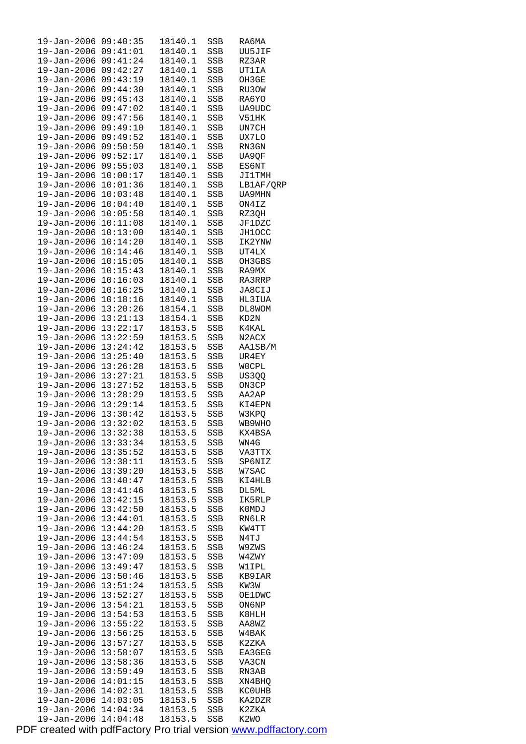```
19-Jan-2006 09:40:35   18140.1  SSB   RA6MA
19-Jan-2006 09:41:01   18140.1  SSB   UU5JIF
19-Jan-2006 09:41:24   18140.1  SSB   RZ3AR
19-Jan-2006 09:42:27   18140.1  SSB   UT1IA
19-Jan-2006 09:43:19   18140.1  SSB   OH3GE
19-Jan-2006 09:44:30   18140.1  SSB   RU3OW
19-Jan-2006 09:45:43   18140.1  SSB   RA6YO
19-Jan-2006 09:47:02   18140.1  SSB   UA9UDC
19-Jan-2006 09:47:56   18140.1  SSB   V51HK
19-Jan-2006 09:49:10   18140.1  SSB   UN7CH
19-Jan-2006 09:49:52   18140.1  SSB   UX7LO
19-Jan-2006 09:50:50   18140.1  SSB   RN3GN
19-Jan-2006 09:52:17   18140.1  SSB   UA9QF
19-Jan-2006 09:55:03   18140.1  SSB   ES6NT
19-Jan-2006 10:00:17   18140.1  SSB   JI1TMH
19-Jan-2006 10:01:36   18140.1  SSB   LB1AF/QRP
19-Jan-2006 10:03:48   18140.1  SSB   UA9MHN
19-Jan-2006 10:04:40   18140.1  SSB   ON4IZ
19-Jan-2006 10:05:58   18140.1  SSB   RZ3QH
19-Jan-2006 10:11:08   18140.1  SSB   JF1DZC
19-Jan-2006 10:13:00   18140.1  SSB   JH1OCC
19-Jan-2006 10:14:20   18140.1  SSB   IK2YNW
19-Jan-2006 10:14:46   18140.1  SSB   UT4LX
19-Jan-2006 10:15:05   18140.1  SSB   OH3GBS
19-Jan-2006 10:15:43   18140.1  SSB   RA9MX
19-Jan-2006 10:16:03   18140.1  SSB   RA3RRP
19-Jan-2006 10:16:25   18140.1  SSB   JA8CIJ
19-Jan-2006 10:18:16   18140.1  SSB   HL3IUA
19-Jan-2006 13:20:26   18154.1  SSB   DL8WOM
19-Jan-2006 13:21:13   18154.1  SSB   KD2N
19-Jan-2006 13:22:17   18153.5  SSB   K4KAL
19-Jan-2006 13:22:59   18153.5  SSB   N2ACX
19-Jan-2006 13:24:42   18153.5  SSB   AA1SB/M
19-Jan-2006 13:25:40   18153.5  SSB   UR4EY
19-Jan-2006 13:26:28   18153.5  SSB   W0CPL
19-Jan-2006 13:27:21   18153.5  SSB   US3QQ
19-Jan-2006 13:27:52   18153.5  SSB   ON3CP
19-Jan-2006 13:28:29   18153.5  SSB   AA2AP
19-Jan-2006 13:29:14   18153.5  SSB   KI4EPN
19-Jan-2006 13:30:42   18153.5  SSB   W3KPQ
19-Jan-2006 13:32:02   18153.5  SSB   WB9WHO
19-Jan-2006 13:32:38   18153.5  SSB   KX4BSA
19-Jan-2006 13:33:34   18153.5  SSB   WN4G
19-Jan-2006 13:35:52   18153.5  SSB   VA3TTX
19-Jan-2006 13:38:11   18153.5  SSB   SP6NIZ
19-Jan-2006 13:39:20   18153.5  SSB   W7SAC
19-Jan-2006 13:40:47   18153.5  SSB   KI4HLB
19-Jan-2006 13:41:46   18153.5  SSB   DL5ML
19-Jan-2006 13:42:15   18153.5  SSB   IK5RLP
19-Jan-2006 13:42:50   18153.5  SSB   K0MDJ
19-Jan-2006 13:44:01   18153.5  SSB   RN6LR
19-Jan-2006 13:44:20   18153.5  SSB   KW4TT
19-Jan-2006 13:44:54   18153.5  SSB   N4TJ
19-Jan-2006 13:46:24   18153.5  SSB   W9ZWS
19-Jan-2006 13:47:09   18153.5  SSB   W4ZWY
19-Jan-2006 13:49:47   18153.5  SSB   W1IPL
19-Jan-2006 13:50:46   18153.5  SSB   KB9IAR
19-Jan-2006 13:51:24   18153.5  SSB   KW3W
19-Jan-2006 13:52:27   18153.5  SSB   OE1DWC
19-Jan-2006 13:54:21   18153.5  SSB   ON6NP
19-Jan-2006 13:54:53   18153.5  SSB   K8HLH
19-Jan-2006 13:55:22   18153.5  SSB   AA8WZ
19-Jan-2006 13:56:25   18153.5  SSB   W4BAK
19-Jan-2006 13:57:27   18153.5  SSB   K2ZKA
19-Jan-2006 13:58:07   18153.5  SSB   EA3GEG
19-Jan-2006 13:58:36   18153.5  SSB   VA3CN
19-Jan-2006 13:59:49   18153.5  SSB   RN3AB
19-Jan-2006 14:01:15   18153.5  SSB   XN4BHQ
19-Jan-2006 14:02:31   18153.5  SSB   KC0UHB
19-Jan-2006 14:03:05   18153.5  SSB   KA2DZR
19-Jan-2006 14:04:34   18153.5  SSB   K2ZKA
19-Jan-2006 14:04:48   18153.5  SSB   K2WO
```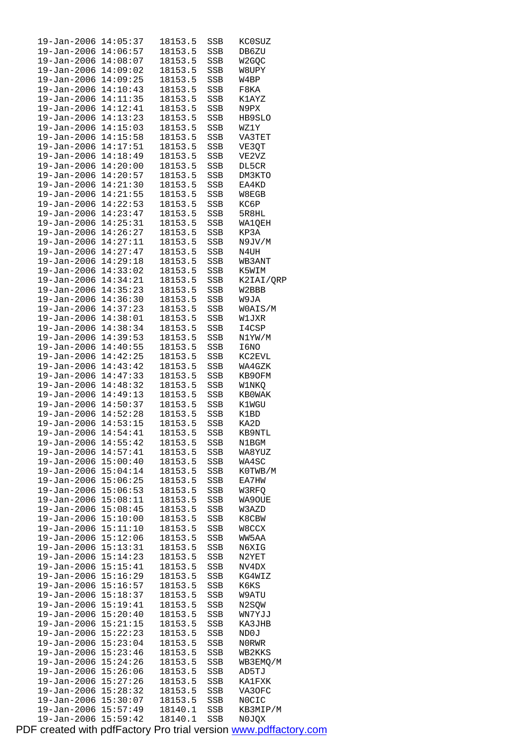```
19-Jan-2006 14:05:37   18153.5  SSB   KC0SUZ
19-Jan-2006 14:06:57   18153.5  SSB   DB6ZU
19-Jan-2006 14:08:07   18153.5  SSB   W2GQC
19-Jan-2006 14:09:02   18153.5  SSB   W8UPY
19-Jan-2006 14:09:25   18153.5  SSB   W4BP
19-Jan-2006 14:10:43   18153.5  SSB   F8KA
19-Jan-2006 14:11:35   18153.5  SSB   K1AYZ
19-Jan-2006 14:12:41   18153.5  SSB   N9PX
19-Jan-2006 14:13:23   18153.5  SSB   HB9SLO
19-Jan-2006 14:15:03   18153.5  SSB   WZ1Y
19-Jan-2006 14:15:58   18153.5  SSB   VA3TET
19-Jan-2006 14:17:51   18153.5  SSB   VE3QT
19-Jan-2006 14:18:49   18153.5  SSB   VE2VZ
19-Jan-2006 14:20:00   18153.5  SSB   DL5CR
19-Jan-2006 14:20:57   18153.5  SSB   DM3KTO
19-Jan-2006 14:21:30   18153.5  SSB   EA4KD
19-Jan-2006 14:21:55   18153.5  SSB   W8EGB
19-Jan-2006 14:22:53   18153.5  SSB   KC6P
19-Jan-2006 14:23:47   18153.5  SSB   5R8HL
19-Jan-2006 14:25:31   18153.5  SSB   WA1QEH
19-Jan-2006 14:26:27   18153.5  SSB   KP3A
19-Jan-2006 14:27:11   18153.5  SSB   N9JV/M
19-Jan-2006 14:27:47   18153.5  SSB   N4UH
19-Jan-2006 14:29:18   18153.5  SSB   WB3ANT
19-Jan-2006 14:33:02   18153.5  SSB   K5WIM
19-Jan-2006 14:34:21   18153.5  SSB   K2IAI/QRP
19-Jan-2006 14:35:23   18153.5  SSB   W2BBB
19-Jan-2006 14:36:30   18153.5  SSB   W9JA
19-Jan-2006 14:37:23   18153.5  SSB   W0AIS/M
19-Jan-2006 14:38:01   18153.5  SSB   W1JXR
19-Jan-2006 14:38:34   18153.5  SSB   I4CSP
19-Jan-2006 14:39:53   18153.5  SSB   N1YW/M
19-Jan-2006 14:40:55   18153.5  SSB   I6NO
19-Jan-2006 14:42:25   18153.5  SSB   KC2EVL
19-Jan-2006 14:43:42   18153.5  SSB   WA4GZK
19-Jan-2006 14:47:33   18153.5  SSB   KB9OFM
19-Jan-2006 14:48:32   18153.5  SSB   W1NKQ
19-Jan-2006 14:49:13   18153.5  SSB   KB0WAK
19-Jan-2006 14:50:37   18153.5  SSB   K1WGU
19-Jan-2006 14:52:28   18153.5  SSB   K1BD
19-Jan-2006 14:53:15   18153.5  SSB   KA2D
19-Jan-2006 14:54:41   18153.5  SSB   KB9NTL
19-Jan-2006 14:55:42   18153.5  SSB   N1BGM
19-Jan-2006 14:57:41   18153.5  SSB   WA8YUZ
19-Jan-2006 15:00:40   18153.5  SSB   WA4SC
19-Jan-2006 15:04:14   18153.5  SSB   K0TWB/M
19-Jan-2006 15:06:25   18153.5  SSB   EA7HW
19-Jan-2006 15:06:53   18153.5  SSB   W3RFQ
19-Jan-2006 15:08:11   18153.5  SSB   WA9OUE
19-Jan-2006 15:08:45   18153.5  SSB   W3AZD
19-Jan-2006 15:10:00   18153.5  SSB   K8CBW
19-Jan-2006 15:11:10   18153.5  SSB   W8CCX
19-Jan-2006 15:12:06   18153.5  SSB   WW5AA
19-Jan-2006 15:13:31   18153.5  SSB   N6XIG
19-Jan-2006 15:14:23   18153.5  SSB   N2YET
19-Jan-2006 15:15:41   18153.5  SSB   NV4DX
19-Jan-2006 15:16:29   18153.5  SSB   KG4WIZ
19-Jan-2006 15:16:57   18153.5  SSB   K6KS
19-Jan-2006 15:18:37   18153.5  SSB   W9ATU
19-Jan-2006 15:19:41   18153.5  SSB   N2SQW
19-Jan-2006 15:20:40   18153.5  SSB   WN7YJJ
19-Jan-2006 15:21:15   18153.5  SSB   KA3JHB
19-Jan-2006 15:22:23   18153.5  SSB   ND0J
19-Jan-2006 15:23:04   18153.5  SSB   N0RWR
19-Jan-2006 15:23:46   18153.5  SSB   WB2KKS
19-Jan-2006 15:24:26   18153.5  SSB   WB3EMQ/M
19-Jan-2006 15:26:06   18153.5  SSB   AD5TJ
19-Jan-2006 15:27:26   18153.5  SSB   KA1FXK
19-Jan-2006 15:28:32   18153.5  SSB   VA3OFC
19-Jan-2006 15:30:07   18153.5  SSB   N0CIC
19-Jan-2006 15:57:49   18140.1  SSB   KB3MIP/M
19-Jan-2006 15:59:42   18140.1  SSB   N0JQX
```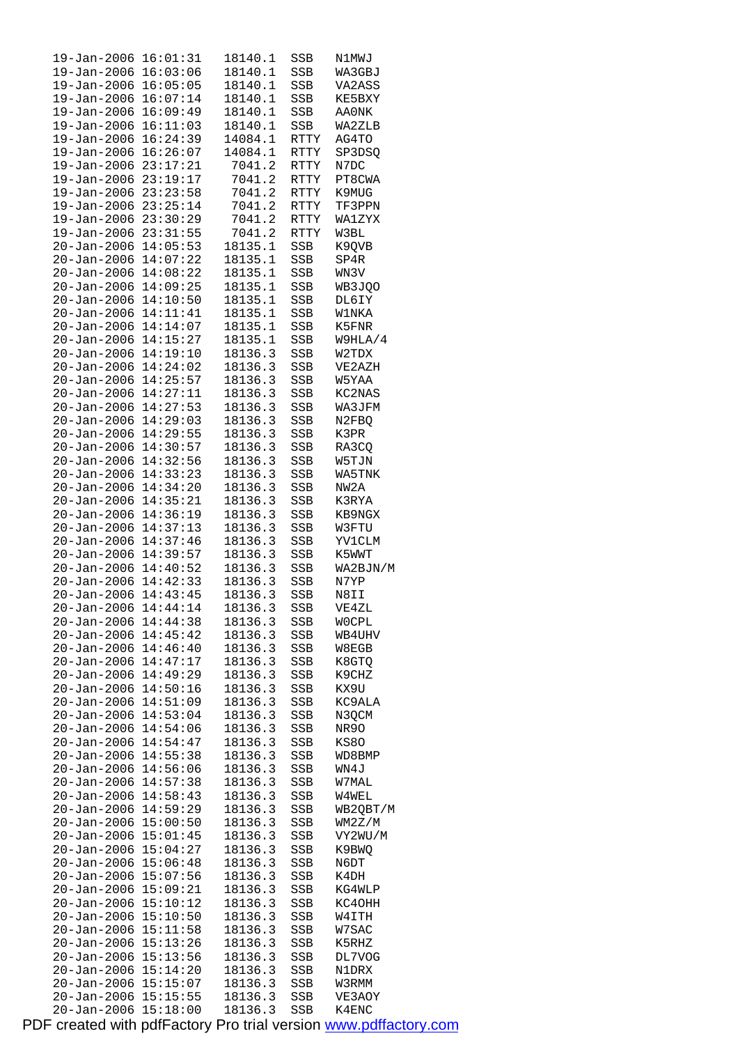```
19-Jan-2006 16:01:31  18140.1  SSB   N1MWJ
19-Jan-2006 16:03:06  18140.1  SSB   WA3GBJ
19-Jan-2006 16:05:05  18140.1  SSB   VA2ASS
19-Jan-2006 16:07:14  18140.1  SSB   KE5BXY
19-Jan-2006 16:09:49  18140.1  SSB   AA0NK
19-Jan-2006 16:11:03  18140.1  SSB   WA2ZLB
19-Jan-2006 16:24:39  14084.1  RTTY  AG4TO
19-Jan-2006 16:26:07  14084.1  RTTY  SP3DSQ
19-Jan-2006 23:17:21   7041.2  RTTY  N7DC
19-Jan-2006 23:19:17   7041.2  RTTY  PT8CWA
19-Jan-2006 23:23:58   7041.2  RTTY  K9MUG
19-Jan-2006 23:25:14   7041.2  RTTY  TF3PPN
19-Jan-2006 23:30:29   7041.2  RTTY  WA1ZYX
19-Jan-2006 23:31:55   7041.2  RTTY  W3BL
20-Jan-2006 14:05:53  18135.1  SSB   K9QVB
20-Jan-2006 14:07:22  18135.1  SSB   SP4R
20-Jan-2006 14:08:22  18135.1  SSB   WN3V
20-Jan-2006 14:09:25  18135.1  SSB   WB3JQO
20-Jan-2006 14:10:50  18135.1  SSB   DL6IY
20-Jan-2006 14:11:41  18135.1  SSB   W1NKA
20-Jan-2006 14:14:07  18135.1  SSB   K5FNR
20-Jan-2006 14:15:27  18135.1  SSB   W9HLA/4
20-Jan-2006 14:19:10  18136.3  SSB   W2TDX
20-Jan-2006 14:24:02  18136.3  SSB   VE2AZH
20-Jan-2006 14:25:57  18136.3  SSB   W5YAA
20-Jan-2006 14:27:11  18136.3  SSB   KC2NAS
20-Jan-2006 14:27:53  18136.3  SSB   WA3JFM
20-Jan-2006 14:29:03  18136.3  SSB   N2FBQ
20-Jan-2006 14:29:55  18136.3  SSB   K3PR
20-Jan-2006 14:30:57  18136.3  SSB   RA3CQ
20-Jan-2006 14:32:56  18136.3  SSB   W5TJN
20-Jan-2006 14:33:23  18136.3  SSB   WA5TNK
20-Jan-2006 14:34:20  18136.3  SSB   NW2A
20-Jan-2006 14:35:21  18136.3  SSB   K3RYA
20-Jan-2006 14:36:19  18136.3  SSB   KB9NGX
20-Jan-2006 14:37:13  18136.3  SSB   W3FTU
20-Jan-2006 14:37:46  18136.3  SSB   YV1CLM
20-Jan-2006 14:39:57  18136.3  SSB   K5WWT
20-Jan-2006 14:40:52  18136.3  SSB   WA2BJN/M
20-Jan-2006 14:42:33  18136.3  SSB   N7YP
20-Jan-2006 14:43:45  18136.3  SSB   N8II
20-Jan-2006 14:44:14  18136.3  SSB   VE4ZL
20-Jan-2006 14:44:38  18136.3  SSB   W0CPL
20-Jan-2006 14:45:42  18136.3  SSB   WB4UHV
20-Jan-2006 14:46:40  18136.3  SSB   W8EGB
20-Jan-2006 14:47:17  18136.3  SSB   K8GTQ
20-Jan-2006 14:49:29  18136.3  SSB   K9CHZ
20-Jan-2006 14:50:16  18136.3  SSB   KX9U
20-Jan-2006 14:51:09  18136.3  SSB   KC9ALA
20-Jan-2006 14:53:04  18136.3  SSB   N3QCM
20-Jan-2006 14:54:06  18136.3  SSB   NR9O
20-Jan-2006 14:54:47  18136.3  SSB   KS8O
20-Jan-2006 14:55:38  18136.3  SSB   WD8BMP
20-Jan-2006 14:56:06  18136.3  SSB   WN4J
20-Jan-2006 14:57:38  18136.3  SSB   W7MAL
20-Jan-2006 14:58:43  18136.3  SSB   W4WEL
20-Jan-2006 14:59:29  18136.3  SSB   WB2QBT/M
20-Jan-2006 15:00:50  18136.3  SSB   WM2Z/M
20-Jan-2006 15:01:45  18136.3  SSB   VY2WU/M
20-Jan-2006 15:04:27  18136.3  SSB   K9BWQ
20-Jan-2006 15:06:48  18136.3  SSB   N6DT
20-Jan-2006 15:07:56  18136.3  SSB   K4DH
20-Jan-2006 15:09:21  18136.3  SSB   KG4WLP
20-Jan-2006 15:10:12  18136.3  SSB   KC4OHH
20-Jan-2006 15:10:50  18136.3  SSB   W4ITH
20-Jan-2006 15:11:58  18136.3  SSB   W7SAC
20-Jan-2006 15:13:26  18136.3  SSB   K5RHZ
20-Jan-2006 15:13:56  18136.3  SSB   DL7VOG
20-Jan-2006 15:14:20  18136.3  SSB   N1DRX
20-Jan-2006 15:15:07  18136.3  SSB   W3RMM
20-Jan-2006 15:15:55  18136.3  SSB   VE3AOY
20-Jan-2006 15:18:00  18136.3  SSB   K4ENC
```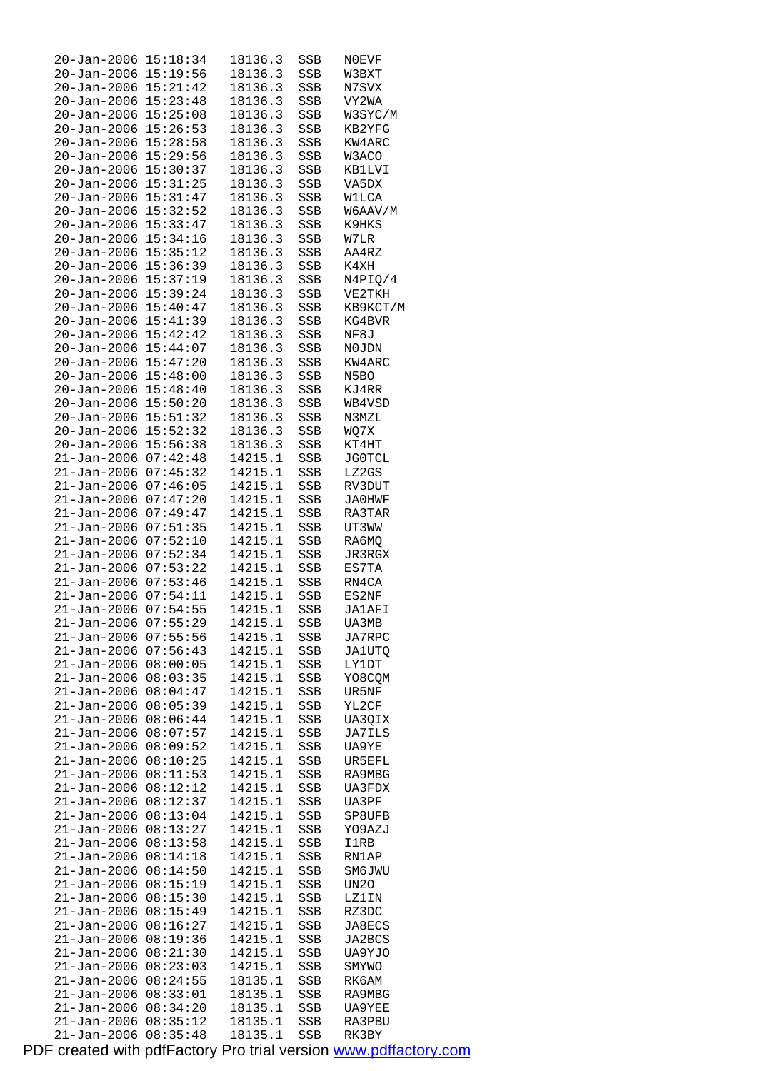```
20-Jan-2006 15:18:34   18136.3  SSB   N0EVF
20-Jan-2006 15:19:56   18136.3  SSB   W3BXT
20-Jan-2006 15:21:42   18136.3  SSB   N7SVX
20-Jan-2006 15:23:48   18136.3  SSB   VY2WA
20-Jan-2006 15:25:08   18136.3  SSB   W3SYC/M
20-Jan-2006 15:26:53   18136.3  SSB   KB2YFG
20-Jan-2006 15:28:58   18136.3  SSB   KW4ARC
20-Jan-2006 15:29:56   18136.3  SSB   W3ACO
20-Jan-2006 15:30:37   18136.3  SSB   KB1LVI
20-Jan-2006 15:31:25   18136.3  SSB   VA5DX
20-Jan-2006 15:31:47   18136.3  SSB   W1LCA
20-Jan-2006 15:32:52   18136.3  SSB   W6AAV/M
20-Jan-2006 15:33:47   18136.3  SSB   K9HKS
20-Jan-2006 15:34:16   18136.3  SSB   W7LR
20-Jan-2006 15:35:12   18136.3  SSB   AA4RZ
20-Jan-2006 15:36:39   18136.3  SSB   K4XH
20-Jan-2006 15:37:19   18136.3  SSB   N4PIQ/4
20-Jan-2006 15:39:24   18136.3  SSB   VE2TKH
20-Jan-2006 15:40:47   18136.3  SSB   KB9KCT/M
20-Jan-2006 15:41:39   18136.3  SSB   KG4BVR
20-Jan-2006 15:42:42   18136.3  SSB   NF8J
20-Jan-2006 15:44:07   18136.3  SSB   N0JDN
20-Jan-2006 15:47:20   18136.3  SSB   KW4ARC
20-Jan-2006 15:48:00   18136.3  SSB   N5BO
20-Jan-2006 15:48:40   18136.3  SSB   KJ4RR
20-Jan-2006 15:50:20   18136.3  SSB   WB4VSD
20-Jan-2006 15:51:32   18136.3  SSB   N3MZL
20-Jan-2006 15:52:32   18136.3  SSB   WQ7X
20-Jan-2006 15:56:38   18136.3  SSB   KT4HT
21-Jan-2006 07:42:48   14215.1  SSB   JG0TCL
21-Jan-2006 07:45:32   14215.1  SSB   LZ2GS
21-Jan-2006 07:46:05   14215.1  SSB   RV3DUT
21-Jan-2006 07:47:20   14215.1  SSB   JA0HWF
21-Jan-2006 07:49:47   14215.1  SSB   RA3TAR
21-Jan-2006 07:51:35   14215.1  SSB   UT3WW
21-Jan-2006 07:52:10   14215.1  SSB   RA6MQ
21-Jan-2006 07:52:34   14215.1  SSB   JR3RGX
21-Jan-2006 07:53:22   14215.1  SSB   ES7TA
21-Jan-2006 07:53:46   14215.1  SSB   RN4CA
21-Jan-2006 07:54:11   14215.1  SSB   ES2NF
21-Jan-2006 07:54:55   14215.1  SSB   JA1AFI
21-Jan-2006 07:55:29   14215.1  SSB   UA3MB
21-Jan-2006 07:55:56   14215.1  SSB   JA7RPC
21-Jan-2006 07:56:43   14215.1  SSB   JA1UTQ
21-Jan-2006 08:00:05   14215.1  SSB   LY1DT
21-Jan-2006 08:03:35   14215.1  SSB   YO8CQM
21-Jan-2006 08:04:47   14215.1  SSB   UR5NF
21-Jan-2006 08:05:39   14215.1  SSB   YL2CF
21-Jan-2006 08:06:44   14215.1  SSB   UA3QIX
21-Jan-2006 08:07:57   14215.1  SSB   JA7ILS
21-Jan-2006 08:09:52   14215.1  SSB   UA9YE
21-Jan-2006 08:10:25   14215.1  SSB   UR5EFL
21-Jan-2006 08:11:53   14215.1  SSB   RA9MBG
21-Jan-2006 08:12:12   14215.1  SSB   UA3FDX
21-Jan-2006 08:12:37   14215.1  SSB   UA3PF
21-Jan-2006 08:13:04   14215.1  SSB   SP8UFB
21-Jan-2006 08:13:27   14215.1  SSB   YO9AZJ
21-Jan-2006 08:13:58   14215.1  SSB   I1RB
21-Jan-2006 08:14:18   14215.1  SSB   RN1AP
21-Jan-2006 08:14:50   14215.1  SSB   SM6JWU
21-Jan-2006 08:15:19   14215.1  SSB   UN2O
21-Jan-2006 08:15:30   14215.1  SSB   LZ1IN
21-Jan-2006 08:15:49   14215.1  SSB   RZ3DC
21-Jan-2006 08:16:27   14215.1  SSB   JA8ECS
21-Jan-2006 08:19:36   14215.1  SSB   JA2BCS
21-Jan-2006 08:21:30   14215.1  SSB   UA9YJO
21-Jan-2006 08:23:03   14215.1  SSB   SMYWO
21-Jan-2006 08:24:55   18135.1  SSB   RK6AM
21-Jan-2006 08:33:01   18135.1  SSB   RA9MBG
21-Jan-2006 08:34:20   18135.1  SSB   UA9YEE
21-Jan-2006 08:35:12   18135.1  SSB   RA3PBU
21-Jan-2006 08:35:48   18135.1  SSB   RK3BY
```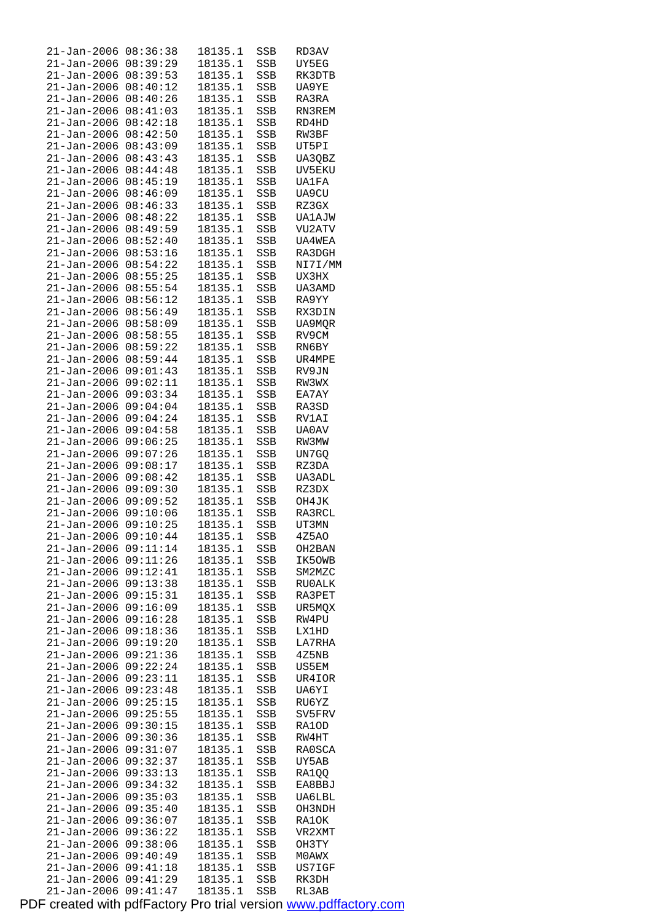```
21-Jan-2006 08:36:38   18135.1  SSB   RD3AV
21-Jan-2006 08:39:29   18135.1  SSB   UY5EG
21-Jan-2006 08:39:53   18135.1  SSB   RK3DTB
21-Jan-2006 08:40:12   18135.1  SSB   UA9YE
21-Jan-2006 08:40:26   18135.1  SSB   RA3RA
21-Jan-2006 08:41:03   18135.1  SSB   RN3REM
21-Jan-2006 08:42:18   18135.1  SSB   RD4HD
21-Jan-2006 08:42:50   18135.1  SSB   RW3BF
21-Jan-2006 08:43:09   18135.1  SSB   UT5PI
21-Jan-2006 08:43:43   18135.1  SSB   UA3QBZ
21-Jan-2006 08:44:48   18135.1  SSB   UV5EKU
21-Jan-2006 08:45:19   18135.1  SSB   UA1FA
21-Jan-2006 08:46:09   18135.1  SSB   UA9CU
21-Jan-2006 08:46:33   18135.1  SSB   RZ3GX
21-Jan-2006 08:48:22   18135.1  SSB   UA1AJW
21-Jan-2006 08:49:59   18135.1  SSB   VU2ATV
21-Jan-2006 08:52:40   18135.1  SSB   UA4WEA
21-Jan-2006 08:53:16   18135.1  SSB   RA3DGH
21-Jan-2006 08:54:22   18135.1  SSB   NI7I/MM
21-Jan-2006 08:55:25   18135.1  SSB   UX3HX
21-Jan-2006 08:55:54   18135.1  SSB   UA3AMD
21-Jan-2006 08:56:12   18135.1  SSB   RA9YY
21-Jan-2006 08:56:49   18135.1  SSB   RX3DIN
21-Jan-2006 08:58:09   18135.1  SSB   UA9MQR
21-Jan-2006 08:58:55   18135.1  SSB   RV9CM
21-Jan-2006 08:59:22   18135.1  SSB   RN6BY
21-Jan-2006 08:59:44   18135.1  SSB   UR4MPE
21-Jan-2006 09:01:43   18135.1  SSB   RV9JN
21-Jan-2006 09:02:11   18135.1  SSB   RW3WX
21-Jan-2006 09:03:34   18135.1  SSB   EA7AY
21-Jan-2006 09:04:04   18135.1  SSB   RA3SD
21-Jan-2006 09:04:24   18135.1  SSB   RV1AI
21-Jan-2006 09:04:58   18135.1  SSB   UA0AV
21-Jan-2006 09:06:25   18135.1  SSB   RW3MW
21-Jan-2006 09:07:26   18135.1  SSB   UN7GQ
21-Jan-2006 09:08:17   18135.1  SSB   RZ3DA
21-Jan-2006 09:08:42   18135.1  SSB   UA3ADL
21-Jan-2006 09:09:30   18135.1  SSB   RZ3DX
21-Jan-2006 09:09:52   18135.1  SSB   OH4JK
21-Jan-2006 09:10:06   18135.1  SSB   RA3RCL
21-Jan-2006 09:10:25   18135.1  SSB   UT3MN
21-Jan-2006 09:10:44   18135.1  SSB   4Z5AO
21-Jan-2006 09:11:14   18135.1  SSB   OH2BAN
21-Jan-2006 09:11:26   18135.1  SSB   IK5OWB
21-Jan-2006 09:12:41   18135.1  SSB   SM2MZC
21-Jan-2006 09:13:38   18135.1  SSB   RU0ALK
21-Jan-2006 09:15:31   18135.1  SSB   RA3PET
21-Jan-2006 09:16:09   18135.1  SSB   UR5MQX
21-Jan-2006 09:16:28   18135.1  SSB   RW4PU
21-Jan-2006 09:18:36   18135.1  SSB   LX1HD
21-Jan-2006 09:19:20   18135.1  SSB   LA7RHA
21-Jan-2006 09:21:36   18135.1  SSB   4Z5NB
21-Jan-2006 09:22:24   18135.1  SSB   US5EM
21-Jan-2006 09:23:11   18135.1  SSB   UR4IOR
21-Jan-2006 09:23:48   18135.1  SSB   UA6YI
21-Jan-2006 09:25:15   18135.1  SSB   RU6YZ
21-Jan-2006 09:25:55   18135.1  SSB   SV5FRV
21-Jan-2006 09:30:15   18135.1  SSB   RA1OD
21-Jan-2006 09:30:36   18135.1  SSB   RW4HT
21-Jan-2006 09:31:07   18135.1  SSB   RA0SCA
21-Jan-2006 09:32:37   18135.1  SSB   UY5AB
21-Jan-2006 09:33:13   18135.1  SSB   RA1QQ
21-Jan-2006 09:34:32   18135.1  SSB   EA8BBJ
21-Jan-2006 09:35:03   18135.1  SSB   UA6LBL
21-Jan-2006 09:35:40   18135.1  SSB   OH3NDH
21-Jan-2006 09:36:07   18135.1  SSB   RA1OK
21-Jan-2006 09:36:22   18135.1  SSB   VR2XMT
21-Jan-2006 09:38:06   18135.1  SSB   OH3TY
21-Jan-2006 09:40:49   18135.1  SSB   M0AWX
21-Jan-2006 09:41:18   18135.1  SSB   US7IGF
21-Jan-2006 09:41:29   18135.1  SSB   RK3DH
21-Jan-2006 09:41:47   18135.1  SSB   RL3AB
```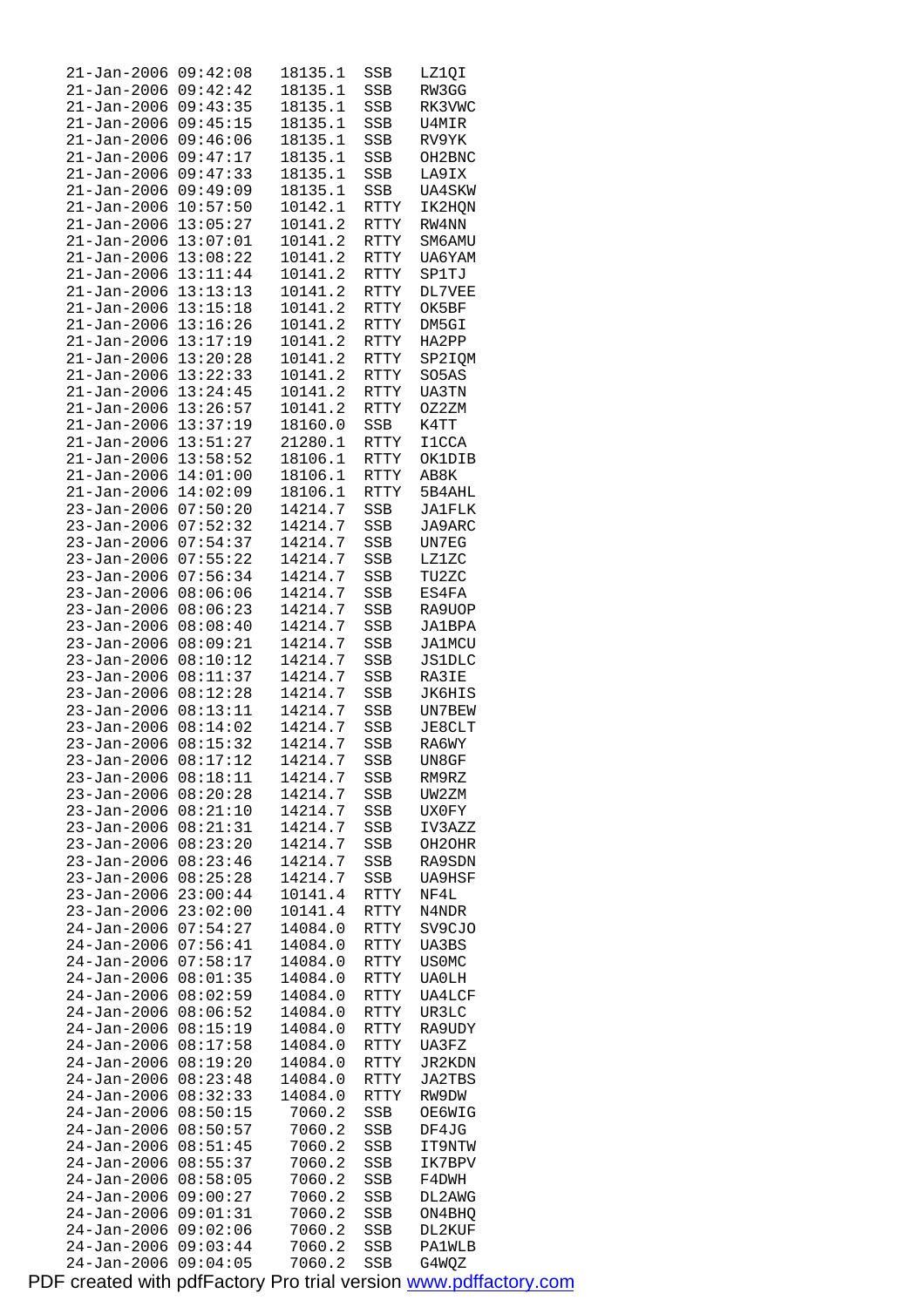```
21-Jan-2006 09:42:08   18135.1  SSB   LZ1QI
21-Jan-2006 09:42:42   18135.1  SSB   RW3GG
21-Jan-2006 09:43:35   18135.1  SSB   RK3VWC
21-Jan-2006 09:45:15   18135.1  SSB   U4MIR
21-Jan-2006 09:46:06   18135.1  SSB   RV9YK
21-Jan-2006 09:47:17   18135.1  SSB   OH2BNC
21-Jan-2006 09:47:33   18135.1  SSB   LA9IX
21-Jan-2006 09:49:09   18135.1  SSB   UA4SKW
21-Jan-2006 10:57:50   10142.1  RTTY  IK2HQN
21-Jan-2006 13:05:27   10141.2  RTTY  RW4NN
21-Jan-2006 13:07:01   10141.2  RTTY  SM6AMU
21-Jan-2006 13:08:22   10141.2  RTTY  UA6YAM
21-Jan-2006 13:11:44   10141.2  RTTY  SP1TJ
21-Jan-2006 13:13:13   10141.2  RTTY  DL7VEE
21-Jan-2006 13:15:18   10141.2  RTTY  OK5BF
21-Jan-2006 13:16:26   10141.2  RTTY  DM5GI
21-Jan-2006 13:17:19   10141.2  RTTY  HA2PP
21-Jan-2006 13:20:28   10141.2  RTTY  SP2IQM
21-Jan-2006 13:22:33   10141.2  RTTY  SO5AS
21-Jan-2006 13:24:45   10141.2  RTTY  UA3TN
21-Jan-2006 13:26:57   10141.2  RTTY  OZ2ZM
21-Jan-2006 13:37:19   18160.0  SSB   K4TT
21-Jan-2006 13:51:27   21280.1  RTTY  I1CCA
21-Jan-2006 13:58:52   18106.1  RTTY  OK1DIB
21-Jan-2006 14:01:00   18106.1  RTTY  AB8K
21-Jan-2006 14:02:09   18106.1  RTTY  5B4AHL
23-Jan-2006 07:50:20   14214.7  SSB   JA1FLK
23-Jan-2006 07:52:32   14214.7  SSB   JA9ARC
23-Jan-2006 07:54:37   14214.7  SSB   UN7EG
23-Jan-2006 07:55:22   14214.7  SSB   LZ1ZC
23-Jan-2006 07:56:34   14214.7  SSB   TU2ZC
23-Jan-2006 08:06:06   14214.7  SSB   ES4FA
23-Jan-2006 08:06:23   14214.7  SSB   RA9UOP
23-Jan-2006 08:08:40   14214.7  SSB   JA1BPA
23-Jan-2006 08:09:21   14214.7  SSB   JA1MCU
23-Jan-2006 08:10:12   14214.7  SSB   JS1DLC
23-Jan-2006 08:11:37   14214.7  SSB   RA3IE
23-Jan-2006 08:12:28   14214.7  SSB   JK6HIS
23-Jan-2006 08:13:11   14214.7  SSB   UN7BEW
23-Jan-2006 08:14:02   14214.7  SSB   JE8CLT
23-Jan-2006 08:15:32   14214.7  SSB   RA6WY
23-Jan-2006 08:17:12   14214.7  SSB   UN8GF
23-Jan-2006 08:18:11   14214.7  SSB   RM9RZ
23-Jan-2006 08:20:28   14214.7  SSB   UW2ZM
23-Jan-2006 08:21:10   14214.7  SSB   UX0FY
23-Jan-2006 08:21:31   14214.7  SSB   IV3AZZ
23-Jan-2006 08:23:20   14214.7  SSB   OH2OHR
23-Jan-2006 08:23:46   14214.7  SSB   RA9SDN
23-Jan-2006 08:25:28   14214.7  SSB   UA9HSF
23-Jan-2006 23:00:44   10141.4  RTTY  NF4L
23-Jan-2006 23:02:00   10141.4  RTTY  N4NDR
24-Jan-2006 07:54:27   14084.0  RTTY  SV9CJO
24-Jan-2006 07:56:41   14084.0  RTTY  UA3BS
24-Jan-2006 07:58:17   14084.0  RTTY  US0MC
24-Jan-2006 08:01:35   14084.0  RTTY  UA0LH
24-Jan-2006 08:02:59   14084.0  RTTY  UA4LCF
24-Jan-2006 08:06:52   14084.0  RTTY  UR3LC
24-Jan-2006 08:15:19   14084.0  RTTY  RA9UDY
24-Jan-2006 08:17:58   14084.0  RTTY  UA3FZ
24-Jan-2006 08:19:20   14084.0  RTTY  JR2KDN
24-Jan-2006 08:23:48   14084.0  RTTY  JA2TBS
24-Jan-2006 08:32:33   14084.0  RTTY  RW9DW
24-Jan-2006 08:50:15    7060.2  SSB   OE6WIG
24-Jan-2006 08:50:57    7060.2  SSB   DF4JG
24-Jan-2006 08:51:45    7060.2  SSB   IT9NTW
24-Jan-2006 08:55:37    7060.2  SSB   IK7BPV
24-Jan-2006 08:58:05    7060.2  SSB   F4DWH
24-Jan-2006 09:00:27    7060.2  SSB   DL2AWG
24-Jan-2006 09:01:31    7060.2  SSB   ON4BHQ
24-Jan-2006 09:02:06    7060.2  SSB   DL2KUF
24-Jan-2006 09:03:44    7060.2  SSB   PA1WLB
24-Jan-2006 09:04:05    7060.2  SSB   G4WQZ
```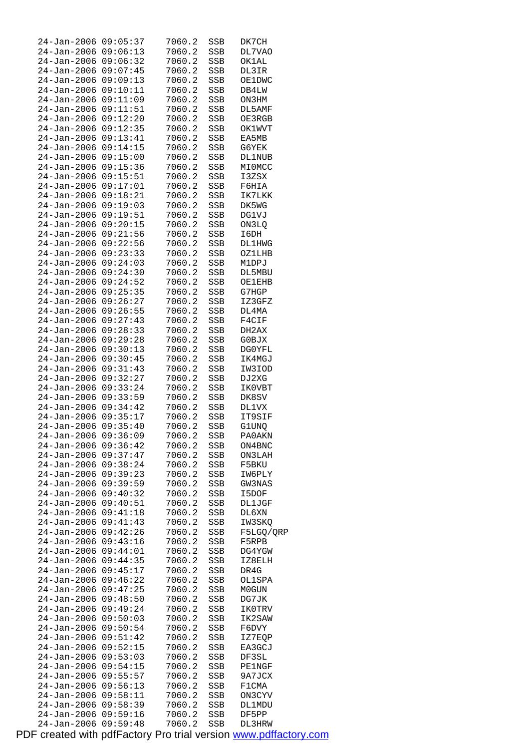```
24-Jan-2006 09:05:37    7060.2  SSB   DK7CH
24-Jan-2006 09:06:13    7060.2  SSB   DL7VAO
24-Jan-2006 09:06:32    7060.2  SSB   OK1AL
24-Jan-2006 09:07:45    7060.2  SSB   DL3IR
24-Jan-2006 09:09:13    7060.2  SSB   OE1DWC
24-Jan-2006 09:10:11    7060.2  SSB   DB4LW
24-Jan-2006 09:11:09    7060.2  SSB   ON3HM
24-Jan-2006 09:11:51    7060.2  SSB   DL5AMF
24-Jan-2006 09:12:20    7060.2  SSB   OE3RGB
24-Jan-2006 09:12:35    7060.2  SSB   OK1WVT
24-Jan-2006 09:13:41    7060.2  SSB   EA5MB
24-Jan-2006 09:14:15    7060.2  SSB   G6YEK
24-Jan-2006 09:15:00    7060.2  SSB   DL1NUB
24-Jan-2006 09:15:36    7060.2  SSB   MI0MCC
24-Jan-2006 09:15:51    7060.2  SSB   I3ZSX
24-Jan-2006 09:17:01    7060.2  SSB   F6HIA
24-Jan-2006 09:18:21    7060.2  SSB   IK7LKK
24-Jan-2006 09:19:03    7060.2  SSB   DK5WG
24-Jan-2006 09:19:51    7060.2  SSB   DG1VJ
24-Jan-2006 09:20:15    7060.2  SSB   ON3LQ
24-Jan-2006 09:21:56    7060.2  SSB   I6DH
24-Jan-2006 09:22:56    7060.2  SSB   DL1HWG
24-Jan-2006 09:23:33    7060.2  SSB   OZ1LHB
24-Jan-2006 09:24:03    7060.2  SSB   M1DPJ
24-Jan-2006 09:24:30    7060.2  SSB   DL5MBU
24-Jan-2006 09:24:52    7060.2  SSB   OE1EHB
24-Jan-2006 09:25:35    7060.2  SSB   G7HGP
24-Jan-2006 09:26:27    7060.2  SSB   IZ3GFZ
24-Jan-2006 09:26:55    7060.2  SSB   DL4MA
24-Jan-2006 09:27:43    7060.2  SSB   F4CIF
24-Jan-2006 09:28:33    7060.2  SSB   DH2AX
24-Jan-2006 09:29:28    7060.2  SSB   G0BJX
24-Jan-2006 09:30:13    7060.2  SSB   DG0YFL
24-Jan-2006 09:30:45    7060.2  SSB   IK4MGJ
24-Jan-2006 09:31:43    7060.2  SSB   IW3IOD
24-Jan-2006 09:32:27    7060.2  SSB   DJ2XG
24-Jan-2006 09:33:24    7060.2  SSB   IK0VBT
24-Jan-2006 09:33:59    7060.2  SSB   DK8SV
24-Jan-2006 09:34:42    7060.2  SSB   DL1VX
24-Jan-2006 09:35:17    7060.2  SSB   IT9SIF
24-Jan-2006 09:35:40    7060.2  SSB   G1UNQ
24-Jan-2006 09:36:09    7060.2  SSB   PA0AKN
24-Jan-2006 09:36:42    7060.2  SSB   ON4BNC
24-Jan-2006 09:37:47    7060.2  SSB   ON3LAH
24-Jan-2006 09:38:24    7060.2  SSB   F5BKU
24-Jan-2006 09:39:23    7060.2  SSB   IW6PLY
24-Jan-2006 09:39:59    7060.2  SSB   GW3NAS
24-Jan-2006 09:40:32    7060.2  SSB   I5DOF
24-Jan-2006 09:40:51    7060.2  SSB   DL1JGF
24-Jan-2006 09:41:18    7060.2  SSB   DL6XN
24-Jan-2006 09:41:43    7060.2  SSB   IW3SKQ
24-Jan-2006 09:42:26    7060.2  SSB   F5LGQ/QRP
24-Jan-2006 09:43:16    7060.2  SSB   F5RPB
24-Jan-2006 09:44:01    7060.2  SSB   DG4YGW
24-Jan-2006 09:44:35    7060.2  SSB   IZ8ELH
24-Jan-2006 09:45:17    7060.2  SSB   DR4G
24-Jan-2006 09:46:22    7060.2  SSB   OL1SPA
24-Jan-2006 09:47:25    7060.2  SSB   M0GUN
24-Jan-2006 09:48:50    7060.2  SSB   DG7JK
24-Jan-2006 09:49:24    7060.2  SSB   IK0TRV
24-Jan-2006 09:50:03    7060.2  SSB   IK2SAW
24-Jan-2006 09:50:54    7060.2  SSB   F6DVY
24-Jan-2006 09:51:42    7060.2  SSB   IZ7EQP
24-Jan-2006 09:52:15    7060.2  SSB   EA3GCJ
24-Jan-2006 09:53:03    7060.2  SSB   DF3SL
24-Jan-2006 09:54:15    7060.2  SSB   PE1NGF
24-Jan-2006 09:55:57    7060.2  SSB   9A7JCX
24-Jan-2006 09:56:13    7060.2  SSB   F1CMA
24-Jan-2006 09:58:11    7060.2  SSB   ON3CYV
24-Jan-2006 09:58:39    7060.2  SSB   DL1MDU
24-Jan-2006 09:59:16    7060.2  SSB   DF5PP
24-Jan-2006 09:59:48    7060.2  SSB   DL3HRW
```

PDF created with pdfFactory Pro trial version www.pdffactory.com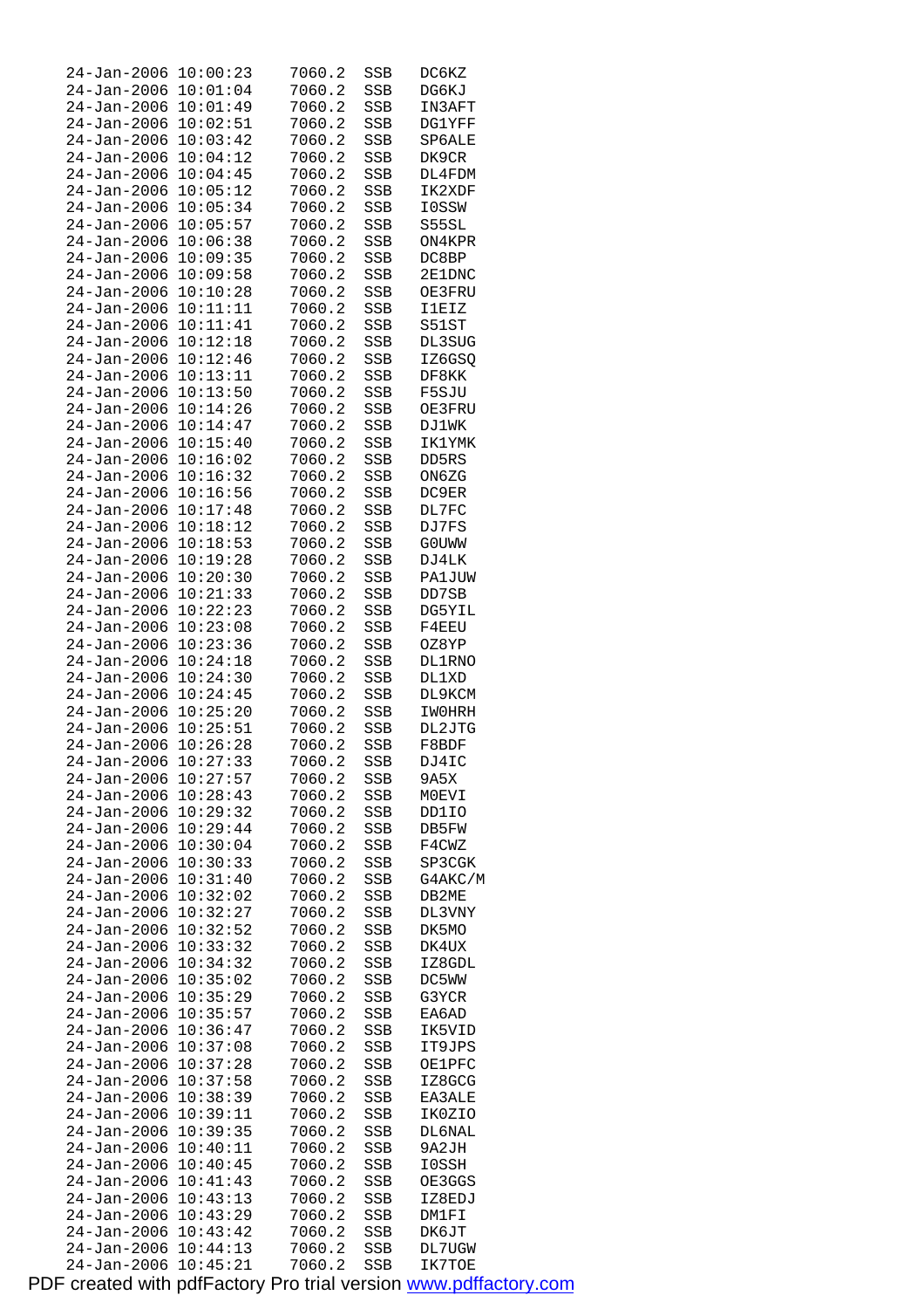```
24-Jan-2006 10:00:23    7060.2  SSB   DC6KZ
24-Jan-2006 10:01:04    7060.2  SSB   DG6KJ
24-Jan-2006 10:01:49    7060.2  SSB   IN3AFT
24-Jan-2006 10:02:51    7060.2  SSB   DG1YFF
24-Jan-2006 10:03:42    7060.2  SSB   SP6ALE
24-Jan-2006 10:04:12    7060.2  SSB   DK9CR
24-Jan-2006 10:04:45    7060.2  SSB   DL4FDM
24-Jan-2006 10:05:12    7060.2  SSB   IK2XDF
24-Jan-2006 10:05:34    7060.2  SSB   I0SSW
24-Jan-2006 10:05:57    7060.2  SSB   S55SL
24-Jan-2006 10:06:38    7060.2  SSB   ON4KPR
24-Jan-2006 10:09:35    7060.2  SSB   DC8BP
24-Jan-2006 10:09:58    7060.2  SSB   2E1DNC
24-Jan-2006 10:10:28    7060.2  SSB   OE3FRU
24-Jan-2006 10:11:11    7060.2  SSB   I1EIZ
24-Jan-2006 10:11:41    7060.2  SSB   S51ST
24-Jan-2006 10:12:18    7060.2  SSB   DL3SUG
24-Jan-2006 10:12:46    7060.2  SSB   IZ6GSQ
24-Jan-2006 10:13:11    7060.2  SSB   DF8KK
24-Jan-2006 10:13:50    7060.2  SSB   F5SJU
24-Jan-2006 10:14:26    7060.2  SSB   OE3FRU
24-Jan-2006 10:14:47    7060.2  SSB   DJ1WK
24-Jan-2006 10:15:40    7060.2  SSB   IK1YMK
24-Jan-2006 10:16:02    7060.2  SSB   DD5RS
24-Jan-2006 10:16:32    7060.2  SSB   ON6ZG
24-Jan-2006 10:16:56    7060.2  SSB   DC9ER
24-Jan-2006 10:17:48    7060.2  SSB   DL7FC
24-Jan-2006 10:18:12    7060.2  SSB   DJ7FS
24-Jan-2006 10:18:53    7060.2  SSB   G0UWW
24-Jan-2006 10:19:28    7060.2  SSB   DJ4LK
24-Jan-2006 10:20:30    7060.2  SSB   PA1JUW
24-Jan-2006 10:21:33    7060.2  SSB   DD7SB
24-Jan-2006 10:22:23    7060.2  SSB   DG5YIL
24-Jan-2006 10:23:08    7060.2  SSB   F4EEU
24-Jan-2006 10:23:36    7060.2  SSB   OZ8YP
24-Jan-2006 10:24:18    7060.2  SSB   DL1RNO
24-Jan-2006 10:24:30    7060.2  SSB   DL1XD
24-Jan-2006 10:24:45    7060.2  SSB   DL9KCM
24-Jan-2006 10:25:20    7060.2  SSB   IW0HRH
24-Jan-2006 10:25:51    7060.2  SSB   DL2JTG
24-Jan-2006 10:26:28    7060.2  SSB   F8BDF
24-Jan-2006 10:27:33    7060.2  SSB   DJ4IC
24-Jan-2006 10:27:57    7060.2  SSB   9A5X
24-Jan-2006 10:28:43    7060.2  SSB   M0EVI
24-Jan-2006 10:29:32    7060.2  SSB   DD1IO
24-Jan-2006 10:29:44    7060.2  SSB   DB5FW
24-Jan-2006 10:30:04    7060.2  SSB   F4CWZ
24-Jan-2006 10:30:33    7060.2  SSB   SP3CGK
24-Jan-2006 10:31:40    7060.2  SSB   G4AKC/M
24-Jan-2006 10:32:02    7060.2  SSB   DB2ME
24-Jan-2006 10:32:27    7060.2  SSB   DL3VNY
24-Jan-2006 10:32:52    7060.2  SSB   DK5MO
24-Jan-2006 10:33:32    7060.2  SSB   DK4UX
24-Jan-2006 10:34:32    7060.2  SSB   IZ8GDL
24-Jan-2006 10:35:02    7060.2  SSB   DC5WW
24-Jan-2006 10:35:29    7060.2  SSB   G3YCR
24-Jan-2006 10:35:57    7060.2  SSB   EA6AD
24-Jan-2006 10:36:47    7060.2  SSB   IK5VID
24-Jan-2006 10:37:08    7060.2  SSB   IT9JPS
24-Jan-2006 10:37:28    7060.2  SSB   OE1PFC
24-Jan-2006 10:37:58    7060.2  SSB   IZ8GCG
24-Jan-2006 10:38:39    7060.2  SSB   EA3ALE
24-Jan-2006 10:39:11    7060.2  SSB   IK0ZIO
24-Jan-2006 10:39:35    7060.2  SSB   DL6NAL
24-Jan-2006 10:40:11    7060.2  SSB   9A2JH
24-Jan-2006 10:40:45    7060.2  SSB   I0SSH
24-Jan-2006 10:41:43    7060.2  SSB   OE3GGS
24-Jan-2006 10:43:13    7060.2  SSB   IZ8EDJ
24-Jan-2006 10:43:29    7060.2  SSB   DM1FI
24-Jan-2006 10:43:42    7060.2  SSB   DK6JT
24-Jan-2006 10:44:13    7060.2  SSB   DL7UGW
24-Jan-2006 10:45:21    7060.2  SSB   IK7TOE
```

PDF created with pdfFactory Pro trial version www.pdffactory.com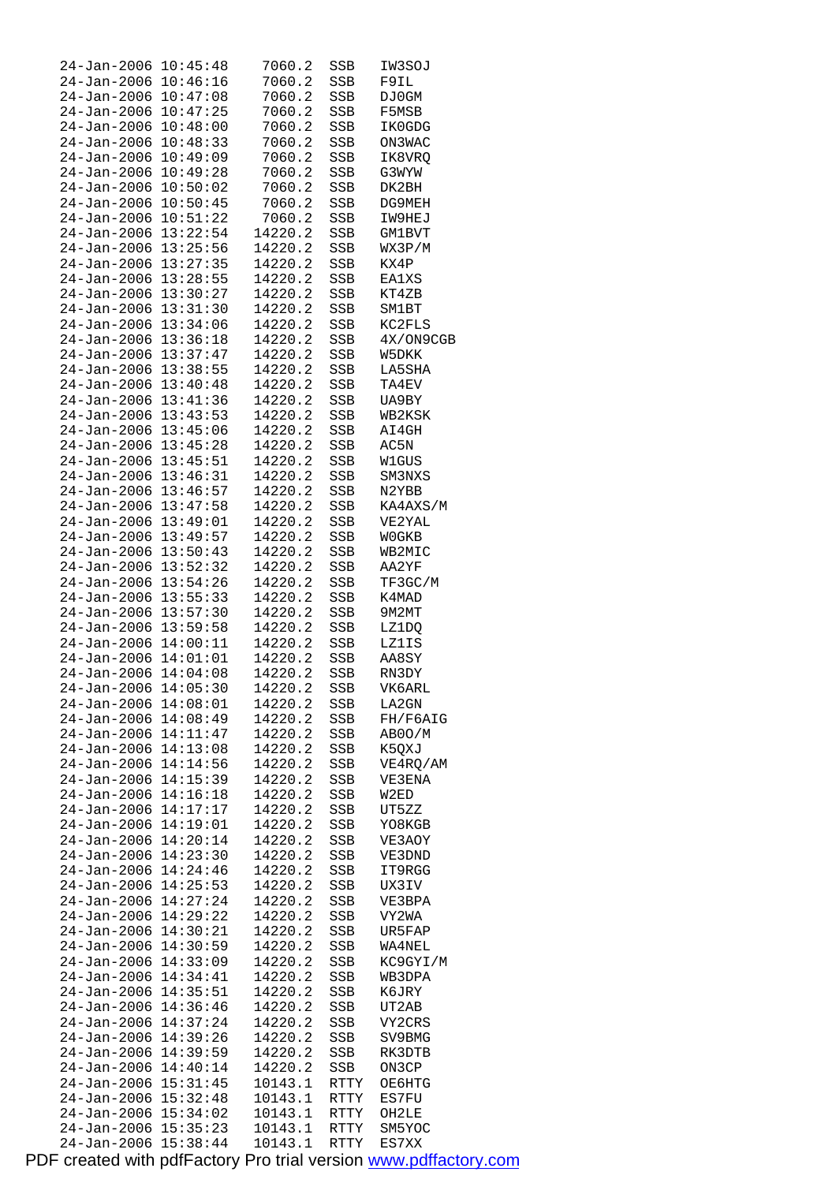```
24-Jan-2006 10:45:48    7060.2  SSB   IW3SOJ
24-Jan-2006 10:46:16    7060.2  SSB   F9IL
24-Jan-2006 10:47:08    7060.2  SSB   DJ0GM
24-Jan-2006 10:47:25    7060.2  SSB   F5MSB
24-Jan-2006 10:48:00    7060.2  SSB   IK0GDG
24-Jan-2006 10:48:33    7060.2  SSB   ON3WAC
24-Jan-2006 10:49:09    7060.2  SSB   IK8VRQ
24-Jan-2006 10:49:28    7060.2  SSB   G3WYW
24-Jan-2006 10:50:02    7060.2  SSB   DK2BH
24-Jan-2006 10:50:45    7060.2  SSB   DG9MEH
24-Jan-2006 10:51:22    7060.2  SSB   IW9HEJ
24-Jan-2006 13:22:54   14220.2  SSB   GM1BVT
24-Jan-2006 13:25:56   14220.2  SSB   WX3P/M
24-Jan-2006 13:27:35   14220.2  SSB   KX4P
24-Jan-2006 13:28:55   14220.2  SSB   EA1XS
24-Jan-2006 13:30:27   14220.2  SSB   KT4ZB
24-Jan-2006 13:31:30   14220.2  SSB   SM1BT
24-Jan-2006 13:34:06   14220.2  SSB   KC2FLS
24-Jan-2006 13:36:18   14220.2  SSB   4X/ON9CGB
24-Jan-2006 13:37:47   14220.2  SSB   W5DKK
24-Jan-2006 13:38:55   14220.2  SSB   LA5SHA
24-Jan-2006 13:40:48   14220.2  SSB   TA4EV
24-Jan-2006 13:41:36   14220.2  SSB   UA9BY
24-Jan-2006 13:43:53   14220.2  SSB   WB2KSK
24-Jan-2006 13:45:06   14220.2  SSB   AI4GH
24-Jan-2006 13:45:28   14220.2  SSB   AC5N
24-Jan-2006 13:45:51   14220.2  SSB   W1GUS
24-Jan-2006 13:46:31   14220.2  SSB   SM3NXS
24-Jan-2006 13:46:57   14220.2  SSB   N2YBB
24-Jan-2006 13:47:58   14220.2  SSB   KA4AXS/M
24-Jan-2006 13:49:01   14220.2  SSB   VE2YAL
24-Jan-2006 13:49:57   14220.2  SSB   W0GKB
24-Jan-2006 13:50:43   14220.2  SSB   WB2MIC
24-Jan-2006 13:52:32   14220.2  SSB   AA2YF
24-Jan-2006 13:54:26   14220.2  SSB   TF3GC/M
24-Jan-2006 13:55:33   14220.2  SSB   K4MAD
24-Jan-2006 13:57:30   14220.2  SSB   9M2MT
24-Jan-2006 13:59:58   14220.2  SSB   LZ1DQ
24-Jan-2006 14:00:11   14220.2  SSB   LZ1IS
24-Jan-2006 14:01:01   14220.2  SSB   AA8SY
24-Jan-2006 14:04:08   14220.2  SSB   RN3DY
24-Jan-2006 14:05:30   14220.2  SSB   VK6ARL
24-Jan-2006 14:08:01   14220.2  SSB   LA2GN
24-Jan-2006 14:08:49   14220.2  SSB   FH/F6AIG
24-Jan-2006 14:11:47   14220.2  SSB   AB0O/M
24-Jan-2006 14:13:08   14220.2  SSB   K5QXJ
24-Jan-2006 14:14:56   14220.2  SSB   VE4RQ/AM
24-Jan-2006 14:15:39   14220.2  SSB   VE3ENA
24-Jan-2006 14:16:18   14220.2  SSB   W2ED
24-Jan-2006 14:17:17   14220.2  SSB   UT5ZZ
24-Jan-2006 14:19:01   14220.2  SSB   YO8KGB
24-Jan-2006 14:20:14   14220.2  SSB   VE3AOY
24-Jan-2006 14:23:30   14220.2  SSB   VE3DND
24-Jan-2006 14:24:46   14220.2  SSB   IT9RGG
24-Jan-2006 14:25:53   14220.2  SSB   UX3IV
24-Jan-2006 14:27:24   14220.2  SSB   VE3BPA
24-Jan-2006 14:29:22   14220.2  SSB   VY2WA
24-Jan-2006 14:30:21   14220.2  SSB   UR5FAP
24-Jan-2006 14:30:59   14220.2  SSB   WA4NEL
24-Jan-2006 14:33:09   14220.2  SSB   KC9GYI/M
24-Jan-2006 14:34:41   14220.2  SSB   WB3DPA
24-Jan-2006 14:35:51   14220.2  SSB   K6JRY
24-Jan-2006 14:36:46   14220.2  SSB   UT2AB
24-Jan-2006 14:37:24   14220.2  SSB   VY2CRS
24-Jan-2006 14:39:26   14220.2  SSB   SV9BMG
24-Jan-2006 14:39:59   14220.2  SSB   RK3DTB
24-Jan-2006 14:40:14   14220.2  SSB   ON3CP
24-Jan-2006 15:31:45   10143.1  RTTY  OE6HTG
24-Jan-2006 15:32:48   10143.1  RTTY  ES7FU
24-Jan-2006 15:34:02   10143.1  RTTY  OH2LE
24-Jan-2006 15:35:23   10143.1  RTTY  SM5YOC
24-Jan-2006 15:38:44   10143.1  RTTY  ES7XX
```

PDF created with pdfFactory Pro trial version www.pdffactory.com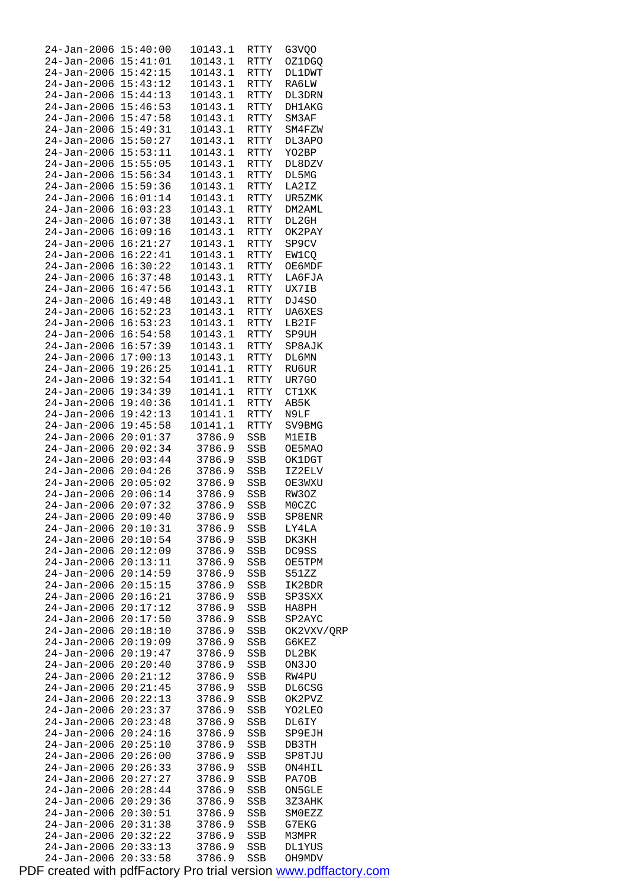```
24-Jan-2006 15:40:00   10143.1  RTTY  G3VQO
24-Jan-2006 15:41:01   10143.1  RTTY  OZ1DGQ
24-Jan-2006 15:42:15   10143.1  RTTY  DL1DWT
24-Jan-2006 15:43:12   10143.1  RTTY  RA6LW
24-Jan-2006 15:44:13   10143.1  RTTY  DL3DRN
24-Jan-2006 15:46:53   10143.1  RTTY  DH1AKG
24-Jan-2006 15:47:58   10143.1  RTTY  SM3AF
24-Jan-2006 15:49:31   10143.1  RTTY  SM4FZW
24-Jan-2006 15:50:27   10143.1  RTTY  DL3APO
24-Jan-2006 15:53:11   10143.1  RTTY  YO2BP
24-Jan-2006 15:55:05   10143.1  RTTY  DL8DZV
24-Jan-2006 15:56:34   10143.1  RTTY  DL5MG
24-Jan-2006 15:59:36   10143.1  RTTY  LA2IZ
24-Jan-2006 16:01:14   10143.1  RTTY  UR5ZMK
24-Jan-2006 16:03:23   10143.1  RTTY  DM2AML
24-Jan-2006 16:07:38   10143.1  RTTY  DL2GH
24-Jan-2006 16:09:16   10143.1  RTTY  OK2PAY
24-Jan-2006 16:21:27   10143.1  RTTY  SP9CV
24-Jan-2006 16:22:41   10143.1  RTTY  EW1CQ
24-Jan-2006 16:30:22   10143.1  RTTY  OE6MDF
24-Jan-2006 16:37:48   10143.1  RTTY  LA6FJA
24-Jan-2006 16:47:56   10143.1  RTTY  UX7IB
24-Jan-2006 16:49:48   10143.1  RTTY  DJ4SO
24-Jan-2006 16:52:23   10143.1  RTTY  UA6XES
24-Jan-2006 16:53:23   10143.1  RTTY  LB2IF
24-Jan-2006 16:54:58   10143.1  RTTY  SP9UH
24-Jan-2006 16:57:39   10143.1  RTTY  SP8AJK
24-Jan-2006 17:00:13   10143.1  RTTY  DL6MN
24-Jan-2006 19:26:25   10141.1  RTTY  RU6UR
24-Jan-2006 19:32:54   10141.1  RTTY  UR7GO
24-Jan-2006 19:34:39   10141.1  RTTY  CT1XK
24-Jan-2006 19:40:36   10141.1  RTTY  AB5K
24-Jan-2006 19:42:13   10141.1  RTTY  N9LF
24-Jan-2006 19:45:58   10141.1  RTTY  SV9BMG
24-Jan-2006 20:01:37    3786.9  SSB   M1EIB
24-Jan-2006 20:02:34    3786.9  SSB   OE5MAO
24-Jan-2006 20:03:44    3786.9  SSB   OK1DGT
24-Jan-2006 20:04:26    3786.9  SSB   IZ2ELV
24-Jan-2006 20:05:02    3786.9  SSB   OE3WXU
24-Jan-2006 20:06:14    3786.9  SSB   RW3OZ
24-Jan-2006 20:07:32    3786.9  SSB   M0CZC
24-Jan-2006 20:09:40    3786.9  SSB   SP8ENR
24-Jan-2006 20:10:31    3786.9  SSB   LY4LA
24-Jan-2006 20:10:54    3786.9  SSB   DK3KH
24-Jan-2006 20:12:09    3786.9  SSB   DC9SS
24-Jan-2006 20:13:11    3786.9  SSB   OE5TPM
24-Jan-2006 20:14:59    3786.9  SSB   S51ZZ
24-Jan-2006 20:15:15    3786.9  SSB   IK2BDR
24-Jan-2006 20:16:21    3786.9  SSB   SP3SXX
24-Jan-2006 20:17:12    3786.9  SSB   HA8PH
24-Jan-2006 20:17:50    3786.9  SSB   SP2AYC
24-Jan-2006 20:18:10    3786.9  SSB   OK2VXV/QRP
24-Jan-2006 20:19:09    3786.9  SSB   G6KEZ
24-Jan-2006 20:19:47    3786.9  SSB   DL2BK
24-Jan-2006 20:20:40    3786.9  SSB   ON3JO
24-Jan-2006 20:21:12    3786.9  SSB   RW4PU
24-Jan-2006 20:21:45    3786.9  SSB   DL6CSG
24-Jan-2006 20:22:13    3786.9  SSB   OK2PVZ
24-Jan-2006 20:23:37    3786.9  SSB   YO2LEO
24-Jan-2006 20:23:48    3786.9  SSB   DL6IY
24-Jan-2006 20:24:16    3786.9  SSB   SP9EJH
24-Jan-2006 20:25:10    3786.9  SSB   DB3TH
24-Jan-2006 20:26:00    3786.9  SSB   SP8TJU
24-Jan-2006 20:26:33    3786.9  SSB   ON4HIL
24-Jan-2006 20:27:27    3786.9  SSB   PA7OB
24-Jan-2006 20:28:44    3786.9  SSB   ON5GLE
24-Jan-2006 20:29:36    3786.9  SSB   3Z3AHK
24-Jan-2006 20:30:51    3786.9  SSB   SM0EZZ
24-Jan-2006 20:31:38    3786.9  SSB   G7EKG
24-Jan-2006 20:32:22    3786.9  SSB   M3MPR
24-Jan-2006 20:33:13    3786.9  SSB   DL1YUS
24-Jan-2006 20:33:58    3786.9  SSB   OH9MDV
```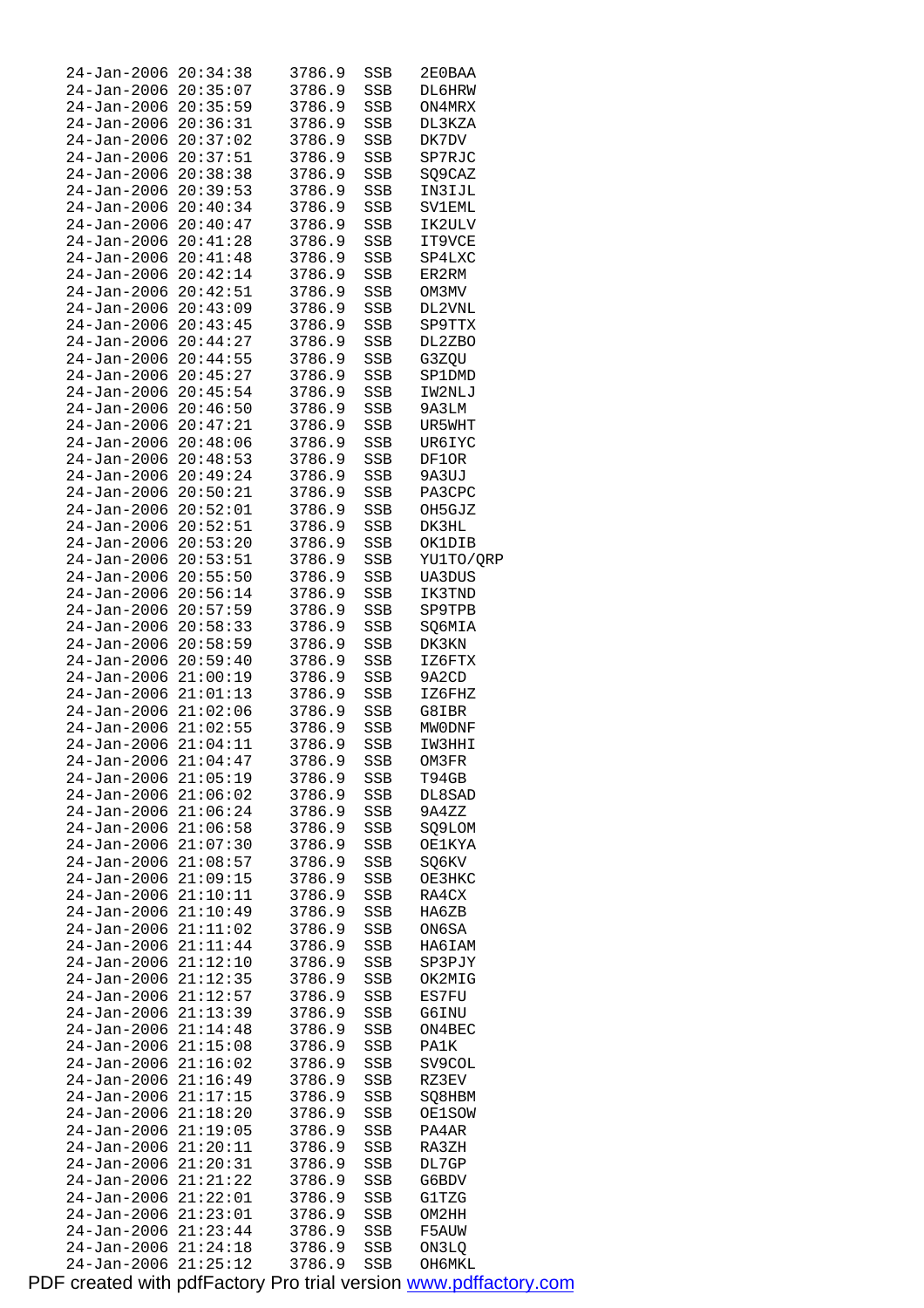```
24-Jan-2006 20:34:38    3786.9   SSB   2E0BAA
24-Jan-2006 20:35:07    3786.9   SSB   DL6HRW
24-Jan-2006 20:35:59    3786.9   SSB   ON4MRX
24-Jan-2006 20:36:31    3786.9   SSB   DL3KZA
24-Jan-2006 20:37:02    3786.9   SSB   DK7DV
24-Jan-2006 20:37:51    3786.9   SSB   SP7RJC
24-Jan-2006 20:38:38    3786.9   SSB   SQ9CAZ
24-Jan-2006 20:39:53    3786.9   SSB   IN3IJL
24-Jan-2006 20:40:34    3786.9   SSB   SV1EML
24-Jan-2006 20:40:47    3786.9   SSB   IK2ULV
24-Jan-2006 20:41:28    3786.9   SSB   IT9VCE
24-Jan-2006 20:41:48    3786.9   SSB   SP4LXC
24-Jan-2006 20:42:14    3786.9   SSB   ER2RM
24-Jan-2006 20:42:51    3786.9   SSB   OM3MV
24-Jan-2006 20:43:09    3786.9   SSB   DL2VNL
24-Jan-2006 20:43:45    3786.9   SSB   SP9TTX
24-Jan-2006 20:44:27    3786.9   SSB   DL2ZBO
24-Jan-2006 20:44:55    3786.9   SSB   G3ZQU
24-Jan-2006 20:45:27    3786.9   SSB   SP1DMD
24-Jan-2006 20:45:54    3786.9   SSB   IW2NLJ
24-Jan-2006 20:46:50    3786.9   SSB   9A3LM
24-Jan-2006 20:47:21    3786.9   SSB   UR5WHT
24-Jan-2006 20:48:06    3786.9   SSB   UR6IYC
24-Jan-2006 20:48:53    3786.9   SSB   DF1OR
24-Jan-2006 20:49:24    3786.9   SSB   9A3UJ
24-Jan-2006 20:50:21    3786.9   SSB   PA3CPC
24-Jan-2006 20:52:01    3786.9   SSB   OH5GJZ
24-Jan-2006 20:52:51    3786.9   SSB   DK3HL
24-Jan-2006 20:53:20    3786.9   SSB   OK1DIB
24-Jan-2006 20:53:51    3786.9   SSB   YU1TO/QRP
24-Jan-2006 20:55:50    3786.9   SSB   UA3DUS
24-Jan-2006 20:56:14    3786.9   SSB   IK3TND
24-Jan-2006 20:57:59    3786.9   SSB   SP9TPB
24-Jan-2006 20:58:33    3786.9   SSB   SQ6MIA
24-Jan-2006 20:58:59    3786.9   SSB   DK3KN
24-Jan-2006 20:59:40    3786.9   SSB   IZ6FTX
24-Jan-2006 21:00:19    3786.9   SSB   9A2CD
24-Jan-2006 21:01:13    3786.9   SSB   IZ6FHZ
24-Jan-2006 21:02:06    3786.9   SSB   G8IBR
24-Jan-2006 21:02:55    3786.9   SSB   MW0DNF
24-Jan-2006 21:04:11    3786.9   SSB   IW3HHI
24-Jan-2006 21:04:47    3786.9   SSB   OM3FR
24-Jan-2006 21:05:19    3786.9   SSB   T94GB
24-Jan-2006 21:06:02    3786.9   SSB   DL8SAD
24-Jan-2006 21:06:24    3786.9   SSB   9A4ZZ
24-Jan-2006 21:06:58    3786.9   SSB   SQ9LOM
24-Jan-2006 21:07:30    3786.9   SSB   OE1KYA
24-Jan-2006 21:08:57    3786.9   SSB   SQ6KV
24-Jan-2006 21:09:15    3786.9   SSB   OE3HKC
24-Jan-2006 21:10:11    3786.9   SSB   RA4CX
24-Jan-2006 21:10:49    3786.9   SSB   HA6ZB
24-Jan-2006 21:11:02    3786.9   SSB   ON6SA
24-Jan-2006 21:11:44    3786.9   SSB   HA6IAM
24-Jan-2006 21:12:10    3786.9   SSB   SP3PJY
24-Jan-2006 21:12:35    3786.9   SSB   OK2MIG
24-Jan-2006 21:12:57    3786.9   SSB   ES7FU
24-Jan-2006 21:13:39    3786.9   SSB   G6INU
24-Jan-2006 21:14:48    3786.9   SSB   ON4BEC
24-Jan-2006 21:15:08    3786.9   SSB   PA1K
24-Jan-2006 21:16:02    3786.9   SSB   SV9COL
24-Jan-2006 21:16:49    3786.9   SSB   RZ3EV
24-Jan-2006 21:17:15    3786.9   SSB   SQ8HBM
24-Jan-2006 21:18:20    3786.9   SSB   OE1SOW
24-Jan-2006 21:19:05    3786.9   SSB   PA4AR
24-Jan-2006 21:20:11    3786.9   SSB   RA3ZH
24-Jan-2006 21:20:31    3786.9   SSB   DL7GP
24-Jan-2006 21:21:22    3786.9   SSB   G6BDV
24-Jan-2006 21:22:01    3786.9   SSB   G1TZG
24-Jan-2006 21:23:01    3786.9   SSB   OM2HH
24-Jan-2006 21:23:44    3786.9   SSB   F5AUW
24-Jan-2006 21:24:18    3786.9   SSB   ON3LQ
24-Jan-2006 21:25:12    3786.9   SSB   OH6MKL
```

PDF created with pdfFactory Pro trial version www.pdffactory.com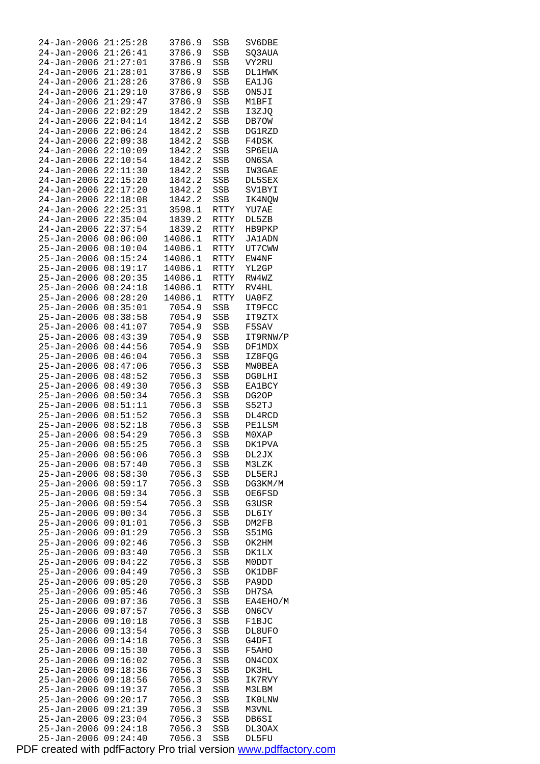```
24-Jan-2006 21:25:28    3786.9  SSB   SV6DBE
24-Jan-2006 21:26:41    3786.9  SSB   SQ3AUA
24-Jan-2006 21:27:01    3786.9  SSB   VY2RU
24-Jan-2006 21:28:01    3786.9  SSB   DL1HWK
24-Jan-2006 21:28:26    3786.9  SSB   EA1JG
24-Jan-2006 21:29:10    3786.9  SSB   ON5JI
24-Jan-2006 21:29:47    3786.9  SSB   M1BFI
24-Jan-2006 22:02:29    1842.2  SSB   I3ZJQ
24-Jan-2006 22:04:14    1842.2  SSB   DB7OW
24-Jan-2006 22:06:24    1842.2  SSB   DG1RZD
24-Jan-2006 22:09:38    1842.2  SSB   F4DSK
24-Jan-2006 22:10:09    1842.2  SSB   SP6EUA
24-Jan-2006 22:10:54    1842.2  SSB   ON6SA
24-Jan-2006 22:11:30    1842.2  SSB   IW3GAE
24-Jan-2006 22:15:20    1842.2  SSB   DL5SEX
24-Jan-2006 22:17:20    1842.2  SSB   SV1BYI
24-Jan-2006 22:18:08    1842.2  SSB   IK4NQW
24-Jan-2006 22:25:31    3598.1  RTTY  YU7AE
24-Jan-2006 22:35:04    1839.2  RTTY  DL5ZB
24-Jan-2006 22:37:54    1839.2  RTTY  HB9PKP
25-Jan-2006 08:06:00   14086.1  RTTY  JA1ADN
25-Jan-2006 08:10:04   14086.1  RTTY  UT7CWW
25-Jan-2006 08:15:24   14086.1  RTTY  EW4NF
25-Jan-2006 08:19:17   14086.1  RTTY  YL2GP
25-Jan-2006 08:20:35   14086.1  RTTY  RW4WZ
25-Jan-2006 08:24:18   14086.1  RTTY  RV4HL
25-Jan-2006 08:28:20   14086.1  RTTY  UA0FZ
25-Jan-2006 08:35:01    7054.9  SSB   IT9FCC
25-Jan-2006 08:38:58    7054.9  SSB   IT9ZTX
25-Jan-2006 08:41:07    7054.9  SSB   F5SAV
25-Jan-2006 08:43:39    7054.9  SSB   IT9RNW/P
25-Jan-2006 08:44:56    7054.9  SSB   DF1MDX
25-Jan-2006 08:46:04    7056.3  SSB   IZ8FQG
25-Jan-2006 08:47:06    7056.3  SSB   MW0BEA
25-Jan-2006 08:48:52    7056.3  SSB   DG0LHI
25-Jan-2006 08:49:30    7056.3  SSB   EA1BCY
25-Jan-2006 08:50:34    7056.3  SSB   DG2OP
25-Jan-2006 08:51:11    7056.3  SSB   S52TJ
25-Jan-2006 08:51:52    7056.3  SSB   DL4RCD
25-Jan-2006 08:52:18    7056.3  SSB   PE1LSM
25-Jan-2006 08:54:29    7056.3  SSB   M0XAP
25-Jan-2006 08:55:25    7056.3  SSB   DK1PVA
25-Jan-2006 08:56:06    7056.3  SSB   DL2JX
25-Jan-2006 08:57:40    7056.3  SSB   M3LZK
25-Jan-2006 08:58:30    7056.3  SSB   DL5ERJ
25-Jan-2006 08:59:17    7056.3  SSB   DG3KM/M
25-Jan-2006 08:59:34    7056.3  SSB   OE6FSD
25-Jan-2006 08:59:54    7056.3  SSB   G3USR
25-Jan-2006 09:00:34    7056.3  SSB   DL6IY
25-Jan-2006 09:01:01    7056.3  SSB   DM2FB
25-Jan-2006 09:01:29    7056.3  SSB   S51MG
25-Jan-2006 09:02:46    7056.3  SSB   OK2HM
25-Jan-2006 09:03:40    7056.3  SSB   DK1LX
25-Jan-2006 09:04:22    7056.3  SSB   M0DDT
25-Jan-2006 09:04:49    7056.3  SSB   OK1DBF
25-Jan-2006 09:05:20    7056.3  SSB   PA9DD
25-Jan-2006 09:05:46    7056.3  SSB   DH7SA
25-Jan-2006 09:07:36    7056.3  SSB   EA4EHO/M
25-Jan-2006 09:07:57    7056.3  SSB   ON6CV
25-Jan-2006 09:10:18    7056.3  SSB   F1BJC
25-Jan-2006 09:13:54    7056.3  SSB   DL8UFO
25-Jan-2006 09:14:18    7056.3  SSB   G4DFI
25-Jan-2006 09:15:30    7056.3  SSB   F5AHO
25-Jan-2006 09:16:02    7056.3  SSB   ON4COX
25-Jan-2006 09:18:36    7056.3  SSB   DK3HL
25-Jan-2006 09:18:56    7056.3  SSB   IK7RVY
25-Jan-2006 09:19:37    7056.3  SSB   M3LBM
25-Jan-2006 09:20:17    7056.3  SSB   IK0LNW
25-Jan-2006 09:21:39    7056.3  SSB   M3VNL
25-Jan-2006 09:23:04    7056.3  SSB   DB6SI
25-Jan-2006 09:24:18    7056.3  SSB   DL3OAX
25-Jan-2006 09:24:40    7056.3  SSB   DL5FU
```

PDF created with pdfFactory Pro trial version www.pdffactory.com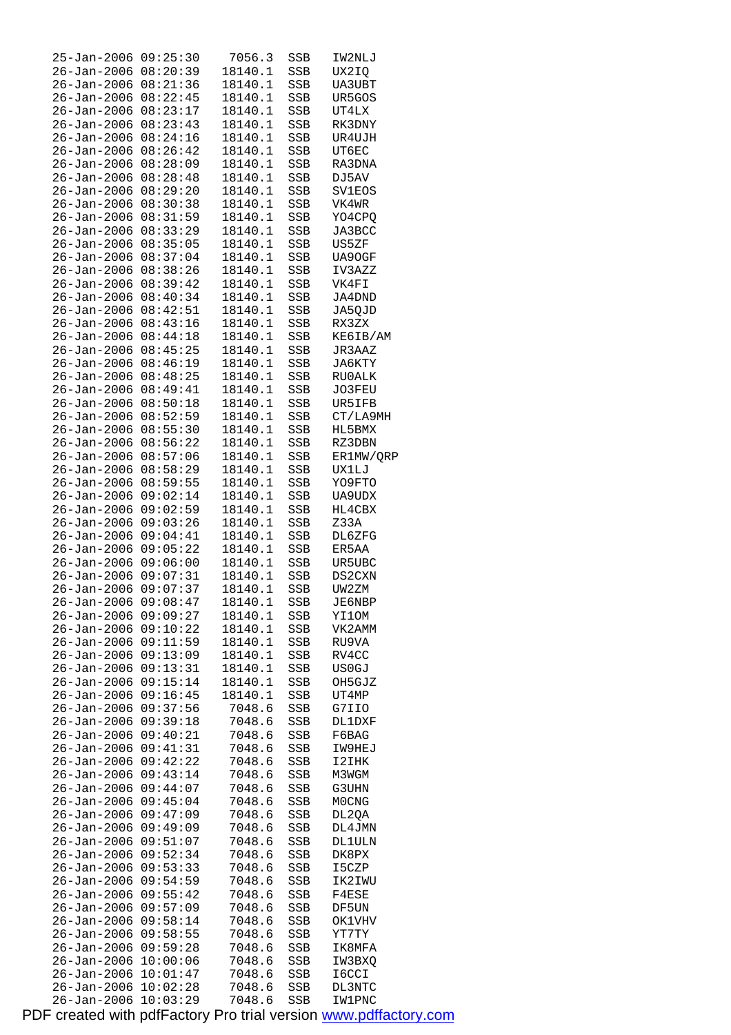```
25-Jan-2006 09:25:30    7056.3  SSB   IW2NLJ
26-Jan-2006 08:20:39   18140.1  SSB   UX2IQ
26-Jan-2006 08:21:36   18140.1  SSB   UA3UBT
26-Jan-2006 08:22:45   18140.1  SSB   UR5GOS
26-Jan-2006 08:23:17   18140.1  SSB   UT4LX
26-Jan-2006 08:23:43   18140.1  SSB   RK3DNY
26-Jan-2006 08:24:16   18140.1  SSB   UR4UJH
26-Jan-2006 08:26:42   18140.1  SSB   UT6EC
26-Jan-2006 08:28:09   18140.1  SSB   RA3DNA
26-Jan-2006 08:28:48   18140.1  SSB   DJ5AV
26-Jan-2006 08:29:20   18140.1  SSB   SV1EOS
26-Jan-2006 08:30:38   18140.1  SSB   VK4WR
26-Jan-2006 08:31:59   18140.1  SSB   YO4CPQ
26-Jan-2006 08:33:29   18140.1  SSB   JA3BCC
26-Jan-2006 08:35:05   18140.1  SSB   US5ZF
26-Jan-2006 08:37:04   18140.1  SSB   UA9OGF
26-Jan-2006 08:38:26   18140.1  SSB   IV3AZZ
26-Jan-2006 08:39:42   18140.1  SSB   VK4FI
26-Jan-2006 08:40:34   18140.1  SSB   JA4DND
26-Jan-2006 08:42:51   18140.1  SSB   JA5QJD
26-Jan-2006 08:43:16   18140.1  SSB   RX3ZX
26-Jan-2006 08:44:18   18140.1  SSB   KE6IB/AM
26-Jan-2006 08:45:25   18140.1  SSB   JR3AAZ
26-Jan-2006 08:46:19   18140.1  SSB   JA6KTY
26-Jan-2006 08:48:25   18140.1  SSB   RU0ALK
26-Jan-2006 08:49:41   18140.1  SSB   JO3FEU
26-Jan-2006 08:50:18   18140.1  SSB   UR5IFB
26-Jan-2006 08:52:59   18140.1  SSB   CT/LA9MH
26-Jan-2006 08:55:30   18140.1  SSB   HL5BMX
26-Jan-2006 08:56:22   18140.1  SSB   RZ3DBN
26-Jan-2006 08:57:06   18140.1  SSB   ER1MW/QRP
26-Jan-2006 08:58:29   18140.1  SSB   UX1LJ
26-Jan-2006 08:59:55   18140.1  SSB   YO9FTO
26-Jan-2006 09:02:14   18140.1  SSB   UA9UDX
26-Jan-2006 09:02:59   18140.1  SSB   HL4CBX
26-Jan-2006 09:03:26   18140.1  SSB   Z33A
26-Jan-2006 09:04:41   18140.1  SSB   DL6ZFG
26-Jan-2006 09:05:22   18140.1  SSB   ER5AA
26-Jan-2006 09:06:00   18140.1  SSB   UR5UBC
26-Jan-2006 09:07:31   18140.1  SSB   DS2CXN
26-Jan-2006 09:07:37   18140.1  SSB   UW2ZM
26-Jan-2006 09:08:47   18140.1  SSB   JE6NBP
26-Jan-2006 09:09:27   18140.1  SSB   YI1OM
26-Jan-2006 09:10:22   18140.1  SSB   VK2AMM
26-Jan-2006 09:11:59   18140.1  SSB   RU9VA
26-Jan-2006 09:13:09   18140.1  SSB   RV4CC
26-Jan-2006 09:13:31   18140.1  SSB   US0GJ
26-Jan-2006 09:15:14   18140.1  SSB   OH5GJZ
26-Jan-2006 09:16:45   18140.1  SSB   UT4MP
26-Jan-2006 09:37:56    7048.6  SSB   G7IIO
26-Jan-2006 09:39:18    7048.6  SSB   DL1DXF
26-Jan-2006 09:40:21    7048.6  SSB   F6BAG
26-Jan-2006 09:41:31    7048.6  SSB   IW9HEJ
26-Jan-2006 09:42:22    7048.6  SSB   I2IHK
26-Jan-2006 09:43:14    7048.6  SSB   M3WGM
26-Jan-2006 09:44:07    7048.6  SSB   G3UHN
26-Jan-2006 09:45:04    7048.6  SSB   M0CNG
26-Jan-2006 09:47:09    7048.6  SSB   DL2QA
26-Jan-2006 09:49:09    7048.6  SSB   DL4JMN
26-Jan-2006 09:51:07    7048.6  SSB   DL1ULN
26-Jan-2006 09:52:34    7048.6  SSB   DK8PX
26-Jan-2006 09:53:33    7048.6  SSB   I5CZP
26-Jan-2006 09:54:59    7048.6  SSB   IK2IWU
26-Jan-2006 09:55:42    7048.6  SSB   F4ESE
26-Jan-2006 09:57:09    7048.6  SSB   DF5UN
26-Jan-2006 09:58:14    7048.6  SSB   OK1VHV
26-Jan-2006 09:58:55    7048.6  SSB   YT7TY
26-Jan-2006 09:59:28    7048.6  SSB   IK8MFA
26-Jan-2006 10:00:06    7048.6  SSB   IW3BXQ
26-Jan-2006 10:01:47    7048.6  SSB   I6CCI
26-Jan-2006 10:02:28    7048.6  SSB   DL3NTC
26-Jan-2006 10:03:29    7048.6  SSB   IW1PNC
```

PDF created with pdfFactory Pro trial version www.pdffactory.com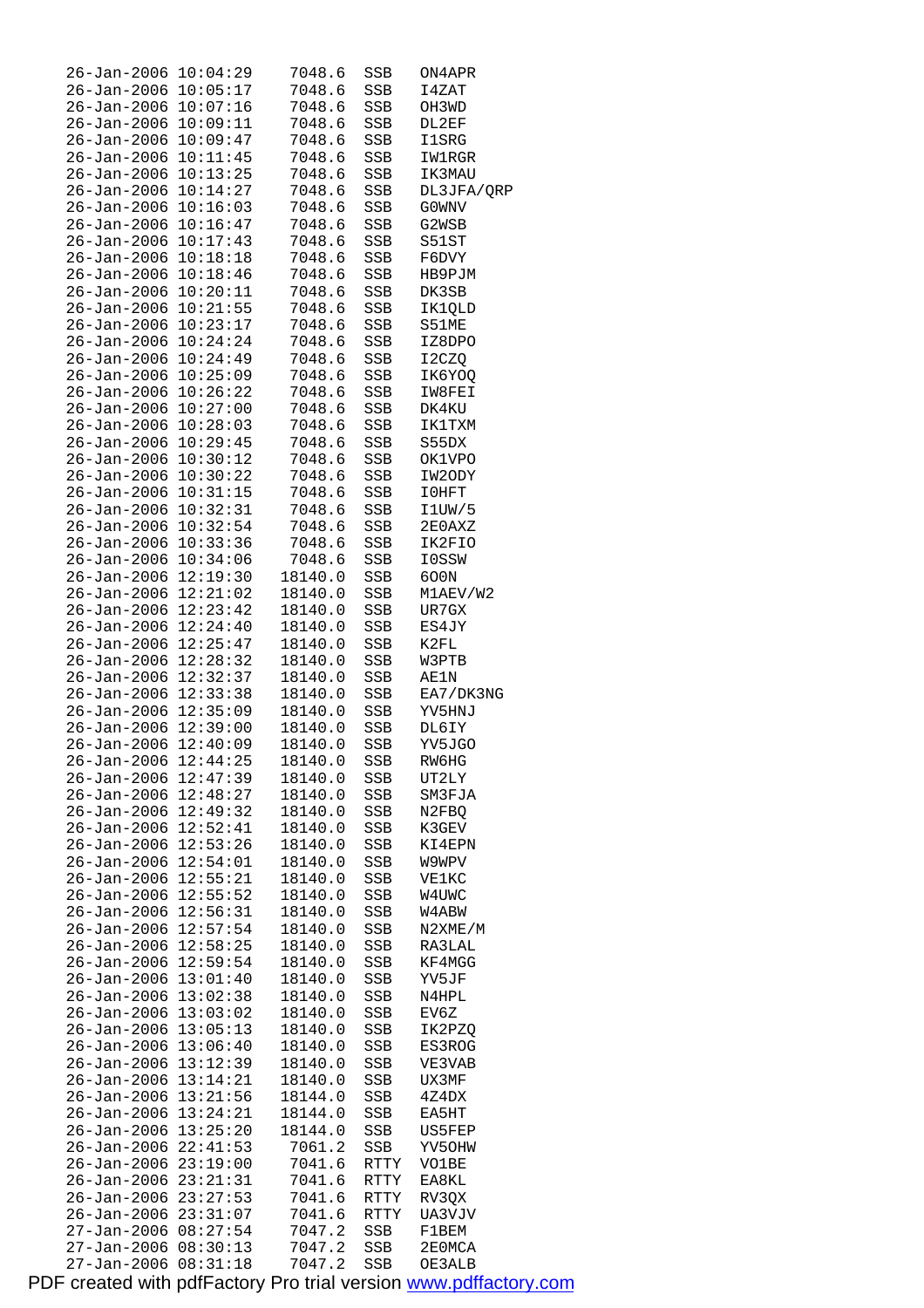```
26-Jan-2006 10:04:29    7048.6  SSB   ON4APR
26-Jan-2006 10:05:17    7048.6  SSB   I4ZAT
26-Jan-2006 10:07:16    7048.6  SSB   OH3WD
26-Jan-2006 10:09:11    7048.6  SSB   DL2EF
26-Jan-2006 10:09:47    7048.6  SSB   I1SRG
26-Jan-2006 10:11:45    7048.6  SSB   IW1RGR
26-Jan-2006 10:13:25    7048.6  SSB   IK3MAU
26-Jan-2006 10:14:27    7048.6  SSB   DL3JFA/QRP
26-Jan-2006 10:16:03    7048.6  SSB   G0WNV
26-Jan-2006 10:16:47    7048.6  SSB   G2WSB
26-Jan-2006 10:17:43    7048.6  SSB   S51ST
26-Jan-2006 10:18:18    7048.6  SSB   F6DVY
26-Jan-2006 10:18:46    7048.6  SSB   HB9PJM
26-Jan-2006 10:20:11    7048.6  SSB   DK3SB
26-Jan-2006 10:21:55    7048.6  SSB   IK1QLD
26-Jan-2006 10:23:17    7048.6  SSB   S51ME
26-Jan-2006 10:24:24    7048.6  SSB   IZ8DPO
26-Jan-2006 10:24:49    7048.6  SSB   I2CZQ
26-Jan-2006 10:25:09    7048.6  SSB   IK6YOQ
26-Jan-2006 10:26:22    7048.6  SSB   IW8FEI
26-Jan-2006 10:27:00    7048.6  SSB   DK4KU
26-Jan-2006 10:28:03    7048.6  SSB   IK1TXM
26-Jan-2006 10:29:45    7048.6  SSB   S55DX
26-Jan-2006 10:30:12    7048.6  SSB   OK1VPO
26-Jan-2006 10:30:22    7048.6  SSB   IW2ODY
26-Jan-2006 10:31:15    7048.6  SSB   I0HFT
26-Jan-2006 10:32:31    7048.6  SSB   I1UW/5
26-Jan-2006 10:32:54    7048.6  SSB   2E0AXZ
26-Jan-2006 10:33:36    7048.6  SSB   IK2FIO
26-Jan-2006 10:34:06    7048.6  SSB   I0SSW
26-Jan-2006 12:19:30   18140.0  SSB   6O0N
26-Jan-2006 12:21:02   18140.0  SSB   M1AEV/W2
26-Jan-2006 12:23:42   18140.0  SSB   UR7GX
26-Jan-2006 12:24:40   18140.0  SSB   ES4JY
26-Jan-2006 12:25:47   18140.0  SSB   K2FL
26-Jan-2006 12:28:32   18140.0  SSB   W3PTB
26-Jan-2006 12:32:37   18140.0  SSB   AE1N
26-Jan-2006 12:33:38   18140.0  SSB   EA7/DK3NG
26-Jan-2006 12:35:09   18140.0  SSB   YV5HNJ
26-Jan-2006 12:39:00   18140.0  SSB   DL6IY
26-Jan-2006 12:40:09   18140.0  SSB   YV5JGO
26-Jan-2006 12:44:25   18140.0  SSB   RW6HG
26-Jan-2006 12:47:39   18140.0  SSB   UT2LY
26-Jan-2006 12:48:27   18140.0  SSB   SM3FJA
26-Jan-2006 12:49:32   18140.0  SSB   N2FBQ
26-Jan-2006 12:52:41   18140.0  SSB   K3GEV
26-Jan-2006 12:53:26   18140.0  SSB   KI4EPN
26-Jan-2006 12:54:01   18140.0  SSB   W9WPV
26-Jan-2006 12:55:21   18140.0  SSB   VE1KC
26-Jan-2006 12:55:52   18140.0  SSB   W4UWC
26-Jan-2006 12:56:31   18140.0  SSB   W4ABW
26-Jan-2006 12:57:54   18140.0  SSB   N2XME/M
26-Jan-2006 12:58:25   18140.0  SSB   RA3LAL
26-Jan-2006 12:59:54   18140.0  SSB   KF4MGG
26-Jan-2006 13:01:40   18140.0  SSB   YV5JF
26-Jan-2006 13:02:38   18140.0  SSB   N4HPL
26-Jan-2006 13:03:02   18140.0  SSB   EV6Z
26-Jan-2006 13:05:13   18140.0  SSB   IK2PZQ
26-Jan-2006 13:06:40   18140.0  SSB   ES3ROG
26-Jan-2006 13:12:39   18140.0  SSB   VE3VAB
26-Jan-2006 13:14:21   18140.0  SSB   UX3MF
26-Jan-2006 13:21:56   18144.0  SSB   4Z4DX
26-Jan-2006 13:24:21   18144.0  SSB   EA5HT
26-Jan-2006 13:25:20   18144.0  SSB   US5FEP
26-Jan-2006 22:41:53    7061.2  SSB   YV5OHW
26-Jan-2006 23:19:00    7041.6  RTTY  VO1BE
26-Jan-2006 23:21:31    7041.6  RTTY  EA8KL
26-Jan-2006 23:27:53    7041.6  RTTY  RV3QX
26-Jan-2006 23:31:07    7041.6  RTTY  UA3VJV
27-Jan-2006 08:27:54    7047.2  SSB   F1BEM
27-Jan-2006 08:30:13    7047.2  SSB   2E0MCA
27-Jan-2006 08:31:18    7047.2  SSB   OE3ALB
```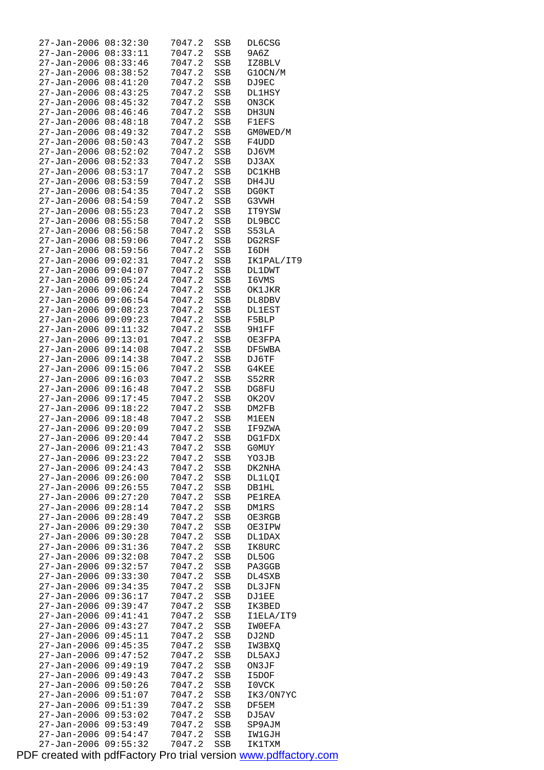```
27-Jan-2006 08:32:30    7047.2  SSB   DL6CSG
27-Jan-2006 08:33:11    7047.2  SSB   9A6Z
27-Jan-2006 08:33:46    7047.2  SSB   IZ8BLV
27-Jan-2006 08:38:52    7047.2  SSB   G1OCN/M
27-Jan-2006 08:41:20    7047.2  SSB   DJ9EC
27-Jan-2006 08:43:25    7047.2  SSB   DL1HSY
27-Jan-2006 08:45:32    7047.2  SSB   ON3CK
27-Jan-2006 08:46:46    7047.2  SSB   DH3UN
27-Jan-2006 08:48:18    7047.2  SSB   F1EFS
27-Jan-2006 08:49:32    7047.2  SSB   GM0WED/M
27-Jan-2006 08:50:43    7047.2  SSB   F4UDD
27-Jan-2006 08:52:02    7047.2  SSB   DJ6VM
27-Jan-2006 08:52:33    7047.2  SSB   DJ3AX
27-Jan-2006 08:53:17    7047.2  SSB   DC1KHB
27-Jan-2006 08:53:59    7047.2  SSB   DH4JU
27-Jan-2006 08:54:35    7047.2  SSB   DG0KT
27-Jan-2006 08:54:59    7047.2  SSB   G3VWH
27-Jan-2006 08:55:23    7047.2  SSB   IT9YSW
27-Jan-2006 08:55:58    7047.2  SSB   DL9BCC
27-Jan-2006 08:56:58    7047.2  SSB   S53LA
27-Jan-2006 08:59:06    7047.2  SSB   DG2RSF
27-Jan-2006 08:59:56    7047.2  SSB   I6DH
27-Jan-2006 09:02:31    7047.2  SSB   IK1PAL/IT9
27-Jan-2006 09:04:07    7047.2  SSB   DL1DWT
27-Jan-2006 09:05:24    7047.2  SSB   I6VMS
27-Jan-2006 09:06:24    7047.2  SSB   OK1JKR
27-Jan-2006 09:06:54    7047.2  SSB   DL8DBV
27-Jan-2006 09:08:23    7047.2  SSB   DL1EST
27-Jan-2006 09:09:23    7047.2  SSB   F5BLP
27-Jan-2006 09:11:32    7047.2  SSB   9H1FF
27-Jan-2006 09:13:01    7047.2  SSB   OE3FPA
27-Jan-2006 09:14:08    7047.2  SSB   DF5WBA
27-Jan-2006 09:14:38    7047.2  SSB   DJ6TF
27-Jan-2006 09:15:06    7047.2  SSB   G4KEE
27-Jan-2006 09:16:03    7047.2  SSB   S52RR
27-Jan-2006 09:16:48    7047.2  SSB   DG8FU
27-Jan-2006 09:17:45    7047.2  SSB   OK2OV
27-Jan-2006 09:18:22    7047.2  SSB   DM2FB
27-Jan-2006 09:18:48    7047.2  SSB   M1EEN
27-Jan-2006 09:20:09    7047.2  SSB   IF9ZWA
27-Jan-2006 09:20:44    7047.2  SSB   DG1FDX
27-Jan-2006 09:21:43    7047.2  SSB   G0MUY
27-Jan-2006 09:23:22    7047.2  SSB   YO3JB
27-Jan-2006 09:24:43    7047.2  SSB   DK2NHA
27-Jan-2006 09:26:00    7047.2  SSB   DL1LQI
27-Jan-2006 09:26:55    7047.2  SSB   DB1HL
27-Jan-2006 09:27:20    7047.2  SSB   PE1REA
27-Jan-2006 09:28:14    7047.2  SSB   DM1RS
27-Jan-2006 09:28:49    7047.2  SSB   OE3RGB
27-Jan-2006 09:29:30    7047.2  SSB   OE3IPW
27-Jan-2006 09:30:28    7047.2  SSB   DL1DAX
27-Jan-2006 09:31:36    7047.2  SSB   IK8URC
27-Jan-2006 09:32:08    7047.2  SSB   DL5OG
27-Jan-2006 09:32:57    7047.2  SSB   PA3GGB
27-Jan-2006 09:33:30    7047.2  SSB   DL4SXB
27-Jan-2006 09:34:35    7047.2  SSB   DL3JFN
27-Jan-2006 09:36:17    7047.2  SSB   DJ1EE
27-Jan-2006 09:39:47    7047.2  SSB   IK3BED
27-Jan-2006 09:41:41    7047.2  SSB   I1ELA/IT9
27-Jan-2006 09:43:27    7047.2  SSB   IW0EFA
27-Jan-2006 09:45:11    7047.2  SSB   DJ2ND
27-Jan-2006 09:45:35    7047.2  SSB   IW3BXQ
27-Jan-2006 09:47:52    7047.2  SSB   DL5AXJ
27-Jan-2006 09:49:19    7047.2  SSB   ON3JF
27-Jan-2006 09:49:43    7047.2  SSB   I5DOF
27-Jan-2006 09:50:26    7047.2  SSB   I0VCK
27-Jan-2006 09:51:07    7047.2  SSB   IK3/ON7YC
27-Jan-2006 09:51:39    7047.2  SSB   DF5EM
27-Jan-2006 09:53:02    7047.2  SSB   DJ5AV
27-Jan-2006 09:53:49    7047.2  SSB   SP9AJM
27-Jan-2006 09:54:47    7047.2  SSB   IW1GJH
27-Jan-2006 09:55:32    7047.2  SSB   IK1TXM
```

PDF created with pdfFactory Pro trial version www.pdffactory.com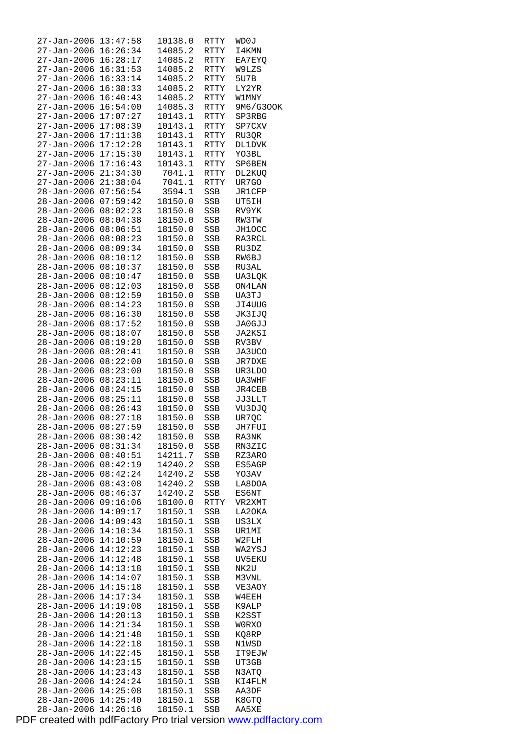| | | | | |
|---|---|---|---|---|
| 27-Jan-2006 | 13:47:58 | 10138.0 | RTTY | WD0J |
| 27-Jan-2006 | 16:26:34 | 14085.2 | RTTY | I4KMN |
| 27-Jan-2006 | 16:28:17 | 14085.2 | RTTY | EA7EYQ |
| 27-Jan-2006 | 16:31:53 | 14085.2 | RTTY | W9LZS |
| 27-Jan-2006 | 16:33:14 | 14085.2 | RTTY | 5U7B |
| 27-Jan-2006 | 16:38:33 | 14085.2 | RTTY | LY2YR |
| 27-Jan-2006 | 16:40:43 | 14085.2 | RTTY | W1MNY |
| 27-Jan-2006 | 16:54:00 | 14085.3 | RTTY | 9M6/G3OOK |
| 27-Jan-2006 | 17:07:27 | 10143.1 | RTTY | SP3RBG |
| 27-Jan-2006 | 17:08:39 | 10143.1 | RTTY | SP7CXV |
| 27-Jan-2006 | 17:11:38 | 10143.1 | RTTY | RU3QR |
| 27-Jan-2006 | 17:12:28 | 10143.1 | RTTY | DL1DVK |
| 27-Jan-2006 | 17:15:30 | 10143.1 | RTTY | YO3BL |
| 27-Jan-2006 | 17:16:43 | 10143.1 | RTTY | SP6BEN |
| 27-Jan-2006 | 21:34:30 | 7041.1 | RTTY | DL2KUQ |
| 27-Jan-2006 | 21:38:04 | 7041.1 | RTTY | UR7GO |
| 28-Jan-2006 | 07:56:54 | 3594.1 | SSB | JR1CFP |
| 28-Jan-2006 | 07:59:42 | 18150.0 | SSB | UT5IH |
| 28-Jan-2006 | 08:02:23 | 18150.0 | SSB | RV9YK |
| 28-Jan-2006 | 08:04:38 | 18150.0 | SSB | RW3TW |
| 28-Jan-2006 | 08:06:51 | 18150.0 | SSB | JH1OCC |
| 28-Jan-2006 | 08:08:23 | 18150.0 | SSB | RA3RCL |
| 28-Jan-2006 | 08:09:34 | 18150.0 | SSB | RU3DZ |
| 28-Jan-2006 | 08:10:12 | 18150.0 | SSB | RW6BJ |
| 28-Jan-2006 | 08:10:37 | 18150.0 | SSB | RU3AL |
| 28-Jan-2006 | 08:10:47 | 18150.0 | SSB | UA3LQK |
| 28-Jan-2006 | 08:12:03 | 18150.0 | SSB | ON4LAN |
| 28-Jan-2006 | 08:12:59 | 18150.0 | SSB | UA3TJ |
| 28-Jan-2006 | 08:14:23 | 18150.0 | SSB | JI4UUG |
| 28-Jan-2006 | 08:16:30 | 18150.0 | SSB | JK3IJQ |
| 28-Jan-2006 | 08:17:52 | 18150.0 | SSB | JA0GJJ |
| 28-Jan-2006 | 08:18:07 | 18150.0 | SSB | JA2KSI |
| 28-Jan-2006 | 08:19:20 | 18150.0 | SSB | RV3BV |
| 28-Jan-2006 | 08:20:41 | 18150.0 | SSB | JA3UCO |
| 28-Jan-2006 | 08:22:00 | 18150.0 | SSB | JR7DXE |
| 28-Jan-2006 | 08:23:00 | 18150.0 | SSB | UR3LDO |
| 28-Jan-2006 | 08:23:11 | 18150.0 | SSB | UA3WHF |
| 28-Jan-2006 | 08:24:15 | 18150.0 | SSB | JR4CEB |
| 28-Jan-2006 | 08:25:11 | 18150.0 | SSB | JJ3LLT |
| 28-Jan-2006 | 08:26:43 | 18150.0 | SSB | VU3DJQ |
| 28-Jan-2006 | 08:27:18 | 18150.0 | SSB | UR7QC |
| 28-Jan-2006 | 08:27:59 | 18150.0 | SSB | JH7FUI |
| 28-Jan-2006 | 08:30:42 | 18150.0 | SSB | RA3NK |
| 28-Jan-2006 | 08:31:34 | 18150.0 | SSB | RN3ZIC |
| 28-Jan-2006 | 08:40:51 | 14211.7 | SSB | RZ3ARO |
| 28-Jan-2006 | 08:42:19 | 14240.2 | SSB | ES5AGP |
| 28-Jan-2006 | 08:42:24 | 14240.2 | SSB | YO3AV |
| 28-Jan-2006 | 08:43:08 | 14240.2 | SSB | LA8DOA |
| 28-Jan-2006 | 08:46:37 | 14240.2 | SSB | ES6NT |
| 28-Jan-2006 | 09:16:06 | 18100.0 | RTTY | VR2XMT |
| 28-Jan-2006 | 14:09:17 | 18150.1 | SSB | LA2OKA |
| 28-Jan-2006 | 14:09:43 | 18150.1 | SSB | US3LX |
| 28-Jan-2006 | 14:10:34 | 18150.1 | SSB | UR1MI |
| 28-Jan-2006 | 14:10:59 | 18150.1 | SSB | W2FLH |
| 28-Jan-2006 | 14:12:23 | 18150.1 | SSB | WA2YSJ |
| 28-Jan-2006 | 14:12:48 | 18150.1 | SSB | UV5EKU |
| 28-Jan-2006 | 14:13:18 | 18150.1 | SSB | NK2U |
| 28-Jan-2006 | 14:14:07 | 18150.1 | SSB | M3VNL |
| 28-Jan-2006 | 14:15:18 | 18150.1 | SSB | VE3AOY |
| 28-Jan-2006 | 14:17:34 | 18150.1 | SSB | W4EEH |
| 28-Jan-2006 | 14:19:08 | 18150.1 | SSB | K9ALP |
| 28-Jan-2006 | 14:20:13 | 18150.1 | SSB | K2SST |
| 28-Jan-2006 | 14:21:34 | 18150.1 | SSB | W0RXO |
| 28-Jan-2006 | 14:21:48 | 18150.1 | SSB | KQ8RP |
| 28-Jan-2006 | 14:22:18 | 18150.1 | SSB | N1WSD |
| 28-Jan-2006 | 14:22:45 | 18150.1 | SSB | IT9EJW |
| 28-Jan-2006 | 14:23:15 | 18150.1 | SSB | UT3GB |
| 28-Jan-2006 | 14:23:43 | 18150.1 | SSB | N3ATQ |
| 28-Jan-2006 | 14:24:24 | 18150.1 | SSB | KI4FLM |
| 28-Jan-2006 | 14:25:08 | 18150.1 | SSB | AA3DF |
| 28-Jan-2006 | 14:25:40 | 18150.1 | SSB | K8GTQ |
| 28-Jan-2006 | 14:26:16 | 18150.1 | SSB | AA5XE |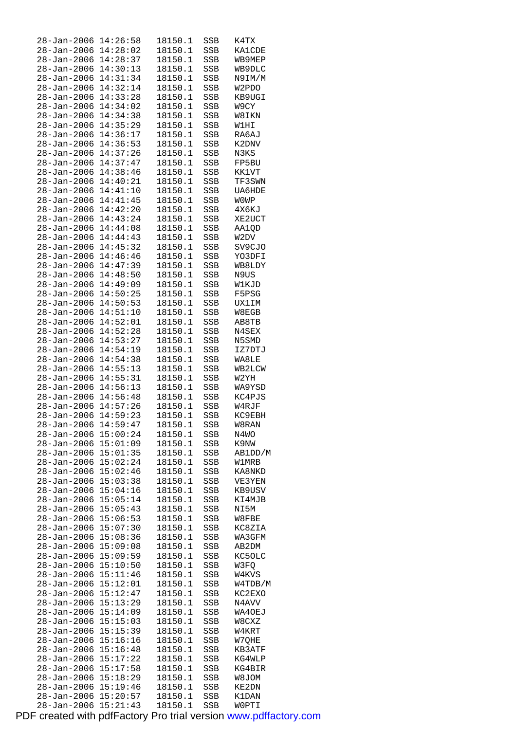| | | | | |
|---|---|---|---|---|
| 28-Jan-2006 | 14:26:58 | 18150.1 | SSB | K4TX |
| 28-Jan-2006 | 14:28:02 | 18150.1 | SSB | KA1CDE |
| 28-Jan-2006 | 14:28:37 | 18150.1 | SSB | WB9MEP |
| 28-Jan-2006 | 14:30:13 | 18150.1 | SSB | WB9DLC |
| 28-Jan-2006 | 14:31:34 | 18150.1 | SSB | N9IM/M |
| 28-Jan-2006 | 14:32:14 | 18150.1 | SSB | W2PDO |
| 28-Jan-2006 | 14:33:28 | 18150.1 | SSB | KB9UGI |
| 28-Jan-2006 | 14:34:02 | 18150.1 | SSB | W9CY |
| 28-Jan-2006 | 14:34:38 | 18150.1 | SSB | W8IKN |
| 28-Jan-2006 | 14:35:29 | 18150.1 | SSB | W1HI |
| 28-Jan-2006 | 14:36:17 | 18150.1 | SSB | RA6AJ |
| 28-Jan-2006 | 14:36:53 | 18150.1 | SSB | K2DNV |
| 28-Jan-2006 | 14:37:26 | 18150.1 | SSB | N3KS |
| 28-Jan-2006 | 14:37:47 | 18150.1 | SSB | FP5BU |
| 28-Jan-2006 | 14:38:46 | 18150.1 | SSB | KK1VT |
| 28-Jan-2006 | 14:40:21 | 18150.1 | SSB | TF3SWN |
| 28-Jan-2006 | 14:41:10 | 18150.1 | SSB | UA6HDE |
| 28-Jan-2006 | 14:41:45 | 18150.1 | SSB | W0WP |
| 28-Jan-2006 | 14:42:20 | 18150.1 | SSB | 4X6KJ |
| 28-Jan-2006 | 14:43:24 | 18150.1 | SSB | XE2UCT |
| 28-Jan-2006 | 14:44:08 | 18150.1 | SSB | AA1QD |
| 28-Jan-2006 | 14:44:43 | 18150.1 | SSB | W2DV |
| 28-Jan-2006 | 14:45:32 | 18150.1 | SSB | SV9CJO |
| 28-Jan-2006 | 14:46:46 | 18150.1 | SSB | YO3DFI |
| 28-Jan-2006 | 14:47:39 | 18150.1 | SSB | WB8LDY |
| 28-Jan-2006 | 14:48:50 | 18150.1 | SSB | N9US |
| 28-Jan-2006 | 14:49:09 | 18150.1 | SSB | W1KJD |
| 28-Jan-2006 | 14:50:25 | 18150.1 | SSB | F5PSG |
| 28-Jan-2006 | 14:50:53 | 18150.1 | SSB | UX1IM |
| 28-Jan-2006 | 14:51:10 | 18150.1 | SSB | W8EGB |
| 28-Jan-2006 | 14:52:01 | 18150.1 | SSB | AB8TB |
| 28-Jan-2006 | 14:52:28 | 18150.1 | SSB | N4SEX |
| 28-Jan-2006 | 14:53:27 | 18150.1 | SSB | N5SMD |
| 28-Jan-2006 | 14:54:19 | 18150.1 | SSB | IZ7DTJ |
| 28-Jan-2006 | 14:54:38 | 18150.1 | SSB | WA8LE |
| 28-Jan-2006 | 14:55:13 | 18150.1 | SSB | WB2LCW |
| 28-Jan-2006 | 14:55:31 | 18150.1 | SSB | W2YH |
| 28-Jan-2006 | 14:56:13 | 18150.1 | SSB | WA9YSD |
| 28-Jan-2006 | 14:56:48 | 18150.1 | SSB | KC4PJS |
| 28-Jan-2006 | 14:57:26 | 18150.1 | SSB | W4RJF |
| 28-Jan-2006 | 14:59:23 | 18150.1 | SSB | KC9EBH |
| 28-Jan-2006 | 14:59:47 | 18150.1 | SSB | W8RAN |
| 28-Jan-2006 | 15:00:24 | 18150.1 | SSB | N4WO |
| 28-Jan-2006 | 15:01:09 | 18150.1 | SSB | K9NW |
| 28-Jan-2006 | 15:01:35 | 18150.1 | SSB | AB1DD/M |
| 28-Jan-2006 | 15:02:24 | 18150.1 | SSB | W1MRB |
| 28-Jan-2006 | 15:02:46 | 18150.1 | SSB | KA8NKD |
| 28-Jan-2006 | 15:03:38 | 18150.1 | SSB | VE3YEN |
| 28-Jan-2006 | 15:04:16 | 18150.1 | SSB | KB9USV |
| 28-Jan-2006 | 15:05:14 | 18150.1 | SSB | KI4MJB |
| 28-Jan-2006 | 15:05:43 | 18150.1 | SSB | NI5M |
| 28-Jan-2006 | 15:06:53 | 18150.1 | SSB | W8FBE |
| 28-Jan-2006 | 15:07:30 | 18150.1 | SSB | KC8ZIA |
| 28-Jan-2006 | 15:08:36 | 18150.1 | SSB | WA3GFM |
| 28-Jan-2006 | 15:09:08 | 18150.1 | SSB | AB2DM |
| 28-Jan-2006 | 15:09:59 | 18150.1 | SSB | KC5OLC |
| 28-Jan-2006 | 15:10:50 | 18150.1 | SSB | W3FQ |
| 28-Jan-2006 | 15:11:46 | 18150.1 | SSB | W4KVS |
| 28-Jan-2006 | 15:12:01 | 18150.1 | SSB | W4TDB/M |
| 28-Jan-2006 | 15:12:47 | 18150.1 | SSB | KC2EXO |
| 28-Jan-2006 | 15:13:29 | 18150.1 | SSB | N4AVV |
| 28-Jan-2006 | 15:14:09 | 18150.1 | SSB | WA4OEJ |
| 28-Jan-2006 | 15:15:03 | 18150.1 | SSB | W8CXZ |
| 28-Jan-2006 | 15:15:39 | 18150.1 | SSB | W4KRT |
| 28-Jan-2006 | 15:16:16 | 18150.1 | SSB | W7QHE |
| 28-Jan-2006 | 15:16:48 | 18150.1 | SSB | KB3ATF |
| 28-Jan-2006 | 15:17:22 | 18150.1 | SSB | KG4WLP |
| 28-Jan-2006 | 15:17:58 | 18150.1 | SSB | KG4BIR |
| 28-Jan-2006 | 15:18:29 | 18150.1 | SSB | W8JOM |
| 28-Jan-2006 | 15:19:46 | 18150.1 | SSB | KE2DN |
| 28-Jan-2006 | 15:20:57 | 18150.1 | SSB | K1DAN |
| 28-Jan-2006 | 15:21:43 | 18150.1 | SSB | W0PTI |

PDF created with pdfFactory Pro trial version www.pdffactory.com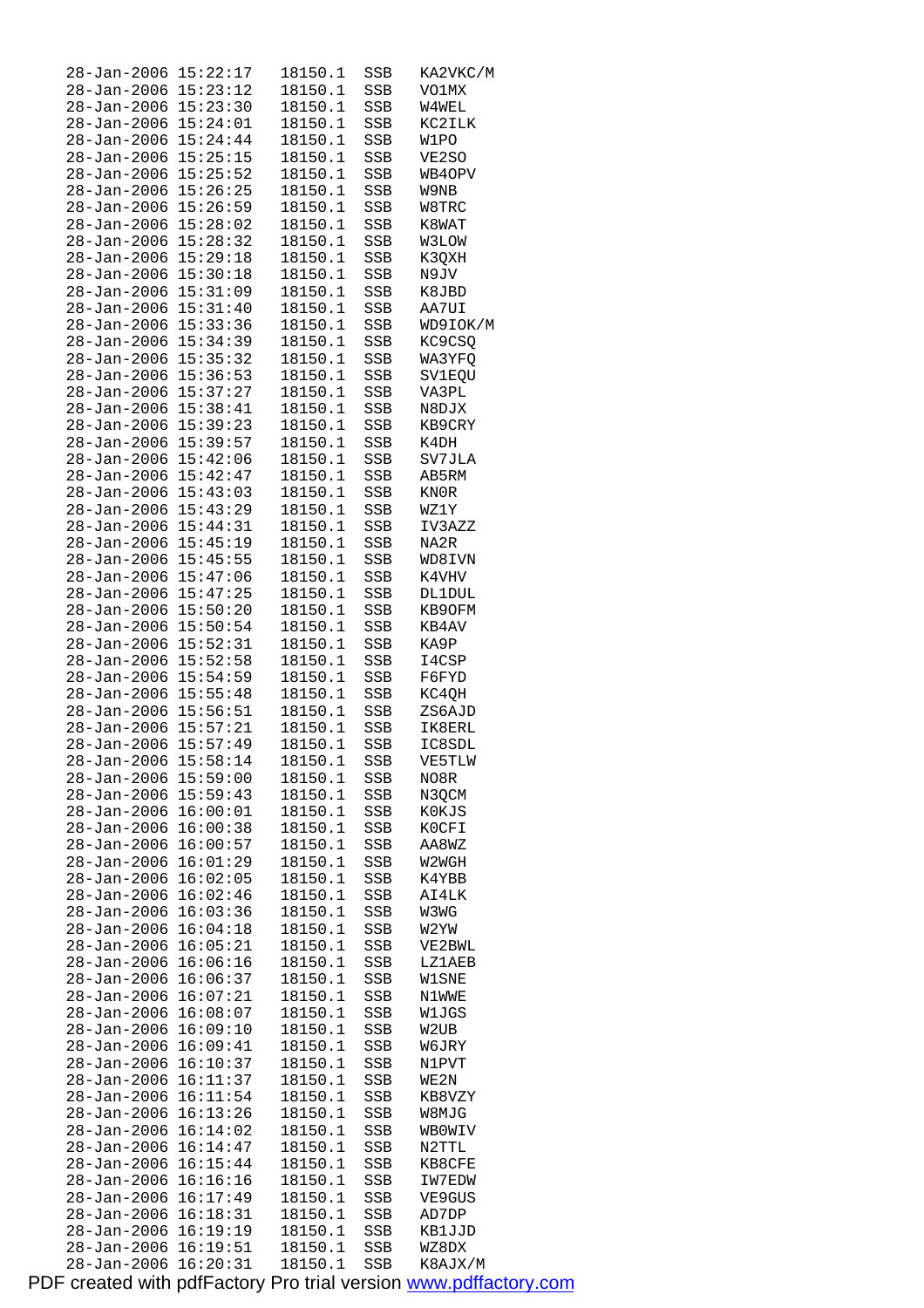```
28-Jan-2006 15:22:17   18150.1  SSB   KA2VKC/M
28-Jan-2006 15:23:12   18150.1  SSB   VO1MX
28-Jan-2006 15:23:30   18150.1  SSB   W4WEL
28-Jan-2006 15:24:01   18150.1  SSB   KC2ILK
28-Jan-2006 15:24:44   18150.1  SSB   W1PO
28-Jan-2006 15:25:15   18150.1  SSB   VE2SO
28-Jan-2006 15:25:52   18150.1  SSB   WB4OPV
28-Jan-2006 15:26:25   18150.1  SSB   W9NB
28-Jan-2006 15:26:59   18150.1  SSB   W8TRC
28-Jan-2006 15:28:02   18150.1  SSB   K8WAT
28-Jan-2006 15:28:32   18150.1  SSB   W3LOW
28-Jan-2006 15:29:18   18150.1  SSB   K3QXH
28-Jan-2006 15:30:18   18150.1  SSB   N9JV
28-Jan-2006 15:31:09   18150.1  SSB   K8JBD
28-Jan-2006 15:31:40   18150.1  SSB   AA7UI
28-Jan-2006 15:33:36   18150.1  SSB   WD9IOK/M
28-Jan-2006 15:34:39   18150.1  SSB   KC9CSQ
28-Jan-2006 15:35:32   18150.1  SSB   WA3YFQ
28-Jan-2006 15:36:53   18150.1  SSB   SV1EQU
28-Jan-2006 15:37:27   18150.1  SSB   VA3PL
28-Jan-2006 15:38:41   18150.1  SSB   N8DJX
28-Jan-2006 15:39:23   18150.1  SSB   KB9CRY
28-Jan-2006 15:39:57   18150.1  SSB   K4DH
28-Jan-2006 15:42:06   18150.1  SSB   SV7JLA
28-Jan-2006 15:42:47   18150.1  SSB   AB5RM
28-Jan-2006 15:43:03   18150.1  SSB   KN0R
28-Jan-2006 15:43:29   18150.1  SSB   WZ1Y
28-Jan-2006 15:44:31   18150.1  SSB   IV3AZZ
28-Jan-2006 15:45:19   18150.1  SSB   NA2R
28-Jan-2006 15:45:55   18150.1  SSB   WD8IVN
28-Jan-2006 15:47:06   18150.1  SSB   K4VHV
28-Jan-2006 15:47:25   18150.1  SSB   DL1DUL
28-Jan-2006 15:50:20   18150.1  SSB   KB9OFM
28-Jan-2006 15:50:54   18150.1  SSB   KB4AV
28-Jan-2006 15:52:31   18150.1  SSB   KA9P
28-Jan-2006 15:52:58   18150.1  SSB   I4CSP
28-Jan-2006 15:54:59   18150.1  SSB   F6FYD
28-Jan-2006 15:55:48   18150.1  SSB   KC4QH
28-Jan-2006 15:56:51   18150.1  SSB   ZS6AJD
28-Jan-2006 15:57:21   18150.1  SSB   IK8ERL
28-Jan-2006 15:57:49   18150.1  SSB   IC8SDL
28-Jan-2006 15:58:14   18150.1  SSB   VE5TLW
28-Jan-2006 15:59:00   18150.1  SSB   NO8R
28-Jan-2006 15:59:43   18150.1  SSB   N3QCM
28-Jan-2006 16:00:01   18150.1  SSB   K0KJS
28-Jan-2006 16:00:38   18150.1  SSB   K0CFI
28-Jan-2006 16:00:57   18150.1  SSB   AA8WZ
28-Jan-2006 16:01:29   18150.1  SSB   W2WGH
28-Jan-2006 16:02:05   18150.1  SSB   K4YBB
28-Jan-2006 16:02:46   18150.1  SSB   AI4LK
28-Jan-2006 16:03:36   18150.1  SSB   W3WG
28-Jan-2006 16:04:18   18150.1  SSB   W2YW
28-Jan-2006 16:05:21   18150.1  SSB   VE2BWL
28-Jan-2006 16:06:16   18150.1  SSB   LZ1AEB
28-Jan-2006 16:06:37   18150.1  SSB   W1SNE
28-Jan-2006 16:07:21   18150.1  SSB   N1WWE
28-Jan-2006 16:08:07   18150.1  SSB   W1JGS
28-Jan-2006 16:09:10   18150.1  SSB   W2UB
28-Jan-2006 16:09:41   18150.1  SSB   W6JRY
28-Jan-2006 16:10:37   18150.1  SSB   N1PVT
28-Jan-2006 16:11:37   18150.1  SSB   WE2N
28-Jan-2006 16:11:54   18150.1  SSB   KB8VZY
28-Jan-2006 16:13:26   18150.1  SSB   W8MJG
28-Jan-2006 16:14:02   18150.1  SSB   WB0WIV
28-Jan-2006 16:14:47   18150.1  SSB   N2TTL
28-Jan-2006 16:15:44   18150.1  SSB   KB8CFE
28-Jan-2006 16:16:16   18150.1  SSB   IW7EDW
28-Jan-2006 16:17:49   18150.1  SSB   VE9GUS
28-Jan-2006 16:18:31   18150.1  SSB   AD7DP
28-Jan-2006 16:19:19   18150.1  SSB   KB1JJD
28-Jan-2006 16:19:51   18150.1  SSB   WZ8DX
28-Jan-2006 16:20:31   18150.1  SSB   K8AJX/M
```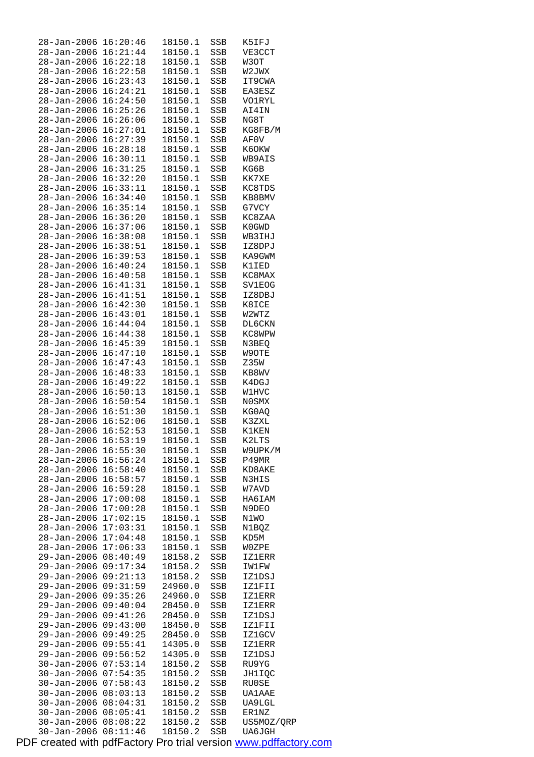```
28-Jan-2006 16:20:46   18150.1  SSB   K5IFJ
28-Jan-2006 16:21:44   18150.1  SSB   VE3CCT
28-Jan-2006 16:22:18   18150.1  SSB   W3OT
28-Jan-2006 16:22:58   18150.1  SSB   W2JWX
28-Jan-2006 16:23:43   18150.1  SSB   IT9CWA
28-Jan-2006 16:24:21   18150.1  SSB   EA3ESZ
28-Jan-2006 16:24:50   18150.1  SSB   VO1RYL
28-Jan-2006 16:25:26   18150.1  SSB   AI4IN
28-Jan-2006 16:26:06   18150.1  SSB   NG8T
28-Jan-2006 16:27:01   18150.1  SSB   KG8FB/M
28-Jan-2006 16:27:39   18150.1  SSB   AF0V
28-Jan-2006 16:28:18   18150.1  SSB   K6OKW
28-Jan-2006 16:30:11   18150.1  SSB   WB9AIS
28-Jan-2006 16:31:25   18150.1  SSB   KG6B
28-Jan-2006 16:32:20   18150.1  SSB   KK7XE
28-Jan-2006 16:33:11   18150.1  SSB   KC8TDS
28-Jan-2006 16:34:40   18150.1  SSB   KB8BMV
28-Jan-2006 16:35:14   18150.1  SSB   G7VCY
28-Jan-2006 16:36:20   18150.1  SSB   KC8ZAA
28-Jan-2006 16:37:06   18150.1  SSB   K0GWD
28-Jan-2006 16:38:08   18150.1  SSB   WB3IHJ
28-Jan-2006 16:38:51   18150.1  SSB   IZ8DPJ
28-Jan-2006 16:39:53   18150.1  SSB   KA9GWM
28-Jan-2006 16:40:24   18150.1  SSB   K1IED
28-Jan-2006 16:40:58   18150.1  SSB   KC8MAX
28-Jan-2006 16:41:31   18150.1  SSB   SV1EOG
28-Jan-2006 16:41:51   18150.1  SSB   IZ8DBJ
28-Jan-2006 16:42:30   18150.1  SSB   K8ICE
28-Jan-2006 16:43:01   18150.1  SSB   W2WTZ
28-Jan-2006 16:44:04   18150.1  SSB   DL6CKN
28-Jan-2006 16:44:38   18150.1  SSB   KC8WPW
28-Jan-2006 16:45:39   18150.1  SSB   N3BEQ
28-Jan-2006 16:47:10   18150.1  SSB   W9OTE
28-Jan-2006 16:47:43   18150.1  SSB   Z35W
28-Jan-2006 16:48:33   18150.1  SSB   KB8WV
28-Jan-2006 16:49:22   18150.1  SSB   K4DGJ
28-Jan-2006 16:50:13   18150.1  SSB   W1HVC
28-Jan-2006 16:50:54   18150.1  SSB   N0SMX
28-Jan-2006 16:51:30   18150.1  SSB   KG0AQ
28-Jan-2006 16:52:06   18150.1  SSB   K3ZXL
28-Jan-2006 16:52:53   18150.1  SSB   K1KEN
28-Jan-2006 16:53:19   18150.1  SSB   K2LTS
28-Jan-2006 16:55:30   18150.1  SSB   W9UPK/M
28-Jan-2006 16:56:24   18150.1  SSB   P49MR
28-Jan-2006 16:58:40   18150.1  SSB   KD8AKE
28-Jan-2006 16:58:57   18150.1  SSB   N3HIS
28-Jan-2006 16:59:28   18150.1  SSB   W7AVD
28-Jan-2006 17:00:08   18150.1  SSB   HA6IAM
28-Jan-2006 17:00:28   18150.1  SSB   N9DEO
28-Jan-2006 17:02:15   18150.1  SSB   N1WO
28-Jan-2006 17:03:31   18150.1  SSB   N1BQZ
28-Jan-2006 17:04:48   18150.1  SSB   KD5M
28-Jan-2006 17:06:33   18150.1  SSB   W0ZPE
29-Jan-2006 08:40:49   18158.2  SSB   IZ1ERR
29-Jan-2006 09:17:34   18158.2  SSB   IW1FW
29-Jan-2006 09:21:13   18158.2  SSB   IZ1DSJ
29-Jan-2006 09:31:59   24960.0  SSB   IZ1FII
29-Jan-2006 09:35:26   24960.0  SSB   IZ1ERR
29-Jan-2006 09:40:04   28450.0  SSB   IZ1ERR
29-Jan-2006 09:41:26   28450.0  SSB   IZ1DSJ
29-Jan-2006 09:43:00   18450.0  SSB   IZ1FII
29-Jan-2006 09:49:25   28450.0  SSB   IZ1GCV
29-Jan-2006 09:55:41   14305.0  SSB   IZ1ERR
29-Jan-2006 09:56:52   14305.0  SSB   IZ1DSJ
30-Jan-2006 07:53:14   18150.2  SSB   RU9YG
30-Jan-2006 07:54:35   18150.2  SSB   JH1IQC
30-Jan-2006 07:58:43   18150.2  SSB   RU0SE
30-Jan-2006 08:03:13   18150.2  SSB   UA1AAE
30-Jan-2006 08:04:31   18150.2  SSB   UA9LGL
30-Jan-2006 08:05:41   18150.2  SSB   ER1NZ
30-Jan-2006 08:08:22   18150.2  SSB   US5MOZ/QRP
30-Jan-2006 08:11:46   18150.2  SSB   UA6JGH
```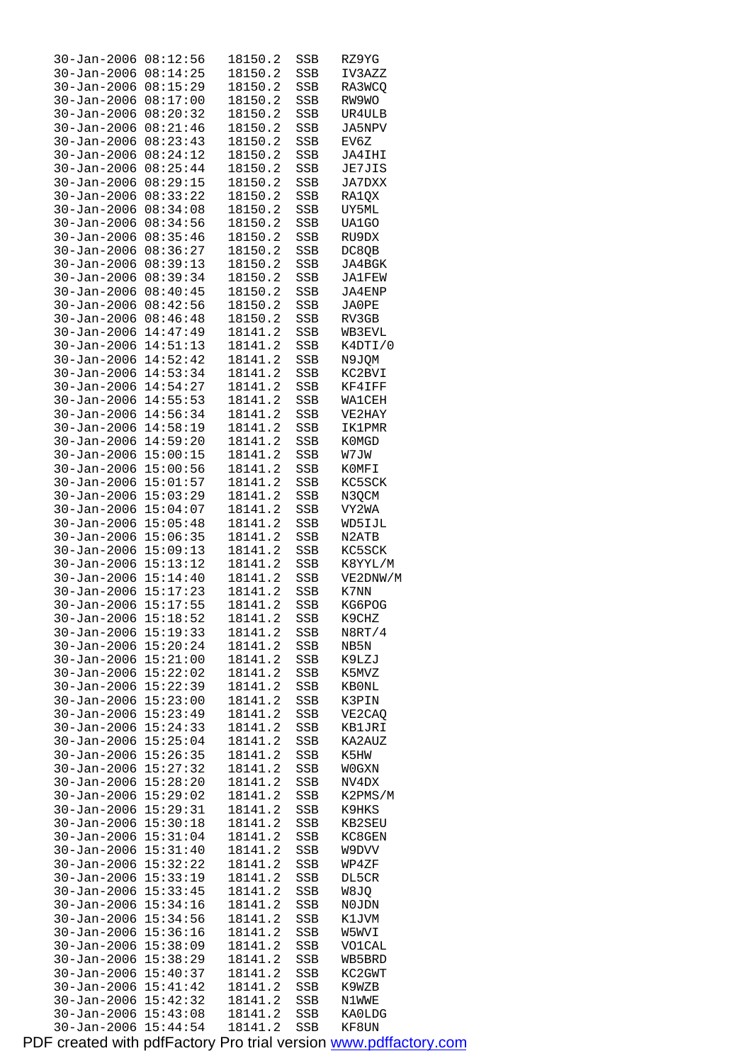```
30-Jan-2006 08:12:56  18150.2  SSB  RZ9YG
30-Jan-2006 08:14:25  18150.2  SSB  IV3AZZ
30-Jan-2006 08:15:29  18150.2  SSB  RA3WCQ
30-Jan-2006 08:17:00  18150.2  SSB  RW9WO
30-Jan-2006 08:20:32  18150.2  SSB  UR4ULB
30-Jan-2006 08:21:46  18150.2  SSB  JA5NPV
30-Jan-2006 08:23:43  18150.2  SSB  EV6Z
30-Jan-2006 08:24:12  18150.2  SSB  JA4IHI
30-Jan-2006 08:25:44  18150.2  SSB  JE7JIS
30-Jan-2006 08:29:15  18150.2  SSB  JA7DXX
30-Jan-2006 08:33:22  18150.2  SSB  RA1QX
30-Jan-2006 08:34:08  18150.2  SSB  UY5ML
30-Jan-2006 08:34:56  18150.2  SSB  UA1GO
30-Jan-2006 08:35:46  18150.2  SSB  RU9DX
30-Jan-2006 08:36:27  18150.2  SSB  DC8QB
30-Jan-2006 08:39:13  18150.2  SSB  JA4BGK
30-Jan-2006 08:39:34  18150.2  SSB  JA1FEW
30-Jan-2006 08:40:45  18150.2  SSB  JA4ENP
30-Jan-2006 08:42:56  18150.2  SSB  JA0PE
30-Jan-2006 08:46:48  18150.2  SSB  RV3GB
30-Jan-2006 14:47:49  18141.2  SSB  WB3EVL
30-Jan-2006 14:51:13  18141.2  SSB  K4DTI/0
30-Jan-2006 14:52:42  18141.2  SSB  N9JQM
30-Jan-2006 14:53:34  18141.2  SSB  KC2BVI
30-Jan-2006 14:54:27  18141.2  SSB  KF4IFF
30-Jan-2006 14:55:53  18141.2  SSB  WA1CEH
30-Jan-2006 14:56:34  18141.2  SSB  VE2HAY
30-Jan-2006 14:58:19  18141.2  SSB  IK1PMR
30-Jan-2006 14:59:20  18141.2  SSB  K0MGD
30-Jan-2006 15:00:15  18141.2  SSB  W7JW
30-Jan-2006 15:00:56  18141.2  SSB  K0MFI
30-Jan-2006 15:01:57  18141.2  SSB  KC5SCK
30-Jan-2006 15:03:29  18141.2  SSB  N3QCM
30-Jan-2006 15:04:07  18141.2  SSB  VY2WA
30-Jan-2006 15:05:48  18141.2  SSB  WD5IJL
30-Jan-2006 15:06:35  18141.2  SSB  N2ATB
30-Jan-2006 15:09:13  18141.2  SSB  KC5SCK
30-Jan-2006 15:13:12  18141.2  SSB  K8YYL/M
30-Jan-2006 15:14:40  18141.2  SSB  VE2DNW/M
30-Jan-2006 15:17:23  18141.2  SSB  K7NN
30-Jan-2006 15:17:55  18141.2  SSB  KG6POG
30-Jan-2006 15:18:52  18141.2  SSB  K9CHZ
30-Jan-2006 15:19:33  18141.2  SSB  N8RT/4
30-Jan-2006 15:20:24  18141.2  SSB  NB5N
30-Jan-2006 15:21:00  18141.2  SSB  K9LZJ
30-Jan-2006 15:22:02  18141.2  SSB  K5MVZ
30-Jan-2006 15:22:39  18141.2  SSB  KB0NL
30-Jan-2006 15:23:00  18141.2  SSB  K3PIN
30-Jan-2006 15:23:49  18141.2  SSB  VE2CAQ
30-Jan-2006 15:24:33  18141.2  SSB  KB1JRI
30-Jan-2006 15:25:04  18141.2  SSB  KA2AUZ
30-Jan-2006 15:26:35  18141.2  SSB  K5HW
30-Jan-2006 15:27:32  18141.2  SSB  W0GXN
30-Jan-2006 15:28:20  18141.2  SSB  NV4DX
30-Jan-2006 15:29:02  18141.2  SSB  K2PMS/M
30-Jan-2006 15:29:31  18141.2  SSB  K9HKS
30-Jan-2006 15:30:18  18141.2  SSB  KB2SEU
30-Jan-2006 15:31:04  18141.2  SSB  KC8GEN
30-Jan-2006 15:31:40  18141.2  SSB  W9DVV
30-Jan-2006 15:32:22  18141.2  SSB  WP4ZF
30-Jan-2006 15:33:19  18141.2  SSB  DL5CR
30-Jan-2006 15:33:45  18141.2  SSB  W8JQ
30-Jan-2006 15:34:16  18141.2  SSB  N0JDN
30-Jan-2006 15:34:56  18141.2  SSB  K1JVM
30-Jan-2006 15:36:16  18141.2  SSB  W5WVI
30-Jan-2006 15:38:09  18141.2  SSB  VO1CAL
30-Jan-2006 15:38:29  18141.2  SSB  WB5BRD
30-Jan-2006 15:40:37  18141.2  SSB  KC2GWT
30-Jan-2006 15:41:42  18141.2  SSB  K9WZB
30-Jan-2006 15:42:32  18141.2  SSB  N1WWE
30-Jan-2006 15:43:08  18141.2  SSB  KA0LDG
30-Jan-2006 15:44:54  18141.2  SSB  KF8UN
```

PDF created with pdfFactory Pro trial version www.pdffactory.com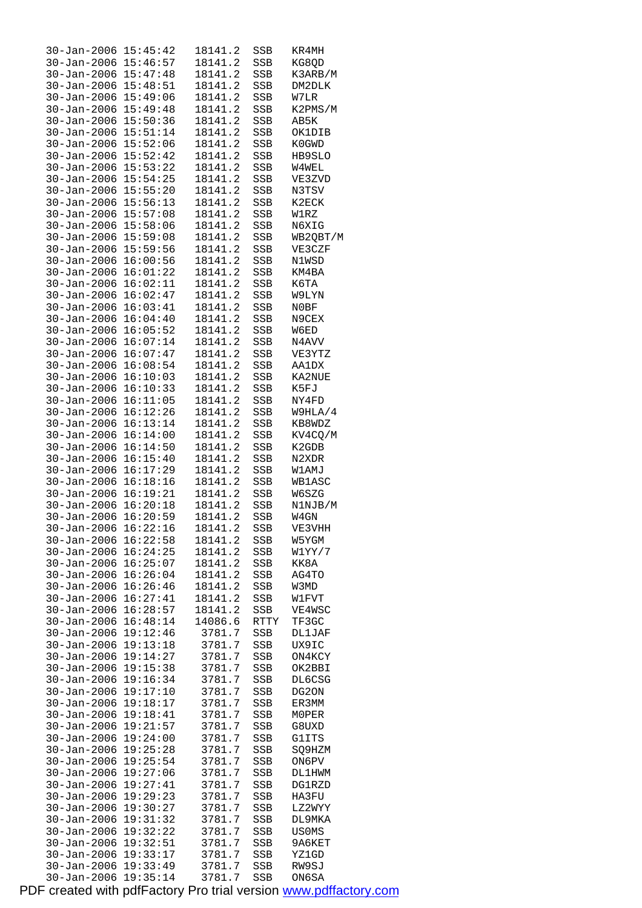```
30-Jan-2006 15:45:42   18141.2  SSB   KR4MH
30-Jan-2006 15:46:57   18141.2  SSB   KG8QD
30-Jan-2006 15:47:48   18141.2  SSB   K3ARB/M
30-Jan-2006 15:48:51   18141.2  SSB   DM2DLK
30-Jan-2006 15:49:06   18141.2  SSB   W7LR
30-Jan-2006 15:49:48   18141.2  SSB   K2PMS/M
30-Jan-2006 15:50:36   18141.2  SSB   AB5K
30-Jan-2006 15:51:14   18141.2  SSB   OK1DIB
30-Jan-2006 15:52:06   18141.2  SSB   K0GWD
30-Jan-2006 15:52:42   18141.2  SSB   HB9SLO
30-Jan-2006 15:53:22   18141.2  SSB   W4WEL
30-Jan-2006 15:54:25   18141.2  SSB   VE3ZVD
30-Jan-2006 15:55:20   18141.2  SSB   N3TSV
30-Jan-2006 15:56:13   18141.2  SSB   K2ECK
30-Jan-2006 15:57:08   18141.2  SSB   W1RZ
30-Jan-2006 15:58:06   18141.2  SSB   N6XIG
30-Jan-2006 15:59:08   18141.2  SSB   WB2QBT/M
30-Jan-2006 15:59:56   18141.2  SSB   VE3CZF
30-Jan-2006 16:00:56   18141.2  SSB   N1WSD
30-Jan-2006 16:01:22   18141.2  SSB   KM4BA
30-Jan-2006 16:02:11   18141.2  SSB   K6TA
30-Jan-2006 16:02:47   18141.2  SSB   W9LYN
30-Jan-2006 16:03:41   18141.2  SSB   N0BF
30-Jan-2006 16:04:40   18141.2  SSB   N9CEX
30-Jan-2006 16:05:52   18141.2  SSB   W6ED
30-Jan-2006 16:07:14   18141.2  SSB   N4AVV
30-Jan-2006 16:07:47   18141.2  SSB   VE3YTZ
30-Jan-2006 16:08:54   18141.2  SSB   AA1DX
30-Jan-2006 16:10:03   18141.2  SSB   KA2NUE
30-Jan-2006 16:10:33   18141.2  SSB   K5FJ
30-Jan-2006 16:11:05   18141.2  SSB   NY4FD
30-Jan-2006 16:12:26   18141.2  SSB   W9HLA/4
30-Jan-2006 16:13:14   18141.2  SSB   KB8WDZ
30-Jan-2006 16:14:00   18141.2  SSB   KV4CQ/M
30-Jan-2006 16:14:50   18141.2  SSB   K2GDB
30-Jan-2006 16:15:40   18141.2  SSB   N2XDR
30-Jan-2006 16:17:29   18141.2  SSB   W1AMJ
30-Jan-2006 16:18:16   18141.2  SSB   WB1ASC
30-Jan-2006 16:19:21   18141.2  SSB   W6SZG
30-Jan-2006 16:20:18   18141.2  SSB   N1NJB/M
30-Jan-2006 16:20:59   18141.2  SSB   W4GN
30-Jan-2006 16:22:16   18141.2  SSB   VE3VHH
30-Jan-2006 16:22:58   18141.2  SSB   W5YGM
30-Jan-2006 16:24:25   18141.2  SSB   W1YY/7
30-Jan-2006 16:25:07   18141.2  SSB   KK8A
30-Jan-2006 16:26:04   18141.2  SSB   AG4TO
30-Jan-2006 16:26:46   18141.2  SSB   W3MD
30-Jan-2006 16:27:41   18141.2  SSB   W1FVT
30-Jan-2006 16:28:57   18141.2  SSB   VE4WSC
30-Jan-2006 16:48:14   14086.6  RTTY  TF3GC
30-Jan-2006 19:12:46    3781.7  SSB   DL1JAF
30-Jan-2006 19:13:18    3781.7  SSB   UX9IC
30-Jan-2006 19:14:27    3781.7  SSB   ON4KCY
30-Jan-2006 19:15:38    3781.7  SSB   OK2BBI
30-Jan-2006 19:16:34    3781.7  SSB   DL6CSG
30-Jan-2006 19:17:10    3781.7  SSB   DG2ON
30-Jan-2006 19:18:17    3781.7  SSB   ER3MM
30-Jan-2006 19:18:41    3781.7  SSB   M0PER
30-Jan-2006 19:21:57    3781.7  SSB   G8UXD
30-Jan-2006 19:24:00    3781.7  SSB   G1ITS
30-Jan-2006 19:25:28    3781.7  SSB   SQ9HZM
30-Jan-2006 19:25:54    3781.7  SSB   ON6PV
30-Jan-2006 19:27:06    3781.7  SSB   DL1HWM
30-Jan-2006 19:27:41    3781.7  SSB   DG1RZD
30-Jan-2006 19:29:23    3781.7  SSB   HA3FU
30-Jan-2006 19:30:27    3781.7  SSB   LZ2WYY
30-Jan-2006 19:31:32    3781.7  SSB   DL9MKA
30-Jan-2006 19:32:22    3781.7  SSB   US0MS
30-Jan-2006 19:32:51    3781.7  SSB   9A6KET
30-Jan-2006 19:33:17    3781.7  SSB   YZ1GD
30-Jan-2006 19:33:49    3781.7  SSB   RW9SJ
30-Jan-2006 19:35:14    3781.7  SSB   ON6SA
```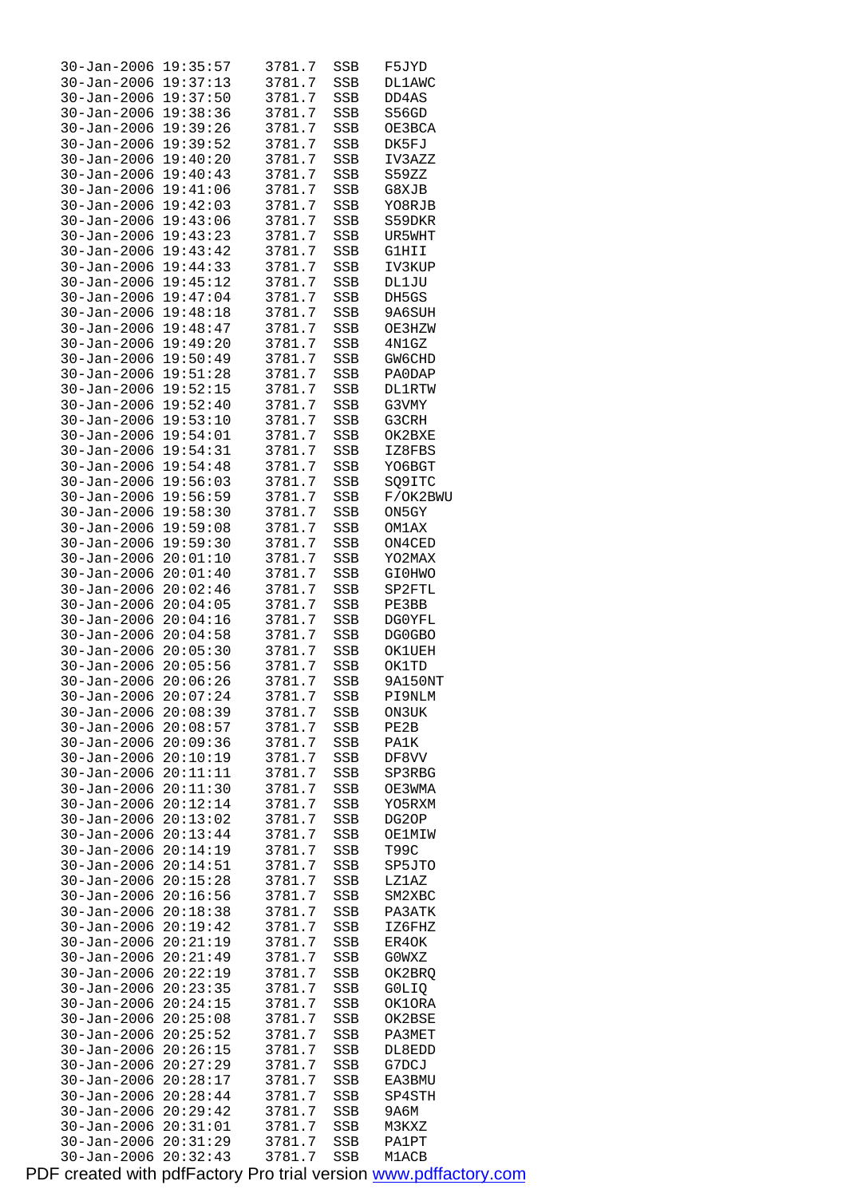```
30-Jan-2006 19:35:57   3781.7  SSB   F5JYD
30-Jan-2006 19:37:13   3781.7  SSB   DL1AWC
30-Jan-2006 19:37:50   3781.7  SSB   DD4AS
30-Jan-2006 19:38:36   3781.7  SSB   S56GD
30-Jan-2006 19:39:26   3781.7  SSB   OE3BCA
30-Jan-2006 19:39:52   3781.7  SSB   DK5FJ
30-Jan-2006 19:40:20   3781.7  SSB   IV3AZZ
30-Jan-2006 19:40:43   3781.7  SSB   S59ZZ
30-Jan-2006 19:41:06   3781.7  SSB   G8XJB
30-Jan-2006 19:42:03   3781.7  SSB   YO8RJB
30-Jan-2006 19:43:06   3781.7  SSB   S59DKR
30-Jan-2006 19:43:23   3781.7  SSB   UR5WHT
30-Jan-2006 19:43:42   3781.7  SSB   G1HII
30-Jan-2006 19:44:33   3781.7  SSB   IV3KUP
30-Jan-2006 19:45:12   3781.7  SSB   DL1JU
30-Jan-2006 19:47:04   3781.7  SSB   DH5GS
30-Jan-2006 19:48:18   3781.7  SSB   9A6SUH
30-Jan-2006 19:48:47   3781.7  SSB   OE3HZW
30-Jan-2006 19:49:20   3781.7  SSB   4N1GZ
30-Jan-2006 19:50:49   3781.7  SSB   GW6CHD
30-Jan-2006 19:51:28   3781.7  SSB   PA0DAP
30-Jan-2006 19:52:15   3781.7  SSB   DL1RTW
30-Jan-2006 19:52:40   3781.7  SSB   G3VMY
30-Jan-2006 19:53:10   3781.7  SSB   G3CRH
30-Jan-2006 19:54:01   3781.7  SSB   OK2BXE
30-Jan-2006 19:54:31   3781.7  SSB   IZ8FBS
30-Jan-2006 19:54:48   3781.7  SSB   YO6BGT
30-Jan-2006 19:56:03   3781.7  SSB   SQ9ITC
30-Jan-2006 19:56:59   3781.7  SSB   F/OK2BWU
30-Jan-2006 19:58:30   3781.7  SSB   ON5GY
30-Jan-2006 19:59:08   3781.7  SSB   OM1AX
30-Jan-2006 19:59:30   3781.7  SSB   ON4CED
30-Jan-2006 20:01:10   3781.7  SSB   YO2MAX
30-Jan-2006 20:01:40   3781.7  SSB   GI0HWO
30-Jan-2006 20:02:46   3781.7  SSB   SP2FTL
30-Jan-2006 20:04:05   3781.7  SSB   PE3BB
30-Jan-2006 20:04:16   3781.7  SSB   DG0YFL
30-Jan-2006 20:04:58   3781.7  SSB   DG0GBO
30-Jan-2006 20:05:30   3781.7  SSB   OK1UEH
30-Jan-2006 20:05:56   3781.7  SSB   OK1TD
30-Jan-2006 20:06:26   3781.7  SSB   9A150NT
30-Jan-2006 20:07:24   3781.7  SSB   PI9NLM
30-Jan-2006 20:08:39   3781.7  SSB   ON3UK
30-Jan-2006 20:08:57   3781.7  SSB   PE2B
30-Jan-2006 20:09:36   3781.7  SSB   PA1K
30-Jan-2006 20:10:19   3781.7  SSB   DF8VV
30-Jan-2006 20:11:11   3781.7  SSB   SP3RBG
30-Jan-2006 20:11:30   3781.7  SSB   OE3WMA
30-Jan-2006 20:12:14   3781.7  SSB   YO5RXM
30-Jan-2006 20:13:02   3781.7  SSB   DG2OP
30-Jan-2006 20:13:44   3781.7  SSB   OE1MIW
30-Jan-2006 20:14:19   3781.7  SSB   T99C
30-Jan-2006 20:14:51   3781.7  SSB   SP5JTO
30-Jan-2006 20:15:28   3781.7  SSB   LZ1AZ
30-Jan-2006 20:16:56   3781.7  SSB   SM2XBC
30-Jan-2006 20:18:38   3781.7  SSB   PA3ATK
30-Jan-2006 20:19:42   3781.7  SSB   IZ6FHZ
30-Jan-2006 20:21:19   3781.7  SSB   ER4OK
30-Jan-2006 20:21:49   3781.7  SSB   G0WXZ
30-Jan-2006 20:22:19   3781.7  SSB   OK2BRQ
30-Jan-2006 20:23:35   3781.7  SSB   G0LIQ
30-Jan-2006 20:24:15   3781.7  SSB   OK1ORA
30-Jan-2006 20:25:08   3781.7  SSB   OK2BSE
30-Jan-2006 20:25:52   3781.7  SSB   PA3MET
30-Jan-2006 20:26:15   3781.7  SSB   DL8EDD
30-Jan-2006 20:27:29   3781.7  SSB   G7DCJ
30-Jan-2006 20:28:17   3781.7  SSB   EA3BMU
30-Jan-2006 20:28:44   3781.7  SSB   SP4STH
30-Jan-2006 20:29:42   3781.7  SSB   9A6M
30-Jan-2006 20:31:01   3781.7  SSB   M3KXZ
30-Jan-2006 20:31:29   3781.7  SSB   PA1PT
30-Jan-2006 20:32:43   3781.7  SSB   M1ACB
```

PDF created with pdfFactory Pro trial version www.pdffactory.com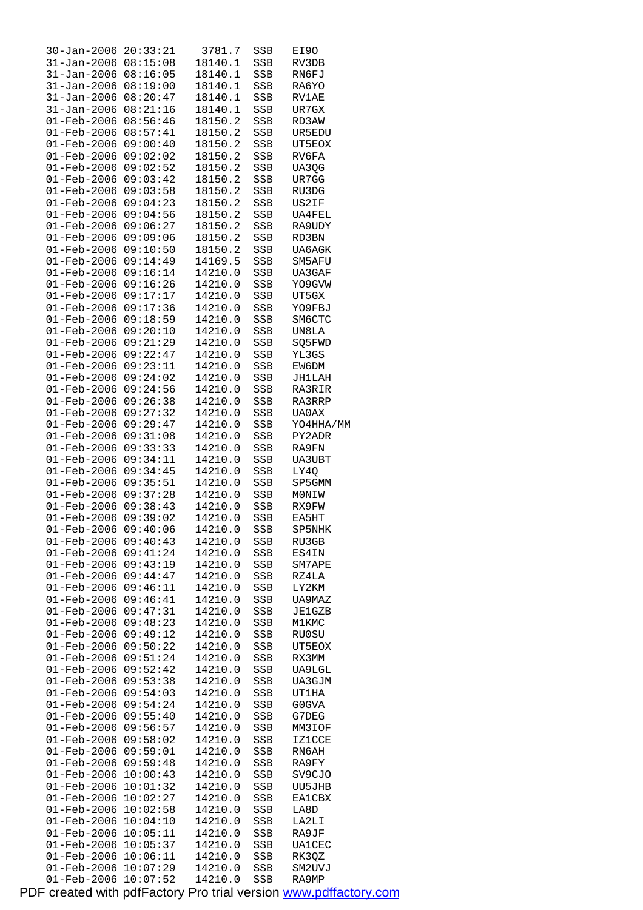```
30-Jan-2006 20:33:21    3781.7  SSB   EI9O
31-Jan-2006 08:15:08   18140.1  SSB   RV3DB
31-Jan-2006 08:16:05   18140.1  SSB   RN6FJ
31-Jan-2006 08:19:00   18140.1  SSB   RA6YO
31-Jan-2006 08:20:47   18140.1  SSB   RV1AE
31-Jan-2006 08:21:16   18140.1  SSB   UR7GX
01-Feb-2006 08:56:46   18150.2  SSB   RD3AW
01-Feb-2006 08:57:41   18150.2  SSB   UR5EDU
01-Feb-2006 09:00:40   18150.2  SSB   UT5EOX
01-Feb-2006 09:02:02   18150.2  SSB   RV6FA
01-Feb-2006 09:02:52   18150.2  SSB   UA3QG
01-Feb-2006 09:03:42   18150.2  SSB   UR7GG
01-Feb-2006 09:03:58   18150.2  SSB   RU3DG
01-Feb-2006 09:04:23   18150.2  SSB   US2IF
01-Feb-2006 09:04:56   18150.2  SSB   UA4FEL
01-Feb-2006 09:06:27   18150.2  SSB   RA9UDY
01-Feb-2006 09:09:06   18150.2  SSB   RD3BN
01-Feb-2006 09:10:50   18150.2  SSB   UA6AGK
01-Feb-2006 09:14:49   14169.5  SSB   SM5AFU
01-Feb-2006 09:16:14   14210.0  SSB   UA3GAF
01-Feb-2006 09:16:26   14210.0  SSB   YO9GVW
01-Feb-2006 09:17:17   14210.0  SSB   UT5GX
01-Feb-2006 09:17:36   14210.0  SSB   YO9FBJ
01-Feb-2006 09:18:59   14210.0  SSB   SM6CTC
01-Feb-2006 09:20:10   14210.0  SSB   UN8LA
01-Feb-2006 09:21:29   14210.0  SSB   SQ5FWD
01-Feb-2006 09:22:47   14210.0  SSB   YL3GS
01-Feb-2006 09:23:11   14210.0  SSB   EW6DM
01-Feb-2006 09:24:02   14210.0  SSB   JH1LAH
01-Feb-2006 09:24:56   14210.0  SSB   RA3RIR
01-Feb-2006 09:26:38   14210.0  SSB   RA3RRP
01-Feb-2006 09:27:32   14210.0  SSB   UA0AX
01-Feb-2006 09:29:47   14210.0  SSB   YO4HHA/MM
01-Feb-2006 09:31:08   14210.0  SSB   PY2ADR
01-Feb-2006 09:33:33   14210.0  SSB   RA9FN
01-Feb-2006 09:34:11   14210.0  SSB   UA3UBT
01-Feb-2006 09:34:45   14210.0  SSB   LY4Q
01-Feb-2006 09:35:51   14210.0  SSB   SP5GMM
01-Feb-2006 09:37:28   14210.0  SSB   M0NIW
01-Feb-2006 09:38:43   14210.0  SSB   RX9FW
01-Feb-2006 09:39:02   14210.0  SSB   EA5HT
01-Feb-2006 09:40:06   14210.0  SSB   SP5NHK
01-Feb-2006 09:40:43   14210.0  SSB   RU3GB
01-Feb-2006 09:41:24   14210.0  SSB   ES4IN
01-Feb-2006 09:43:19   14210.0  SSB   SM7APE
01-Feb-2006 09:44:47   14210.0  SSB   RZ4LA
01-Feb-2006 09:46:11   14210.0  SSB   LY2KM
01-Feb-2006 09:46:41   14210.0  SSB   UA9MAZ
01-Feb-2006 09:47:31   14210.0  SSB   JE1GZB
01-Feb-2006 09:48:23   14210.0  SSB   M1KMC
01-Feb-2006 09:49:12   14210.0  SSB   RU0SU
01-Feb-2006 09:50:22   14210.0  SSB   UT5EOX
01-Feb-2006 09:51:24   14210.0  SSB   RX3MM
01-Feb-2006 09:52:42   14210.0  SSB   UA9LGL
01-Feb-2006 09:53:38   14210.0  SSB   UA3GJM
01-Feb-2006 09:54:03   14210.0  SSB   UT1HA
01-Feb-2006 09:54:24   14210.0  SSB   G0GVA
01-Feb-2006 09:55:40   14210.0  SSB   G7DEG
01-Feb-2006 09:56:57   14210.0  SSB   MM3IOF
01-Feb-2006 09:58:02   14210.0  SSB   IZ1CCE
01-Feb-2006 09:59:01   14210.0  SSB   RN6AH
01-Feb-2006 09:59:48   14210.0  SSB   RA9FY
01-Feb-2006 10:00:43   14210.0  SSB   SV9CJO
01-Feb-2006 10:01:32   14210.0  SSB   UU5JHB
01-Feb-2006 10:02:27   14210.0  SSB   EA1CBX
01-Feb-2006 10:02:58   14210.0  SSB   LA8D
01-Feb-2006 10:04:10   14210.0  SSB   LA2LI
01-Feb-2006 10:05:11   14210.0  SSB   RA9JF
01-Feb-2006 10:05:37   14210.0  SSB   UA1CEC
01-Feb-2006 10:06:11   14210.0  SSB   RK3QZ
01-Feb-2006 10:07:29   14210.0  SSB   SM2UVJ
01-Feb-2006 10:07:52   14210.0  SSB   RA9MP
```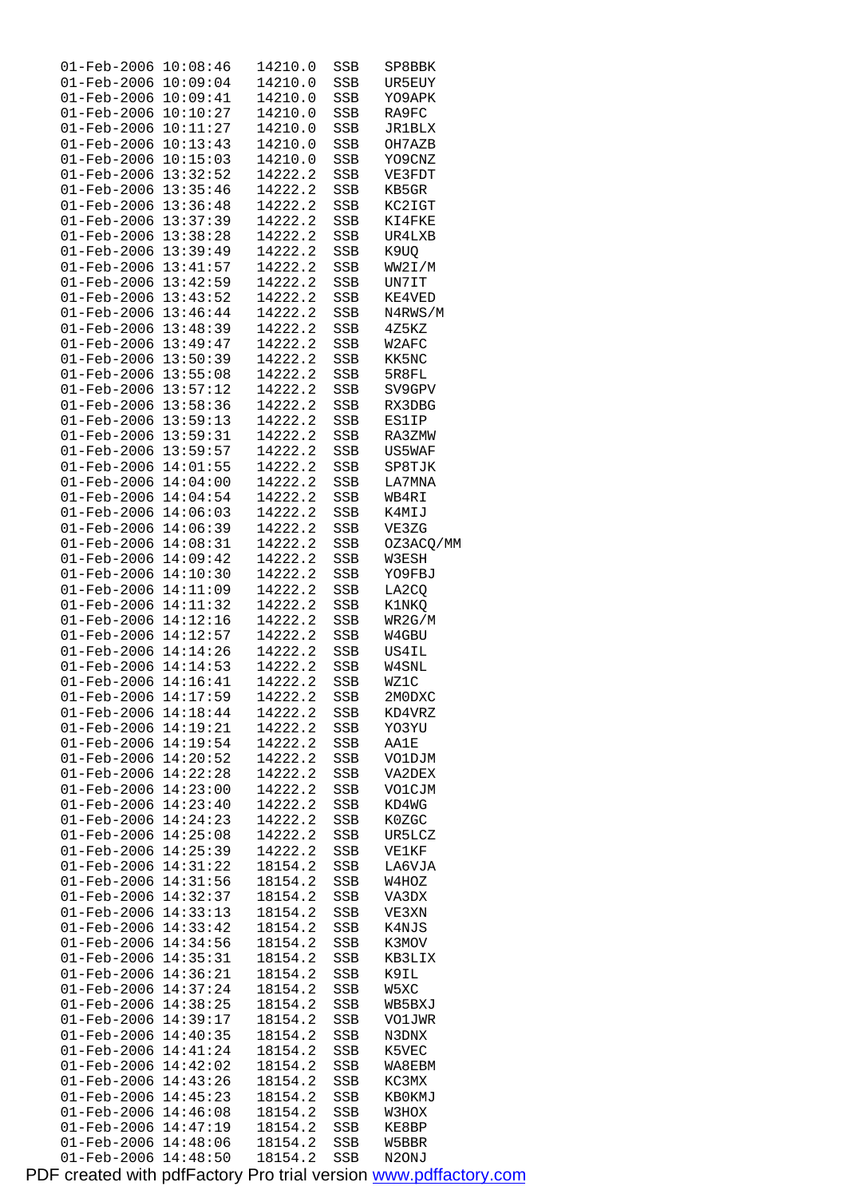```
01-Feb-2006 10:08:46   14210.0  SSB   SP8BBK
01-Feb-2006 10:09:04   14210.0  SSB   UR5EUY
01-Feb-2006 10:09:41   14210.0  SSB   YO9APK
01-Feb-2006 10:10:27   14210.0  SSB   RA9FC
01-Feb-2006 10:11:27   14210.0  SSB   JR1BLX
01-Feb-2006 10:13:43   14210.0  SSB   OH7AZB
01-Feb-2006 10:15:03   14210.0  SSB   YO9CNZ
01-Feb-2006 13:32:52   14222.2  SSB   VE3FDT
01-Feb-2006 13:35:46   14222.2  SSB   KB5GR
01-Feb-2006 13:36:48   14222.2  SSB   KC2IGT
01-Feb-2006 13:37:39   14222.2  SSB   KI4FKE
01-Feb-2006 13:38:28   14222.2  SSB   UR4LXB
01-Feb-2006 13:39:49   14222.2  SSB   K9UQ
01-Feb-2006 13:41:57   14222.2  SSB   WW2I/M
01-Feb-2006 13:42:59   14222.2  SSB   UN7IT
01-Feb-2006 13:43:52   14222.2  SSB   KE4VED
01-Feb-2006 13:46:44   14222.2  SSB   N4RWS/M
01-Feb-2006 13:48:39   14222.2  SSB   4Z5KZ
01-Feb-2006 13:49:47   14222.2  SSB   W2AFC
01-Feb-2006 13:50:39   14222.2  SSB   KK5NC
01-Feb-2006 13:55:08   14222.2  SSB   5R8FL
01-Feb-2006 13:57:12   14222.2  SSB   SV9GPV
01-Feb-2006 13:58:36   14222.2  SSB   RX3DBG
01-Feb-2006 13:59:13   14222.2  SSB   ES1IP
01-Feb-2006 13:59:31   14222.2  SSB   RA3ZMW
01-Feb-2006 13:59:57   14222.2  SSB   US5WAF
01-Feb-2006 14:01:55   14222.2  SSB   SP8TJK
01-Feb-2006 14:04:00   14222.2  SSB   LA7MNA
01-Feb-2006 14:04:54   14222.2  SSB   WB4RI
01-Feb-2006 14:06:03   14222.2  SSB   K4MIJ
01-Feb-2006 14:06:39   14222.2  SSB   VE3ZG
01-Feb-2006 14:08:31   14222.2  SSB   OZ3ACQ/MM
01-Feb-2006 14:09:42   14222.2  SSB   W3ESH
01-Feb-2006 14:10:30   14222.2  SSB   YO9FBJ
01-Feb-2006 14:11:09   14222.2  SSB   LA2CQ
01-Feb-2006 14:11:32   14222.2  SSB   K1NKQ
01-Feb-2006 14:12:16   14222.2  SSB   WR2G/M
01-Feb-2006 14:12:57   14222.2  SSB   W4GBU
01-Feb-2006 14:14:26   14222.2  SSB   US4IL
01-Feb-2006 14:14:53   14222.2  SSB   W4SNL
01-Feb-2006 14:16:41   14222.2  SSB   WZ1C
01-Feb-2006 14:17:59   14222.2  SSB   2M0DXC
01-Feb-2006 14:18:44   14222.2  SSB   KD4VRZ
01-Feb-2006 14:19:21   14222.2  SSB   YO3YU
01-Feb-2006 14:19:54   14222.2  SSB   AA1E
01-Feb-2006 14:20:52   14222.2  SSB   VO1DJM
01-Feb-2006 14:22:28   14222.2  SSB   VA2DEX
01-Feb-2006 14:23:00   14222.2  SSB   VO1CJM
01-Feb-2006 14:23:40   14222.2  SSB   KD4WG
01-Feb-2006 14:24:23   14222.2  SSB   K0ZGC
01-Feb-2006 14:25:08   14222.2  SSB   UR5LCZ
01-Feb-2006 14:25:39   14222.2  SSB   VE1KF
01-Feb-2006 14:31:22   18154.2  SSB   LA6VJA
01-Feb-2006 14:31:56   18154.2  SSB   W4HOZ
01-Feb-2006 14:32:37   18154.2  SSB   VA3DX
01-Feb-2006 14:33:13   18154.2  SSB   VE3XN
01-Feb-2006 14:33:42   18154.2  SSB   K4NJS
01-Feb-2006 14:34:56   18154.2  SSB   K3MOV
01-Feb-2006 14:35:31   18154.2  SSB   KB3LIX
01-Feb-2006 14:36:21   18154.2  SSB   K9IL
01-Feb-2006 14:37:24   18154.2  SSB   W5XC
01-Feb-2006 14:38:25   18154.2  SSB   WB5BXJ
01-Feb-2006 14:39:17   18154.2  SSB   VO1JWR
01-Feb-2006 14:40:35   18154.2  SSB   N3DNX
01-Feb-2006 14:41:24   18154.2  SSB   K5VEC
01-Feb-2006 14:42:02   18154.2  SSB   WA8EBM
01-Feb-2006 14:43:26   18154.2  SSB   KC3MX
01-Feb-2006 14:45:23   18154.2  SSB   KB0KMJ
01-Feb-2006 14:46:08   18154.2  SSB   W3HOX
01-Feb-2006 14:47:19   18154.2  SSB   KE8BP
01-Feb-2006 14:48:06   18154.2  SSB   W5BBR
01-Feb-2006 14:48:50   18154.2  SSB   N2ONJ
```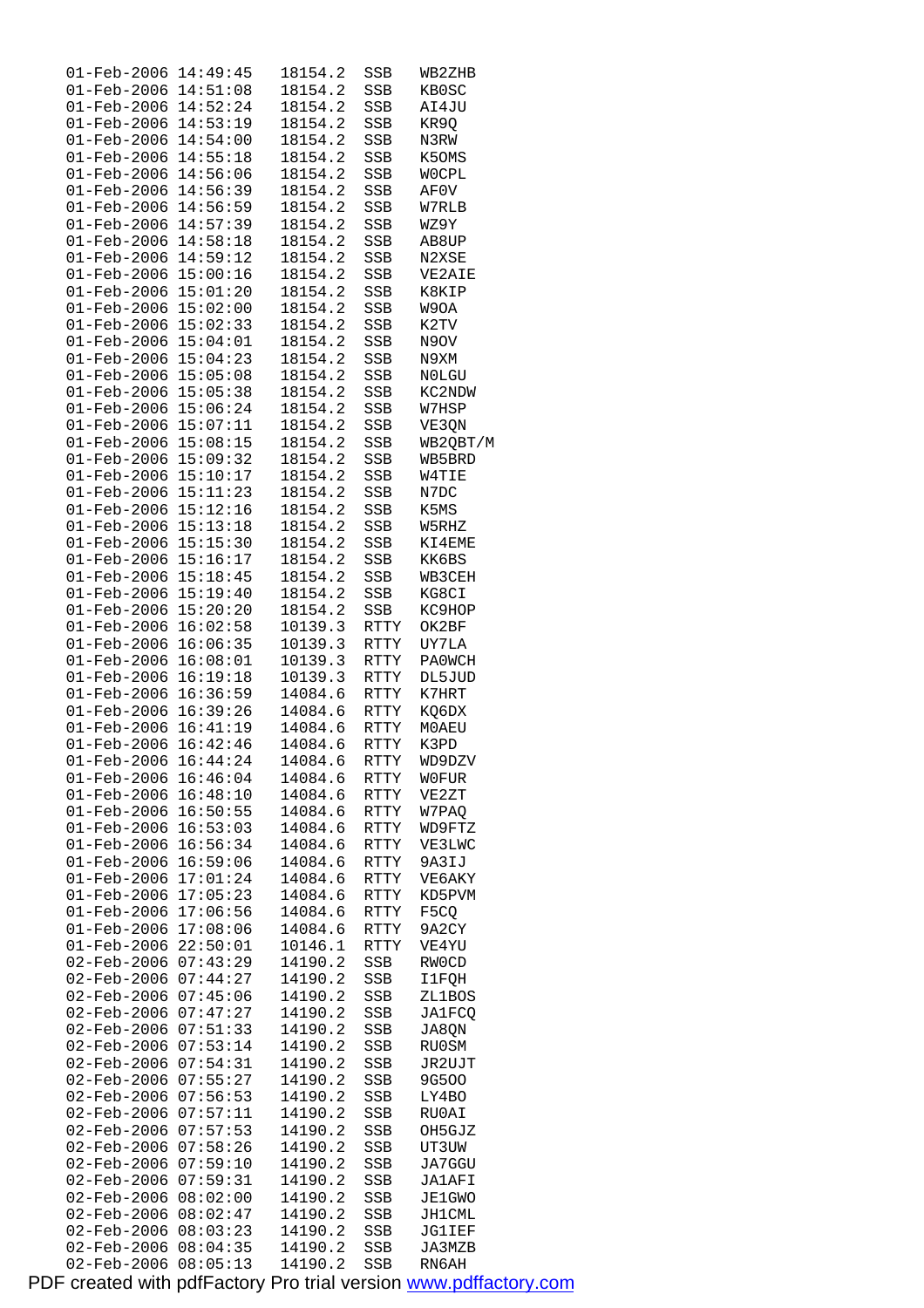```
01-Feb-2006 14:49:45   18154.2  SSB   WB2ZHB
01-Feb-2006 14:51:08   18154.2  SSB   KB0SC
01-Feb-2006 14:52:24   18154.2  SSB   AI4JU
01-Feb-2006 14:53:19   18154.2  SSB   KR9Q
01-Feb-2006 14:54:00   18154.2  SSB   N3RW
01-Feb-2006 14:55:18   18154.2  SSB   K5OMS
01-Feb-2006 14:56:06   18154.2  SSB   W0CPL
01-Feb-2006 14:56:39   18154.2  SSB   AF0V
01-Feb-2006 14:56:59   18154.2  SSB   W7RLB
01-Feb-2006 14:57:39   18154.2  SSB   WZ9Y
01-Feb-2006 14:58:18   18154.2  SSB   AB8UP
01-Feb-2006 14:59:12   18154.2  SSB   N2XSE
01-Feb-2006 15:00:16   18154.2  SSB   VE2AIE
01-Feb-2006 15:01:20   18154.2  SSB   K8KIP
01-Feb-2006 15:02:00   18154.2  SSB   W9OA
01-Feb-2006 15:02:33   18154.2  SSB   K2TV
01-Feb-2006 15:04:01   18154.2  SSB   N9OV
01-Feb-2006 15:04:23   18154.2  SSB   N9XM
01-Feb-2006 15:05:08   18154.2  SSB   N0LGU
01-Feb-2006 15:05:38   18154.2  SSB   KC2NDW
01-Feb-2006 15:06:24   18154.2  SSB   W7HSP
01-Feb-2006 15:07:11   18154.2  SSB   VE3QN
01-Feb-2006 15:08:15   18154.2  SSB   WB2QBT/M
01-Feb-2006 15:09:32   18154.2  SSB   WB5BRD
01-Feb-2006 15:10:17   18154.2  SSB   W4TIE
01-Feb-2006 15:11:23   18154.2  SSB   N7DC
01-Feb-2006 15:12:16   18154.2  SSB   K5MS
01-Feb-2006 15:13:18   18154.2  SSB   W5RHZ
01-Feb-2006 15:15:30   18154.2  SSB   KI4EME
01-Feb-2006 15:16:17   18154.2  SSB   KK6BS
01-Feb-2006 15:18:45   18154.2  SSB   WB3CEH
01-Feb-2006 15:19:40   18154.2  SSB   KG8CI
01-Feb-2006 15:20:20   18154.2  SSB   KC9HOP
01-Feb-2006 16:02:58   10139.3  RTTY  OK2BF
01-Feb-2006 16:06:35   10139.3  RTTY  UY7LA
01-Feb-2006 16:08:01   10139.3  RTTY  PA0WCH
01-Feb-2006 16:19:18   10139.3  RTTY  DL5JUD
01-Feb-2006 16:36:59   14084.6  RTTY  K7HRT
01-Feb-2006 16:39:26   14084.6  RTTY  KQ6DX
01-Feb-2006 16:41:19   14084.6  RTTY  M0AEU
01-Feb-2006 16:42:46   14084.6  RTTY  K3PD
01-Feb-2006 16:44:24   14084.6  RTTY  WD9DZV
01-Feb-2006 16:46:04   14084.6  RTTY  W0FUR
01-Feb-2006 16:48:10   14084.6  RTTY  VE2ZT
01-Feb-2006 16:50:55   14084.6  RTTY  W7PAQ
01-Feb-2006 16:53:03   14084.6  RTTY  WD9FTZ
01-Feb-2006 16:56:34   14084.6  RTTY  VE3LWC
01-Feb-2006 16:59:06   14084.6  RTTY  9A3IJ
01-Feb-2006 17:01:24   14084.6  RTTY  VE6AKY
01-Feb-2006 17:05:23   14084.6  RTTY  KD5PVM
01-Feb-2006 17:06:56   14084.6  RTTY  F5CQ
01-Feb-2006 17:08:06   14084.6  RTTY  9A2CY
01-Feb-2006 22:50:01   10146.1  RTTY  VE4YU
02-Feb-2006 07:43:29   14190.2  SSB   RW0CD
02-Feb-2006 07:44:27   14190.2  SSB   I1FQH
02-Feb-2006 07:45:06   14190.2  SSB   ZL1BOS
02-Feb-2006 07:47:27   14190.2  SSB   JA1FCQ
02-Feb-2006 07:51:33   14190.2  SSB   JA8QN
02-Feb-2006 07:53:14   14190.2  SSB   RU0SM
02-Feb-2006 07:54:31   14190.2  SSB   JR2UJT
02-Feb-2006 07:55:27   14190.2  SSB   9G5OO
02-Feb-2006 07:56:53   14190.2  SSB   LY4BO
02-Feb-2006 07:57:11   14190.2  SSB   RU0AI
02-Feb-2006 07:57:53   14190.2  SSB   OH5GJZ
02-Feb-2006 07:58:26   14190.2  SSB   UT3UW
02-Feb-2006 07:59:10   14190.2  SSB   JA7GGU
02-Feb-2006 07:59:31   14190.2  SSB   JA1AFI
02-Feb-2006 08:02:00   14190.2  SSB   JE1GWO
02-Feb-2006 08:02:47   14190.2  SSB   JH1CML
02-Feb-2006 08:03:23   14190.2  SSB   JG1IEF
02-Feb-2006 08:04:35   14190.2  SSB   JA3MZB
02-Feb-2006 08:05:13   14190.2  SSB   RN6AH
```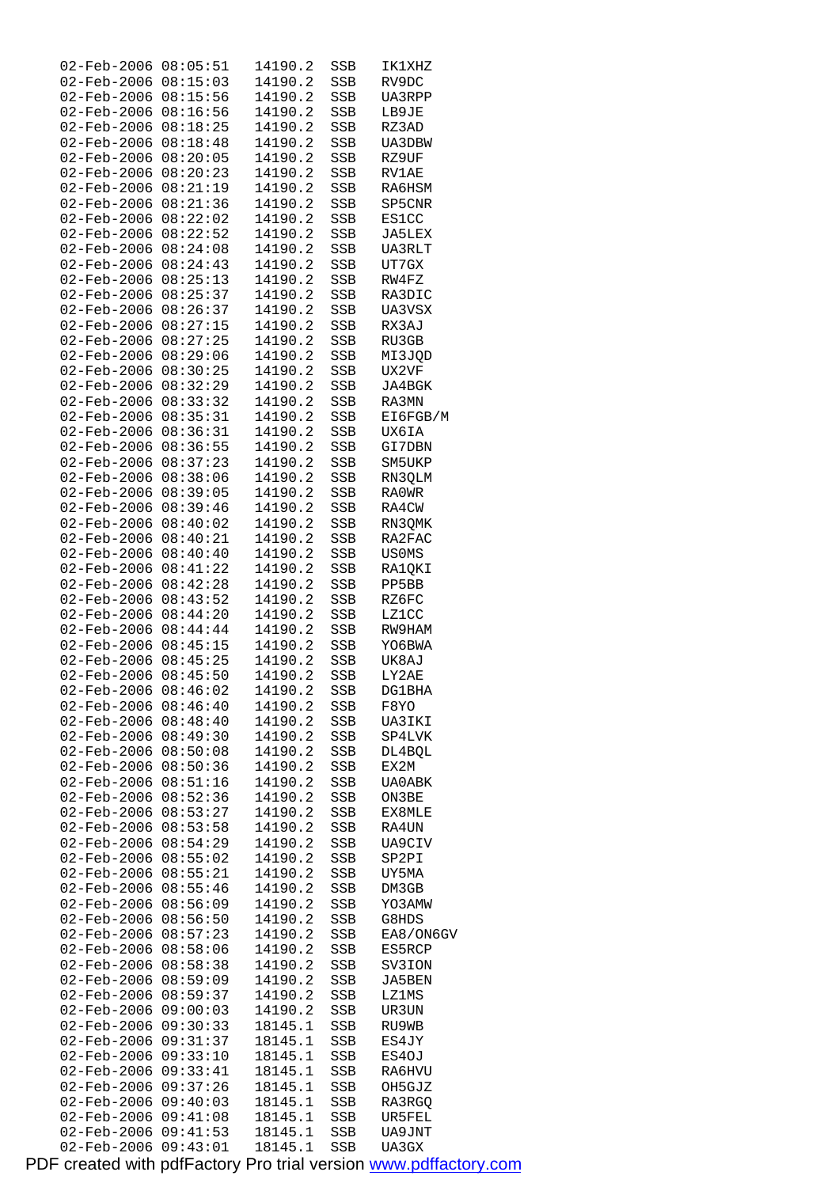```
02-Feb-2006 08:05:51   14190.2  SSB   IK1XHZ
02-Feb-2006 08:15:03   14190.2  SSB   RV9DC
02-Feb-2006 08:15:56   14190.2  SSB   UA3RPP
02-Feb-2006 08:16:56   14190.2  SSB   LB9JE
02-Feb-2006 08:18:25   14190.2  SSB   RZ3AD
02-Feb-2006 08:18:48   14190.2  SSB   UA3DBW
02-Feb-2006 08:20:05   14190.2  SSB   RZ9UF
02-Feb-2006 08:20:23   14190.2  SSB   RV1AE
02-Feb-2006 08:21:19   14190.2  SSB   RA6HSM
02-Feb-2006 08:21:36   14190.2  SSB   SP5CNR
02-Feb-2006 08:22:02   14190.2  SSB   ES1CC
02-Feb-2006 08:22:52   14190.2  SSB   JA5LEX
02-Feb-2006 08:24:08   14190.2  SSB   UA3RLT
02-Feb-2006 08:24:43   14190.2  SSB   UT7GX
02-Feb-2006 08:25:13   14190.2  SSB   RW4FZ
02-Feb-2006 08:25:37   14190.2  SSB   RA3DIC
02-Feb-2006 08:26:37   14190.2  SSB   UA3VSX
02-Feb-2006 08:27:15   14190.2  SSB   RX3AJ
02-Feb-2006 08:27:25   14190.2  SSB   RU3GB
02-Feb-2006 08:29:06   14190.2  SSB   MI3JQD
02-Feb-2006 08:30:25   14190.2  SSB   UX2VF
02-Feb-2006 08:32:29   14190.2  SSB   JA4BGK
02-Feb-2006 08:33:32   14190.2  SSB   RA3MN
02-Feb-2006 08:35:31   14190.2  SSB   EI6FGB/M
02-Feb-2006 08:36:31   14190.2  SSB   UX6IA
02-Feb-2006 08:36:55   14190.2  SSB   GI7DBN
02-Feb-2006 08:37:23   14190.2  SSB   SM5UKP
02-Feb-2006 08:38:06   14190.2  SSB   RN3QLM
02-Feb-2006 08:39:05   14190.2  SSB   RA0WR
02-Feb-2006 08:39:46   14190.2  SSB   RA4CW
02-Feb-2006 08:40:02   14190.2  SSB   RN3QMK
02-Feb-2006 08:40:21   14190.2  SSB   RA2FAC
02-Feb-2006 08:40:40   14190.2  SSB   US0MS
02-Feb-2006 08:41:22   14190.2  SSB   RA1QKI
02-Feb-2006 08:42:28   14190.2  SSB   PP5BB
02-Feb-2006 08:43:52   14190.2  SSB   RZ6FC
02-Feb-2006 08:44:20   14190.2  SSB   LZ1CC
02-Feb-2006 08:44:44   14190.2  SSB   RW9HAM
02-Feb-2006 08:45:15   14190.2  SSB   YO6BWA
02-Feb-2006 08:45:25   14190.2  SSB   UK8AJ
02-Feb-2006 08:45:50   14190.2  SSB   LY2AE
02-Feb-2006 08:46:02   14190.2  SSB   DG1BHA
02-Feb-2006 08:46:40   14190.2  SSB   F8YO
02-Feb-2006 08:48:40   14190.2  SSB   UA3IKI
02-Feb-2006 08:49:30   14190.2  SSB   SP4LVK
02-Feb-2006 08:50:08   14190.2  SSB   DL4BQL
02-Feb-2006 08:50:36   14190.2  SSB   EX2M
02-Feb-2006 08:51:16   14190.2  SSB   UA0ABK
02-Feb-2006 08:52:36   14190.2  SSB   ON3BE
02-Feb-2006 08:53:27   14190.2  SSB   EX8MLE
02-Feb-2006 08:53:58   14190.2  SSB   RA4UN
02-Feb-2006 08:54:29   14190.2  SSB   UA9CIV
02-Feb-2006 08:55:02   14190.2  SSB   SP2PI
02-Feb-2006 08:55:21   14190.2  SSB   UY5MA
02-Feb-2006 08:55:46   14190.2  SSB   DM3GB
02-Feb-2006 08:56:09   14190.2  SSB   YO3AMW
02-Feb-2006 08:56:50   14190.2  SSB   G8HDS
02-Feb-2006 08:57:23   14190.2  SSB   EA8/ON6GV
02-Feb-2006 08:58:06   14190.2  SSB   ES5RCP
02-Feb-2006 08:58:38   14190.2  SSB   SV3ION
02-Feb-2006 08:59:09   14190.2  SSB   JA5BEN
02-Feb-2006 08:59:37   14190.2  SSB   LZ1MS
02-Feb-2006 09:00:03   14190.2  SSB   UR3UN
02-Feb-2006 09:30:33   18145.1  SSB   RU9WB
02-Feb-2006 09:31:37   18145.1  SSB   ES4JY
02-Feb-2006 09:33:10   18145.1  SSB   ES4OJ
02-Feb-2006 09:33:41   18145.1  SSB   RA6HVU
02-Feb-2006 09:37:26   18145.1  SSB   OH5GJZ
02-Feb-2006 09:40:03   18145.1  SSB   RA3RGQ
02-Feb-2006 09:41:08   18145.1  SSB   UR5FEL
02-Feb-2006 09:41:53   18145.1  SSB   UA9JNT
02-Feb-2006 09:43:01   18145.1  SSB   UA3GX
```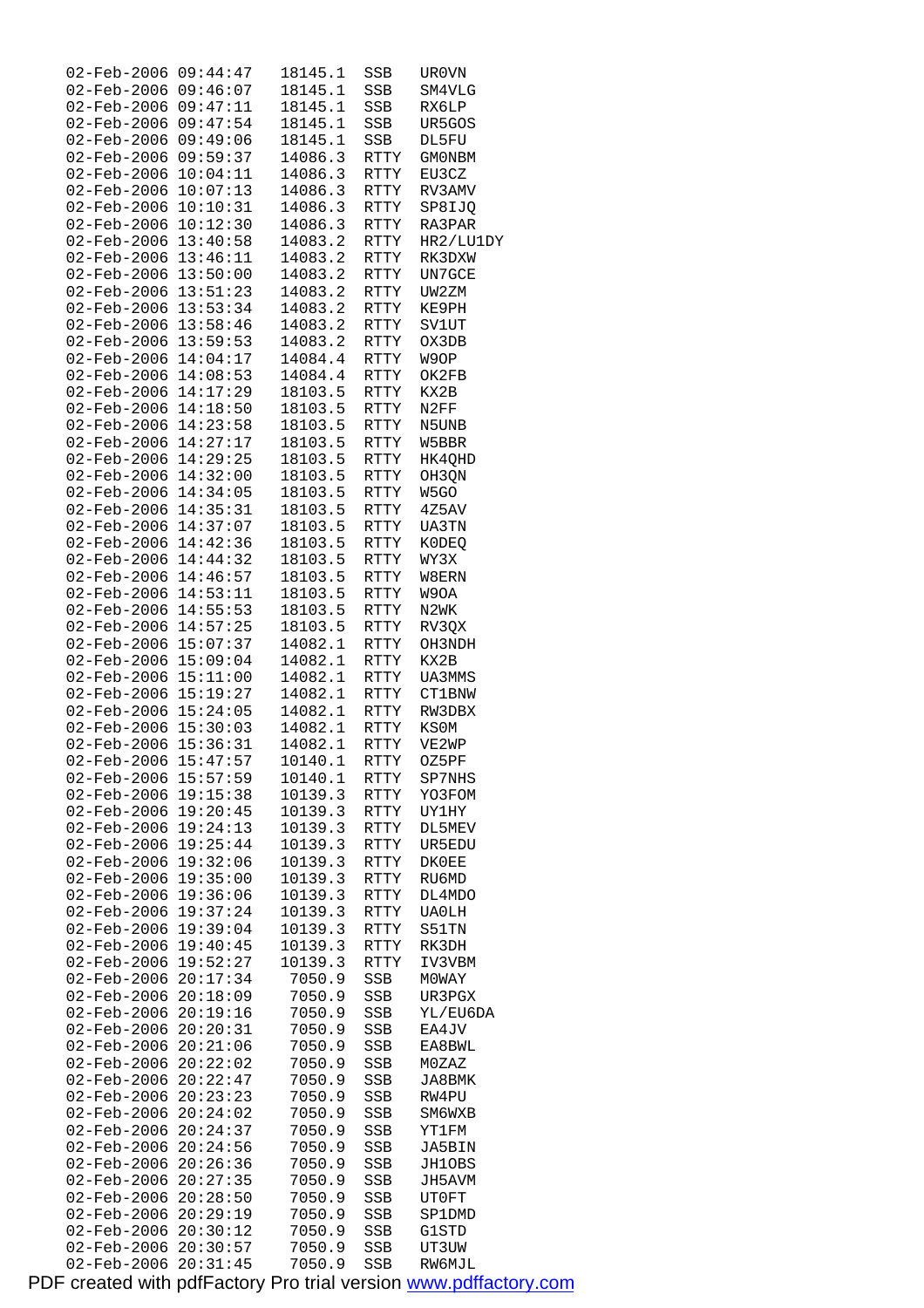```
02-Feb-2006 09:44:47   18145.1  SSB   UR0VN
02-Feb-2006 09:46:07   18145.1  SSB   SM4VLG
02-Feb-2006 09:47:11   18145.1  SSB   RX6LP
02-Feb-2006 09:47:54   18145.1  SSB   UR5GOS
02-Feb-2006 09:49:06   18145.1  SSB   DL5FU
02-Feb-2006 09:59:37   14086.3  RTTY  GM0NBM
02-Feb-2006 10:04:11   14086.3  RTTY  EU3CZ
02-Feb-2006 10:07:13   14086.3  RTTY  RV3AMV
02-Feb-2006 10:10:31   14086.3  RTTY  SP8IJQ
02-Feb-2006 10:12:30   14086.3  RTTY  RA3PAR
02-Feb-2006 13:40:58   14083.2  RTTY  HR2/LU1DY
02-Feb-2006 13:46:11   14083.2  RTTY  RK3DXW
02-Feb-2006 13:50:00   14083.2  RTTY  UN7GCE
02-Feb-2006 13:51:23   14083.2  RTTY  UW2ZM
02-Feb-2006 13:53:34   14083.2  RTTY  KE9PH
02-Feb-2006 13:58:46   14083.2  RTTY  SV1UT
02-Feb-2006 13:59:53   14083.2  RTTY  OX3DB
02-Feb-2006 14:04:17   14084.4  RTTY  W9OP
02-Feb-2006 14:08:53   14084.4  RTTY  OK2FB
02-Feb-2006 14:17:29   18103.5  RTTY  KX2B
02-Feb-2006 14:18:50   18103.5  RTTY  N2FF
02-Feb-2006 14:23:58   18103.5  RTTY  N5UNB
02-Feb-2006 14:27:17   18103.5  RTTY  W5BBR
02-Feb-2006 14:29:25   18103.5  RTTY  HK4QHD
02-Feb-2006 14:32:00   18103.5  RTTY  OH3QN
02-Feb-2006 14:34:05   18103.5  RTTY  W5GO
02-Feb-2006 14:35:31   18103.5  RTTY  4Z5AV
02-Feb-2006 14:37:07   18103.5  RTTY  UA3TN
02-Feb-2006 14:42:36   18103.5  RTTY  K0DEQ
02-Feb-2006 14:44:32   18103.5  RTTY  WY3X
02-Feb-2006 14:46:57   18103.5  RTTY  W8ERN
02-Feb-2006 14:53:11   18103.5  RTTY  W9OA
02-Feb-2006 14:55:53   18103.5  RTTY  N2WK
02-Feb-2006 14:57:25   18103.5  RTTY  RV3QX
02-Feb-2006 15:07:37   14082.1  RTTY  OH3NDH
02-Feb-2006 15:09:04   14082.1  RTTY  KX2B
02-Feb-2006 15:11:00   14082.1  RTTY  UA3MMS
02-Feb-2006 15:19:27   14082.1  RTTY  CT1BNW
02-Feb-2006 15:24:05   14082.1  RTTY  RW3DBX
02-Feb-2006 15:30:03   14082.1  RTTY  KS0M
02-Feb-2006 15:36:31   14082.1  RTTY  VE2WP
02-Feb-2006 15:47:57   10140.1  RTTY  OZ5PF
02-Feb-2006 15:57:59   10140.1  RTTY  SP7NHS
02-Feb-2006 19:15:38   10139.3  RTTY  YO3FOM
02-Feb-2006 19:20:45   10139.3  RTTY  UY1HY
02-Feb-2006 19:24:13   10139.3  RTTY  DL5MEV
02-Feb-2006 19:25:44   10139.3  RTTY  UR5EDU
02-Feb-2006 19:32:06   10139.3  RTTY  DK0EE
02-Feb-2006 19:35:00   10139.3  RTTY  RU6MD
02-Feb-2006 19:36:06   10139.3  RTTY  DL4MDO
02-Feb-2006 19:37:24   10139.3  RTTY  UA0LH
02-Feb-2006 19:39:04   10139.3  RTTY  S51TN
02-Feb-2006 19:40:45   10139.3  RTTY  RK3DH
02-Feb-2006 19:52:27   10139.3  RTTY  IV3VBM
02-Feb-2006 20:17:34    7050.9  SSB   M0WAY
02-Feb-2006 20:18:09    7050.9  SSB   UR3PGX
02-Feb-2006 20:19:16    7050.9  SSB   YL/EU6DA
02-Feb-2006 20:20:31    7050.9  SSB   EA4JV
02-Feb-2006 20:21:06    7050.9  SSB   EA8BWL
02-Feb-2006 20:22:02    7050.9  SSB   M0ZAZ
02-Feb-2006 20:22:47    7050.9  SSB   JA8BMK
02-Feb-2006 20:23:23    7050.9  SSB   RW4PU
02-Feb-2006 20:24:02    7050.9  SSB   SM6WXB
02-Feb-2006 20:24:37    7050.9  SSB   YT1FM
02-Feb-2006 20:24:56    7050.9  SSB   JA5BIN
02-Feb-2006 20:26:36    7050.9  SSB   JH1OBS
02-Feb-2006 20:27:35    7050.9  SSB   JH5AVM
02-Feb-2006 20:28:50    7050.9  SSB   UT0FT
02-Feb-2006 20:29:19    7050.9  SSB   SP1DMD
02-Feb-2006 20:30:12    7050.9  SSB   G1STD
02-Feb-2006 20:30:57    7050.9  SSB   UT3UW
02-Feb-2006 20:31:45    7050.9  SSB   RW6MJL
```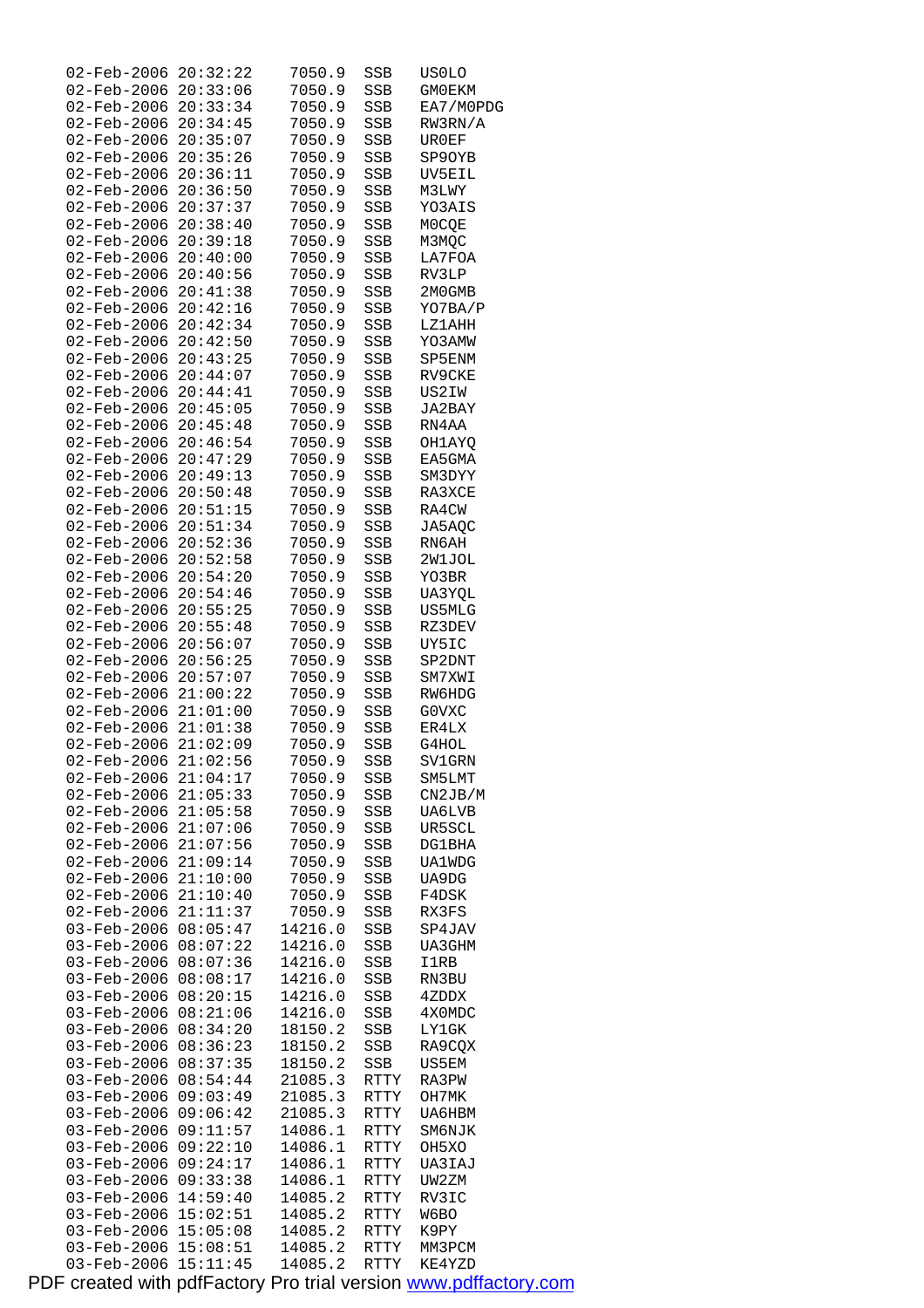```
02-Feb-2006 20:32:22    7050.9  SSB   US0LO
02-Feb-2006 20:33:06    7050.9  SSB   GM0EKM
02-Feb-2006 20:33:34    7050.9  SSB   EA7/M0PDG
02-Feb-2006 20:34:45    7050.9  SSB   RW3RN/A
02-Feb-2006 20:35:07    7050.9  SSB   UR0EF
02-Feb-2006 20:35:26    7050.9  SSB   SP9OYB
02-Feb-2006 20:36:11    7050.9  SSB   UV5EIL
02-Feb-2006 20:36:50    7050.9  SSB   M3LWY
02-Feb-2006 20:37:37    7050.9  SSB   YO3AIS
02-Feb-2006 20:38:40    7050.9  SSB   M0CQE
02-Feb-2006 20:39:18    7050.9  SSB   M3MQC
02-Feb-2006 20:40:00    7050.9  SSB   LA7FOA
02-Feb-2006 20:40:56    7050.9  SSB   RV3LP
02-Feb-2006 20:41:38    7050.9  SSB   2M0GMB
02-Feb-2006 20:42:16    7050.9  SSB   YO7BA/P
02-Feb-2006 20:42:34    7050.9  SSB   LZ1AHH
02-Feb-2006 20:42:50    7050.9  SSB   YO3AMW
02-Feb-2006 20:43:25    7050.9  SSB   SP5ENM
02-Feb-2006 20:44:07    7050.9  SSB   RV9CKE
02-Feb-2006 20:44:41    7050.9  SSB   US2IW
02-Feb-2006 20:45:05    7050.9  SSB   JA2BAY
02-Feb-2006 20:45:48    7050.9  SSB   RN4AA
02-Feb-2006 20:46:54    7050.9  SSB   OH1AYQ
02-Feb-2006 20:47:29    7050.9  SSB   EA5GMA
02-Feb-2006 20:49:13    7050.9  SSB   SM3DYY
02-Feb-2006 20:50:48    7050.9  SSB   RA3XCE
02-Feb-2006 20:51:15    7050.9  SSB   RA4CW
02-Feb-2006 20:51:34    7050.9  SSB   JA5AQC
02-Feb-2006 20:52:36    7050.9  SSB   RN6AH
02-Feb-2006 20:52:58    7050.9  SSB   2W1JOL
02-Feb-2006 20:54:20    7050.9  SSB   YO3BR
02-Feb-2006 20:54:46    7050.9  SSB   UA3YQL
02-Feb-2006 20:55:25    7050.9  SSB   US5MLG
02-Feb-2006 20:55:48    7050.9  SSB   RZ3DEV
02-Feb-2006 20:56:07    7050.9  SSB   UY5IC
02-Feb-2006 20:56:25    7050.9  SSB   SP2DNT
02-Feb-2006 20:57:07    7050.9  SSB   SM7XWI
02-Feb-2006 21:00:22    7050.9  SSB   RW6HDG
02-Feb-2006 21:01:00    7050.9  SSB   G0VXC
02-Feb-2006 21:01:38    7050.9  SSB   ER4LX
02-Feb-2006 21:02:09    7050.9  SSB   G4HOL
02-Feb-2006 21:02:56    7050.9  SSB   SV1GRN
02-Feb-2006 21:04:17    7050.9  SSB   SM5LMT
02-Feb-2006 21:05:33    7050.9  SSB   CN2JB/M
02-Feb-2006 21:05:58    7050.9  SSB   UA6LVB
02-Feb-2006 21:07:06    7050.9  SSB   UR5SCL
02-Feb-2006 21:07:56    7050.9  SSB   DG1BHA
02-Feb-2006 21:09:14    7050.9  SSB   UA1WDG
02-Feb-2006 21:10:00    7050.9  SSB   UA9DG
02-Feb-2006 21:10:40    7050.9  SSB   F4DSK
02-Feb-2006 21:11:37    7050.9  SSB   RX3FS
03-Feb-2006 08:05:47   14216.0  SSB   SP4JAV
03-Feb-2006 08:07:22   14216.0  SSB   UA3GHM
03-Feb-2006 08:07:36   14216.0  SSB   I1RB
03-Feb-2006 08:08:17   14216.0  SSB   RN3BU
03-Feb-2006 08:20:15   14216.0  SSB   4ZDDX
03-Feb-2006 08:21:06   14216.0  SSB   4X0MDC
03-Feb-2006 08:34:20   18150.2  SSB   LY1GK
03-Feb-2006 08:36:23   18150.2  SSB   RA9CQX
03-Feb-2006 08:37:35   18150.2  SSB   US5EM
03-Feb-2006 08:54:44   21085.3  RTTY  RA3PW
03-Feb-2006 09:03:49   21085.3  RTTY  OH7MK
03-Feb-2006 09:06:42   21085.3  RTTY  UA6HBM
03-Feb-2006 09:11:57   14086.1  RTTY  SM6NJK
03-Feb-2006 09:22:10   14086.1  RTTY  OH5XO
03-Feb-2006 09:24:17   14086.1  RTTY  UA3IAJ
03-Feb-2006 09:33:38   14086.1  RTTY  UW2ZM
03-Feb-2006 14:59:40   14085.2  RTTY  RV3IC
03-Feb-2006 15:02:51   14085.2  RTTY  W6BO
03-Feb-2006 15:05:08   14085.2  RTTY  K9PY
03-Feb-2006 15:08:51   14085.2  RTTY  MM3PCM
03-Feb-2006 15:11:45   14085.2  RTTY  KE4YZD
```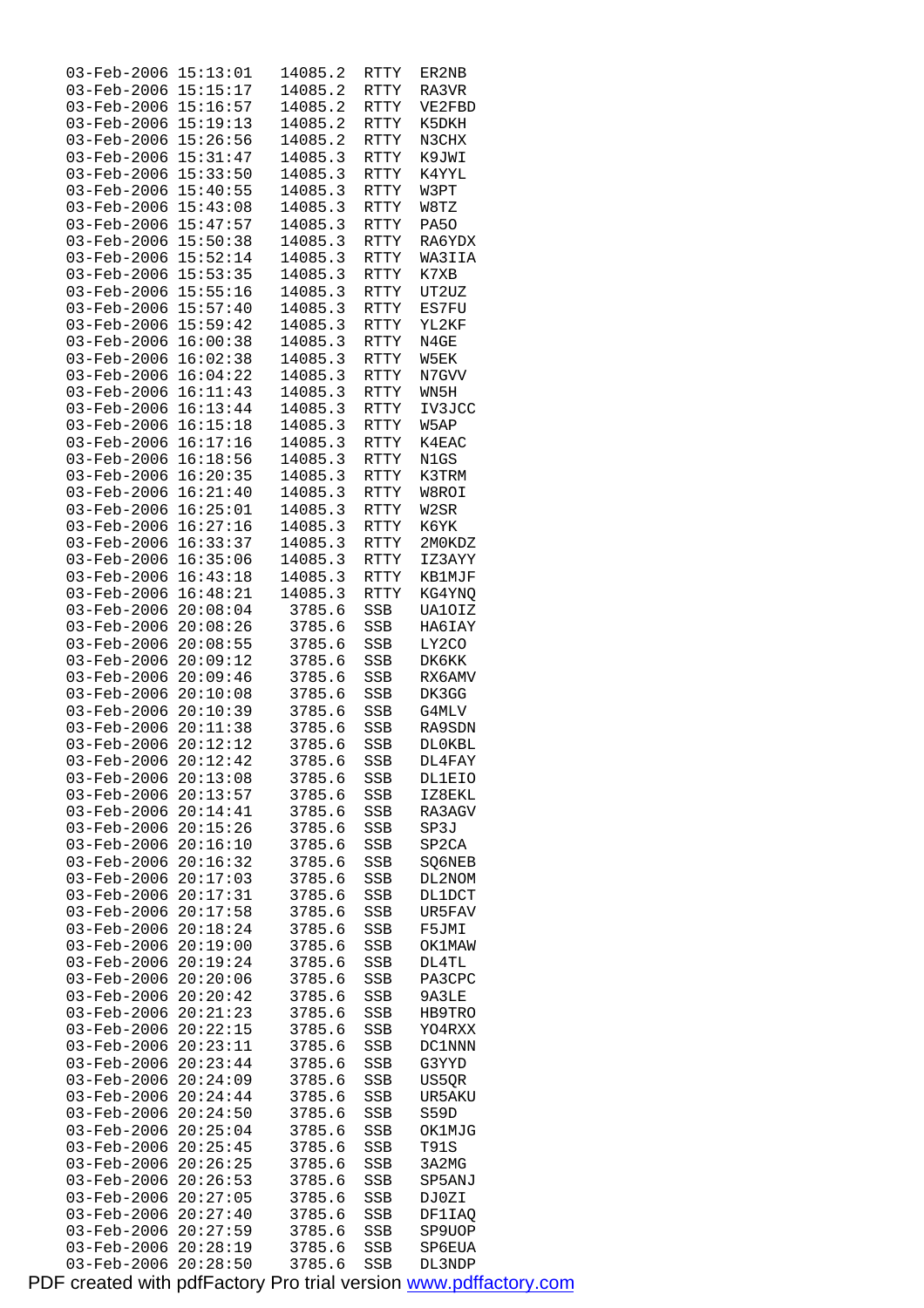```
03-Feb-2006 15:13:01   14085.2  RTTY  ER2NB
03-Feb-2006 15:15:17   14085.2  RTTY  RA3VR
03-Feb-2006 15:16:57   14085.2  RTTY  VE2FBD
03-Feb-2006 15:19:13   14085.2  RTTY  K5DKH
03-Feb-2006 15:26:56   14085.2  RTTY  N3CHX
03-Feb-2006 15:31:47   14085.3  RTTY  K9JWI
03-Feb-2006 15:33:50   14085.3  RTTY  K4YYL
03-Feb-2006 15:40:55   14085.3  RTTY  W3PT
03-Feb-2006 15:43:08   14085.3  RTTY  W8TZ
03-Feb-2006 15:47:57   14085.3  RTTY  PA5O
03-Feb-2006 15:50:38   14085.3  RTTY  RA6YDX
03-Feb-2006 15:52:14   14085.3  RTTY  WA3IIA
03-Feb-2006 15:53:35   14085.3  RTTY  K7XB
03-Feb-2006 15:55:16   14085.3  RTTY  UT2UZ
03-Feb-2006 15:57:40   14085.3  RTTY  ES7FU
03-Feb-2006 15:59:42   14085.3  RTTY  YL2KF
03-Feb-2006 16:00:38   14085.3  RTTY  N4GE
03-Feb-2006 16:02:38   14085.3  RTTY  W5EK
03-Feb-2006 16:04:22   14085.3  RTTY  N7GVV
03-Feb-2006 16:11:43   14085.3  RTTY  WN5H
03-Feb-2006 16:13:44   14085.3  RTTY  IV3JCC
03-Feb-2006 16:15:18   14085.3  RTTY  W5AP
03-Feb-2006 16:17:16   14085.3  RTTY  K4EAC
03-Feb-2006 16:18:56   14085.3  RTTY  N1GS
03-Feb-2006 16:20:35   14085.3  RTTY  K3TRM
03-Feb-2006 16:21:40   14085.3  RTTY  W8ROI
03-Feb-2006 16:25:01   14085.3  RTTY  W2SR
03-Feb-2006 16:27:16   14085.3  RTTY  K6YK
03-Feb-2006 16:33:37   14085.3  RTTY  2M0KDZ
03-Feb-2006 16:35:06   14085.3  RTTY  IZ3AYY
03-Feb-2006 16:43:18   14085.3  RTTY  KB1MJF
03-Feb-2006 16:48:21   14085.3  RTTY  KG4YNQ
03-Feb-2006 20:08:04    3785.6  SSB   UA1OIZ
03-Feb-2006 20:08:26    3785.6  SSB   HA6IAY
03-Feb-2006 20:08:55    3785.6  SSB   LY2CO
03-Feb-2006 20:09:12    3785.6  SSB   DK6KK
03-Feb-2006 20:09:46    3785.6  SSB   RX6AMV
03-Feb-2006 20:10:08    3785.6  SSB   DK3GG
03-Feb-2006 20:10:39    3785.6  SSB   G4MLV
03-Feb-2006 20:11:38    3785.6  SSB   RA9SDN
03-Feb-2006 20:12:12    3785.6  SSB   DL0KBL
03-Feb-2006 20:12:42    3785.6  SSB   DL4FAY
03-Feb-2006 20:13:08    3785.6  SSB   DL1EIO
03-Feb-2006 20:13:57    3785.6  SSB   IZ8EKL
03-Feb-2006 20:14:41    3785.6  SSB   RA3AGV
03-Feb-2006 20:15:26    3785.6  SSB   SP3J
03-Feb-2006 20:16:10    3785.6  SSB   SP2CA
03-Feb-2006 20:16:32    3785.6  SSB   SQ6NEB
03-Feb-2006 20:17:03    3785.6  SSB   DL2NOM
03-Feb-2006 20:17:31    3785.6  SSB   DL1DCT
03-Feb-2006 20:17:58    3785.6  SSB   UR5FAV
03-Feb-2006 20:18:24    3785.6  SSB   F5JMI
03-Feb-2006 20:19:00    3785.6  SSB   OK1MAW
03-Feb-2006 20:19:24    3785.6  SSB   DL4TL
03-Feb-2006 20:20:06    3785.6  SSB   PA3CPC
03-Feb-2006 20:20:42    3785.6  SSB   9A3LE
03-Feb-2006 20:21:23    3785.6  SSB   HB9TRO
03-Feb-2006 20:22:15    3785.6  SSB   YO4RXX
03-Feb-2006 20:23:11    3785.6  SSB   DC1NNN
03-Feb-2006 20:23:44    3785.6  SSB   G3YYD
03-Feb-2006 20:24:09    3785.6  SSB   US5QR
03-Feb-2006 20:24:44    3785.6  SSB   UR5AKU
03-Feb-2006 20:24:50    3785.6  SSB   S59D
03-Feb-2006 20:25:04    3785.6  SSB   OK1MJG
03-Feb-2006 20:25:45    3785.6  SSB   T91S
03-Feb-2006 20:26:25    3785.6  SSB   3A2MG
03-Feb-2006 20:26:53    3785.6  SSB   SP5ANJ
03-Feb-2006 20:27:05    3785.6  SSB   DJ0ZI
03-Feb-2006 20:27:40    3785.6  SSB   DF1IAQ
03-Feb-2006 20:27:59    3785.6  SSB   SP9UOP
03-Feb-2006 20:28:19    3785.6  SSB   SP6EUA
03-Feb-2006 20:28:50    3785.6  SSB   DL3NDP
```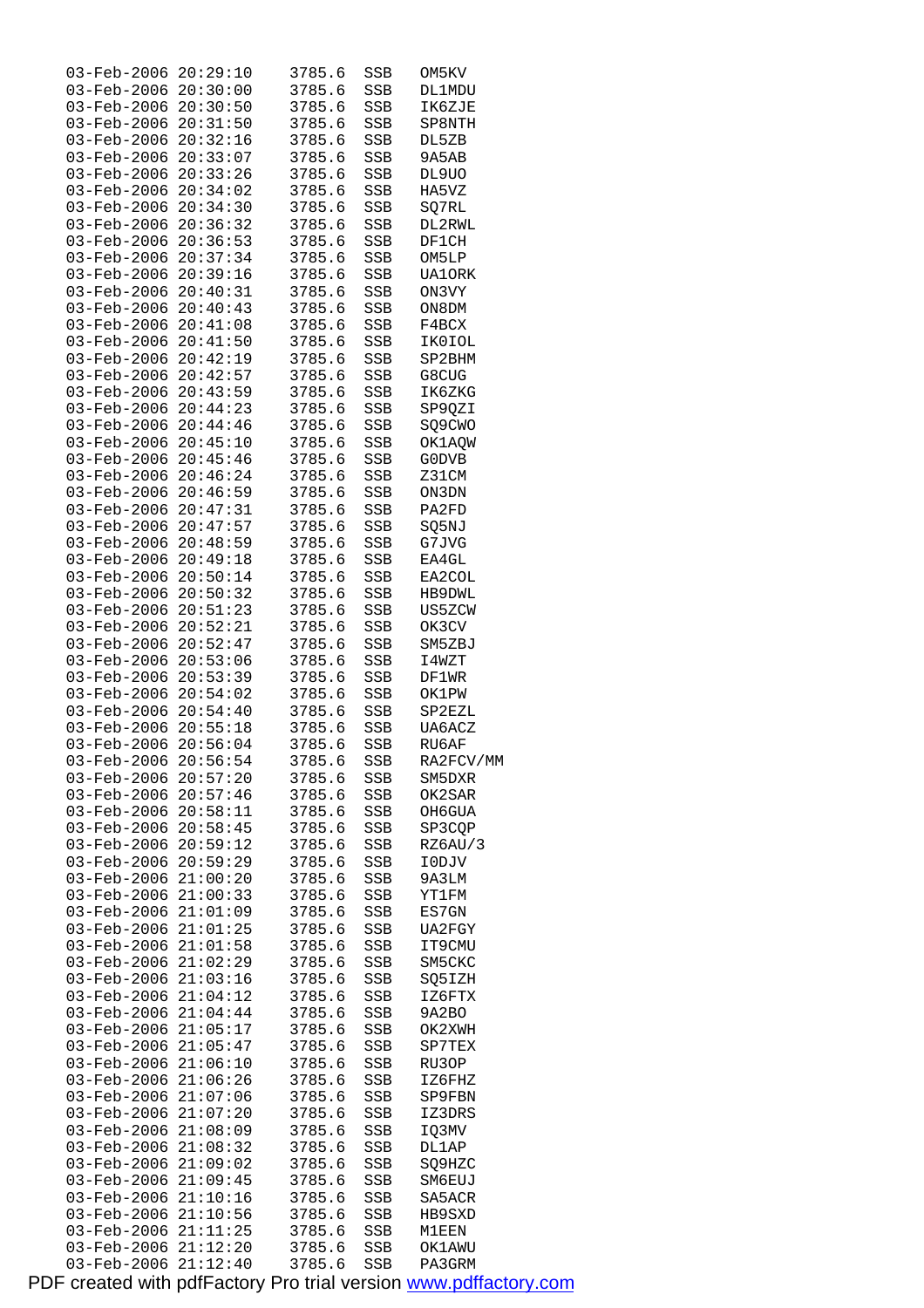```
03-Feb-2006 20:29:10    3785.6  SSB   OM5KV
03-Feb-2006 20:30:00    3785.6  SSB   DL1MDU
03-Feb-2006 20:30:50    3785.6  SSB   IK6ZJE
03-Feb-2006 20:31:50    3785.6  SSB   SP8NTH
03-Feb-2006 20:32:16    3785.6  SSB   DL5ZB
03-Feb-2006 20:33:07    3785.6  SSB   9A5AB
03-Feb-2006 20:33:26    3785.6  SSB   DL9UO
03-Feb-2006 20:34:02    3785.6  SSB   HA5VZ
03-Feb-2006 20:34:30    3785.6  SSB   SQ7RL
03-Feb-2006 20:36:32    3785.6  SSB   DL2RWL
03-Feb-2006 20:36:53    3785.6  SSB   DF1CH
03-Feb-2006 20:37:34    3785.6  SSB   OM5LP
03-Feb-2006 20:39:16    3785.6  SSB   UA1ORK
03-Feb-2006 20:40:31    3785.6  SSB   ON3VY
03-Feb-2006 20:40:43    3785.6  SSB   ON8DM
03-Feb-2006 20:41:08    3785.6  SSB   F4BCX
03-Feb-2006 20:41:50    3785.6  SSB   IK0IOL
03-Feb-2006 20:42:19    3785.6  SSB   SP2BHM
03-Feb-2006 20:42:57    3785.6  SSB   G8CUG
03-Feb-2006 20:43:59    3785.6  SSB   IK6ZKG
03-Feb-2006 20:44:23    3785.6  SSB   SP9QZI
03-Feb-2006 20:44:46    3785.6  SSB   SQ9CWO
03-Feb-2006 20:45:10    3785.6  SSB   OK1AQW
03-Feb-2006 20:45:46    3785.6  SSB   G0DVB
03-Feb-2006 20:46:24    3785.6  SSB   Z31CM
03-Feb-2006 20:46:59    3785.6  SSB   ON3DN
03-Feb-2006 20:47:31    3785.6  SSB   PA2FD
03-Feb-2006 20:47:57    3785.6  SSB   SQ5NJ
03-Feb-2006 20:48:59    3785.6  SSB   G7JVG
03-Feb-2006 20:49:18    3785.6  SSB   EA4GL
03-Feb-2006 20:50:14    3785.6  SSB   EA2COL
03-Feb-2006 20:50:32    3785.6  SSB   HB9DWL
03-Feb-2006 20:51:23    3785.6  SSB   US5ZCW
03-Feb-2006 20:52:21    3785.6  SSB   OK3CV
03-Feb-2006 20:52:47    3785.6  SSB   SM5ZBJ
03-Feb-2006 20:53:06    3785.6  SSB   I4WZT
03-Feb-2006 20:53:39    3785.6  SSB   DF1WR
03-Feb-2006 20:54:02    3785.6  SSB   OK1PW
03-Feb-2006 20:54:40    3785.6  SSB   SP2EZL
03-Feb-2006 20:55:18    3785.6  SSB   UA6ACZ
03-Feb-2006 20:56:04    3785.6  SSB   RU6AF
03-Feb-2006 20:56:54    3785.6  SSB   RA2FCV/MM
03-Feb-2006 20:57:20    3785.6  SSB   SM5DXR
03-Feb-2006 20:57:46    3785.6  SSB   OK2SAR
03-Feb-2006 20:58:11    3785.6  SSB   OH6GUA
03-Feb-2006 20:58:45    3785.6  SSB   SP3CQP
03-Feb-2006 20:59:12    3785.6  SSB   RZ6AU/3
03-Feb-2006 20:59:29    3785.6  SSB   I0DJV
03-Feb-2006 21:00:20    3785.6  SSB   9A3LM
03-Feb-2006 21:00:33    3785.6  SSB   YT1FM
03-Feb-2006 21:01:09    3785.6  SSB   ES7GN
03-Feb-2006 21:01:25    3785.6  SSB   UA2FGY
03-Feb-2006 21:01:58    3785.6  SSB   IT9CMU
03-Feb-2006 21:02:29    3785.6  SSB   SM5CKC
03-Feb-2006 21:03:16    3785.6  SSB   SQ5IZH
03-Feb-2006 21:04:12    3785.6  SSB   IZ6FTX
03-Feb-2006 21:04:44    3785.6  SSB   9A2BO
03-Feb-2006 21:05:17    3785.6  SSB   OK2XWH
03-Feb-2006 21:05:47    3785.6  SSB   SP7TEX
03-Feb-2006 21:06:10    3785.6  SSB   RU3OP
03-Feb-2006 21:06:26    3785.6  SSB   IZ6FHZ
03-Feb-2006 21:07:06    3785.6  SSB   SP9FBN
03-Feb-2006 21:07:20    3785.6  SSB   IZ3DRS
03-Feb-2006 21:08:09    3785.6  SSB   IQ3MV
03-Feb-2006 21:08:32    3785.6  SSB   DL1AP
03-Feb-2006 21:09:02    3785.6  SSB   SQ9HZC
03-Feb-2006 21:09:45    3785.6  SSB   SM6EUJ
03-Feb-2006 21:10:16    3785.6  SSB   SA5ACR
03-Feb-2006 21:10:56    3785.6  SSB   HB9SXD
03-Feb-2006 21:11:25    3785.6  SSB   M1EEN
03-Feb-2006 21:12:20    3785.6  SSB   OK1AWU
03-Feb-2006 21:12:40    3785.6  SSB   PA3GRM
```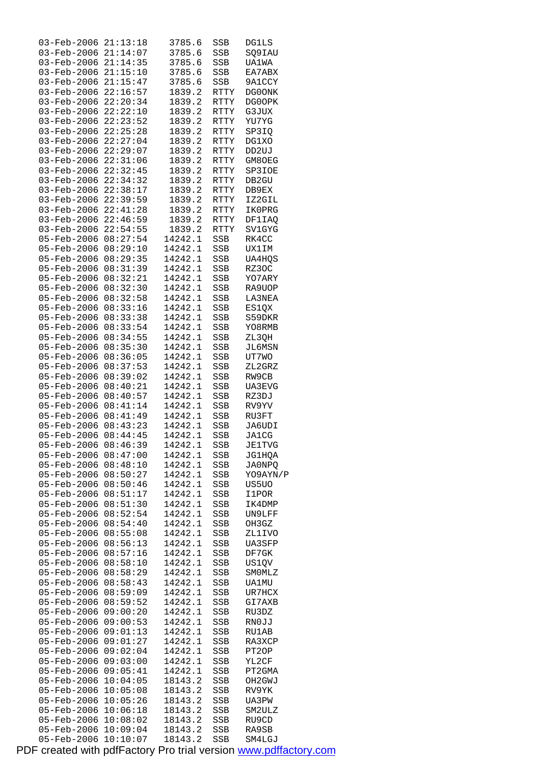```
03-Feb-2006 21:13:18    3785.6  SSB   DG1LS
03-Feb-2006 21:14:07    3785.6  SSB   SQ9IAU
03-Feb-2006 21:14:35    3785.6  SSB   UA1WA
03-Feb-2006 21:15:10    3785.6  SSB   EA7ABX
03-Feb-2006 21:15:47    3785.6  SSB   9A1CCY
03-Feb-2006 22:16:57    1839.2  RTTY  DG0ONK
03-Feb-2006 22:20:34    1839.2  RTTY  DG0OPK
03-Feb-2006 22:22:10    1839.2  RTTY  G3JUX
03-Feb-2006 22:23:52    1839.2  RTTY  YU7YG
03-Feb-2006 22:25:28    1839.2  RTTY  SP3IQ
03-Feb-2006 22:27:04    1839.2  RTTY  DG1XO
03-Feb-2006 22:29:07    1839.2  RTTY  DD2UJ
03-Feb-2006 22:31:06    1839.2  RTTY  GM8OEG
03-Feb-2006 22:32:45    1839.2  RTTY  SP3IOE
03-Feb-2006 22:34:32    1839.2  RTTY  DB2GU
03-Feb-2006 22:38:17    1839.2  RTTY  DB9EX
03-Feb-2006 22:39:59    1839.2  RTTY  IZ2GIL
03-Feb-2006 22:41:28    1839.2  RTTY  IK0PRG
03-Feb-2006 22:46:59    1839.2  RTTY  DF1IAQ
03-Feb-2006 22:54:55    1839.2  RTTY  SV1GYG
05-Feb-2006 08:27:54   14242.1  SSB   RK4CC
05-Feb-2006 08:29:10   14242.1  SSB   UX1IM
05-Feb-2006 08:29:35   14242.1  SSB   UA4HQS
05-Feb-2006 08:31:39   14242.1  SSB   RZ3OC
05-Feb-2006 08:32:21   14242.1  SSB   YO7ARY
05-Feb-2006 08:32:30   14242.1  SSB   RA9UOP
05-Feb-2006 08:32:58   14242.1  SSB   LA3NEA
05-Feb-2006 08:33:16   14242.1  SSB   ES1QX
05-Feb-2006 08:33:38   14242.1  SSB   S59DKR
05-Feb-2006 08:33:54   14242.1  SSB   YO8RMB
05-Feb-2006 08:34:55   14242.1  SSB   ZL3QH
05-Feb-2006 08:35:30   14242.1  SSB   JL6MSN
05-Feb-2006 08:36:05   14242.1  SSB   UT7WO
05-Feb-2006 08:37:53   14242.1  SSB   ZL2GRZ
05-Feb-2006 08:39:02   14242.1  SSB   RW9CB
05-Feb-2006 08:40:21   14242.1  SSB   UA3EVG
05-Feb-2006 08:40:57   14242.1  SSB   RZ3DJ
05-Feb-2006 08:41:14   14242.1  SSB   RV9YV
05-Feb-2006 08:41:49   14242.1  SSB   RU3FT
05-Feb-2006 08:43:23   14242.1  SSB   JA6UDI
05-Feb-2006 08:44:45   14242.1  SSB   JA1CG
05-Feb-2006 08:46:39   14242.1  SSB   JE1TVG
05-Feb-2006 08:47:00   14242.1  SSB   JG1HQA
05-Feb-2006 08:48:10   14242.1  SSB   JA0NPQ
05-Feb-2006 08:50:27   14242.1  SSB   YO9AYN/P
05-Feb-2006 08:50:46   14242.1  SSB   US5UO
05-Feb-2006 08:51:17   14242.1  SSB   I1POR
05-Feb-2006 08:51:30   14242.1  SSB   IK4DMP
05-Feb-2006 08:52:54   14242.1  SSB   UN9LFF
05-Feb-2006 08:54:40   14242.1  SSB   OH3GZ
05-Feb-2006 08:55:08   14242.1  SSB   ZL1IVO
05-Feb-2006 08:56:13   14242.1  SSB   UA3SFP
05-Feb-2006 08:57:16   14242.1  SSB   DF7GK
05-Feb-2006 08:58:10   14242.1  SSB   US1QV
05-Feb-2006 08:58:29   14242.1  SSB   SM0MLZ
05-Feb-2006 08:58:43   14242.1  SSB   UA1MU
05-Feb-2006 08:59:09   14242.1  SSB   UR7HCX
05-Feb-2006 08:59:52   14242.1  SSB   GI7AXB
05-Feb-2006 09:00:20   14242.1  SSB   RU3DZ
05-Feb-2006 09:00:53   14242.1  SSB   RN0JJ
05-Feb-2006 09:01:13   14242.1  SSB   RU1AB
05-Feb-2006 09:01:27   14242.1  SSB   RA3XCP
05-Feb-2006 09:02:04   14242.1  SSB   PT2OP
05-Feb-2006 09:03:00   14242.1  SSB   YL2CF
05-Feb-2006 09:05:41   14242.1  SSB   PT2GMA
05-Feb-2006 10:04:05   18143.2  SSB   OH2GWJ
05-Feb-2006 10:05:08   18143.2  SSB   RV9YK
05-Feb-2006 10:05:26   18143.2  SSB   UA3PW
05-Feb-2006 10:06:18   18143.2  SSB   SM2ULZ
05-Feb-2006 10:08:02   18143.2  SSB   RU9CD
05-Feb-2006 10:09:04   18143.2  SSB   RA9SB
05-Feb-2006 10:10:07   18143.2  SSB   SM4LGJ
```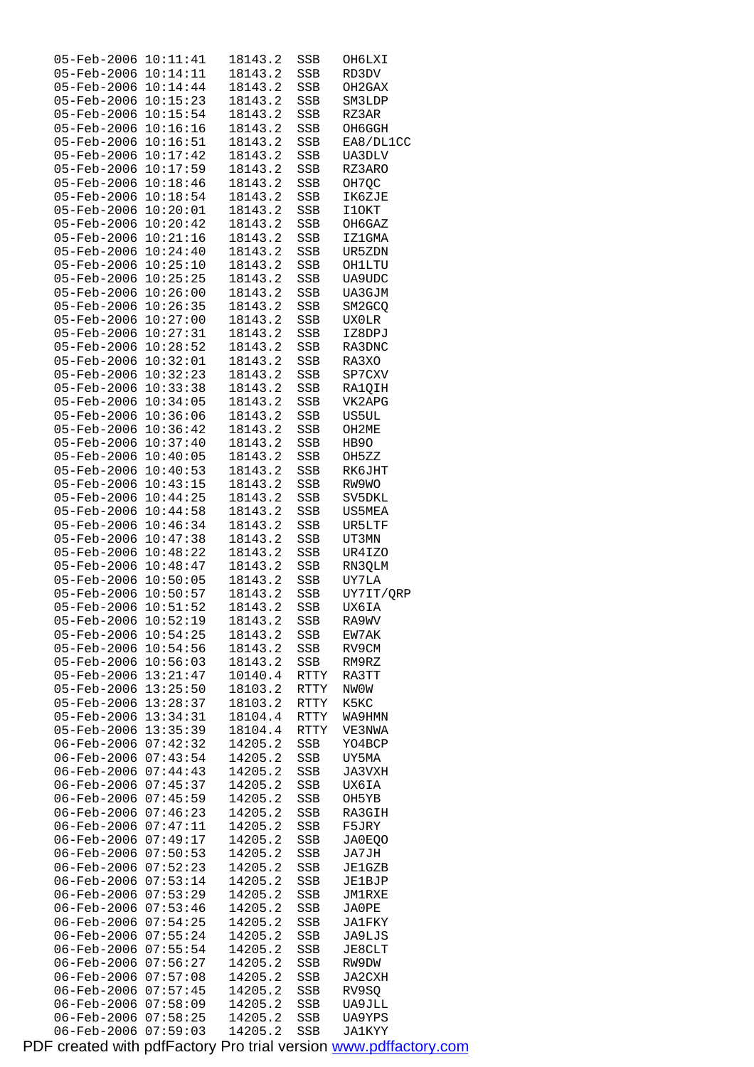| | | | | |
|---|---|---|---|---|
| 05-Feb-2006 | 10:11:41 | 18143.2 | SSB | OH6LXI |
| 05-Feb-2006 | 10:14:11 | 18143.2 | SSB | RD3DV |
| 05-Feb-2006 | 10:14:44 | 18143.2 | SSB | OH2GAX |
| 05-Feb-2006 | 10:15:23 | 18143.2 | SSB | SM3LDP |
| 05-Feb-2006 | 10:15:54 | 18143.2 | SSB | RZ3AR |
| 05-Feb-2006 | 10:16:16 | 18143.2 | SSB | OH6GGH |
| 05-Feb-2006 | 10:16:51 | 18143.2 | SSB | EA8/DL1CC |
| 05-Feb-2006 | 10:17:42 | 18143.2 | SSB | UA3DLV |
| 05-Feb-2006 | 10:17:59 | 18143.2 | SSB | RZ3ARO |
| 05-Feb-2006 | 10:18:46 | 18143.2 | SSB | OH7QC |
| 05-Feb-2006 | 10:18:54 | 18143.2 | SSB | IK6ZJE |
| 05-Feb-2006 | 10:20:01 | 18143.2 | SSB | I1OKT |
| 05-Feb-2006 | 10:20:42 | 18143.2 | SSB | OH6GAZ |
| 05-Feb-2006 | 10:21:16 | 18143.2 | SSB | IZ1GMA |
| 05-Feb-2006 | 10:24:40 | 18143.2 | SSB | UR5ZDN |
| 05-Feb-2006 | 10:25:10 | 18143.2 | SSB | OH1LTU |
| 05-Feb-2006 | 10:25:25 | 18143.2 | SSB | UA9UDC |
| 05-Feb-2006 | 10:26:00 | 18143.2 | SSB | UA3GJM |
| 05-Feb-2006 | 10:26:35 | 18143.2 | SSB | SM2GCQ |
| 05-Feb-2006 | 10:27:00 | 18143.2 | SSB | UX0LR |
| 05-Feb-2006 | 10:27:31 | 18143.2 | SSB | IZ8DPJ |
| 05-Feb-2006 | 10:28:52 | 18143.2 | SSB | RA3DNC |
| 05-Feb-2006 | 10:32:01 | 18143.2 | SSB | RA3XO |
| 05-Feb-2006 | 10:32:23 | 18143.2 | SSB | SP7CXV |
| 05-Feb-2006 | 10:33:38 | 18143.2 | SSB | RA1QIH |
| 05-Feb-2006 | 10:34:05 | 18143.2 | SSB | VK2APG |
| 05-Feb-2006 | 10:36:06 | 18143.2 | SSB | US5UL |
| 05-Feb-2006 | 10:36:42 | 18143.2 | SSB | OH2ME |
| 05-Feb-2006 | 10:37:40 | 18143.2 | SSB | HB9O |
| 05-Feb-2006 | 10:40:05 | 18143.2 | SSB | OH5ZZ |
| 05-Feb-2006 | 10:40:53 | 18143.2 | SSB | RK6JHT |
| 05-Feb-2006 | 10:43:15 | 18143.2 | SSB | RW9WO |
| 05-Feb-2006 | 10:44:25 | 18143.2 | SSB | SV5DKL |
| 05-Feb-2006 | 10:44:58 | 18143.2 | SSB | US5MEA |
| 05-Feb-2006 | 10:46:34 | 18143.2 | SSB | UR5LTF |
| 05-Feb-2006 | 10:47:38 | 18143.2 | SSB | UT3MN |
| 05-Feb-2006 | 10:48:22 | 18143.2 | SSB | UR4IZO |
| 05-Feb-2006 | 10:48:47 | 18143.2 | SSB | RN3QLM |
| 05-Feb-2006 | 10:50:05 | 18143.2 | SSB | UY7LA |
| 05-Feb-2006 | 10:50:57 | 18143.2 | SSB | UY7IT/QRP |
| 05-Feb-2006 | 10:51:52 | 18143.2 | SSB | UX6IA |
| 05-Feb-2006 | 10:52:19 | 18143.2 | SSB | RA9WV |
| 05-Feb-2006 | 10:54:25 | 18143.2 | SSB | EW7AK |
| 05-Feb-2006 | 10:54:56 | 18143.2 | SSB | RV9CM |
| 05-Feb-2006 | 10:56:03 | 18143.2 | SSB | RM9RZ |
| 05-Feb-2006 | 13:21:47 | 10140.4 | RTTY | RA3TT |
| 05-Feb-2006 | 13:25:50 | 18103.2 | RTTY | NW0W |
| 05-Feb-2006 | 13:28:37 | 18103.2 | RTTY | K5KC |
| 05-Feb-2006 | 13:34:31 | 18104.4 | RTTY | WA9HMN |
| 05-Feb-2006 | 13:35:39 | 18104.4 | RTTY | VE3NWA |
| 06-Feb-2006 | 07:42:32 | 14205.2 | SSB | YO4BCP |
| 06-Feb-2006 | 07:43:54 | 14205.2 | SSB | UY5MA |
| 06-Feb-2006 | 07:44:43 | 14205.2 | SSB | JA3VXH |
| 06-Feb-2006 | 07:45:37 | 14205.2 | SSB | UX6IA |
| 06-Feb-2006 | 07:45:59 | 14205.2 | SSB | OH5YB |
| 06-Feb-2006 | 07:46:23 | 14205.2 | SSB | RA3GIH |
| 06-Feb-2006 | 07:47:11 | 14205.2 | SSB | F5JRY |
| 06-Feb-2006 | 07:49:17 | 14205.2 | SSB | JA0EQO |
| 06-Feb-2006 | 07:50:53 | 14205.2 | SSB | JA7JH |
| 06-Feb-2006 | 07:52:23 | 14205.2 | SSB | JE1GZB |
| 06-Feb-2006 | 07:53:14 | 14205.2 | SSB | JE1BJP |
| 06-Feb-2006 | 07:53:29 | 14205.2 | SSB | JM1RXE |
| 06-Feb-2006 | 07:53:46 | 14205.2 | SSB | JA0PE |
| 06-Feb-2006 | 07:54:25 | 14205.2 | SSB | JA1FKY |
| 06-Feb-2006 | 07:55:24 | 14205.2 | SSB | JA9LJS |
| 06-Feb-2006 | 07:55:54 | 14205.2 | SSB | JE8CLT |
| 06-Feb-2006 | 07:56:27 | 14205.2 | SSB | RW9DW |
| 06-Feb-2006 | 07:57:08 | 14205.2 | SSB | JA2CXH |
| 06-Feb-2006 | 07:57:45 | 14205.2 | SSB | RV9SQ |
| 06-Feb-2006 | 07:58:09 | 14205.2 | SSB | UA9JLL |
| 06-Feb-2006 | 07:58:25 | 14205.2 | SSB | UA9YPS |
| 06-Feb-2006 | 07:59:03 | 14205.2 | SSB | JA1KYY |

PDF created with pdfFactory Pro trial version www.pdffactory.com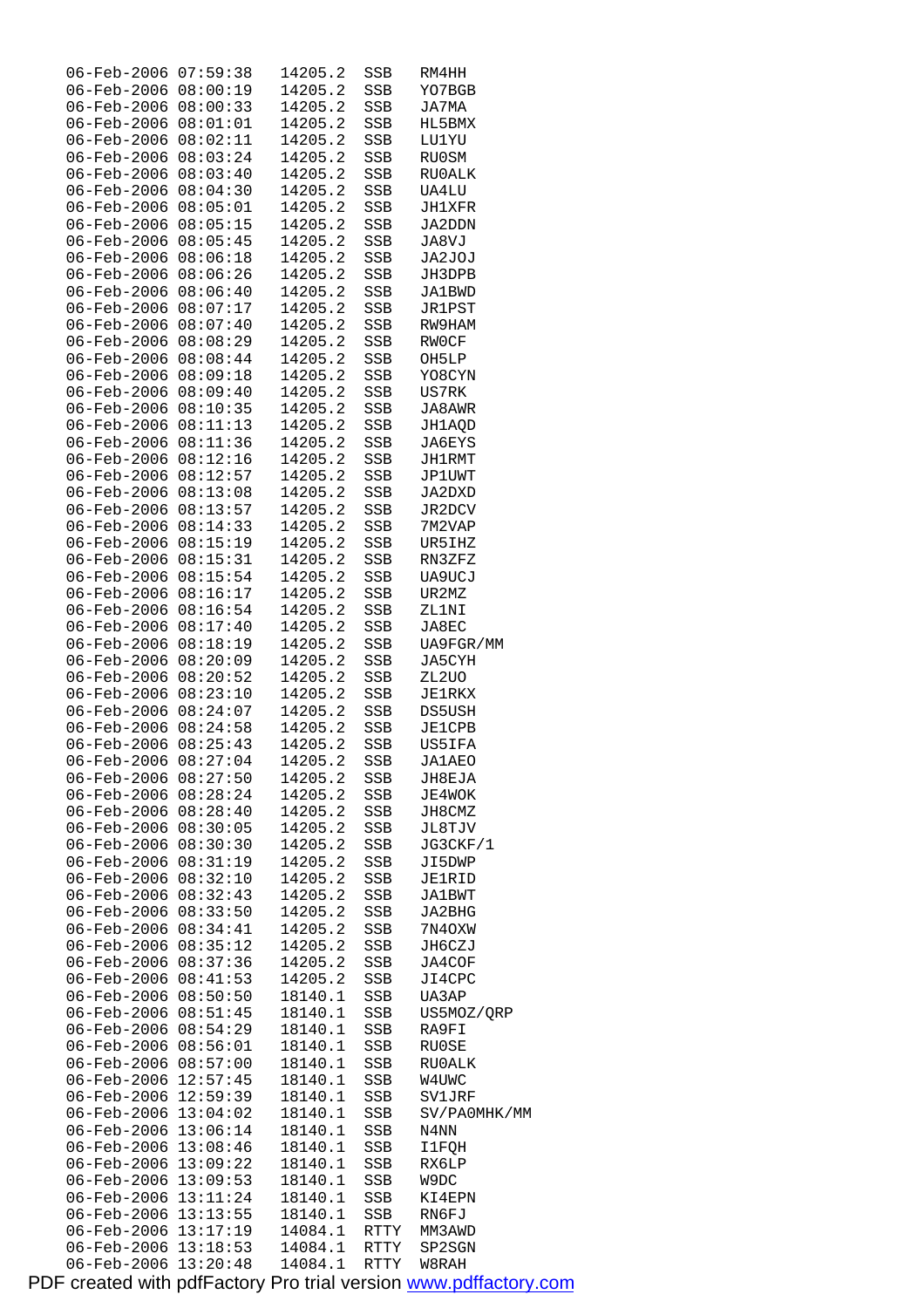```
06-Feb-2006 07:59:38  14205.2  SSB   RM4HH
06-Feb-2006 08:00:19  14205.2  SSB   YO7BGB
06-Feb-2006 08:00:33  14205.2  SSB   JA7MA
06-Feb-2006 08:01:01  14205.2  SSB   HL5BMX
06-Feb-2006 08:02:11  14205.2  SSB   LU1YU
06-Feb-2006 08:03:24  14205.2  SSB   RU0SM
06-Feb-2006 08:03:40  14205.2  SSB   RU0ALK
06-Feb-2006 08:04:30  14205.2  SSB   UA4LU
06-Feb-2006 08:05:01  14205.2  SSB   JH1XFR
06-Feb-2006 08:05:15  14205.2  SSB   JA2DDN
06-Feb-2006 08:05:45  14205.2  SSB   JA8VJ
06-Feb-2006 08:06:18  14205.2  SSB   JA2JOJ
06-Feb-2006 08:06:26  14205.2  SSB   JH3DPB
06-Feb-2006 08:06:40  14205.2  SSB   JA1BWD
06-Feb-2006 08:07:17  14205.2  SSB   JR1PST
06-Feb-2006 08:07:40  14205.2  SSB   RW9HAM
06-Feb-2006 08:08:29  14205.2  SSB   RW0CF
06-Feb-2006 08:08:44  14205.2  SSB   OH5LP
06-Feb-2006 08:09:18  14205.2  SSB   YO8CYN
06-Feb-2006 08:09:40  14205.2  SSB   US7RK
06-Feb-2006 08:10:35  14205.2  SSB   JA8AWR
06-Feb-2006 08:11:13  14205.2  SSB   JH1AQD
06-Feb-2006 08:11:36  14205.2  SSB   JA6EYS
06-Feb-2006 08:12:16  14205.2  SSB   JH1RMT
06-Feb-2006 08:12:57  14205.2  SSB   JP1UWT
06-Feb-2006 08:13:08  14205.2  SSB   JA2DXD
06-Feb-2006 08:13:57  14205.2  SSB   JR2DCV
06-Feb-2006 08:14:33  14205.2  SSB   7M2VAP
06-Feb-2006 08:15:19  14205.2  SSB   UR5IHZ
06-Feb-2006 08:15:31  14205.2  SSB   RN3ZFZ
06-Feb-2006 08:15:54  14205.2  SSB   UA9UCJ
06-Feb-2006 08:16:17  14205.2  SSB   UR2MZ
06-Feb-2006 08:16:54  14205.2  SSB   ZL1NI
06-Feb-2006 08:17:40  14205.2  SSB   JA8EC
06-Feb-2006 08:18:19  14205.2  SSB   UA9FGR/MM
06-Feb-2006 08:20:09  14205.2  SSB   JA5CYH
06-Feb-2006 08:20:52  14205.2  SSB   ZL2UO
06-Feb-2006 08:23:10  14205.2  SSB   JE1RKX
06-Feb-2006 08:24:07  14205.2  SSB   DS5USH
06-Feb-2006 08:24:58  14205.2  SSB   JE1CPB
06-Feb-2006 08:25:43  14205.2  SSB   US5IFA
06-Feb-2006 08:27:04  14205.2  SSB   JA1AEO
06-Feb-2006 08:27:50  14205.2  SSB   JH8EJA
06-Feb-2006 08:28:24  14205.2  SSB   JE4WOK
06-Feb-2006 08:28:40  14205.2  SSB   JH8CMZ
06-Feb-2006 08:30:05  14205.2  SSB   JL8TJV
06-Feb-2006 08:30:30  14205.2  SSB   JG3CKF/1
06-Feb-2006 08:31:19  14205.2  SSB   JI5DWP
06-Feb-2006 08:32:10  14205.2  SSB   JE1RID
06-Feb-2006 08:32:43  14205.2  SSB   JA1BWT
06-Feb-2006 08:33:50  14205.2  SSB   JA2BHG
06-Feb-2006 08:34:41  14205.2  SSB   7N4OXW
06-Feb-2006 08:35:12  14205.2  SSB   JH6CZJ
06-Feb-2006 08:37:36  14205.2  SSB   JA4COF
06-Feb-2006 08:41:53  14205.2  SSB   JI4CPC
06-Feb-2006 08:50:50  18140.1  SSB   UA3AP
06-Feb-2006 08:51:45  18140.1  SSB   US5MOZ/QRP
06-Feb-2006 08:54:29  18140.1  SSB   RA9FI
06-Feb-2006 08:56:01  18140.1  SSB   RU0SE
06-Feb-2006 08:57:00  18140.1  SSB   RU0ALK
06-Feb-2006 12:57:45  18140.1  SSB   W4UWC
06-Feb-2006 12:59:39  18140.1  SSB   SV1JRF
06-Feb-2006 13:04:02  18140.1  SSB   SV/PA0MHK/MM
06-Feb-2006 13:06:14  18140.1  SSB   N4NN
06-Feb-2006 13:08:46  18140.1  SSB   I1FQH
06-Feb-2006 13:09:22  18140.1  SSB   RX6LP
06-Feb-2006 13:09:53  18140.1  SSB   W9DC
06-Feb-2006 13:11:24  18140.1  SSB   KI4EPN
06-Feb-2006 13:13:55  18140.1  SSB   RN6FJ
06-Feb-2006 13:17:19  14084.1  RTTY  MM3AWD
06-Feb-2006 13:18:53  14084.1  RTTY  SP2SGN
06-Feb-2006 13:20:48  14084.1  RTTY  W8RAH
```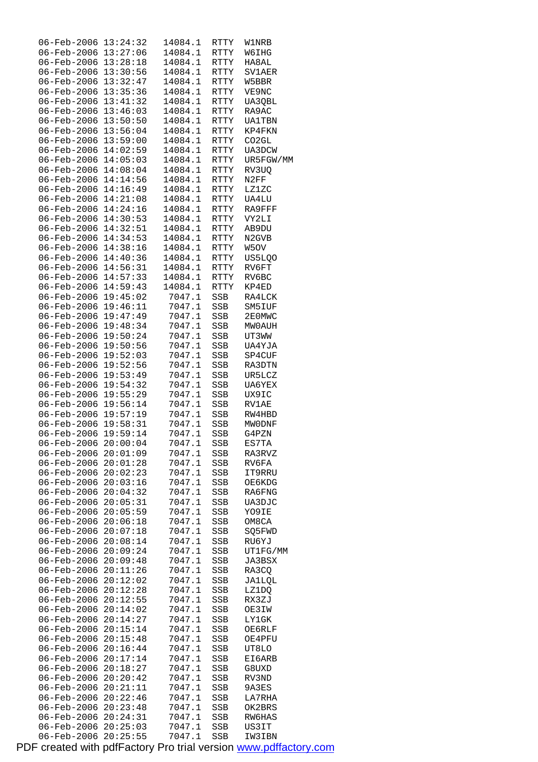```
06-Feb-2006 13:24:32   14084.1  RTTY  W1NRB
06-Feb-2006 13:27:06   14084.1  RTTY  W6IHG
06-Feb-2006 13:28:18   14084.1  RTTY  HA8AL
06-Feb-2006 13:30:56   14084.1  RTTY  SV1AER
06-Feb-2006 13:32:47   14084.1  RTTY  W5BBR
06-Feb-2006 13:35:36   14084.1  RTTY  VE9NC
06-Feb-2006 13:41:32   14084.1  RTTY  UA3QBL
06-Feb-2006 13:46:03   14084.1  RTTY  RA9AC
06-Feb-2006 13:50:50   14084.1  RTTY  UA1TBN
06-Feb-2006 13:56:04   14084.1  RTTY  KP4FKN
06-Feb-2006 13:59:00   14084.1  RTTY  CO2GL
06-Feb-2006 14:02:59   14084.1  RTTY  UA3DCW
06-Feb-2006 14:05:03   14084.1  RTTY  UR5FGW/MM
06-Feb-2006 14:08:04   14084.1  RTTY  RV3UQ
06-Feb-2006 14:14:56   14084.1  RTTY  N2FF
06-Feb-2006 14:16:49   14084.1  RTTY  LZ1ZC
06-Feb-2006 14:21:08   14084.1  RTTY  UA4LU
06-Feb-2006 14:24:16   14084.1  RTTY  RA9FFF
06-Feb-2006 14:30:53   14084.1  RTTY  VY2LI
06-Feb-2006 14:32:51   14084.1  RTTY  AB9DU
06-Feb-2006 14:34:53   14084.1  RTTY  N2GVB
06-Feb-2006 14:38:16   14084.1  RTTY  W5OV
06-Feb-2006 14:40:36   14084.1  RTTY  US5LQO
06-Feb-2006 14:56:31   14084.1  RTTY  RV6FT
06-Feb-2006 14:57:33   14084.1  RTTY  RV6BC
06-Feb-2006 14:59:43   14084.1  RTTY  KP4ED
06-Feb-2006 19:45:02    7047.1  SSB   RA4LCK
06-Feb-2006 19:46:11    7047.1  SSB   SM5IUF
06-Feb-2006 19:47:49    7047.1  SSB   2E0MWC
06-Feb-2006 19:48:34    7047.1  SSB   MW0AUH
06-Feb-2006 19:50:24    7047.1  SSB   UT3WW
06-Feb-2006 19:50:56    7047.1  SSB   UA4YJA
06-Feb-2006 19:52:03    7047.1  SSB   SP4CUF
06-Feb-2006 19:52:56    7047.1  SSB   RA3DTN
06-Feb-2006 19:53:49    7047.1  SSB   UR5LCZ
06-Feb-2006 19:54:32    7047.1  SSB   UA6YEX
06-Feb-2006 19:55:29    7047.1  SSB   UX9IC
06-Feb-2006 19:56:14    7047.1  SSB   RV1AE
06-Feb-2006 19:57:19    7047.1  SSB   RW4HBD
06-Feb-2006 19:58:31    7047.1  SSB   MW0DNF
06-Feb-2006 19:59:14    7047.1  SSB   G4PZN
06-Feb-2006 20:00:04    7047.1  SSB   ES7TA
06-Feb-2006 20:01:09    7047.1  SSB   RA3RVZ
06-Feb-2006 20:01:28    7047.1  SSB   RV6FA
06-Feb-2006 20:02:23    7047.1  SSB   IT9RRU
06-Feb-2006 20:03:16    7047.1  SSB   OE6KDG
06-Feb-2006 20:04:32    7047.1  SSB   RA6FNG
06-Feb-2006 20:05:31    7047.1  SSB   UA3DJC
06-Feb-2006 20:05:59    7047.1  SSB   YO9IE
06-Feb-2006 20:06:18    7047.1  SSB   OM8CA
06-Feb-2006 20:07:18    7047.1  SSB   SQ5FWD
06-Feb-2006 20:08:14    7047.1  SSB   RU6YJ
06-Feb-2006 20:09:24    7047.1  SSB   UT1FG/MM
06-Feb-2006 20:09:48    7047.1  SSB   JA3BSX
06-Feb-2006 20:11:26    7047.1  SSB   RA3CQ
06-Feb-2006 20:12:02    7047.1  SSB   JA1LQL
06-Feb-2006 20:12:28    7047.1  SSB   LZ1DQ
06-Feb-2006 20:12:55    7047.1  SSB   RX3ZJ
06-Feb-2006 20:14:02    7047.1  SSB   OE3IW
06-Feb-2006 20:14:27    7047.1  SSB   LY1GK
06-Feb-2006 20:15:14    7047.1  SSB   OE6RLF
06-Feb-2006 20:15:48    7047.1  SSB   OE4PFU
06-Feb-2006 20:16:44    7047.1  SSB   UT8LO
06-Feb-2006 20:17:14    7047.1  SSB   EI6ARB
06-Feb-2006 20:18:27    7047.1  SSB   G8UXD
06-Feb-2006 20:20:42    7047.1  SSB   RV3ND
06-Feb-2006 20:21:11    7047.1  SSB   9A3ES
06-Feb-2006 20:22:46    7047.1  SSB   LA7RHA
06-Feb-2006 20:23:48    7047.1  SSB   OK2BRS
06-Feb-2006 20:24:31    7047.1  SSB   RW6HAS
06-Feb-2006 20:25:03    7047.1  SSB   US3IT
06-Feb-2006 20:25:55    7047.1  SSB   IW3IBN
```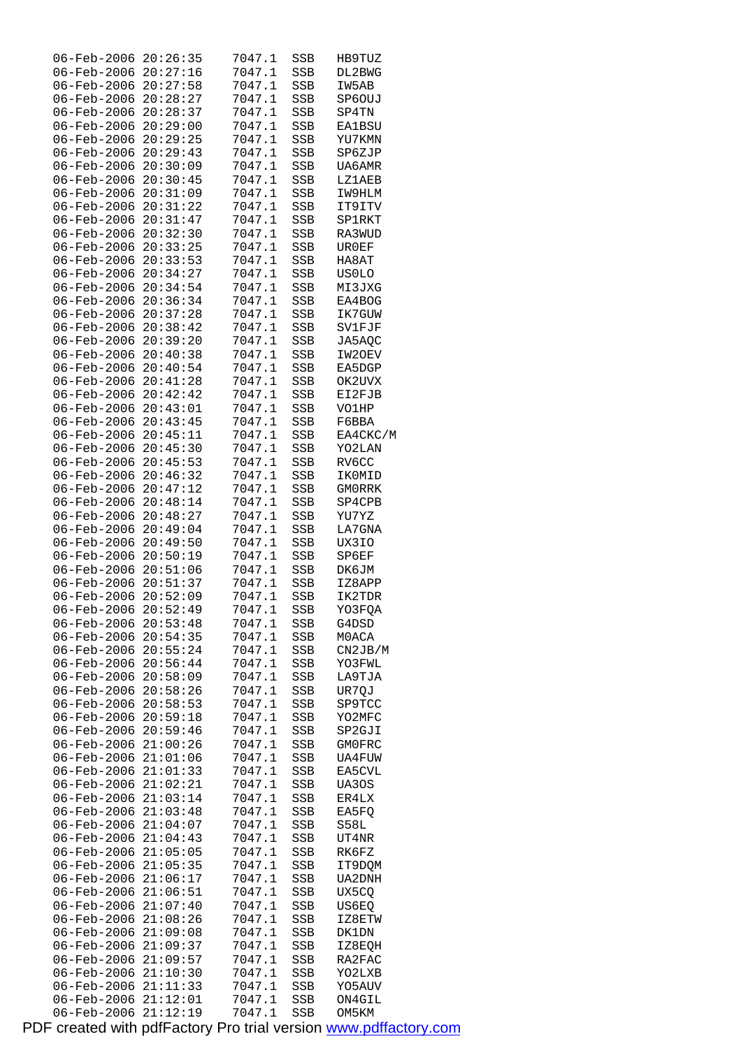```
06-Feb-2006 20:26:35    7047.1  SSB   HB9TUZ
06-Feb-2006 20:27:16    7047.1  SSB   DL2BWG
06-Feb-2006 20:27:58    7047.1  SSB   IW5AB
06-Feb-2006 20:28:27    7047.1  SSB   SP6OUJ
06-Feb-2006 20:28:37    7047.1  SSB   SP4TN
06-Feb-2006 20:29:00    7047.1  SSB   EA1BSU
06-Feb-2006 20:29:25    7047.1  SSB   YU7KMN
06-Feb-2006 20:29:43    7047.1  SSB   SP6ZJP
06-Feb-2006 20:30:09    7047.1  SSB   UA6AMR
06-Feb-2006 20:30:45    7047.1  SSB   LZ1AEB
06-Feb-2006 20:31:09    7047.1  SSB   IW9HLM
06-Feb-2006 20:31:22    7047.1  SSB   IT9ITV
06-Feb-2006 20:31:47    7047.1  SSB   SP1RKT
06-Feb-2006 20:32:30    7047.1  SSB   RA3WUD
06-Feb-2006 20:33:25    7047.1  SSB   UR0EF
06-Feb-2006 20:33:53    7047.1  SSB   HA8AT
06-Feb-2006 20:34:27    7047.1  SSB   US0LO
06-Feb-2006 20:34:54    7047.1  SSB   MI3JXG
06-Feb-2006 20:36:34    7047.1  SSB   EA4BOG
06-Feb-2006 20:37:28    7047.1  SSB   IK7GUW
06-Feb-2006 20:38:42    7047.1  SSB   SV1FJF
06-Feb-2006 20:39:20    7047.1  SSB   JA5AQC
06-Feb-2006 20:40:38    7047.1  SSB   IW2OEV
06-Feb-2006 20:40:54    7047.1  SSB   EA5DGP
06-Feb-2006 20:41:28    7047.1  SSB   OK2UVX
06-Feb-2006 20:42:42    7047.1  SSB   EI2FJB
06-Feb-2006 20:43:01    7047.1  SSB   VO1HP
06-Feb-2006 20:43:45    7047.1  SSB   F6BBA
06-Feb-2006 20:45:11    7047.1  SSB   EA4CKC/M
06-Feb-2006 20:45:30    7047.1  SSB   YO2LAN
06-Feb-2006 20:45:53    7047.1  SSB   RV6CC
06-Feb-2006 20:46:32    7047.1  SSB   IK0MID
06-Feb-2006 20:47:12    7047.1  SSB   GM0RRK
06-Feb-2006 20:48:14    7047.1  SSB   SP4CPB
06-Feb-2006 20:48:27    7047.1  SSB   YU7YZ
06-Feb-2006 20:49:04    7047.1  SSB   LA7GNA
06-Feb-2006 20:49:50    7047.1  SSB   UX3IO
06-Feb-2006 20:50:19    7047.1  SSB   SP6EF
06-Feb-2006 20:51:06    7047.1  SSB   DK6JM
06-Feb-2006 20:51:37    7047.1  SSB   IZ8APP
06-Feb-2006 20:52:09    7047.1  SSB   IK2TDR
06-Feb-2006 20:52:49    7047.1  SSB   YO3FQA
06-Feb-2006 20:53:48    7047.1  SSB   G4DSD
06-Feb-2006 20:54:35    7047.1  SSB   M0ACA
06-Feb-2006 20:55:24    7047.1  SSB   CN2JB/M
06-Feb-2006 20:56:44    7047.1  SSB   YO3FWL
06-Feb-2006 20:58:09    7047.1  SSB   LA9TJA
06-Feb-2006 20:58:26    7047.1  SSB   UR7QJ
06-Feb-2006 20:58:53    7047.1  SSB   SP9TCC
06-Feb-2006 20:59:18    7047.1  SSB   YO2MFC
06-Feb-2006 20:59:46    7047.1  SSB   SP2GJI
06-Feb-2006 21:00:26    7047.1  SSB   GM0FRC
06-Feb-2006 21:01:06    7047.1  SSB   UA4FUW
06-Feb-2006 21:01:33    7047.1  SSB   EA5CVL
06-Feb-2006 21:02:21    7047.1  SSB   UA3OS
06-Feb-2006 21:03:14    7047.1  SSB   ER4LX
06-Feb-2006 21:03:48    7047.1  SSB   EA5FQ
06-Feb-2006 21:04:07    7047.1  SSB   S58L
06-Feb-2006 21:04:43    7047.1  SSB   UT4NR
06-Feb-2006 21:05:05    7047.1  SSB   RK6FZ
06-Feb-2006 21:05:35    7047.1  SSB   IT9DQM
06-Feb-2006 21:06:17    7047.1  SSB   UA2DNH
06-Feb-2006 21:06:51    7047.1  SSB   UX5CQ
06-Feb-2006 21:07:40    7047.1  SSB   US6EQ
06-Feb-2006 21:08:26    7047.1  SSB   IZ8ETW
06-Feb-2006 21:09:08    7047.1  SSB   DK1DN
06-Feb-2006 21:09:37    7047.1  SSB   IZ8EQH
06-Feb-2006 21:09:57    7047.1  SSB   RA2FAC
06-Feb-2006 21:10:30    7047.1  SSB   YO2LXB
06-Feb-2006 21:11:33    7047.1  SSB   YO5AUV
06-Feb-2006 21:12:01    7047.1  SSB   ON4GIL
06-Feb-2006 21:12:19    7047.1  SSB   OM5KM
```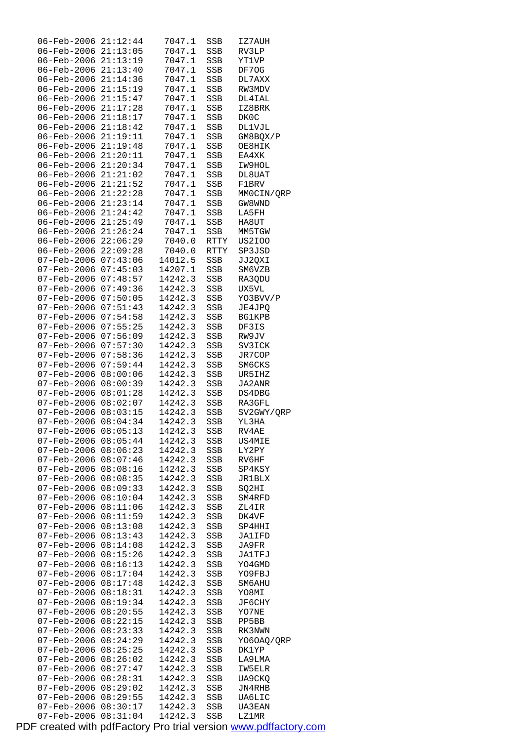```
06-Feb-2006 21:12:44    7047.1  SSB   IZ7AUH
06-Feb-2006 21:13:05    7047.1  SSB   RV3LP
06-Feb-2006 21:13:19    7047.1  SSB   YT1VP
06-Feb-2006 21:13:40    7047.1  SSB   DF7OG
06-Feb-2006 21:14:36    7047.1  SSB   DL7AXX
06-Feb-2006 21:15:19    7047.1  SSB   RW3MDV
06-Feb-2006 21:15:47    7047.1  SSB   DL4IAL
06-Feb-2006 21:17:28    7047.1  SSB   IZ8BRK
06-Feb-2006 21:18:17    7047.1  SSB   DK0C
06-Feb-2006 21:18:42    7047.1  SSB   DL1VJL
06-Feb-2006 21:19:11    7047.1  SSB   GM8BQX/P
06-Feb-2006 21:19:48    7047.1  SSB   OE8HIK
06-Feb-2006 21:20:11    7047.1  SSB   EA4XK
06-Feb-2006 21:20:34    7047.1  SSB   IW9HOL
06-Feb-2006 21:21:02    7047.1  SSB   DL8UAT
06-Feb-2006 21:21:52    7047.1  SSB   F1BRV
06-Feb-2006 21:22:28    7047.1  SSB   MM0CIN/QRP
06-Feb-2006 21:23:14    7047.1  SSB   GW8WND
06-Feb-2006 21:24:42    7047.1  SSB   LA5FH
06-Feb-2006 21:25:49    7047.1  SSB   HA8UT
06-Feb-2006 21:26:24    7047.1  SSB   MM5TGW
06-Feb-2006 22:06:29    7040.0  RTTY  US2IOO
06-Feb-2006 22:09:28    7040.0  RTTY  SP3JSD
07-Feb-2006 07:43:06   14012.5  SSB   JJ2QXI
07-Feb-2006 07:45:03   14207.1  SSB   SM6VZB
07-Feb-2006 07:48:57   14242.3  SSB   RA3QDU
07-Feb-2006 07:49:36   14242.3  SSB   UX5VL
07-Feb-2006 07:50:05   14242.3  SSB   YO3BVV/P
07-Feb-2006 07:51:43   14242.3  SSB   JE4JPQ
07-Feb-2006 07:54:58   14242.3  SSB   BG1KPB
07-Feb-2006 07:55:25   14242.3  SSB   DF3IS
07-Feb-2006 07:56:09   14242.3  SSB   RW9JV
07-Feb-2006 07:57:30   14242.3  SSB   SV3ICK
07-Feb-2006 07:58:36   14242.3  SSB   JR7COP
07-Feb-2006 07:59:44   14242.3  SSB   SM6CKS
07-Feb-2006 08:00:06   14242.3  SSB   UR5IHZ
07-Feb-2006 08:00:39   14242.3  SSB   JA2ANR
07-Feb-2006 08:01:28   14242.3  SSB   DS4DBG
07-Feb-2006 08:02:07   14242.3  SSB   RA3GFL
07-Feb-2006 08:03:15   14242.3  SSB   SV2GWY/QRP
07-Feb-2006 08:04:34   14242.3  SSB   YL3HA
07-Feb-2006 08:05:13   14242.3  SSB   RV4AE
07-Feb-2006 08:05:44   14242.3  SSB   US4MIE
07-Feb-2006 08:06:23   14242.3  SSB   LY2PY
07-Feb-2006 08:07:46   14242.3  SSB   RV6HF
07-Feb-2006 08:08:16   14242.3  SSB   SP4KSY
07-Feb-2006 08:08:35   14242.3  SSB   JR1BLX
07-Feb-2006 08:09:33   14242.3  SSB   SQ2HI
07-Feb-2006 08:10:04   14242.3  SSB   SM4RFD
07-Feb-2006 08:11:06   14242.3  SSB   ZL4IR
07-Feb-2006 08:11:59   14242.3  SSB   DK4VF
07-Feb-2006 08:13:08   14242.3  SSB   SP4HHI
07-Feb-2006 08:13:43   14242.3  SSB   JA1IFD
07-Feb-2006 08:14:08   14242.3  SSB   JA9FR
07-Feb-2006 08:15:26   14242.3  SSB   JA1TFJ
07-Feb-2006 08:16:13   14242.3  SSB   YO4GMD
07-Feb-2006 08:17:04   14242.3  SSB   YO9FBJ
07-Feb-2006 08:17:48   14242.3  SSB   SM6AHU
07-Feb-2006 08:18:31   14242.3  SSB   YO8MI
07-Feb-2006 08:19:34   14242.3  SSB   JF6CHY
07-Feb-2006 08:20:55   14242.3  SSB   YO7NE
07-Feb-2006 08:22:15   14242.3  SSB   PP5BB
07-Feb-2006 08:23:33   14242.3  SSB   RK3NWN
07-Feb-2006 08:24:29   14242.3  SSB   YO6OAQ/QRP
07-Feb-2006 08:25:25   14242.3  SSB   DK1YP
07-Feb-2006 08:26:02   14242.3  SSB   LA9LMA
07-Feb-2006 08:27:47   14242.3  SSB   IW5ELR
07-Feb-2006 08:28:31   14242.3  SSB   UA9CKQ
07-Feb-2006 08:29:02   14242.3  SSB   JN4RHB
07-Feb-2006 08:29:55   14242.3  SSB   UA6LIC
07-Feb-2006 08:30:17   14242.3  SSB   UA3EAN
07-Feb-2006 08:31:04   14242.3  SSB   LZ1MR
```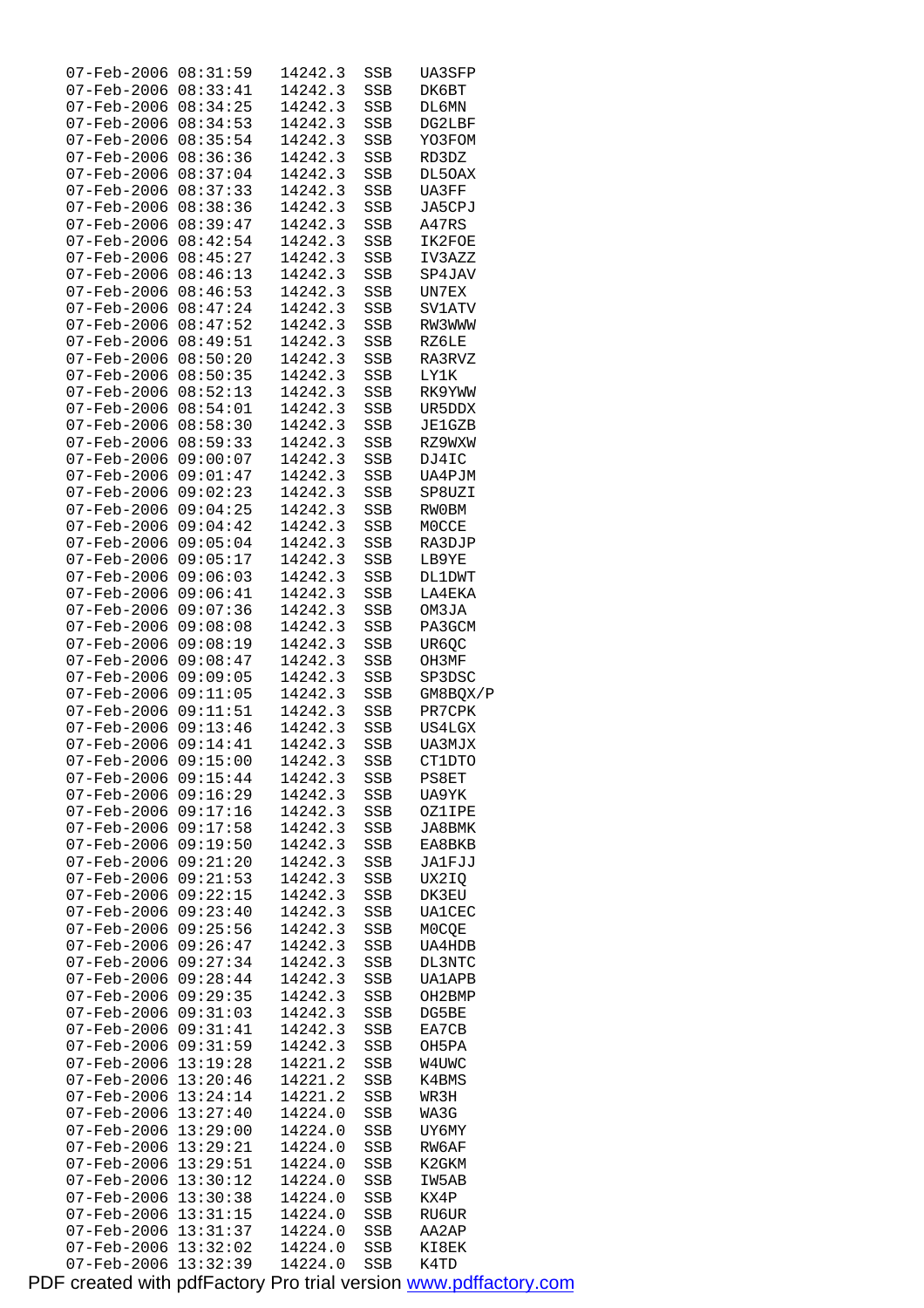```
07-Feb-2006 08:31:59   14242.3  SSB   UA3SFP
07-Feb-2006 08:33:41   14242.3  SSB   DK6BT
07-Feb-2006 08:34:25   14242.3  SSB   DL6MN
07-Feb-2006 08:34:53   14242.3  SSB   DG2LBF
07-Feb-2006 08:35:54   14242.3  SSB   YO3FOM
07-Feb-2006 08:36:36   14242.3  SSB   RD3DZ
07-Feb-2006 08:37:04   14242.3  SSB   DL5OAX
07-Feb-2006 08:37:33   14242.3  SSB   UA3FF
07-Feb-2006 08:38:36   14242.3  SSB   JA5CPJ
07-Feb-2006 08:39:47   14242.3  SSB   A47RS
07-Feb-2006 08:42:54   14242.3  SSB   IK2FOE
07-Feb-2006 08:45:27   14242.3  SSB   IV3AZZ
07-Feb-2006 08:46:13   14242.3  SSB   SP4JAV
07-Feb-2006 08:46:53   14242.3  SSB   UN7EX
07-Feb-2006 08:47:24   14242.3  SSB   SV1ATV
07-Feb-2006 08:47:52   14242.3  SSB   RW3WWW
07-Feb-2006 08:49:51   14242.3  SSB   RZ6LE
07-Feb-2006 08:50:20   14242.3  SSB   RA3RVZ
07-Feb-2006 08:50:35   14242.3  SSB   LY1K
07-Feb-2006 08:52:13   14242.3  SSB   RK9YWW
07-Feb-2006 08:54:01   14242.3  SSB   UR5DDX
07-Feb-2006 08:58:30   14242.3  SSB   JE1GZB
07-Feb-2006 08:59:33   14242.3  SSB   RZ9WXW
07-Feb-2006 09:00:07   14242.3  SSB   DJ4IC
07-Feb-2006 09:01:47   14242.3  SSB   UA4PJM
07-Feb-2006 09:02:23   14242.3  SSB   SP8UZI
07-Feb-2006 09:04:25   14242.3  SSB   RW0BM
07-Feb-2006 09:04:42   14242.3  SSB   M0CCE
07-Feb-2006 09:05:04   14242.3  SSB   RA3DJP
07-Feb-2006 09:05:17   14242.3  SSB   LB9YE
07-Feb-2006 09:06:03   14242.3  SSB   DL1DWT
07-Feb-2006 09:06:41   14242.3  SSB   LA4EKA
07-Feb-2006 09:07:36   14242.3  SSB   OM3JA
07-Feb-2006 09:08:08   14242.3  SSB   PA3GCM
07-Feb-2006 09:08:19   14242.3  SSB   UR6QC
07-Feb-2006 09:08:47   14242.3  SSB   OH3MF
07-Feb-2006 09:09:05   14242.3  SSB   SP3DSC
07-Feb-2006 09:11:05   14242.3  SSB   GM8BQX/P
07-Feb-2006 09:11:51   14242.3  SSB   PR7CPK
07-Feb-2006 09:13:46   14242.3  SSB   US4LGX
07-Feb-2006 09:14:41   14242.3  SSB   UA3MJX
07-Feb-2006 09:15:00   14242.3  SSB   CT1DTO
07-Feb-2006 09:15:44   14242.3  SSB   PS8ET
07-Feb-2006 09:16:29   14242.3  SSB   UA9YK
07-Feb-2006 09:17:16   14242.3  SSB   OZ1IPE
07-Feb-2006 09:17:58   14242.3  SSB   JA8BMK
07-Feb-2006 09:19:50   14242.3  SSB   EA8BKB
07-Feb-2006 09:21:20   14242.3  SSB   JA1FJJ
07-Feb-2006 09:21:53   14242.3  SSB   UX2IQ
07-Feb-2006 09:22:15   14242.3  SSB   DK3EU
07-Feb-2006 09:23:40   14242.3  SSB   UA1CEC
07-Feb-2006 09:25:56   14242.3  SSB   M0CQE
07-Feb-2006 09:26:47   14242.3  SSB   UA4HDB
07-Feb-2006 09:27:34   14242.3  SSB   DL3NTC
07-Feb-2006 09:28:44   14242.3  SSB   UA1APB
07-Feb-2006 09:29:35   14242.3  SSB   OH2BMP
07-Feb-2006 09:31:03   14242.3  SSB   DG5BE
07-Feb-2006 09:31:41   14242.3  SSB   EA7CB
07-Feb-2006 09:31:59   14242.3  SSB   OH5PA
07-Feb-2006 13:19:28   14221.2  SSB   W4UWC
07-Feb-2006 13:20:46   14221.2  SSB   K4BMS
07-Feb-2006 13:24:14   14221.2  SSB   WR3H
07-Feb-2006 13:27:40   14224.0  SSB   WA3G
07-Feb-2006 13:29:00   14224.0  SSB   UY6MY
07-Feb-2006 13:29:21   14224.0  SSB   RW6AF
07-Feb-2006 13:29:51   14224.0  SSB   K2GKM
07-Feb-2006 13:30:12   14224.0  SSB   IW5AB
07-Feb-2006 13:30:38   14224.0  SSB   KX4P
07-Feb-2006 13:31:15   14224.0  SSB   RU6UR
07-Feb-2006 13:31:37   14224.0  SSB   AA2AP
07-Feb-2006 13:32:02   14224.0  SSB   KI8EK
07-Feb-2006 13:32:39   14224.0  SSB   K4TD
```

PDF created with pdfFactory Pro trial version www.pdffactory.com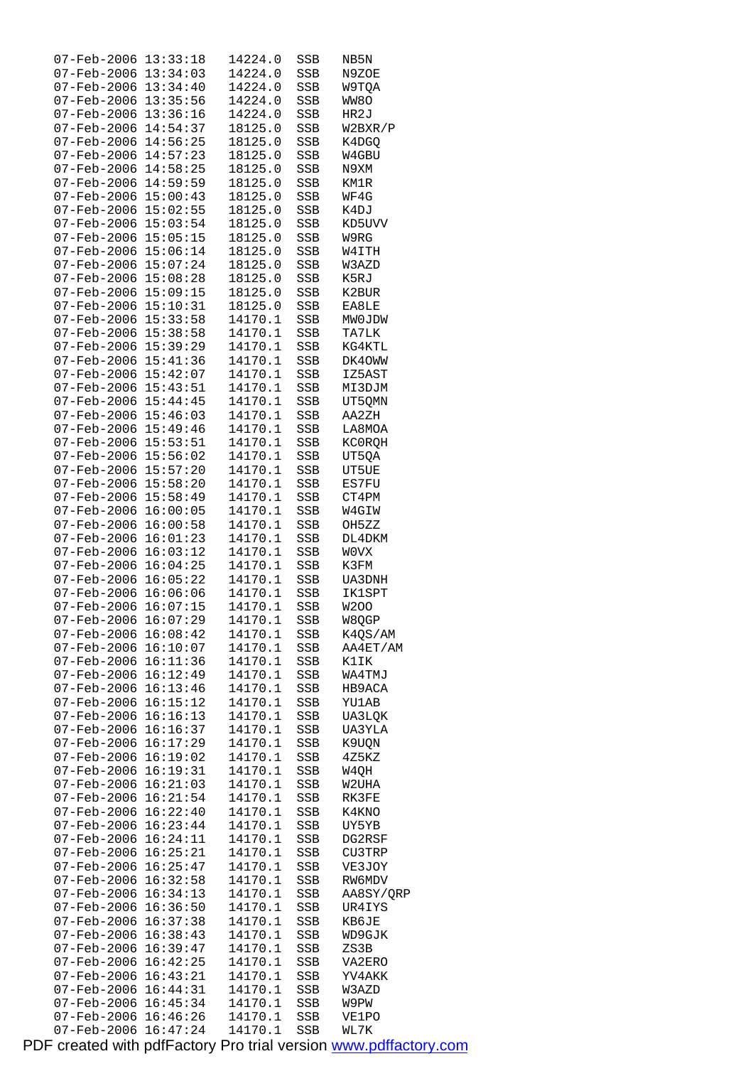```
07-Feb-2006 13:33:18  14224.0  SSB  NB5N
07-Feb-2006 13:34:03  14224.0  SSB  N9ZOE
07-Feb-2006 13:34:40  14224.0  SSB  W9TQA
07-Feb-2006 13:35:56  14224.0  SSB  WW8O
07-Feb-2006 13:36:16  14224.0  SSB  HR2J
07-Feb-2006 14:54:37  18125.0  SSB  W2BXR/P
07-Feb-2006 14:56:25  18125.0  SSB  K4DGQ
07-Feb-2006 14:57:23  18125.0  SSB  W4GBU
07-Feb-2006 14:58:25  18125.0  SSB  N9XM
07-Feb-2006 14:59:59  18125.0  SSB  KM1R
07-Feb-2006 15:00:43  18125.0  SSB  WF4G
07-Feb-2006 15:02:55  18125.0  SSB  K4DJ
07-Feb-2006 15:03:54  18125.0  SSB  KD5UVV
07-Feb-2006 15:05:15  18125.0  SSB  W9RG
07-Feb-2006 15:06:14  18125.0  SSB  W4ITH
07-Feb-2006 15:07:24  18125.0  SSB  W3AZD
07-Feb-2006 15:08:28  18125.0  SSB  K5RJ
07-Feb-2006 15:09:15  18125.0  SSB  K2BUR
07-Feb-2006 15:10:31  18125.0  SSB  EA8LE
07-Feb-2006 15:33:58  14170.1  SSB  MW0JDW
07-Feb-2006 15:38:58  14170.1  SSB  TA7LK
07-Feb-2006 15:39:29  14170.1  SSB  KG4KTL
07-Feb-2006 15:41:36  14170.1  SSB  DK4OWW
07-Feb-2006 15:42:07  14170.1  SSB  IZ5AST
07-Feb-2006 15:43:51  14170.1  SSB  MI3DJM
07-Feb-2006 15:44:45  14170.1  SSB  UT5QMN
07-Feb-2006 15:46:03  14170.1  SSB  AA2ZH
07-Feb-2006 15:49:46  14170.1  SSB  LA8MOA
07-Feb-2006 15:53:51  14170.1  SSB  KC0RQH
07-Feb-2006 15:56:02  14170.1  SSB  UT5QA
07-Feb-2006 15:57:20  14170.1  SSB  UT5UE
07-Feb-2006 15:58:20  14170.1  SSB  ES7FU
07-Feb-2006 15:58:49  14170.1  SSB  CT4PM
07-Feb-2006 16:00:05  14170.1  SSB  W4GIW
07-Feb-2006 16:00:58  14170.1  SSB  OH5ZZ
07-Feb-2006 16:01:23  14170.1  SSB  DL4DKM
07-Feb-2006 16:03:12  14170.1  SSB  W0VX
07-Feb-2006 16:04:25  14170.1  SSB  K3FM
07-Feb-2006 16:05:22  14170.1  SSB  UA3DNH
07-Feb-2006 16:06:06  14170.1  SSB  IK1SPT
07-Feb-2006 16:07:15  14170.1  SSB  W2OO
07-Feb-2006 16:07:29  14170.1  SSB  W8QGP
07-Feb-2006 16:08:42  14170.1  SSB  K4QS/AM
07-Feb-2006 16:10:07  14170.1  SSB  AA4ET/AM
07-Feb-2006 16:11:36  14170.1  SSB  K1IK
07-Feb-2006 16:12:49  14170.1  SSB  WA4TMJ
07-Feb-2006 16:13:46  14170.1  SSB  HB9ACA
07-Feb-2006 16:15:12  14170.1  SSB  YU1AB
07-Feb-2006 16:16:13  14170.1  SSB  UA3LQK
07-Feb-2006 16:16:37  14170.1  SSB  UA3YLA
07-Feb-2006 16:17:29  14170.1  SSB  K9UQN
07-Feb-2006 16:19:02  14170.1  SSB  4Z5KZ
07-Feb-2006 16:19:31  14170.1  SSB  W4QH
07-Feb-2006 16:21:03  14170.1  SSB  W2UHA
07-Feb-2006 16:21:54  14170.1  SSB  RK3FE
07-Feb-2006 16:22:40  14170.1  SSB  K4KNO
07-Feb-2006 16:23:44  14170.1  SSB  UY5YB
07-Feb-2006 16:24:11  14170.1  SSB  DG2RSF
07-Feb-2006 16:25:21  14170.1  SSB  CU3TRP
07-Feb-2006 16:25:47  14170.1  SSB  VE3JOY
07-Feb-2006 16:32:58  14170.1  SSB  RW6MDV
07-Feb-2006 16:34:13  14170.1  SSB  AA8SY/QRP
07-Feb-2006 16:36:50  14170.1  SSB  UR4IYS
07-Feb-2006 16:37:38  14170.1  SSB  KB6JE
07-Feb-2006 16:38:43  14170.1  SSB  WD9GJK
07-Feb-2006 16:39:47  14170.1  SSB  ZS3B
07-Feb-2006 16:42:25  14170.1  SSB  VA2ERO
07-Feb-2006 16:43:21  14170.1  SSB  YV4AKK
07-Feb-2006 16:44:31  14170.1  SSB  W3AZD
07-Feb-2006 16:45:34  14170.1  SSB  W9PW
07-Feb-2006 16:46:26  14170.1  SSB  VE1PO
07-Feb-2006 16:47:24  14170.1  SSB  WL7K
```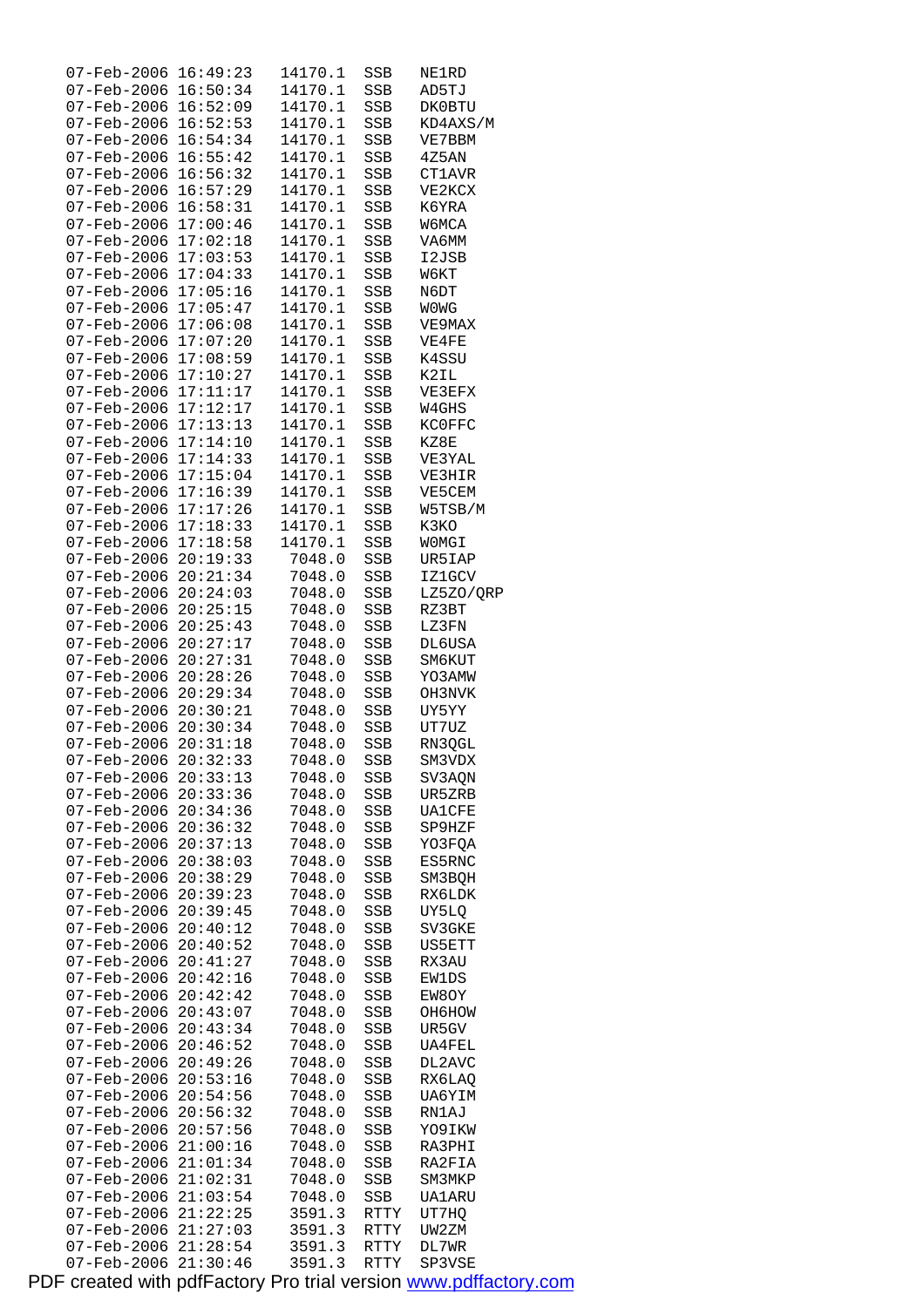```
07-Feb-2006 16:49:23  14170.1  SSB   NE1RD
07-Feb-2006 16:50:34  14170.1  SSB   AD5TJ
07-Feb-2006 16:52:09  14170.1  SSB   DK0BTU
07-Feb-2006 16:52:53  14170.1  SSB   KD4AXS/M
07-Feb-2006 16:54:34  14170.1  SSB   VE7BBM
07-Feb-2006 16:55:42  14170.1  SSB   4Z5AN
07-Feb-2006 16:56:32  14170.1  SSB   CT1AVR
07-Feb-2006 16:57:29  14170.1  SSB   VE2KCX
07-Feb-2006 16:58:31  14170.1  SSB   K6YRA
07-Feb-2006 17:00:46  14170.1  SSB   W6MCA
07-Feb-2006 17:02:18  14170.1  SSB   VA6MM
07-Feb-2006 17:03:53  14170.1  SSB   I2JSB
07-Feb-2006 17:04:33  14170.1  SSB   W6KT
07-Feb-2006 17:05:16  14170.1  SSB   N6DT
07-Feb-2006 17:05:47  14170.1  SSB   W0WG
07-Feb-2006 17:06:08  14170.1  SSB   VE9MAX
07-Feb-2006 17:07:20  14170.1  SSB   VE4FE
07-Feb-2006 17:08:59  14170.1  SSB   K4SSU
07-Feb-2006 17:10:27  14170.1  SSB   K2IL
07-Feb-2006 17:11:17  14170.1  SSB   VE3EFX
07-Feb-2006 17:12:17  14170.1  SSB   W4GHS
07-Feb-2006 17:13:13  14170.1  SSB   KC0FFC
07-Feb-2006 17:14:10  14170.1  SSB   KZ8E
07-Feb-2006 17:14:33  14170.1  SSB   VE3YAL
07-Feb-2006 17:15:04  14170.1  SSB   VE3HIR
07-Feb-2006 17:16:39  14170.1  SSB   VE5CEM
07-Feb-2006 17:17:26  14170.1  SSB   W5TSB/M
07-Feb-2006 17:18:33  14170.1  SSB   K3KO
07-Feb-2006 17:18:58  14170.1  SSB   W0MGI
07-Feb-2006 20:19:33   7048.0  SSB   UR5IAP
07-Feb-2006 20:21:34   7048.0  SSB   IZ1GCV
07-Feb-2006 20:24:03   7048.0  SSB   LZ5ZO/QRP
07-Feb-2006 20:25:15   7048.0  SSB   RZ3BT
07-Feb-2006 20:25:43   7048.0  SSB   LZ3FN
07-Feb-2006 20:27:17   7048.0  SSB   DL6USA
07-Feb-2006 20:27:31   7048.0  SSB   SM6KUT
07-Feb-2006 20:28:26   7048.0  SSB   YO3AMW
07-Feb-2006 20:29:34   7048.0  SSB   OH3NVK
07-Feb-2006 20:30:21   7048.0  SSB   UY5YY
07-Feb-2006 20:30:34   7048.0  SSB   UT7UZ
07-Feb-2006 20:31:18   7048.0  SSB   RN3QGL
07-Feb-2006 20:32:33   7048.0  SSB   SM3VDX
07-Feb-2006 20:33:13   7048.0  SSB   SV3AQN
07-Feb-2006 20:33:36   7048.0  SSB   UR5ZRB
07-Feb-2006 20:34:36   7048.0  SSB   UA1CFE
07-Feb-2006 20:36:32   7048.0  SSB   SP9HZF
07-Feb-2006 20:37:13   7048.0  SSB   YO3FQA
07-Feb-2006 20:38:03   7048.0  SSB   ES5RNC
07-Feb-2006 20:38:29   7048.0  SSB   SM3BQH
07-Feb-2006 20:39:23   7048.0  SSB   RX6LDK
07-Feb-2006 20:39:45   7048.0  SSB   UY5LQ
07-Feb-2006 20:40:12   7048.0  SSB   SV3GKE
07-Feb-2006 20:40:52   7048.0  SSB   US5ETT
07-Feb-2006 20:41:27   7048.0  SSB   RX3AU
07-Feb-2006 20:42:16   7048.0  SSB   EW1DS
07-Feb-2006 20:42:42   7048.0  SSB   EW8OY
07-Feb-2006 20:43:07   7048.0  SSB   OH6HOW
07-Feb-2006 20:43:34   7048.0  SSB   UR5GV
07-Feb-2006 20:46:52   7048.0  SSB   UA4FEL
07-Feb-2006 20:49:26   7048.0  SSB   DL2AVC
07-Feb-2006 20:53:16   7048.0  SSB   RX6LAQ
07-Feb-2006 20:54:56   7048.0  SSB   UA6YIM
07-Feb-2006 20:56:32   7048.0  SSB   RN1AJ
07-Feb-2006 20:57:56   7048.0  SSB   YO9IKW
07-Feb-2006 21:00:16   7048.0  SSB   RA3PHI
07-Feb-2006 21:01:34   7048.0  SSB   RA2FIA
07-Feb-2006 21:02:31   7048.0  SSB   SM3MKP
07-Feb-2006 21:03:54   7048.0  SSB   UA1ARU
07-Feb-2006 21:22:25   3591.3  RTTY  UT7HQ
07-Feb-2006 21:27:03   3591.3  RTTY  UW2ZM
07-Feb-2006 21:28:54   3591.3  RTTY  DL7WR
07-Feb-2006 21:30:46   3591.3  RTTY  SP3VSE
```

PDF created with pdfFactory Pro trial version www.pdffactory.com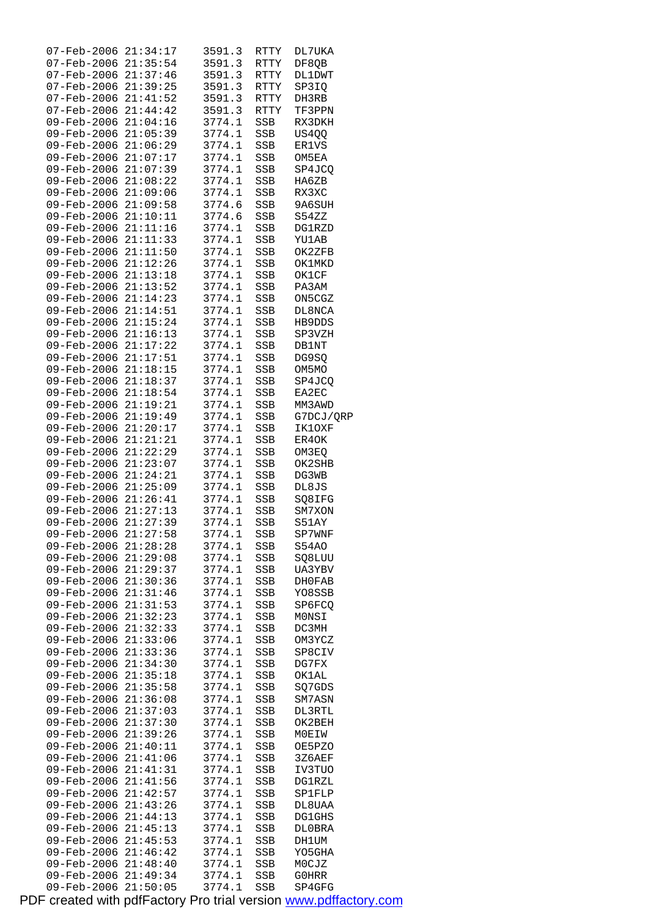```
07-Feb-2006 21:34:17    3591.3  RTTY  DL7UKA
07-Feb-2006 21:35:54    3591.3  RTTY  DF8QB
07-Feb-2006 21:37:46    3591.3  RTTY  DL1DWT
07-Feb-2006 21:39:25    3591.3  RTTY  SP3IQ
07-Feb-2006 21:41:52    3591.3  RTTY  DH3RB
07-Feb-2006 21:44:42    3591.3  RTTY  TF3PPN
09-Feb-2006 21:04:16    3774.1  SSB   RX3DKH
09-Feb-2006 21:05:39    3774.1  SSB   US4QQ
09-Feb-2006 21:06:29    3774.1  SSB   ER1VS
09-Feb-2006 21:07:17    3774.1  SSB   OM5EA
09-Feb-2006 21:07:39    3774.1  SSB   SP4JCQ
09-Feb-2006 21:08:22    3774.1  SSB   HA6ZB
09-Feb-2006 21:09:06    3774.1  SSB   RX3XC
09-Feb-2006 21:09:58    3774.6  SSB   9A6SUH
09-Feb-2006 21:10:11    3774.6  SSB   S54ZZ
09-Feb-2006 21:11:16    3774.1  SSB   DG1RZD
09-Feb-2006 21:11:33    3774.1  SSB   YU1AB
09-Feb-2006 21:11:50    3774.1  SSB   OK2ZFB
09-Feb-2006 21:12:26    3774.1  SSB   OK1MKD
09-Feb-2006 21:13:18    3774.1  SSB   OK1CF
09-Feb-2006 21:13:52    3774.1  SSB   PA3AM
09-Feb-2006 21:14:23    3774.1  SSB   ON5CGZ
09-Feb-2006 21:14:51    3774.1  SSB   DL8NCA
09-Feb-2006 21:15:24    3774.1  SSB   HB9DDS
09-Feb-2006 21:16:13    3774.1  SSB   SP3VZH
09-Feb-2006 21:17:22    3774.1  SSB   DB1NT
09-Feb-2006 21:17:51    3774.1  SSB   DG9SQ
09-Feb-2006 21:18:15    3774.1  SSB   OM5MO
09-Feb-2006 21:18:37    3774.1  SSB   SP4JCQ
09-Feb-2006 21:18:54    3774.1  SSB   EA2EC
09-Feb-2006 21:19:21    3774.1  SSB   MM3AWD
09-Feb-2006 21:19:49    3774.1  SSB   G7DCJ/QRP
09-Feb-2006 21:20:17    3774.1  SSB   IK1OXF
09-Feb-2006 21:21:21    3774.1  SSB   ER4OK
09-Feb-2006 21:22:29    3774.1  SSB   OM3EQ
09-Feb-2006 21:23:07    3774.1  SSB   OK2SHB
09-Feb-2006 21:24:21    3774.1  SSB   DG3WB
09-Feb-2006 21:25:09    3774.1  SSB   DL8JS
09-Feb-2006 21:26:41    3774.1  SSB   SQ8IFG
09-Feb-2006 21:27:13    3774.1  SSB   SM7XON
09-Feb-2006 21:27:39    3774.1  SSB   S51AY
09-Feb-2006 21:27:58    3774.1  SSB   SP7WNF
09-Feb-2006 21:28:28    3774.1  SSB   S54AO
09-Feb-2006 21:29:08    3774.1  SSB   SQ8LUU
09-Feb-2006 21:29:37    3774.1  SSB   UA3YBV
09-Feb-2006 21:30:36    3774.1  SSB   DH0FAB
09-Feb-2006 21:31:46    3774.1  SSB   YO8SSB
09-Feb-2006 21:31:53    3774.1  SSB   SP6FCQ
09-Feb-2006 21:32:23    3774.1  SSB   M0NSI
09-Feb-2006 21:32:33    3774.1  SSB   DC3MH
09-Feb-2006 21:33:06    3774.1  SSB   OM3YCZ
09-Feb-2006 21:33:36    3774.1  SSB   SP8CIV
09-Feb-2006 21:34:30    3774.1  SSB   DG7FX
09-Feb-2006 21:35:18    3774.1  SSB   OK1AL
09-Feb-2006 21:35:58    3774.1  SSB   SQ7GDS
09-Feb-2006 21:36:08    3774.1  SSB   SM7ASN
09-Feb-2006 21:37:03    3774.1  SSB   DL3RTL
09-Feb-2006 21:37:30    3774.1  SSB   OK2BEH
09-Feb-2006 21:39:26    3774.1  SSB   M0EIW
09-Feb-2006 21:40:11    3774.1  SSB   OE5PZO
09-Feb-2006 21:41:06    3774.1  SSB   3Z6AEF
09-Feb-2006 21:41:31    3774.1  SSB   IV3TUO
09-Feb-2006 21:41:56    3774.1  SSB   DG1RZL
09-Feb-2006 21:42:57    3774.1  SSB   SP1FLP
09-Feb-2006 21:43:26    3774.1  SSB   DL8UAA
09-Feb-2006 21:44:13    3774.1  SSB   DG1GHS
09-Feb-2006 21:45:13    3774.1  SSB   DL0BRA
09-Feb-2006 21:45:53    3774.1  SSB   DH1UM
09-Feb-2006 21:46:42    3774.1  SSB   YO5GHA
09-Feb-2006 21:48:40    3774.1  SSB   M0CJZ
09-Feb-2006 21:49:34    3774.1  SSB   G0HRR
09-Feb-2006 21:50:05    3774.1  SSB   SP4GFG
```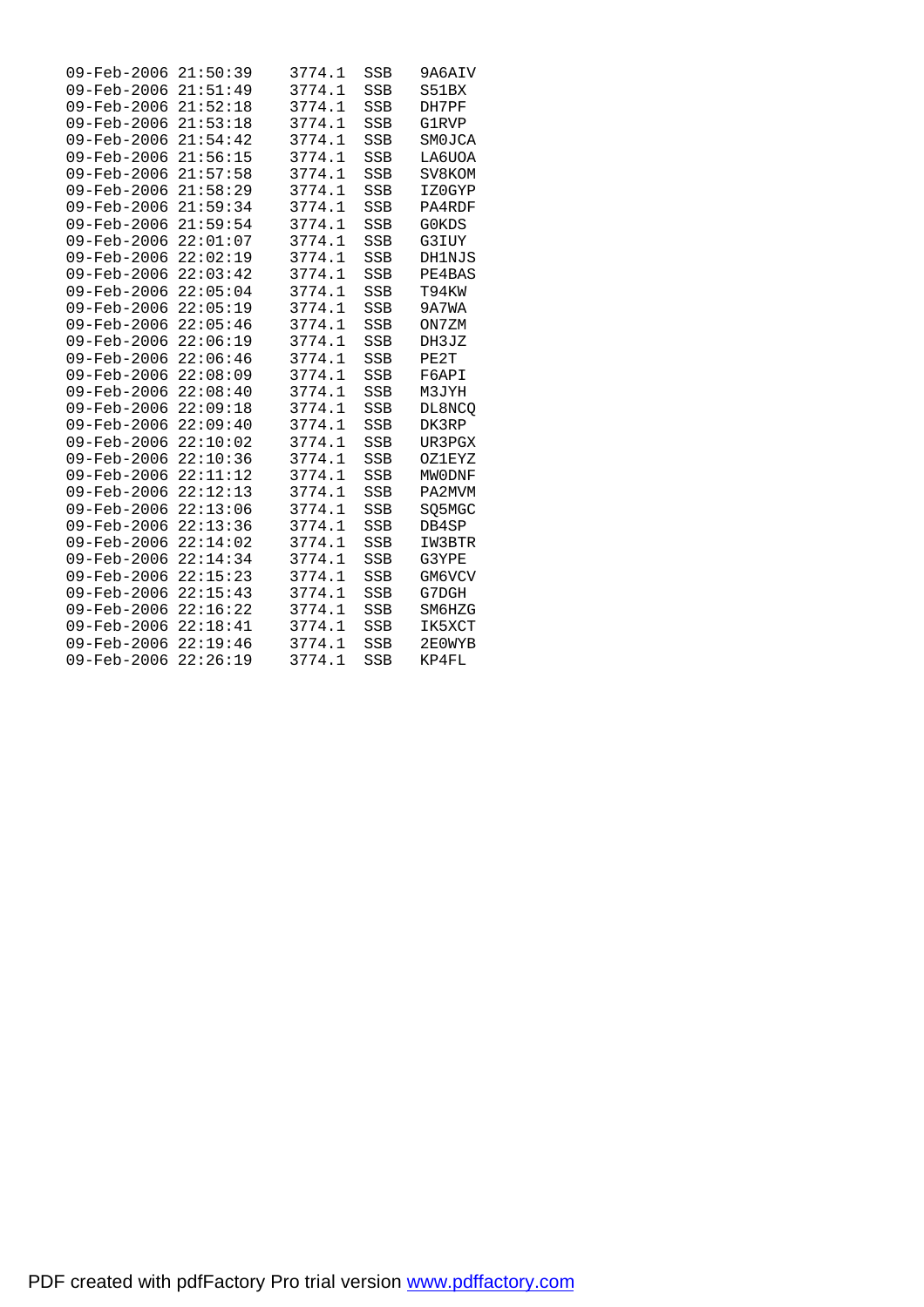| | | | | |
|---|---|---|---|---|
| 09-Feb-2006 | 21:50:39 | 3774.1 | SSB | 9A6AIV |
| 09-Feb-2006 | 21:51:49 | 3774.1 | SSB | S51BX |
| 09-Feb-2006 | 21:52:18 | 3774.1 | SSB | DH7PF |
| 09-Feb-2006 | 21:53:18 | 3774.1 | SSB | G1RVP |
| 09-Feb-2006 | 21:54:42 | 3774.1 | SSB | SM0JCA |
| 09-Feb-2006 | 21:56:15 | 3774.1 | SSB | LA6UOA |
| 09-Feb-2006 | 21:57:58 | 3774.1 | SSB | SV8KOM |
| 09-Feb-2006 | 21:58:29 | 3774.1 | SSB | IZ0GYP |
| 09-Feb-2006 | 21:59:34 | 3774.1 | SSB | PA4RDF |
| 09-Feb-2006 | 21:59:54 | 3774.1 | SSB | G0KDS |
| 09-Feb-2006 | 22:01:07 | 3774.1 | SSB | G3IUY |
| 09-Feb-2006 | 22:02:19 | 3774.1 | SSB | DH1NJS |
| 09-Feb-2006 | 22:03:42 | 3774.1 | SSB | PE4BAS |
| 09-Feb-2006 | 22:05:04 | 3774.1 | SSB | T94KW |
| 09-Feb-2006 | 22:05:19 | 3774.1 | SSB | 9A7WA |
| 09-Feb-2006 | 22:05:46 | 3774.1 | SSB | ON7ZM |
| 09-Feb-2006 | 22:06:19 | 3774.1 | SSB | DH3JZ |
| 09-Feb-2006 | 22:06:46 | 3774.1 | SSB | PE2T |
| 09-Feb-2006 | 22:08:09 | 3774.1 | SSB | F6API |
| 09-Feb-2006 | 22:08:40 | 3774.1 | SSB | M3JYH |
| 09-Feb-2006 | 22:09:18 | 3774.1 | SSB | DL8NCQ |
| 09-Feb-2006 | 22:09:40 | 3774.1 | SSB | DK3RP |
| 09-Feb-2006 | 22:10:02 | 3774.1 | SSB | UR3PGX |
| 09-Feb-2006 | 22:10:36 | 3774.1 | SSB | OZ1EYZ |
| 09-Feb-2006 | 22:11:12 | 3774.1 | SSB | MW0DNF |
| 09-Feb-2006 | 22:12:13 | 3774.1 | SSB | PA2MVM |
| 09-Feb-2006 | 22:13:06 | 3774.1 | SSB | SQ5MGC |
| 09-Feb-2006 | 22:13:36 | 3774.1 | SSB | DB4SP |
| 09-Feb-2006 | 22:14:02 | 3774.1 | SSB | IW3BTR |
| 09-Feb-2006 | 22:14:34 | 3774.1 | SSB | G3YPE |
| 09-Feb-2006 | 22:15:23 | 3774.1 | SSB | GM6VCV |
| 09-Feb-2006 | 22:15:43 | 3774.1 | SSB | G7DGH |
| 09-Feb-2006 | 22:16:22 | 3774.1 | SSB | SM6HZG |
| 09-Feb-2006 | 22:18:41 | 3774.1 | SSB | IK5XCT |
| 09-Feb-2006 | 22:19:46 | 3774.1 | SSB | 2E0WYB |
| 09-Feb-2006 | 22:26:19 | 3774.1 | SSB | KP4FL |